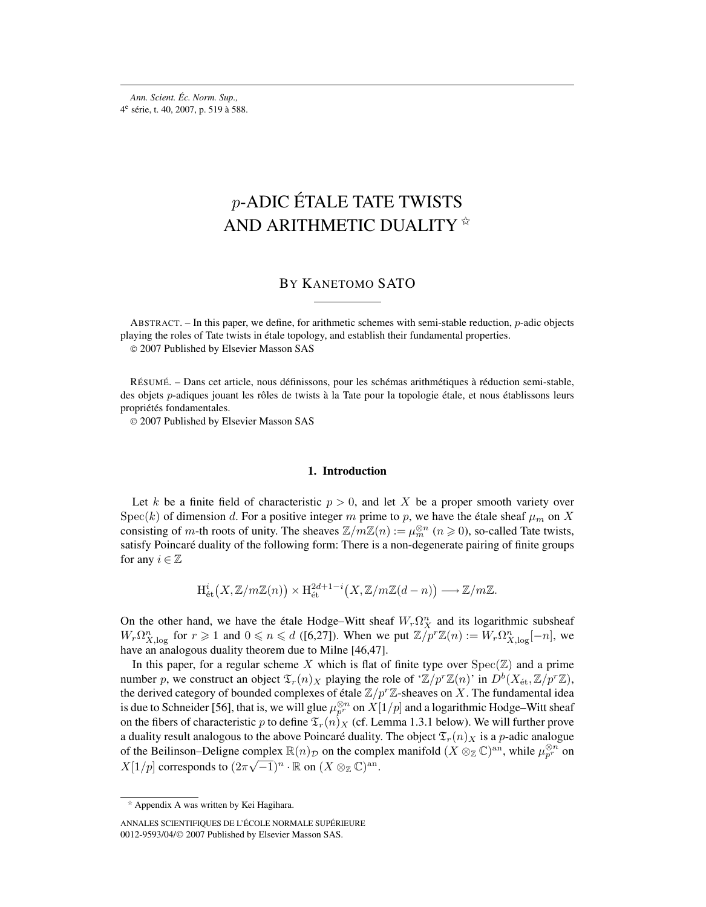# $p$-ADIC ÉTALE TATE TWISTS AND ARITHMETIC DUALITY ☆

BY KANETOMO SATO

ABSTRACT. – In this paper, we define, for arithmetic schemes with semi-stable reduction, $p$-adic objects playing the roles of Tate twists in étale topology, and establish their fundamental properties.
© 2007 Published by Elsevier Masson SAS

RÉSUMÉ. – Dans cet article, nous définissons, pour les schémas arithmétiques à réduction semi-stable, des objets $p$-adiques jouant les rôles de twists à la Tate pour la topologie étale, et nous établissons leurs propriétés fondamentales.
© 2007 Published by Elsevier Masson SAS

## 1. Introduction

Let $k$ be a finite field of characteristic $p > 0$, and let $X$ be a proper smooth variety over $\mathrm{Spec}(k)$ of dimension $d$. For a positive integer $m$ prime to $p$, we have the étale sheaf $\mu_m$ on $X$ consisting of $m$-th roots of unity. The sheaves $\mathbb{Z}/m\mathbb{Z}(n) := \mu_m^{\otimes n}$ ($n \geqslant 0$), so-called Tate twists, satisfy Poincaré duality of the following form: There is a non-degenerate pairing of finite groups for any $i \in \mathbb{Z}$

$$\mathrm{H}^i_{\text{ét}}\big(X, \mathbb{Z}/m\mathbb{Z}(n)\big) \times \mathrm{H}^{2d+1-i}_{\text{ét}}\big(X, \mathbb{Z}/m\mathbb{Z}(d-n)\big) \longrightarrow \mathbb{Z}/m\mathbb{Z}.$$

On the other hand, we have the étale Hodge–Witt sheaf $W_r\Omega^n_X$ and its logarithmic subsheaf $W_r\Omega^n_{X,\log}$ for $r \geqslant 1$ and $0 \leqslant n \leqslant d$ ([6,27]). When we put $\mathbb{Z}/p^r\mathbb{Z}(n) := W_r\Omega^n_{X,\log}[-n]$, we have an analogous duality theorem due to Milne [46,47].

In this paper, for a regular scheme $X$ which is flat of finite type over $\mathrm{Spec}(\mathbb{Z})$ and a prime number $p$, we construct an object $\mathfrak{T}_r(n)_X$ playing the role of '$\mathbb{Z}/p^r\mathbb{Z}(n)$' in $D^b(X_{\text{ét}}, \mathbb{Z}/p^r\mathbb{Z})$, the derived category of bounded complexes of étale $\mathbb{Z}/p^r\mathbb{Z}$-sheaves on $X$. The fundamental idea is due to Schneider [56], that is, we will glue $\mu_{p^r}^{\otimes n}$ on $X[1/p]$ and a logarithmic Hodge–Witt sheaf on the fibers of characteristic $p$ to define $\mathfrak{T}_r(n)_X$ (cf. Lemma 1.3.1 below). We will further prove a duality result analogous to the above Poincaré duality. The object $\mathfrak{T}_r(n)_X$ is a $p$-adic analogue of the Beilinson–Deligne complex $\mathbb{R}(n)_{\mathcal{D}}$ on the complex manifold $(X \otimes_{\mathbb{Z}} \mathbb{C})^{\mathrm{an}}$, while $\mu_{p^r}^{\otimes n}$ on $X[1/p]$ corresponds to $(2\pi\sqrt{-1})^n \cdot \mathbb{R}$ on $(X \otimes_{\mathbb{Z}} \mathbb{C})^{\mathrm{an}}$.

☆ Appendix A was written by Kei Hagihara.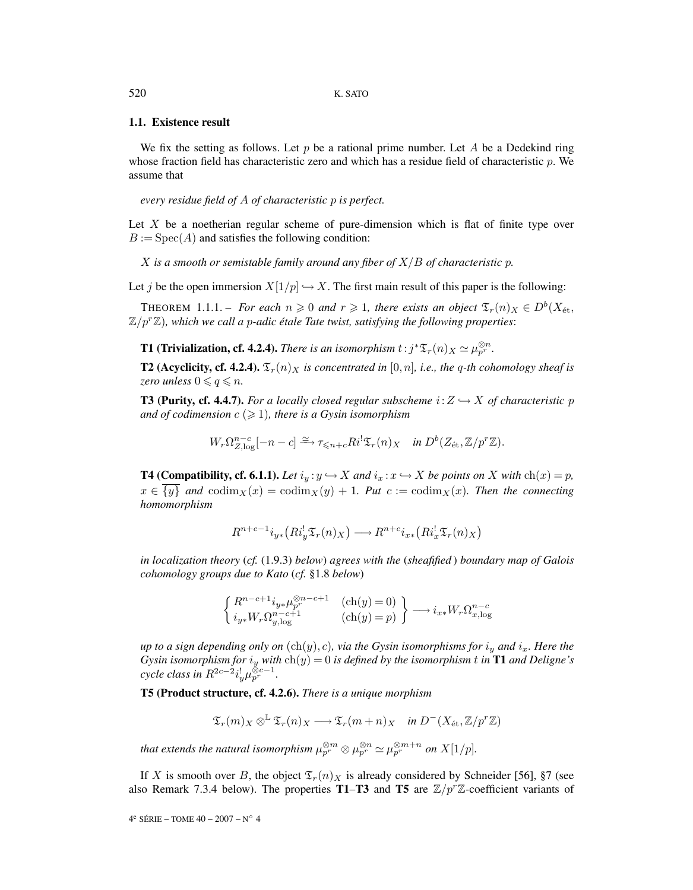### 1.1. Existence result

We fix the setting as follows. Let $p$ be a rational prime number. Let $A$ be a Dedekind ring whose fraction field has characteristic zero and which has a residue field of characteristic $p$. We assume that

*every residue field of $A$ of characteristic $p$ is perfect.*

Let $X$ be a noetherian regular scheme of pure-dimension which is flat of finite type over $B := \mathrm{Spec}(A)$ and satisfies the following condition:

*$X$ is a smooth or semistable family around any fiber of $X/B$ of characteristic $p$.*

Let $j$ be the open immersion $X[1/p] \hookrightarrow X$. The first main result of this paper is the following:

THEOREM 1.1.1. – *For each $n \geqslant 0$ and $r \geqslant 1$, there exists an object $\mathfrak{T}_r(n)_X \in D^b(X_{\text{ét}}, \mathbb{Z}/p^r\mathbb{Z})$, which we call a $p$-adic étale Tate twist, satisfying the following properties*:

**T1 (Trivialization, cf. 4.2.4).** *There is an isomorphism $t : j^*\mathfrak{T}_r(n)_X \simeq \mu_{p^r}^{\otimes n}$.*

**T2 (Acyclicity, cf. 4.2.4).** *$\mathfrak{T}_r(n)_X$ is concentrated in $[0,n]$, i.e., the $q$-th cohomology sheaf is zero unless $0 \leqslant q \leqslant n$.*

**T3 (Purity, cf. 4.4.7).** *For a locally closed regular subscheme $i : Z \hookrightarrow X$ of characteristic $p$ and of codimension $c$ $(\geqslant 1)$, there is a Gysin isomorphism*

$$W_r\Omega^{n-c}_{Z,\log}[-n-c] \xrightarrow{\simeq} \tau_{\leqslant n+c} Ri^!\mathfrak{T}_r(n)_X \quad \text{in } D^b(Z_{\text{ét}}, \mathbb{Z}/p^r\mathbb{Z}).$$

**T4 (Compatibility, cf. 6.1.1).** *Let $i_y : y \hookrightarrow X$ and $i_x : x \hookrightarrow X$ be points on $X$ with $\mathrm{ch}(x) = p$, $x \in \overline{\{y\}}$ and $\mathrm{codim}_X(x) = \mathrm{codim}_X(y) + 1$. Put $c := \mathrm{codim}_X(x)$. Then the connecting homomorphism*

$$R^{n+c-1} i_{y*}\big(Ri_y^!\mathfrak{T}_r(n)_X\big) \longrightarrow R^{n+c} i_{x*}\big(Ri_x^!\mathfrak{T}_r(n)_X\big)$$

*in localization theory* (*cf.* (1.9.3) *below*) *agrees with the* (*sheafified*) *boundary map of Galois cohomology groups due to Kato* (*cf.* §1.8 *below*)

$$\left\{ \begin{array}{ll} R^{n-c+1} i_{y*}\mu_{p^r}^{\otimes n-c+1} & (\mathrm{ch}(y) = 0) \\ i_{y*} W_r\Omega^{n-c+1}_{y,\log} & (\mathrm{ch}(y) = p) \end{array} \right\} \longrightarrow i_{x*} W_r\Omega^{n-c}_{x,\log}$$

*up to a sign depending only on $(\mathrm{ch}(y), c)$, via the Gysin isomorphisms for $i_y$ and $i_x$. Here the Gysin isomorphism for $i_y$ with $\mathrm{ch}(y) = 0$ is defined by the isomorphism $t$ in* **T1** *and Deligne's cycle class in $R^{2c-2} i_y^! \mu_{p^r}^{\otimes c-1}$.*

**T5 (Product structure, cf. 4.2.6).** *There is a unique morphism*

$$\mathfrak{T}_r(m)_X \otimes^{\mathbb{L}} \mathfrak{T}_r(n)_X \longrightarrow \mathfrak{T}_r(m+n)_X \quad \text{in } D^-(X_{\text{ét}}, \mathbb{Z}/p^r\mathbb{Z})$$

*that extends the natural isomorphism $\mu_{p^r}^{\otimes m} \otimes \mu_{p^r}^{\otimes n} \simeq \mu_{p^r}^{\otimes m+n}$ on $X[1/p]$.*

If $X$ is smooth over $B$, the object $\mathfrak{T}_r(n)_X$ is already considered by Schneider [56], §7 (see also Remark 7.3.4 below). The properties **T1**–**T3** and **T5** are $\mathbb{Z}/p^r\mathbb{Z}$-coefficient variants of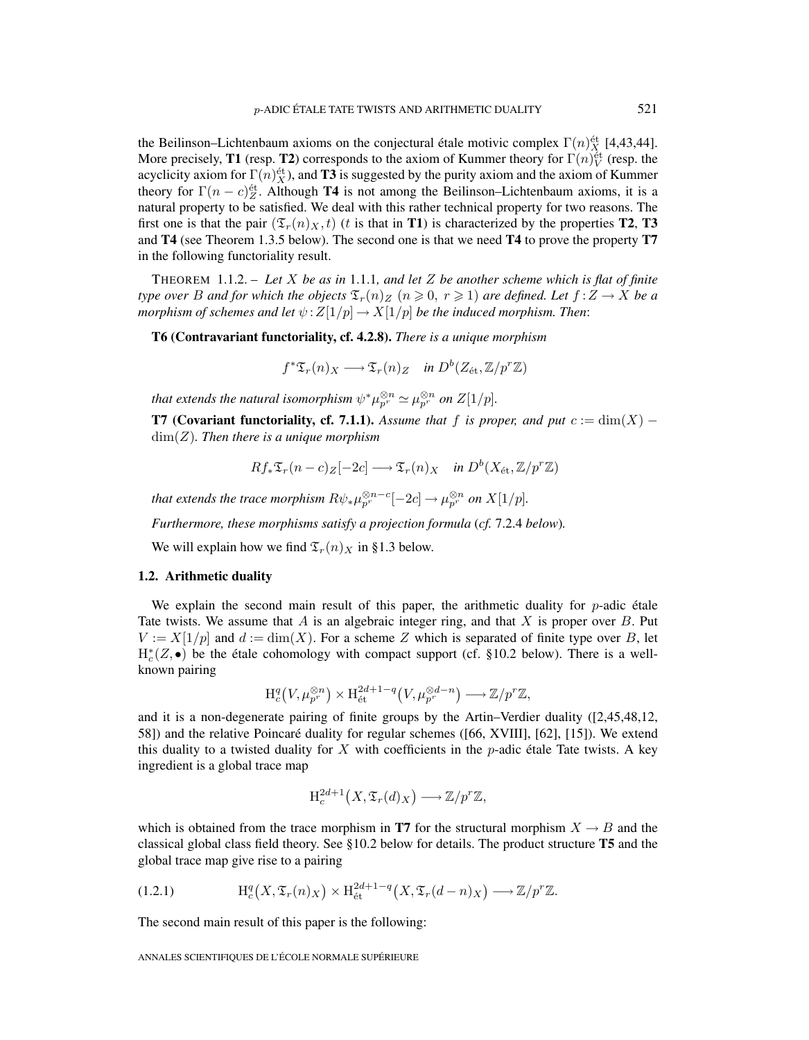the Beilinson–Lichtenbaum axioms on the conjectural étale motivic complex $\Gamma(n)_X^{\text{ét}}$ [4,43,44]. More precisely, **T1** (resp. **T2**) corresponds to the axiom of Kummer theory for $\Gamma(n)_V^{\text{ét}}$ (resp. the acyclicity axiom for $\Gamma(n)_X^{\text{ét}}$), and **T3** is suggested by the purity axiom and the axiom of Kummer theory for $\Gamma(n-c)_Z^{\text{ét}}$. Although **T4** is not among the Beilinson–Lichtenbaum axioms, it is a natural property to be satisfied. We deal with this rather technical property for two reasons. The first one is that the pair $(\mathfrak{T}_r(n)_X, t)$ ($t$ is that in **T1**) is characterized by the properties **T2**, **T3** and **T4** (see Theorem 1.3.5 below). The second one is that we need **T4** to prove the property **T7** in the following functoriality result.

THEOREM 1.1.2. – *Let $X$ be as in* 1.1.1*, and let $Z$ be another scheme which is flat of finite type over $B$ and for which the objects $\mathfrak{T}_r(n)_Z$ ($n \geqslant 0$, $r \geqslant 1$) are defined. Let $f : Z \to X$ be a morphism of schemes and let $\psi : Z[1/p] \to X[1/p]$ be the induced morphism. Then*:

**T6 (Contravariant functoriality, cf. 4.2.8).** *There is a unique morphism*

$$f^*\mathfrak{T}_r(n)_X \longrightarrow \mathfrak{T}_r(n)_Z \quad \text{in } D^b(Z_{\text{ét}}, \mathbb{Z}/p^r\mathbb{Z})$$

*that extends the natural isomorphism $\psi^*\mu_{p^r}^{\otimes n} \simeq \mu_{p^r}^{\otimes n}$ on $Z[1/p]$.*

**T7 (Covariant functoriality, cf. 7.1.1).** *Assume that $f$ is proper, and put $c := \dim(X) - \dim(Z)$. Then there is a unique morphism*

$$Rf_*\mathfrak{T}_r(n-c)_Z[-2c] \longrightarrow \mathfrak{T}_r(n)_X \quad \text{in } D^b(X_{\text{ét}}, \mathbb{Z}/p^r\mathbb{Z})$$

*that extends the trace morphism $R\psi_*\mu_{p^r}^{\otimes n-c}[-2c] \to \mu_{p^r}^{\otimes n}$ on $X[1/p]$.*

*Furthermore, these morphisms satisfy a projection formula* (*cf.* 7.2.4 *below*).

We will explain how we find $\mathfrak{T}_r(n)_X$ in §1.3 below.

### 1.2. Arithmetic duality

We explain the second main result of this paper, the arithmetic duality for $p$-adic étale Tate twists. We assume that $A$ is an algebraic integer ring, and that $X$ is proper over $B$. Put $V := X[1/p]$ and $d := \dim(X)$. For a scheme $Z$ which is separated of finite type over $B$, let $\mathrm{H}_c^*(Z, \bullet)$ be the étale cohomology with compact support (cf. §10.2 below). There is a well-known pairing

$$\mathrm{H}_c^q\big(V, \mu_{p^r}^{\otimes n}\big) \times \mathrm{H}_{\text{ét}}^{2d+1-q}\big(V, \mu_{p^r}^{\otimes d-n}\big) \longrightarrow \mathbb{Z}/p^r\mathbb{Z},$$

and it is a non-degenerate pairing of finite groups by the Artin–Verdier duality ([2,45,48,12, 58]) and the relative Poincaré duality for regular schemes ([66, XVIII], [62], [15]). We extend this duality to a twisted duality for $X$ with coefficients in the $p$-adic étale Tate twists. A key ingredient is a global trace map

$$\mathrm{H}_c^{2d+1}\big(X, \mathfrak{T}_r(d)_X\big) \longrightarrow \mathbb{Z}/p^r\mathbb{Z},$$

which is obtained from the trace morphism in **T7** for the structural morphism $X \to B$ and the classical global class field theory. See §10.2 below for details. The product structure **T5** and the global trace map give rise to a pairing

$$\mathrm{H}_c^q\big(X, \mathfrak{T}_r(n)_X\big) \times \mathrm{H}_{\text{ét}}^{2d+1-q}\big(X, \mathfrak{T}_r(d-n)_X\big) \longrightarrow \mathbb{Z}/p^r\mathbb{Z}. \tag{1.2.1}$$

The second main result of this paper is the following: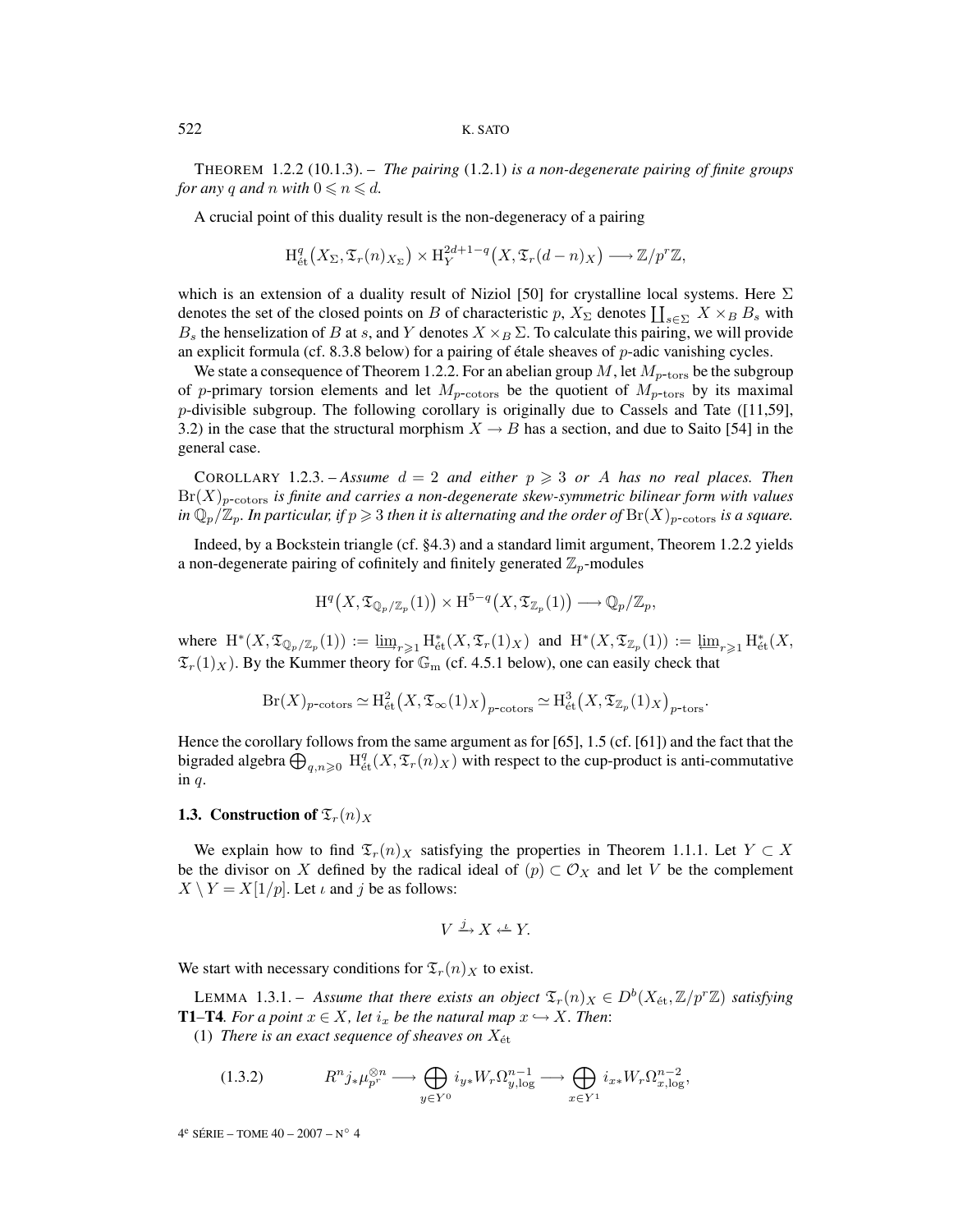THEOREM 1.2.2 (10.1.3). – *The pairing* (1.2.1) *is a non-degenerate pairing of finite groups for any $q$ and $n$ with $0 \leqslant n \leqslant d$.*

A crucial point of this duality result is the non-degeneracy of a pairing

$$\mathrm{H}^q_{\text{ét}}\big(X_\Sigma, \mathfrak{T}_r(n)_{X_\Sigma}\big) \times \mathrm{H}^{2d+1-q}_Y\big(X, \mathfrak{T}_r(d-n)_X\big) \longrightarrow \mathbb{Z}/p^r\mathbb{Z},$$

which is an extension of a duality result of Niziol [50] for crystalline local systems. Here $\Sigma$ denotes the set of the closed points on $B$ of characteristic $p$, $X_\Sigma$ denotes $\coprod_{s\in\Sigma} X \times_B B_s$ with $B_s$ the henselization of $B$ at $s$, and $Y$ denotes $X \times_B \Sigma$. To calculate this pairing, we will provide an explicit formula (cf. 8.3.8 below) for a pairing of étale sheaves of $p$-adic vanishing cycles.

We state a consequence of Theorem 1.2.2. For an abelian group $M$, let $M_{p\text{-tors}}$ be the subgroup of $p$-primary torsion elements and let $M_{p\text{-cotors}}$ be the quotient of $M_{p\text{-tors}}$ by its maximal $p$-divisible subgroup. The following corollary is originally due to Cassels and Tate ([11,59], 3.2) in the case that the structural morphism $X \to B$ has a section, and due to Saito [54] in the general case.

COROLLARY 1.2.3. – *Assume $d = 2$ and either $p \geqslant 3$ or $A$ has no real places. Then $\mathrm{Br}(X)_{p\text{-cotors}}$ is finite and carries a non-degenerate skew-symmetric bilinear form with values in $\mathbb{Q}_p/\mathbb{Z}_p$. In particular, if $p \geqslant 3$ then it is alternating and the order of $\mathrm{Br}(X)_{p\text{-cotors}}$ is a square.*

Indeed, by a Bockstein triangle (cf. §4.3) and a standard limit argument, Theorem 1.2.2 yields a non-degenerate pairing of cofinitely and finitely generated $\mathbb{Z}_p$-modules

$$\mathrm{H}^q\big(X, \mathfrak{T}_{\mathbb{Q}_p/\mathbb{Z}_p}(1)\big) \times \mathrm{H}^{5-q}\big(X, \mathfrak{T}_{\mathbb{Z}_p}(1)\big) \longrightarrow \mathbb{Q}_p/\mathbb{Z}_p,$$

where $\mathrm{H}^*(X, \mathfrak{T}_{\mathbb{Q}_p/\mathbb{Z}_p}(1)) := \varinjlim_{r\geqslant 1} \mathrm{H}^*_{\text{ét}}(X, \mathfrak{T}_r(1)_X)$ and $\mathrm{H}^*(X, \mathfrak{T}_{\mathbb{Z}_p}(1)) := \varprojlim_{r\geqslant 1} \mathrm{H}^*_{\text{ét}}(X, \mathfrak{T}_r(1)_X)$. By the Kummer theory for $\mathbb{G}_{\mathrm{m}}$ (cf. 4.5.1 below), one can easily check that

$$\mathrm{Br}(X)_{p\text{-cotors}} \simeq \mathrm{H}^2_{\text{ét}}\big(X, \mathfrak{T}_\infty(1)_X\big)_{p\text{-cotors}} \simeq \mathrm{H}^3_{\text{ét}}\big(X, \mathfrak{T}_{\mathbb{Z}_p}(1)_X\big)_{p\text{-tors}}.$$

Hence the corollary follows from the same argument as for [65], 1.5 (cf. [61]) and the fact that the bigraded algebra $\bigoplus_{q,n\geqslant 0} \mathrm{H}^q_{\text{ét}}(X, \mathfrak{T}_r(n)_X)$ with respect to the cup-product is anti-commutative in $q$.

## 1.3. Construction of $\mathfrak{T}_r(n)_X$

We explain how to find $\mathfrak{T}_r(n)_X$ satisfying the properties in Theorem 1.1.1. Let $Y \subset X$ be the divisor on $X$ defined by the radical ideal of $(p) \subset \mathcal{O}_X$ and let $V$ be the complement $X \setminus Y = X[1/p]$. Let $\iota$ and $j$ be as follows:

$$V \xrightarrow{\ j\ } X \xleftarrow{\ \iota\ } Y.$$

We start with necessary conditions for $\mathfrak{T}_r(n)_X$ to exist.

LEMMA 1.3.1. – *Assume that there exists an object $\mathfrak{T}_r(n)_X \in D^b(X_{\text{ét}}, \mathbb{Z}/p^r\mathbb{Z})$ satisfying* **T1**–**T4**. *For a point $x \in X$, let $i_x$ be the natural map $x \hookrightarrow X$. Then*:

(1) *There is an exact sequence of sheaves on $X_{\text{ét}}$*

$$R^n j_*\mu_{p^r}^{\otimes n} \longrightarrow \bigoplus_{y\in Y^0} i_{y*}W_r\Omega^{n-1}_{y,\log} \longrightarrow \bigoplus_{x\in Y^1} i_{x*}W_r\Omega^{n-2}_{x,\log}, \tag{1.3.2}$$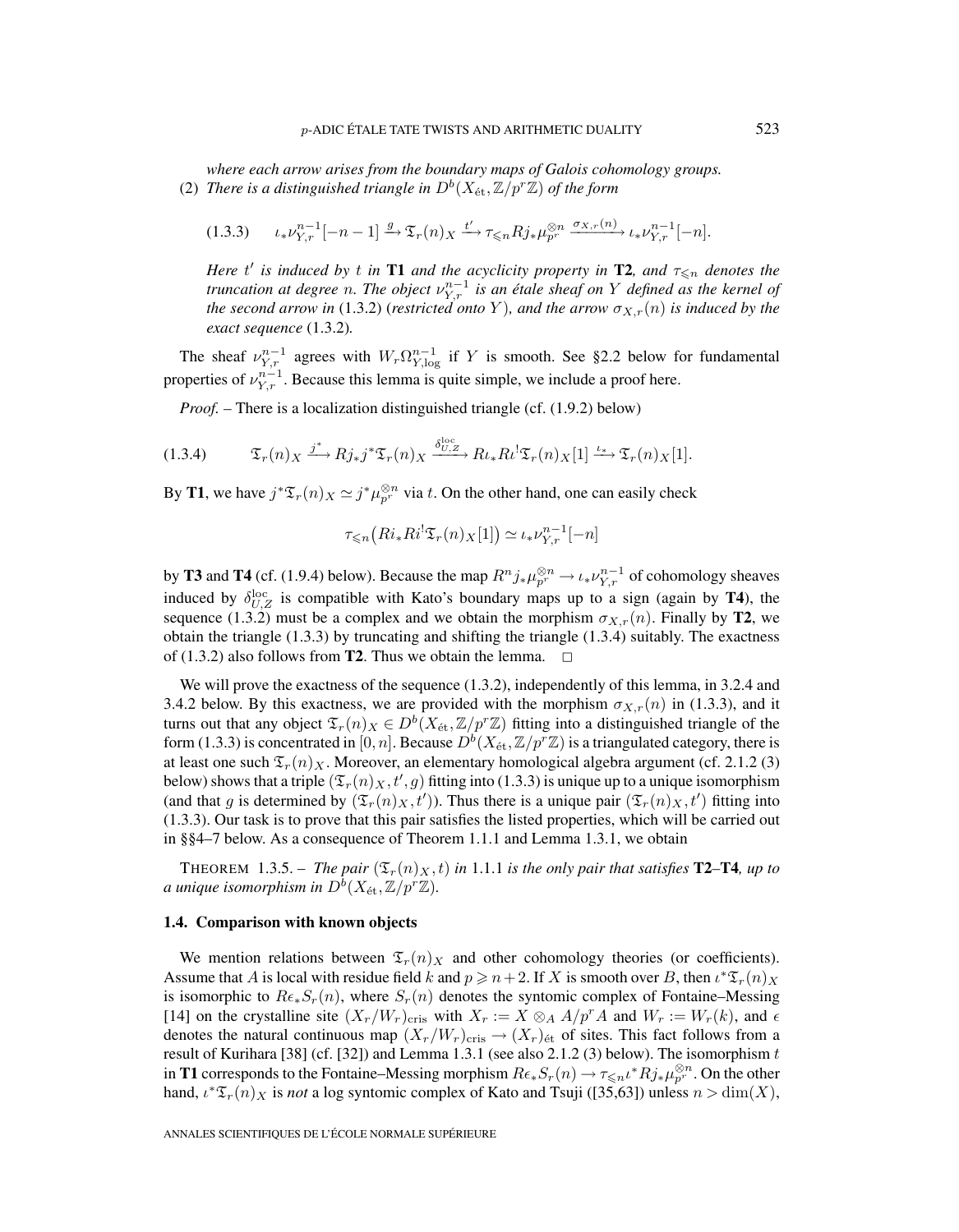*where each arrow arises from the boundary maps of Galois cohomology groups.*

(2) *There is a distinguished triangle in $D^b(X_{\text{ét}}, \mathbb{Z}/p^r\mathbb{Z})$ of the form*

$$(1.3.3) \qquad \iota_*\nu_{Y,r}^{n-1}[-n-1] \xrightarrow{g} \mathfrak{T}_r(n)_X \xrightarrow{t'} \tau_{\leqslant n} Rj_*\mu_{p^r}^{\otimes n} \xrightarrow{\sigma_{X,r}(n)} \iota_*\nu_{Y,r}^{n-1}[-n].$$

*Here $t'$ is induced by $t$ in* **T1** *and the acyclicity property in* **T2**, *and $\tau_{\leqslant n}$ denotes the truncation at degree $n$. The object $\nu_{Y,r}^{n-1}$ is an étale sheaf on $Y$ defined as the kernel of the second arrow in* (1.3.2) (*restricted onto $Y$*), *and the arrow $\sigma_{X,r}(n)$ is induced by the exact sequence* (1.3.2)*.*

The sheaf $\nu_{Y,r}^{n-1}$ agrees with $W_r\Omega_{Y,\log}^{n-1}$ if $Y$ is smooth. See §2.2 below for fundamental properties of $\nu_{Y,r}^{n-1}$. Because this lemma is quite simple, we include a proof here.

*Proof.* – There is a localization distinguished triangle (cf. (1.9.2) below)

$$(1.3.4) \qquad \mathfrak{T}_r(n)_X \xrightarrow{j^*} Rj_*j^*\mathfrak{T}_r(n)_X \xrightarrow{\delta_{U,Z}^{\text{loc}}} R\iota_*R\iota^!\mathfrak{T}_r(n)_X[1] \xrightarrow{\iota_*} \mathfrak{T}_r(n)_X[1].$$

By **T1**, we have $j^*\mathfrak{T}_r(n)_X \simeq j^*\mu_{p^r}^{\otimes n}$ via $t$. On the other hand, one can easily check

$$\tau_{\leqslant n}\big(Ri_*Ri^!\mathfrak{T}_r(n)_X[1]\big) \simeq \iota_*\nu_{Y,r}^{n-1}[-n]$$

by **T3** and **T4** (cf. (1.9.4) below). Because the map $R^nj_*\mu_{p^r}^{\otimes n} \to \iota_*\nu_{Y,r}^{n-1}$ of cohomology sheaves induced by $\delta_{U,Z}^{\text{loc}}$ is compatible with Kato's boundary maps up to a sign (again by **T4**), the sequence (1.3.2) must be a complex and we obtain the morphism $\sigma_{X,r}(n)$. Finally by **T2**, we obtain the triangle (1.3.3) by truncating and shifting the triangle (1.3.4) suitably. The exactness of (1.3.2) also follows from **T2**. Thus we obtain the lemma. $\square$

We will prove the exactness of the sequence (1.3.2), independently of this lemma, in 3.2.4 and 3.4.2 below. By this exactness, we are provided with the morphism $\sigma_{X,r}(n)$ in (1.3.3), and it turns out that any object $\mathfrak{T}_r(n)_X \in D^b(X_{\text{ét}}, \mathbb{Z}/p^r\mathbb{Z})$ fitting into a distinguished triangle of the form (1.3.3) is concentrated in $[0, n]$. Because $D^b(X_{\text{ét}}, \mathbb{Z}/p^r\mathbb{Z})$ is a triangulated category, there is at least one such $\mathfrak{T}_r(n)_X$. Moreover, an elementary homological algebra argument (cf. 2.1.2 (3) below) shows that a triple $(\mathfrak{T}_r(n)_X, t', g)$ fitting into (1.3.3) is unique up to a unique isomorphism (and that $g$ is determined by $(\mathfrak{T}_r(n)_X, t')$). Thus there is a unique pair $(\mathfrak{T}_r(n)_X, t')$ fitting into (1.3.3). Our task is to prove that this pair satisfies the listed properties, which will be carried out in §§4–7 below. As a consequence of Theorem 1.1.1 and Lemma 1.3.1, we obtain

THEOREM 1.3.5. – *The pair $(\mathfrak{T}_r(n)_X, t)$ in* 1.1.1 *is the only pair that satisfies* **T2**–**T4**, *up to a unique isomorphism in $D^b(X_{\text{ét}}, \mathbb{Z}/p^r\mathbb{Z})$.*

### 1.4. Comparison with known objects

We mention relations between $\mathfrak{T}_r(n)_X$ and other cohomology theories (or coefficients). Assume that $A$ is local with residue field $k$ and $p \geqslant n+2$. If $X$ is smooth over $B$, then $\iota^*\mathfrak{T}_r(n)_X$ is isomorphic to $R\epsilon_*S_r(n)$, where $S_r(n)$ denotes the syntomic complex of Fontaine–Messing [14] on the crystalline site $(X_r/W_r)_{\text{cris}}$ with $X_r := X \otimes_A A/p^rA$ and $W_r := W_r(k)$, and $\epsilon$ denotes the natural continuous map $(X_r/W_r)_{\text{cris}} \to (X_r)_{\text{ét}}$ of sites. This fact follows from a result of Kurihara [38] (cf. [32]) and Lemma 1.3.1 (see also 2.1.2 (3) below). The isomorphism $t$ in **T1** corresponds to the Fontaine–Messing morphism $R\epsilon_*S_r(n) \to \tau_{\leqslant n}\iota^*Rj_*\mu_{p^r}^{\otimes n}$. On the other hand, $\iota^*\mathfrak{T}_r(n)_X$ is *not* a log syntomic complex of Kato and Tsuji ([35,63]) unless $n > \dim(X)$,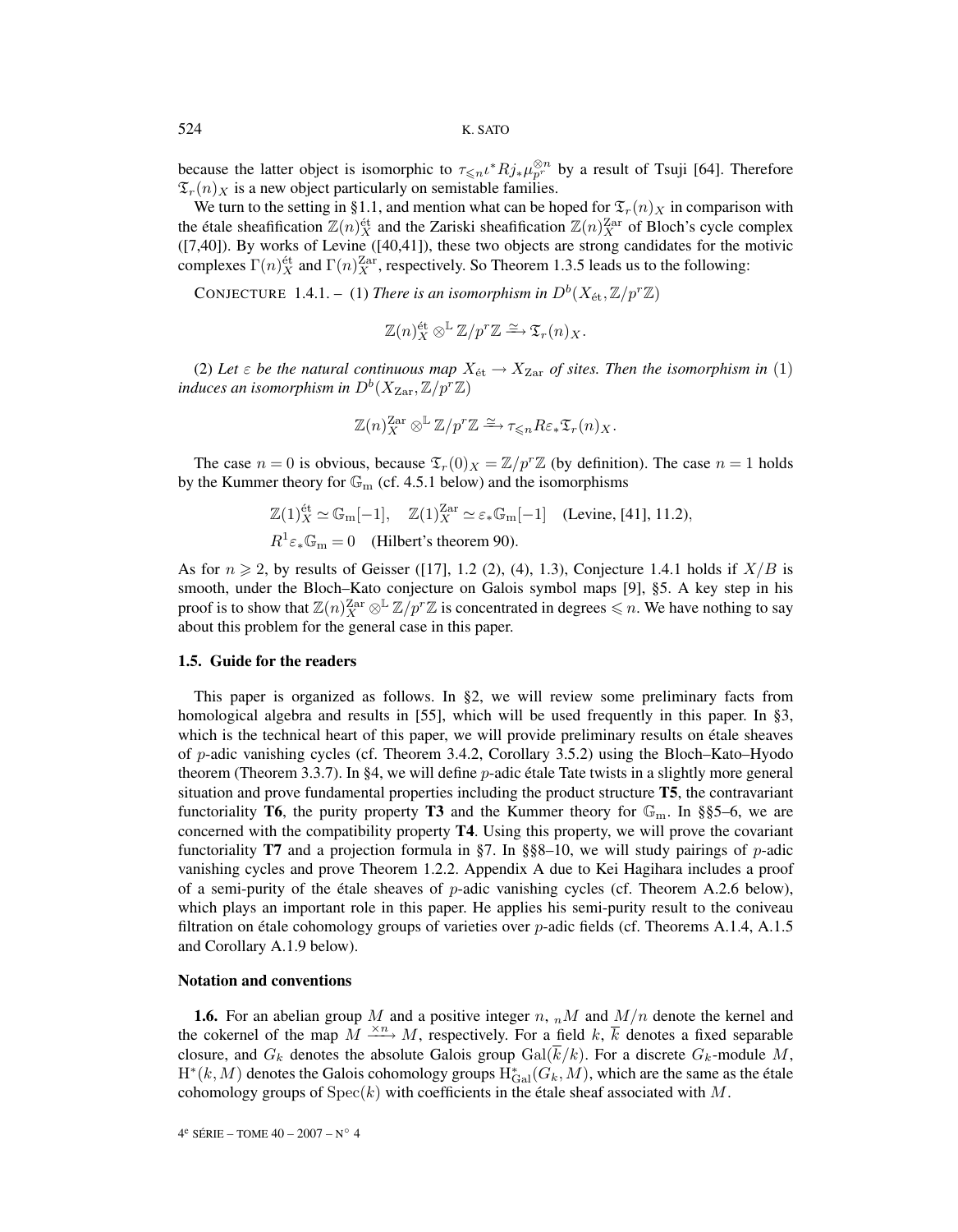because the latter object is isomorphic to $\tau_{\leqslant n}\iota^* Rj_*\mu_{p^r}^{\otimes n}$ by a result of Tsuji [64]. Therefore $\mathfrak{T}_r(n)_X$ is a new object particularly on semistable families.

We turn to the setting in §1.1, and mention what can be hoped for $\mathfrak{T}_r(n)_X$ in comparison with the étale sheafification $\mathbb{Z}(n)_X^{\text{ét}}$ and the Zariski sheafification $\mathbb{Z}(n)_X^{\text{Zar}}$ of Bloch's cycle complex ([7,40]). By works of Levine ([40,41]), these two objects are strong candidates for the motivic complexes $\Gamma(n)_X^{\text{ét}}$ and $\Gamma(n)_X^{\text{Zar}}$, respectively. So Theorem 1.3.5 leads us to the following:

CONJECTURE 1.4.1. – (1) *There is an isomorphism in $D^b(X_{\text{ét}}, \mathbb{Z}/p^r\mathbb{Z})$*

$$\mathbb{Z}(n)_X^{\text{ét}} \otimes^{\mathbb{L}} \mathbb{Z}/p^r\mathbb{Z} \xrightarrow{\cong} \mathfrak{T}_r(n)_X.$$

(2) *Let $\varepsilon$ be the natural continuous map $X_{\text{ét}} \to X_{\text{Zar}}$ of sites. Then the isomorphism in* (1) *induces an isomorphism in $D^b(X_{\text{Zar}}, \mathbb{Z}/p^r\mathbb{Z})$*

$$\mathbb{Z}(n)_X^{\text{Zar}} \otimes^{\mathbb{L}} \mathbb{Z}/p^r\mathbb{Z} \xrightarrow{\cong} \tau_{\leqslant n} R\varepsilon_*\mathfrak{T}_r(n)_X.$$

The case $n = 0$ is obvious, because $\mathfrak{T}_r(0)_X = \mathbb{Z}/p^r\mathbb{Z}$ (by definition). The case $n = 1$ holds by the Kummer theory for $\mathbb{G}_{\text{m}}$ (cf. 4.5.1 below) and the isomorphisms

$$\mathbb{Z}(1)_X^{\text{ét}} \simeq \mathbb{G}_{\text{m}}[-1], \quad \mathbb{Z}(1)_X^{\text{Zar}} \simeq \varepsilon_*\mathbb{G}_{\text{m}}[-1] \quad \text{(Levine, [41], 11.2)},$$
$$R^1\varepsilon_*\mathbb{G}_{\text{m}} = 0 \quad \text{(Hilbert's theorem 90)}.$$

As for $n \geqslant 2$, by results of Geisser ([17], 1.2 (2), (4), 1.3), Conjecture 1.4.1 holds if $X/B$ is smooth, under the Bloch–Kato conjecture on Galois symbol maps [9], §5. A key step in his proof is to show that $\mathbb{Z}(n)_X^{\text{Zar}} \otimes^{\mathbb{L}} \mathbb{Z}/p^r\mathbb{Z}$ is concentrated in degrees $\leqslant n$. We have nothing to say about this problem for the general case in this paper.

### 1.5. Guide for the readers

This paper is organized as follows. In §2, we will review some preliminary facts from homological algebra and results in [55], which will be used frequently in this paper. In §3, which is the technical heart of this paper, we will provide preliminary results on étale sheaves of $p$-adic vanishing cycles (cf. Theorem 3.4.2, Corollary 3.5.2) using the Bloch–Kato–Hyodo theorem (Theorem 3.3.7). In §4, we will define $p$-adic étale Tate twists in a slightly more general situation and prove fundamental properties including the product structure **T5**, the contravariant functoriality **T6**, the purity property **T3** and the Kummer theory for $\mathbb{G}_{\text{m}}$. In §§5–6, we are concerned with the compatibility property **T4**. Using this property, we will prove the covariant functoriality **T7** and a projection formula in §7. In §§8–10, we will study pairings of $p$-adic vanishing cycles and prove Theorem 1.2.2. Appendix A due to Kei Hagihara includes a proof of a semi-purity of the étale sheaves of $p$-adic vanishing cycles (cf. Theorem A.2.6 below), which plays an important role in this paper. He applies his semi-purity result to the coniveau filtration on étale cohomology groups of varieties over $p$-adic fields (cf. Theorems A.1.4, A.1.5 and Corollary A.1.9 below).

### Notation and conventions

**1.6.** For an abelian group $M$ and a positive integer $n$, ${}_nM$ and $M/n$ denote the kernel and the cokernel of the map $M \xrightarrow{\times n} M$, respectively. For a field $k$, $\overline{k}$ denotes a fixed separable closure, and $G_k$ denotes the absolute Galois group $\text{Gal}(\overline{k}/k)$. For a discrete $G_k$-module $M$, $\text{H}^*(k, M)$ denotes the Galois cohomology groups $\text{H}^*_{\text{Gal}}(G_k, M)$, which are the same as the étale cohomology groups of $\text{Spec}(k)$ with coefficients in the étale sheaf associated with $M$.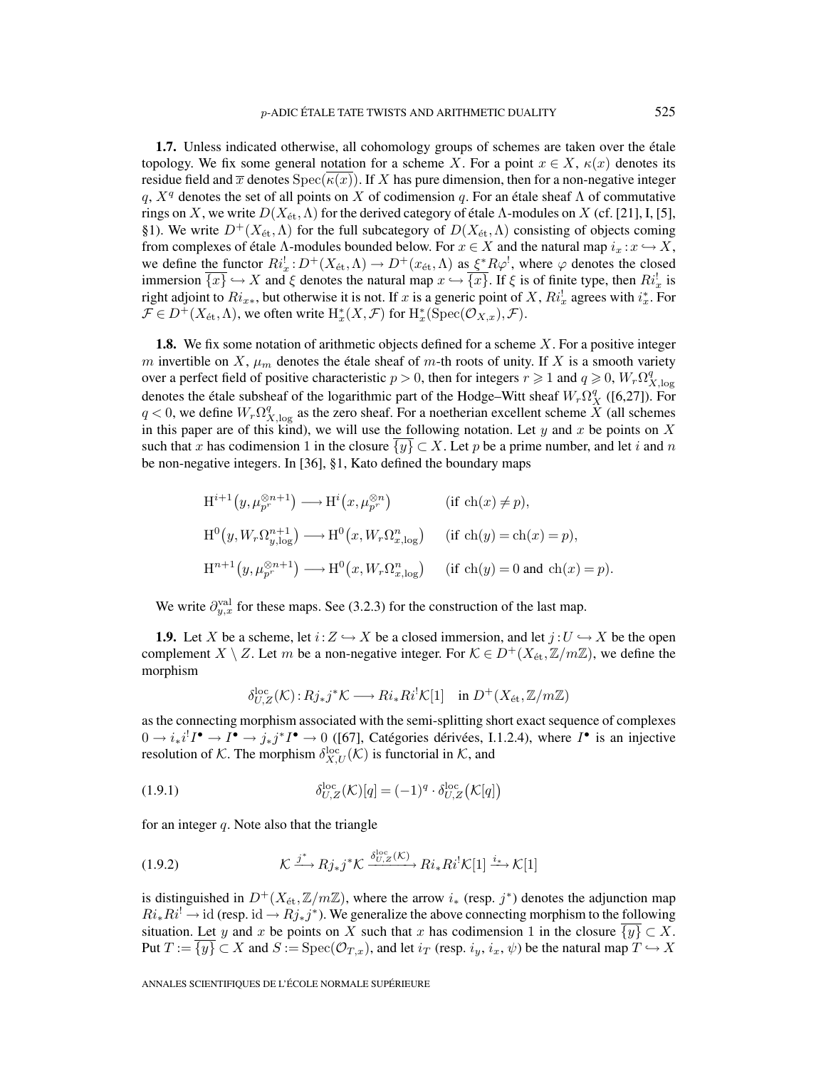**1.7.** Unless indicated otherwise, all cohomology groups of schemes are taken over the étale topology. We fix some general notation for a scheme $X$. For a point $x \in X$, $\kappa(x)$ denotes its residue field and $\overline{x}$ denotes $\mathrm{Spec}(\overline{\kappa(x)})$. If $X$ has pure dimension, then for a non-negative integer $q$, $X^q$ denotes the set of all points on $X$ of codimension $q$. For an étale sheaf $\Lambda$ of commutative rings on $X$, we write $D(X_{\text{ét}}, \Lambda)$ for the derived category of étale $\Lambda$-modules on $X$ (cf. [21], I, [5], §1). We write $D^+(X_{\text{ét}}, \Lambda)$ for the full subcategory of $D(X_{\text{ét}}, \Lambda)$ consisting of objects coming from complexes of étale $\Lambda$-modules bounded below. For $x \in X$ and the natural map $i_x : x \hookrightarrow X$, we define the functor $Ri_x^! : D^+(X_{\text{ét}}, \Lambda) \to D^+(x_{\text{ét}}, \Lambda)$ as $\xi^* R\varphi^!$, where $\varphi$ denotes the closed immersion $\overline{\{x\}} \hookrightarrow X$ and $\xi$ denotes the natural map $x \hookrightarrow \overline{\{x\}}$. If $\xi$ is of finite type, then $Ri_x^!$ is right adjoint to $Ri_{x*}$, but otherwise it is not. If $x$ is a generic point of $X$, $Ri_x^!$ agrees with $i_x^*$. For $\mathcal{F} \in D^+(X_{\text{ét}}, \Lambda)$, we often write $\mathrm{H}_x^*(X, \mathcal{F})$ for $\mathrm{H}_x^*(\mathrm{Spec}(\mathcal{O}_{X,x}), \mathcal{F})$.

**1.8.** We fix some notation of arithmetic objects defined for a scheme $X$. For a positive integer $m$ invertible on $X$, $\mu_m$ denotes the étale sheaf of $m$-th roots of unity. If $X$ is a smooth variety over a perfect field of positive characteristic $p > 0$, then for integers $r \geqslant 1$ and $q \geqslant 0$, $W_r\Omega_{X,\log}^q$ denotes the étale subsheaf of the logarithmic part of the Hodge–Witt sheaf $W_r\Omega_X^q$ ([6,27]). For $q < 0$, we define $W_r\Omega_{X,\log}^q$ as the zero sheaf. For a noetherian excellent scheme $X$ (all schemes in this paper are of this kind), we will use the following notation. Let $y$ and $x$ be points on $X$ such that $x$ has codimension 1 in the closure $\overline{\{y\}} \subset X$. Let $p$ be a prime number, and let $i$ and $n$ be non-negative integers. In [36], §1, Kato defined the boundary maps

$$
\begin{aligned}
&\mathrm{H}^{i+1}\big(y, \mu_{p^r}^{\otimes n+1}\big) \longrightarrow \mathrm{H}^i\big(x, \mu_{p^r}^{\otimes n}\big) && (\text{if } \mathrm{ch}(x) \neq p),\\
&\mathrm{H}^0\big(y, W_r\Omega_{y,\log}^{n+1}\big) \longrightarrow \mathrm{H}^0\big(x, W_r\Omega_{x,\log}^n\big) && (\text{if } \mathrm{ch}(y) = \mathrm{ch}(x) = p),\\
&\mathrm{H}^{n+1}\big(y, \mu_{p^r}^{\otimes n+1}\big) \longrightarrow \mathrm{H}^0\big(x, W_r\Omega_{x,\log}^n\big) && (\text{if } \mathrm{ch}(y) = 0 \text{ and } \mathrm{ch}(x) = p).
\end{aligned}
$$

We write $\partial_{y,x}^{\mathrm{val}}$ for these maps. See (3.2.3) for the construction of the last map.

**1.9.** Let $X$ be a scheme, let $i : Z \hookrightarrow X$ be a closed immersion, and let $j : U \hookrightarrow X$ be the open complement $X \setminus Z$. Let $m$ be a non-negative integer. For $\mathcal{K} \in D^+(X_{\text{ét}}, \mathbb{Z}/m\mathbb{Z})$, we define the morphism

$$\delta_{U,Z}^{\mathrm{loc}}(\mathcal{K}) : Rj_*j^*\mathcal{K} \longrightarrow Ri_*Ri^!\mathcal{K}[1] \quad \text{in } D^+(X_{\text{ét}}, \mathbb{Z}/m\mathbb{Z})$$

as the connecting morphism associated with the semi-splitting short exact sequence of complexes $0 \to i_*i^!I^\bullet \to I^\bullet \to j_*j^*I^\bullet \to 0$ ([67], Catégories dérivées, I.1.2.4), where $I^\bullet$ is an injective resolution of $\mathcal{K}$. The morphism $\delta_{X,U}^{\mathrm{loc}}(\mathcal{K})$ is functorial in $\mathcal{K}$, and

$$\delta_{U,Z}^{\mathrm{loc}}(\mathcal{K})[q] = (-1)^q \cdot \delta_{U,Z}^{\mathrm{loc}}\big(\mathcal{K}[q]\big) \tag{1.9.1}$$

for an integer $q$. Note also that the triangle

$$\mathcal{K} \xrightarrow{\;j^*\;} Rj_*j^*\mathcal{K} \xrightarrow{\;\delta_{U,Z}^{\mathrm{loc}}(\mathcal{K})\;} Ri_*Ri^!\mathcal{K}[1] \xrightarrow{\;i_*\;} \mathcal{K}[1] \tag{1.9.2}$$

is distinguished in $D^+(X_{\text{ét}}, \mathbb{Z}/m\mathbb{Z})$, where the arrow $i_*$ (resp. $j^*$) denotes the adjunction map $Ri_*Ri^! \to \mathrm{id}$ (resp. $\mathrm{id} \to Rj_*j^*$). We generalize the above connecting morphism to the following situation. Let $y$ and $x$ be points on $X$ such that $x$ has codimension 1 in the closure $\overline{\{y\}} \subset X$. Put $T := \overline{\{y\}} \subset X$ and $S := \mathrm{Spec}(\mathcal{O}_{T,x})$, and let $i_T$ (resp. $i_y$, $i_x$, $\psi$) be the natural map $T \hookrightarrow X$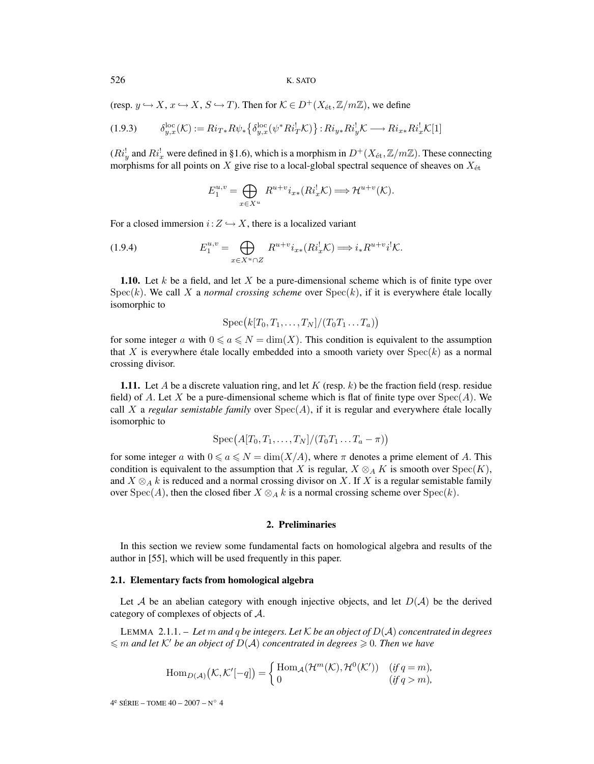(resp. $y \hookrightarrow X$, $x \hookrightarrow X$, $S \hookrightarrow T$). Then for $\mathcal{K} \in D^+(X_{\text{ét}}, \mathbb{Z}/m\mathbb{Z})$, we define

$$\delta^{\text{loc}}_{y,x}(\mathcal{K}) := Ri_{T*}R\psi_*\{\delta^{\text{loc}}_{y,x}(\psi^* Ri^!_T \mathcal{K})\} : Ri_{y*}Ri^!_y\mathcal{K} \longrightarrow Ri_{x*}Ri^!_x\mathcal{K}[1] \tag{1.9.3}$$

($Ri^!_y$ and $Ri^!_x$ were defined in §1.6), which is a morphism in $D^+(X_{\text{ét}}, \mathbb{Z}/m\mathbb{Z})$. These connecting morphisms for all points on $X$ give rise to a local-global spectral sequence of sheaves on $X_{\text{ét}}$

$$E_1^{u,v} = \bigoplus_{x \in X^u} R^{u+v}i_{x*}(Ri^!_x\mathcal{K}) \Longrightarrow \mathcal{H}^{u+v}(\mathcal{K}).$$

For a closed immersion $i: Z \hookrightarrow X$, there is a localized variant

$$E_1^{u,v} = \bigoplus_{x \in X^u \cap Z} R^{u+v}i_{x*}(Ri^!_x\mathcal{K}) \Longrightarrow i_*R^{u+v}i^!\mathcal{K}. \tag{1.9.4}$$

**1.10.** Let $k$ be a field, and let $X$ be a pure-dimensional scheme which is of finite type over $\operatorname{Spec}(k)$. We call $X$ a *normal crossing scheme* over $\operatorname{Spec}(k)$, if it is everywhere étale locally isomorphic to

$$\operatorname{Spec}\big(k[T_0, T_1, \ldots, T_N]/(T_0T_1\ldots T_a)\big)$$

for some integer $a$ with $0 \leqslant a \leqslant N = \dim(X)$. This condition is equivalent to the assumption that $X$ is everywhere étale locally embedded into a smooth variety over $\operatorname{Spec}(k)$ as a normal crossing divisor.

**1.11.** Let $A$ be a discrete valuation ring, and let $K$ (resp. $k$) be the fraction field (resp. residue field) of $A$. Let $X$ be a pure-dimensional scheme which is flat of finite type over $\operatorname{Spec}(A)$. We call $X$ a *regular semistable family* over $\operatorname{Spec}(A)$, if it is regular and everywhere étale locally isomorphic to

$$\operatorname{Spec}\big(A[T_0, T_1, \ldots, T_N]/(T_0T_1\ldots T_a - \pi)\big)$$

for some integer $a$ with $0 \leqslant a \leqslant N = \dim(X/A)$, where $\pi$ denotes a prime element of $A$. This condition is equivalent to the assumption that $X$ is regular, $X \otimes_A K$ is smooth over $\operatorname{Spec}(K)$, and $X \otimes_A k$ is reduced and a normal crossing divisor on $X$. If $X$ is a regular semistable family over $\operatorname{Spec}(A)$, then the closed fiber $X \otimes_A k$ is a normal crossing scheme over $\operatorname{Spec}(k)$.

## 2. Preliminaries

In this section we review some fundamental facts on homological algebra and results of the author in [55], which will be used frequently in this paper.

### 2.1. Elementary facts from homological algebra

Let $\mathcal{A}$ be an abelian category with enough injective objects, and let $D(\mathcal{A})$ be the derived category of complexes of objects of $\mathcal{A}$.

LEMMA 2.1.1. – *Let $m$ and $q$ be integers. Let $\mathcal{K}$ be an object of $D(\mathcal{A})$ concentrated in degrees $\leqslant m$ and let $\mathcal{K}'$ be an object of $D(\mathcal{A})$ concentrated in degrees $\geqslant 0$. Then we have*

$$\operatorname{Hom}_{D(\mathcal{A})}\big(\mathcal{K}, \mathcal{K}'[-q]\big) = \begin{cases} \operatorname{Hom}_{\mathcal{A}}(\mathcal{H}^m(\mathcal{K}), \mathcal{H}^0(\mathcal{K}')) & (\text{if } q = m), \\ 0 & (\text{if } q > m), \end{cases}$$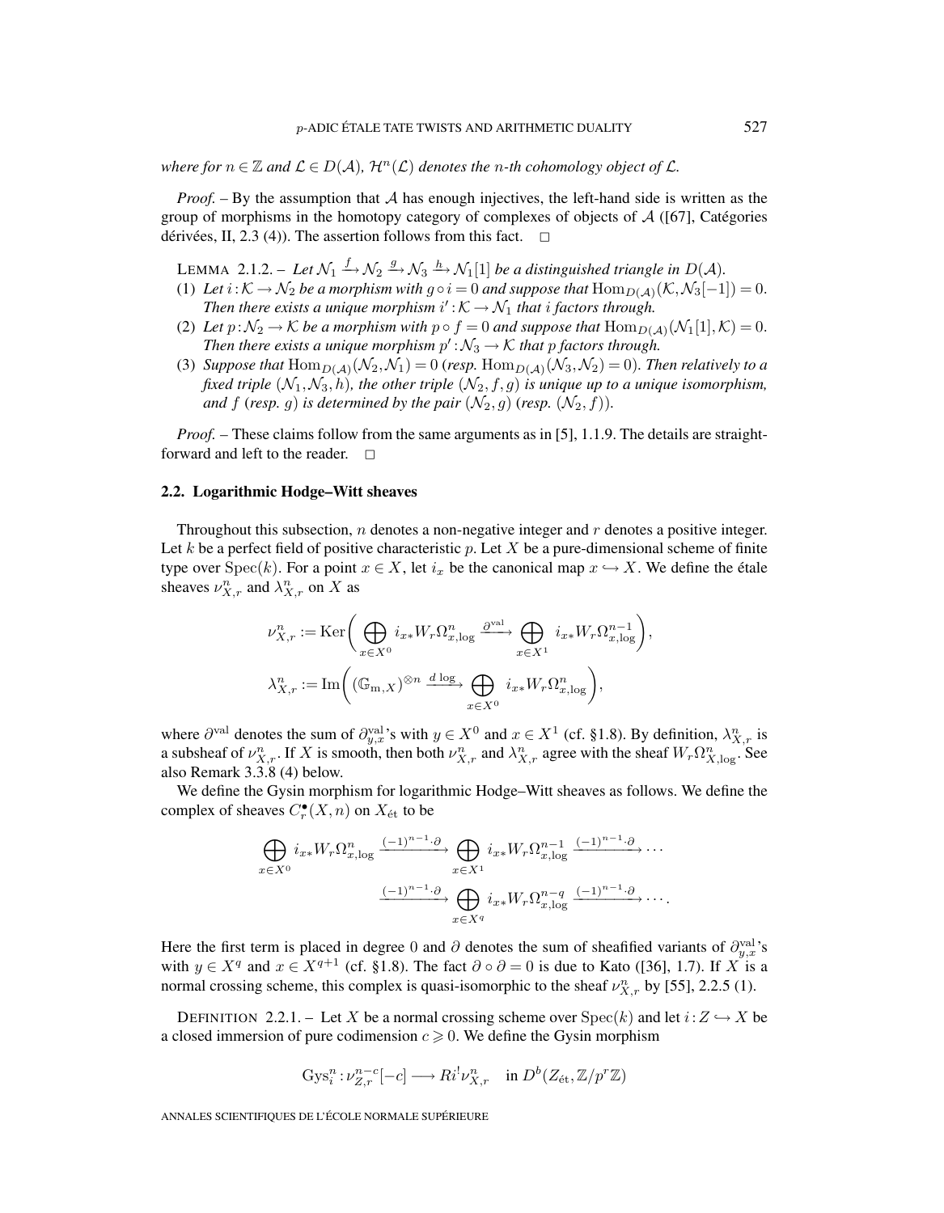*where for $n \in \mathbb{Z}$ and $\mathcal{L} \in D(\mathcal{A})$, $\mathcal{H}^n(\mathcal{L})$ denotes the $n$-th cohomology object of $\mathcal{L}$.*

*Proof.* – By the assumption that $\mathcal{A}$ has enough injectives, the left-hand side is written as the group of morphisms in the homotopy category of complexes of objects of $\mathcal{A}$ ([67], Catégories dérivées, II, 2.3 (4)). The assertion follows from this fact. $\square$

LEMMA 2.1.2. – *Let $\mathcal{N}_1 \xrightarrow{f} \mathcal{N}_2 \xrightarrow{g} \mathcal{N}_3 \xrightarrow{h} \mathcal{N}_1[1]$ be a distinguished triangle in $D(\mathcal{A})$.*

(1) *Let $i : \mathcal{K} \to \mathcal{N}_2$ be a morphism with $g \circ i = 0$ and suppose that $\mathrm{Hom}_{D(\mathcal{A})}(\mathcal{K}, \mathcal{N}_3[-1]) = 0$. Then there exists a unique morphism $i' : \mathcal{K} \to \mathcal{N}_1$ that $i$ factors through.*
(2) *Let $p : \mathcal{N}_2 \to \mathcal{K}$ be a morphism with $p \circ f = 0$ and suppose that $\mathrm{Hom}_{D(\mathcal{A})}(\mathcal{N}_1[1], \mathcal{K}) = 0$. Then there exists a unique morphism $p' : \mathcal{N}_3 \to \mathcal{K}$ that $p$ factors through.*
(3) *Suppose that $\mathrm{Hom}_{D(\mathcal{A})}(\mathcal{N}_2, \mathcal{N}_1) = 0$ (resp. $\mathrm{Hom}_{D(\mathcal{A})}(\mathcal{N}_3, \mathcal{N}_2) = 0$). Then relatively to a fixed triple $(\mathcal{N}_1, \mathcal{N}_3, h)$, the other triple $(\mathcal{N}_2, f, g)$ is unique up to a unique isomorphism, and $f$ (resp. $g$) is determined by the pair $(\mathcal{N}_2, g)$ (resp. $(\mathcal{N}_2, f)$).*

*Proof.* – These claims follow from the same arguments as in [5], 1.1.9. The details are straightforward and left to the reader. $\square$

### 2.2. Logarithmic Hodge–Witt sheaves

Throughout this subsection, $n$ denotes a non-negative integer and $r$ denotes a positive integer. Let $k$ be a perfect field of positive characteristic $p$. Let $X$ be a pure-dimensional scheme of finite type over $\mathrm{Spec}(k)$. For a point $x \in X$, let $i_x$ be the canonical map $x \hookrightarrow X$. We define the étale sheaves $\nu^n_{X,r}$ and $\lambda^n_{X,r}$ on $X$ as

$$\nu^n_{X,r} := \mathrm{Ker}\bigg( \bigoplus_{x \in X^0} i_{x*} W_r\Omega^n_{x,\log} \xrightarrow{\partial^{\mathrm{val}}} \bigoplus_{x \in X^1} i_{x*} W_r\Omega^{n-1}_{x,\log} \bigg),$$

$$\lambda^n_{X,r} := \mathrm{Im}\bigg( (\mathbb{G}_{\mathrm{m},X})^{\otimes n} \xrightarrow{d\log} \bigoplus_{x \in X^0} i_{x*} W_r\Omega^n_{x,\log} \bigg),$$

where $\partial^{\mathrm{val}}$ denotes the sum of $\partial^{\mathrm{val}}_{y,x}$'s with $y \in X^0$ and $x \in X^1$ (cf. §1.8). By definition, $\lambda^n_{X,r}$ is a subsheaf of $\nu^n_{X,r}$. If $X$ is smooth, then both $\nu^n_{X,r}$ and $\lambda^n_{X,r}$ agree with the sheaf $W_r\Omega^n_{X,\log}$. See also Remark 3.3.8 (4) below.

We define the Gysin morphism for logarithmic Hodge–Witt sheaves as follows. We define the complex of sheaves $C^\bullet_r(X,n)$ on $X_{\text{ét}}$ to be

$$\bigoplus_{x \in X^0} i_{x*} W_r\Omega^n_{x,\log} \xrightarrow{(-1)^{n-1}\cdot\partial} \bigoplus_{x \in X^1} i_{x*} W_r\Omega^{n-1}_{x,\log} \xrightarrow{(-1)^{n-1}\cdot\partial} \cdots$$
$$\xrightarrow{(-1)^{n-1}\cdot\partial} \bigoplus_{x \in X^q} i_{x*} W_r\Omega^{n-q}_{x,\log} \xrightarrow{(-1)^{n-1}\cdot\partial} \cdots.$$

Here the first term is placed in degree 0 and $\partial$ denotes the sum of sheafified variants of $\partial^{\mathrm{val}}_{y,x}$'s with $y \in X^q$ and $x \in X^{q+1}$ (cf. §1.8). The fact $\partial \circ \partial = 0$ is due to Kato ([36], 1.7). If $X$ is a normal crossing scheme, this complex is quasi-isomorphic to the sheaf $\nu^n_{X,r}$ by [55], 2.2.5 (1).

DEFINITION 2.2.1. – Let $X$ be a normal crossing scheme over $\mathrm{Spec}(k)$ and let $i : Z \hookrightarrow X$ be a closed immersion of pure codimension $c \geqslant 0$. We define the Gysin morphism

$$\mathrm{Gys}^n_i : \nu^{n-c}_{Z,r}[-c] \longrightarrow Ri^!\nu^n_{X,r} \quad \text{in } D^b(Z_{\text{ét}}, \mathbb{Z}/p^r\mathbb{Z})$$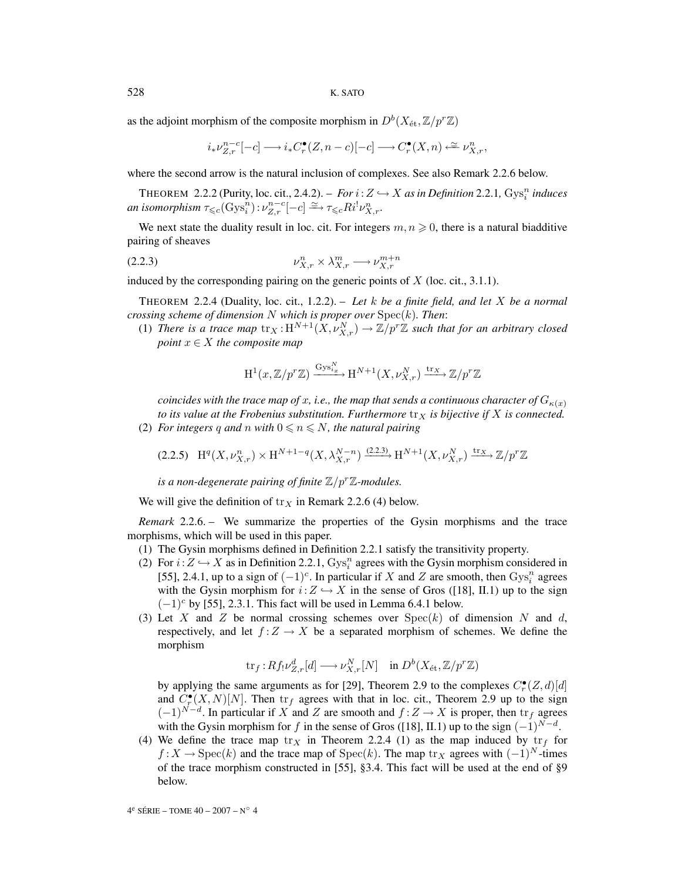as the adjoint morphism of the composite morphism in $D^b(X_{\text{ét}}, \mathbb{Z}/p^r\mathbb{Z})$

$$i_*\nu_{Z,r}^{n-c}[-c] \longrightarrow i_*C_r^\bullet(Z, n-c)[-c] \longrightarrow C_r^\bullet(X,n) \xleftarrow{\cong} \nu_{X,r}^n,$$

where the second arrow is the natural inclusion of complexes. See also Remark 2.2.6 below.

THEOREM 2.2.2 (Purity, loc. cit., 2.4.2). – *For $i : Z \hookrightarrow X$ as in Definition 2.1.1, $\mathrm{Gys}_i^n$ induces an isomorphism $\tau_{\leqslant c}(\mathrm{Gys}_i^n) : \nu_{Z,r}^{n-c}[-c] \xrightarrow{\cong} \tau_{\leqslant c}Ri^!\nu_{X,r}^n$.*

We next state the duality result in loc. cit. For integers $m, n \geqslant 0$, there is a natural biadditive pairing of sheaves

$$\nu_{X,r}^n \times \lambda_{X,r}^m \longrightarrow \nu_{X,r}^{m+n} \tag{2.2.3}$$

induced by the corresponding pairing on the generic points of $X$ (loc. cit., 3.1.1).

THEOREM 2.2.4 (Duality, loc. cit., 1.2.2). – *Let $k$ be a finite field, and let $X$ be a normal crossing scheme of dimension $N$ which is proper over $\mathrm{Spec}(k)$. Then*:

(1) *There is a trace map $\mathrm{tr}_X : \mathrm{H}^{N+1}(X, \nu_{X,r}^N) \to \mathbb{Z}/p^r\mathbb{Z}$ such that for an arbitrary closed point $x \in X$ the composite map*

$$\mathrm{H}^1(x, \mathbb{Z}/p^r\mathbb{Z}) \xrightarrow{\mathrm{Gys}_{i_x}^N} \mathrm{H}^{N+1}(X, \nu_{X,r}^N) \xrightarrow{\mathrm{tr}_X} \mathbb{Z}/p^r\mathbb{Z}$$

*coincides with the trace map of $x$, i.e., the map that sends a continuous character of $G_{\kappa(x)}$ to its value at the Frobenius substitution. Furthermore $\mathrm{tr}_X$ is bijective if $X$ is connected.*

(2) *For integers $q$ and $n$ with $0 \leqslant n \leqslant N$, the natural pairing*

$$\mathrm{H}^q(X, \nu_{X,r}^n) \times \mathrm{H}^{N+1-q}(X, \lambda_{X,r}^{N-n}) \xrightarrow{(2.2.3)} \mathrm{H}^{N+1}(X, \nu_{X,r}^N) \xrightarrow{\mathrm{tr}_X} \mathbb{Z}/p^r\mathbb{Z} \tag{2.2.5}$$

*is a non-degenerate pairing of finite $\mathbb{Z}/p^r\mathbb{Z}$-modules.*

We will give the definition of $\mathrm{tr}_X$ in Remark 2.2.6 (4) below.

*Remark* 2.2.6. – We summarize the properties of the Gysin morphisms and the trace morphisms, which will be used in this paper.

(1) The Gysin morphisms defined in Definition 2.2.1 satisfy the transitivity property.
(2) For $i : Z \hookrightarrow X$ as in Definition 2.2.1, $\mathrm{Gys}_i^n$ agrees with the Gysin morphism considered in [55], 2.4.1, up to a sign of $(-1)^c$. In particular if $X$ and $Z$ are smooth, then $\mathrm{Gys}_i^n$ agrees with the Gysin morphism for $i : Z \hookrightarrow X$ in the sense of Gros ([18], II.1) up to the sign $(-1)^c$ by [55], 2.3.1. This fact will be used in Lemma 6.4.1 below.
(3) Let $X$ and $Z$ be normal crossing schemes over $\mathrm{Spec}(k)$ of dimension $N$ and $d$, respectively, and let $f : Z \to X$ be a separated morphism of schemes. We define the morphism

$$\mathrm{tr}_f : Rf_!\nu_{Z,r}^d[d] \longrightarrow \nu_{X,r}^N[N] \quad \text{in } D^b(X_{\text{ét}}, \mathbb{Z}/p^r\mathbb{Z})$$

by applying the same arguments as for [29], Theorem 2.9 to the complexes $C_r^\bullet(Z,d)[d]$ and $C_r^\bullet(X,N)[N]$. Then $\mathrm{tr}_f$ agrees with that in loc. cit., Theorem 2.9 up to the sign $(-1)^{N-d}$. In particular if $X$ and $Z$ are smooth and $f : Z \to X$ is proper, then $\mathrm{tr}_f$ agrees with the Gysin morphism for $f$ in the sense of Gros ([18], II.1) up to the sign $(-1)^{N-d}$.
(4) We define the trace map $\mathrm{tr}_X$ in Theorem 2.2.4 (1) as the map induced by $\mathrm{tr}_f$ for $f : X \to \mathrm{Spec}(k)$ and the trace map of $\mathrm{Spec}(k)$. The map $\mathrm{tr}_X$ agrees with $(-1)^N$-times of the trace morphism constructed in [55], §3.4. This fact will be used at the end of §9 below.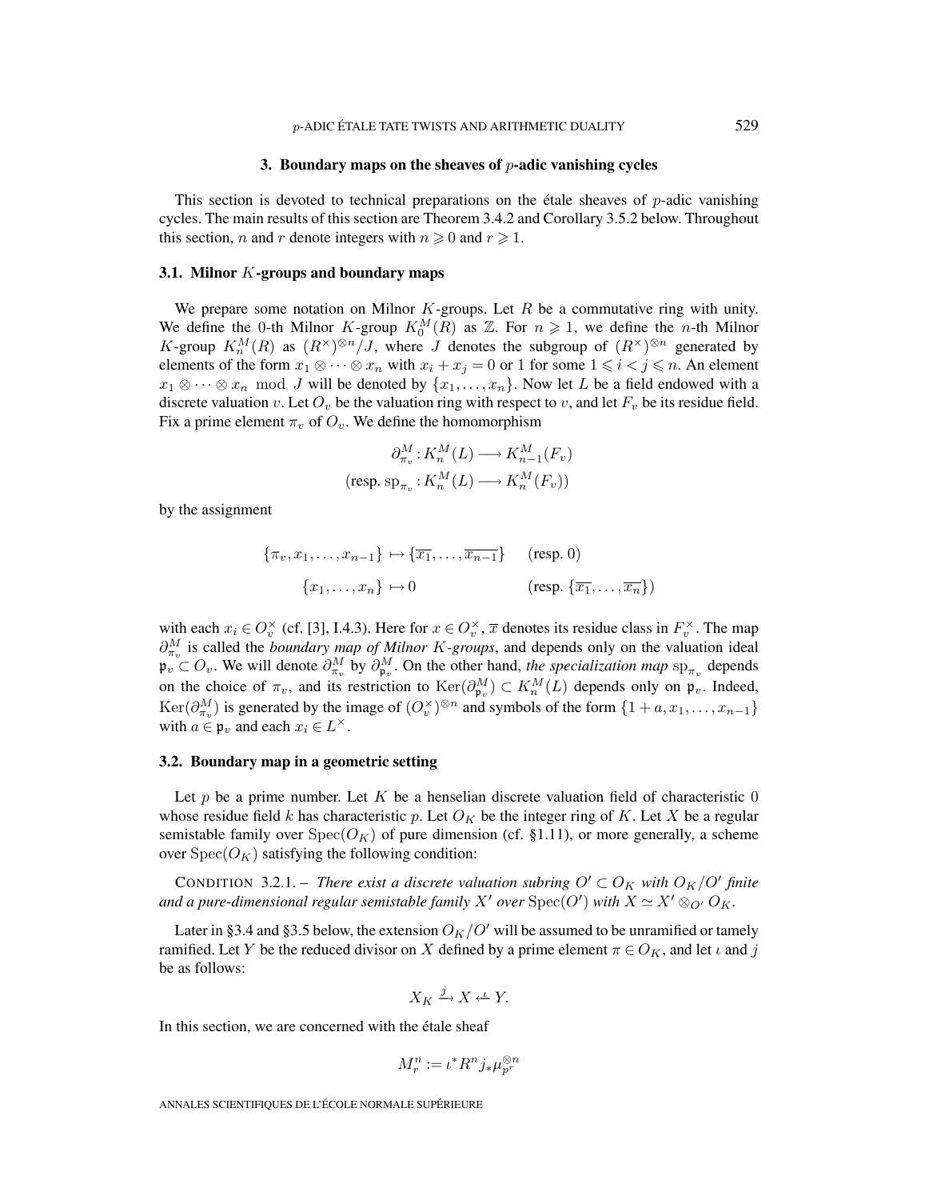## 3. Boundary maps on the sheaves of $p$-adic vanishing cycles

This section is devoted to technical preparations on the étale sheaves of $p$-adic vanishing cycles. The main results of this section are Theorem 3.4.2 and Corollary 3.5.2 below. Throughout this section, $n$ and $r$ denote integers with $n \geqslant 0$ and $r \geqslant 1$.

### 3.1. Milnor $K$-groups and boundary maps

We prepare some notation on Milnor $K$-groups. Let $R$ be a commutative ring with unity. We define the 0-th Milnor $K$-group $K_0^M(R)$ as $\mathbb{Z}$. For $n \geqslant 1$, we define the $n$-th Milnor $K$-group $K_n^M(R)$ as $(R^\times)^{\otimes n}/J$, where $J$ denotes the subgroup of $(R^\times)^{\otimes n}$ generated by elements of the form $x_1 \otimes \cdots \otimes x_n$ with $x_i + x_j = 0$ or 1 for some $1 \leqslant i < j \leqslant n$. An element $x_1 \otimes \cdots \otimes x_n \mod J$ will be denoted by $\{x_1, \ldots, x_n\}$. Now let $L$ be a field endowed with a discrete valuation $v$. Let $O_v$ be the valuation ring with respect to $v$, and let $F_v$ be its residue field. Fix a prime element $\pi_v$ of $O_v$. We define the homomorphism

$$\partial_{\pi_v}^M : K_n^M(L) \longrightarrow K_{n-1}^M(F_v)$$
$$(\text{resp. } \mathrm{sp}_{\pi_v} : K_n^M(L) \longrightarrow K_n^M(F_v))$$

by the assignment

$$\{\pi_v, x_1, \ldots, x_{n-1}\} \mapsto \{\overline{x_1}, \ldots, \overline{x_{n-1}}\} \qquad (\text{resp. } 0)$$
$$\{x_1, \ldots, x_n\} \mapsto 0 \qquad\qquad (\text{resp. } \{\overline{x_1}, \ldots, \overline{x_n}\})$$

with each $x_i \in O_v^\times$ (cf. [3], I.4.3). Here for $x \in O_v^\times$, $\overline{x}$ denotes its residue class in $F_v^\times$. The map $\partial_{\pi_v}^M$ is called the *boundary map of Milnor $K$-groups*, and depends only on the valuation ideal $\mathfrak{p}_v \subset O_v$. We will denote $\partial_{\pi_v}^M$ by $\partial_{\mathfrak{p}_v}^M$. On the other hand, *the specialization map* $\mathrm{sp}_{\pi_v}$ depends on the choice of $\pi_v$, and its restriction to $\mathrm{Ker}(\partial_{\mathfrak{p}_v}^M) \subset K_n^M(L)$ depends only on $\mathfrak{p}_v$. Indeed, $\mathrm{Ker}(\partial_{\pi_v}^M)$ is generated by the image of $(O_v^\times)^{\otimes n}$ and symbols of the form $\{1+a, x_1, \ldots, x_{n-1}\}$ with $a \in \mathfrak{p}_v$ and each $x_i \in L^\times$.

### 3.2. Boundary map in a geometric setting

Let $p$ be a prime number. Let $K$ be a henselian discrete valuation field of characteristic 0 whose residue field $k$ has characteristic $p$. Let $O_K$ be the integer ring of $K$. Let $X$ be a regular semistable family over $\mathrm{Spec}(O_K)$ of pure dimension (cf. §1.11), or more generally, a scheme over $\mathrm{Spec}(O_K)$ satisfying the following condition:

CONDITION 3.2.1. – *There exist a discrete valuation subring $O' \subset O_K$ with $O_K/O'$ finite and a pure-dimensional regular semistable family $X'$ over $\mathrm{Spec}(O')$ with $X \simeq X' \otimes_{O'} O_K$.*

Later in §3.4 and §3.5 below, the extension $O_K/O'$ will be assumed to be unramified or tamely ramified. Let $Y$ be the reduced divisor on $X$ defined by a prime element $\pi \in O_K$, and let $\iota$ and $j$ be as follows:

$$X_K \xrightarrow{j} X \xleftarrow{\iota} Y.$$

In this section, we are concerned with the étale sheaf

$$M_r^n := \iota^* R^n j_* \mu_{p^r}^{\otimes n}$$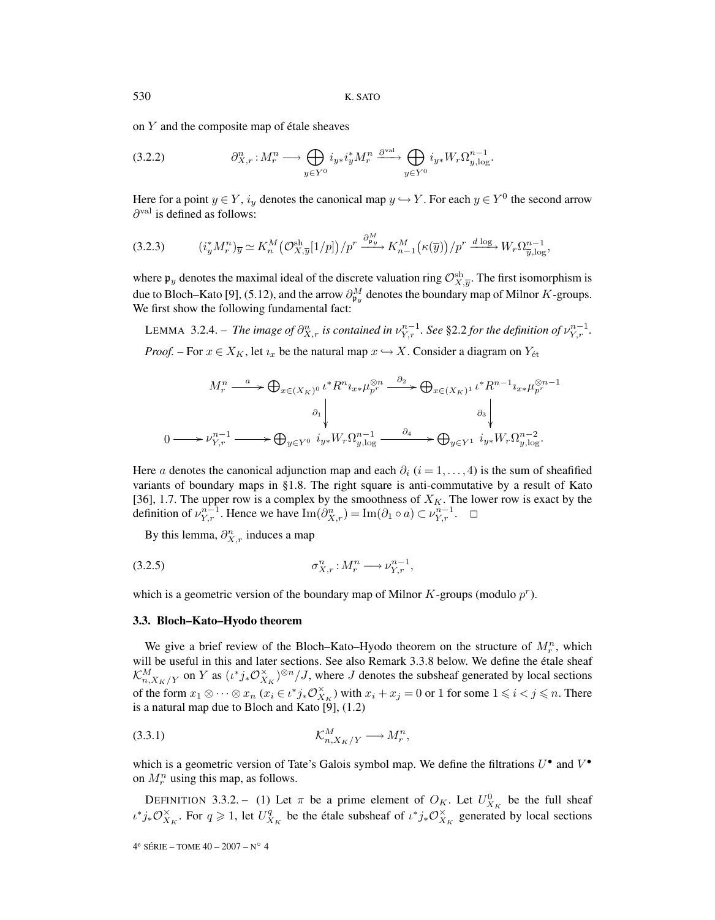on $Y$ and the composite map of étale sheaves

$$\partial^n_{X,r} : M^n_r \longrightarrow \bigoplus_{y \in Y^0} i_{y*} i_y^* M^n_r \xrightarrow{\partial^{\mathrm{val}}} \bigoplus_{y \in Y^0} i_{y*} W_r \Omega^{n-1}_{y,\log}. \tag{3.2.2}$$

Here for a point $y \in Y$, $i_y$ denotes the canonical map $y \hookrightarrow Y$. For each $y \in Y^0$ the second arrow $\partial^{\mathrm{val}}$ is defined as follows:

$$(i_y^* M^n_r)_{\overline{y}} \simeq K^M_n\big(\mathcal{O}^{\mathrm{sh}}_{X,\overline{y}}[1/p]\big)/p^r \xrightarrow{\partial^M_{\mathfrak{p}_y}} K^M_{n-1}\big(\kappa(\overline{y})\big)/p^r \xrightarrow{d\log} W_r \Omega^{n-1}_{\overline{y},\log}, \tag{3.2.3}$$

where $\mathfrak{p}_y$ denotes the maximal ideal of the discrete valuation ring $\mathcal{O}^{\mathrm{sh}}_{X,\overline{y}}$. The first isomorphism is due to Bloch–Kato [9], (5.12), and the arrow $\partial^M_{\mathfrak{p}_y}$ denotes the boundary map of Milnor $K$-groups. We first show the following fundamental fact:

LEMMA 3.2.4. – *The image of $\partial^n_{X,r}$ is contained in $\nu^{n-1}_{Y,r}$. See §2.2 for the definition of $\nu^{n-1}_{Y,r}$.*

*Proof.* – For $x \in X_K$, let $\imath_x$ be the natural map $x \hookrightarrow X$. Consider a diagram on $Y_{\mathrm{\acute{e}t}}$

$$\begin{array}{ccccccc}
 & & M^n_r & \xrightarrow{a} & \bigoplus_{x \in (X_K)^0} \iota^* R^n \imath_{x*} \mu_{p^r}^{\otimes n} & \xrightarrow{\partial_2} & \bigoplus_{x \in (X_K)^1} \iota^* R^{n-1} \imath_{x*} \mu_{p^r}^{\otimes n-1} \\
 & & & & \downarrow{\scriptstyle \partial_1} & & \downarrow{\scriptstyle \partial_3} \\
0 & \longrightarrow & \nu^{n-1}_{Y,r} & \longrightarrow & \bigoplus_{y \in Y^0} i_{y*} W_r \Omega^{n-1}_{y,\log} & \xrightarrow{\partial_4} & \bigoplus_{y \in Y^1} i_{y*} W_r \Omega^{n-2}_{y,\log}.
\end{array}$$

Here $a$ denotes the canonical adjunction map and each $\partial_i$ $(i = 1, \ldots, 4)$ is the sum of sheafified variants of boundary maps in §1.8. The right square is anti-commutative by a result of Kato [36], 1.7. The upper row is a complex by the smoothness of $X_K$. The lower row is exact by the definition of $\nu^{n-1}_{Y,r}$. Hence we have $\mathrm{Im}(\partial^n_{X,r}) = \mathrm{Im}(\partial_1 \circ a) \subset \nu^{n-1}_{Y,r}$. $\square$

By this lemma, $\partial^n_{X,r}$ induces a map

$$\sigma^n_{X,r} : M^n_r \longrightarrow \nu^{n-1}_{Y,r}, \tag{3.2.5}$$

which is a geometric version of the boundary map of Milnor $K$-groups (modulo $p^r$).

### 3.3. Bloch–Kato–Hyodo theorem

We give a brief review of the Bloch–Kato–Hyodo theorem on the structure of $M^n_r$, which will be useful in this and later sections. See also Remark 3.3.8 below. We define the étale sheaf $\mathcal{K}^M_{n,X_K/Y}$ on $Y$ as $(\iota^* j_* \mathcal{O}^\times_{X_K})^{\otimes n}/J$, where $J$ denotes the subsheaf generated by local sections of the form $x_1 \otimes \cdots \otimes x_n$ $(x_i \in \iota^* j_* \mathcal{O}^\times_{X_K})$ with $x_i + x_j = 0$ or $1$ for some $1 \leqslant i < j \leqslant n$. There is a natural map due to Bloch and Kato [9], (1.2)

$$\mathcal{K}^M_{n,X_K/Y} \longrightarrow M^n_r, \tag{3.3.1}$$

which is a geometric version of Tate's Galois symbol map. We define the filtrations $U^\bullet$ and $V^\bullet$ on $M^n_r$ using this map, as follows.

DEFINITION 3.3.2. – (1) Let $\pi$ be a prime element of $O_K$. Let $U^0_{X_K}$ be the full sheaf $\iota^* j_* \mathcal{O}^\times_{X_K}$. For $q \geqslant 1$, let $U^q_{X_K}$ be the étale subsheaf of $\iota^* j_* \mathcal{O}^\times_{X_K}$ generated by local sections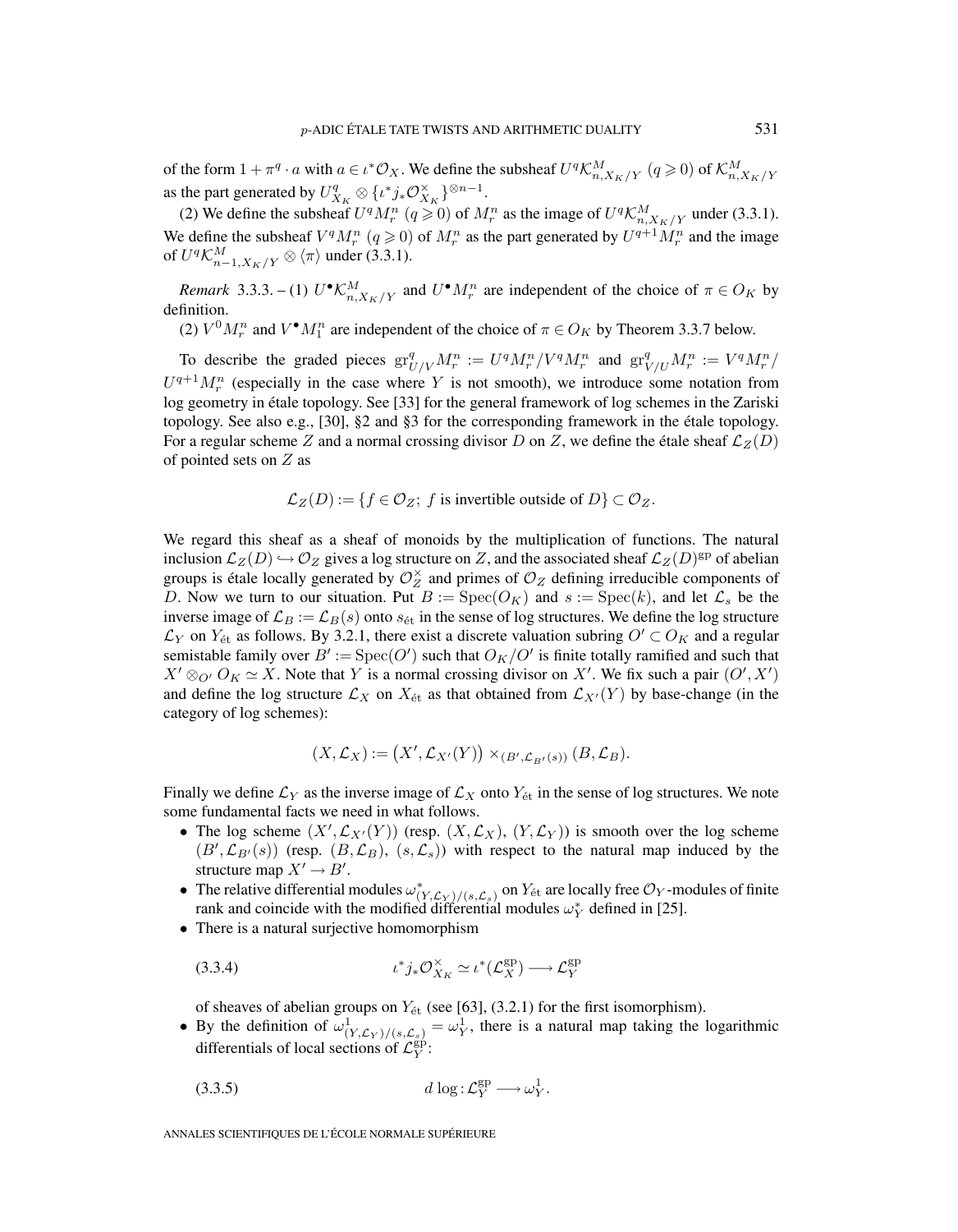of the form $1 + \pi^q \cdot a$ with $a \in \iota^*\mathcal{O}_X$. We define the subsheaf $U^q\mathcal{K}^M_{n,X_K/Y}$ $(q \geqslant 0)$ of $\mathcal{K}^M_{n,X_K/Y}$ as the part generated by $U^q_{X_K} \otimes \{\iota^* j_* \mathcal{O}^\times_{X_K}\}^{\otimes n-1}$.

(2) We define the subsheaf $U^q M^n_r$ $(q \geqslant 0)$ of $M^n_r$ as the image of $U^q\mathcal{K}^M_{n,X_K/Y}$ under (3.3.1). We define the subsheaf $V^q M^n_r$ $(q \geqslant 0)$ of $M^n_r$ as the part generated by $U^{q+1}M^n_r$ and the image of $U^q\mathcal{K}^M_{n-1,X_K/Y} \otimes \langle \pi \rangle$ under (3.3.1).

*Remark* 3.3.3. – (1) $U^\bullet\mathcal{K}^M_{n,X_K/Y}$ and $U^\bullet M^n_r$ are independent of the choice of $\pi \in O_K$ by definition.

(2) $V^0 M^n_r$ and $V^\bullet M^n_1$ are independent of the choice of $\pi \in O_K$ by Theorem 3.3.7 below.

To describe the graded pieces $\mathrm{gr}^q_{U/V} M^n_r := U^q M^n_r / V^q M^n_r$ and $\mathrm{gr}^q_{V/U} M^n_r := V^q M^n_r / U^{q+1} M^n_r$ (especially in the case where $Y$ is not smooth), we introduce some notation from log geometry in étale topology. See [33] for the general framework of log schemes in the Zariski topology. See also e.g., [30], §2 and §3 for the corresponding framework in the étale topology. For a regular scheme $Z$ and a normal crossing divisor $D$ on $Z$, we define the étale sheaf $\mathcal{L}_Z(D)$ of pointed sets on $Z$ as

$$\mathcal{L}_Z(D) := \{f \in \mathcal{O}_Z;\ f \text{ is invertible outside of } D\} \subset \mathcal{O}_Z.$$

We regard this sheaf as a sheaf of monoids by the multiplication of functions. The natural inclusion $\mathcal{L}_Z(D) \hookrightarrow \mathcal{O}_Z$ gives a log structure on $Z$, and the associated sheaf $\mathcal{L}_Z(D)^{\mathrm{gp}}$ of abelian groups is étale locally generated by $\mathcal{O}^\times_Z$ and primes of $\mathcal{O}_Z$ defining irreducible components of $D$. Now we turn to our situation. Put $B := \mathrm{Spec}(O_K)$ and $s := \mathrm{Spec}(k)$, and let $\mathcal{L}_s$ be the inverse image of $\mathcal{L}_B := \mathcal{L}_B(s)$ onto $s_{\text{ét}}$ in the sense of log structures. We define the log structure $\mathcal{L}_Y$ on $Y_{\text{ét}}$ as follows. By 3.2.1, there exist a discrete valuation subring $O' \subset O_K$ and a regular semistable family over $B' := \mathrm{Spec}(O')$ such that $O_K/O'$ is finite totally ramified and such that $X' \otimes_{O'} O_K \simeq X$. Note that $Y$ is a normal crossing divisor on $X'$. We fix such a pair $(O', X')$ and define the log structure $\mathcal{L}_X$ on $X_{\text{ét}}$ as that obtained from $\mathcal{L}_{X'}(Y)$ by base-change (in the category of log schemes):

$$(X, \mathcal{L}_X) := \big(X', \mathcal{L}_{X'}(Y)\big) \times_{(B', \mathcal{L}_{B'}(s))} (B, \mathcal{L}_B).$$

Finally we define $\mathcal{L}_Y$ as the inverse image of $\mathcal{L}_X$ onto $Y_{\text{ét}}$ in the sense of log structures. We note some fundamental facts we need in what follows.

- The log scheme $(X', \mathcal{L}_{X'}(Y))$ (resp. $(X, \mathcal{L}_X)$, $(Y, \mathcal{L}_Y)$) is smooth over the log scheme $(B', \mathcal{L}_{B'}(s))$ (resp. $(B, \mathcal{L}_B)$, $(s, \mathcal{L}_s)$) with respect to the natural map induced by the structure map $X' \to B'$.
- The relative differential modules $\omega^*_{(Y,\mathcal{L}_Y)/(s,\mathcal{L}_s)}$ on $Y_{\text{ét}}$ are locally free $\mathcal{O}_Y$-modules of finite rank and coincide with the modified differential modules $\omega^*_Y$ defined in [25].
- There is a natural surjective homomorphism

$$\iota^* j_* \mathcal{O}^\times_{X_K} \simeq \iota^*(\mathcal{L}^{\mathrm{gp}}_X) \longrightarrow \mathcal{L}^{\mathrm{gp}}_Y \tag{3.3.4}$$

  of sheaves of abelian groups on $Y_{\text{ét}}$ (see [63], (3.2.1) for the first isomorphism).
- By the definition of $\omega^1_{(Y,\mathcal{L}_Y)/(s,\mathcal{L}_s)} = \omega^1_Y$, there is a natural map taking the logarithmic differentials of local sections of $\mathcal{L}^{\mathrm{gp}}_Y$:

$$d\log : \mathcal{L}^{\mathrm{gp}}_Y \longrightarrow \omega^1_Y. \tag{3.3.5}$$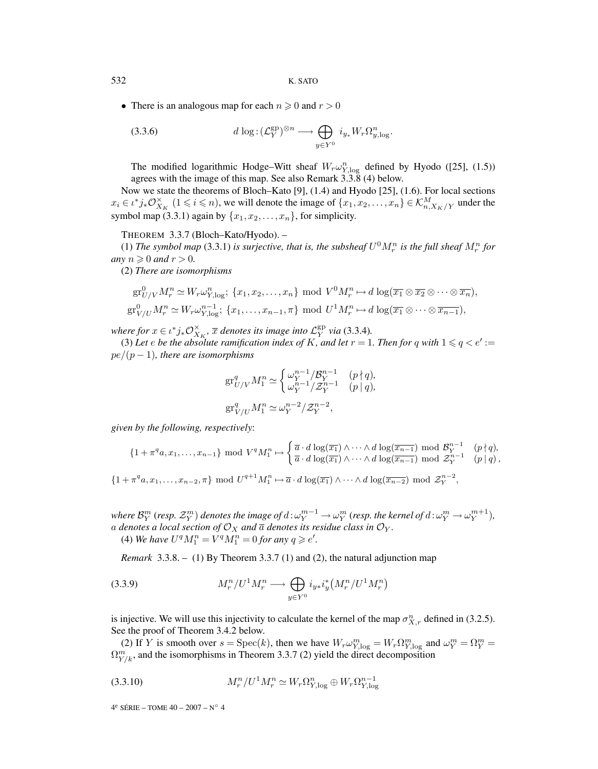- There is an analogous map for each $n \geqslant 0$ and $r > 0$

$$d\log : (\mathcal{L}_Y^{\mathrm{gp}})^{\otimes n} \longrightarrow \bigoplus_{y \in Y^0} i_{y*} W_r \Omega^n_{y,\log}. \tag{3.3.6}$$

The modified logarithmic Hodge–Witt sheaf $W_r\omega^n_{Y,\log}$ defined by Hyodo ([25], (1.5)) agrees with the image of this map. See also Remark 3.3.8 (4) below.

Now we state the theorems of Bloch–Kato [9], (1.4) and Hyodo [25], (1.6). For local sections $x_i \in \iota^* j_* \mathcal{O}^\times_{X_K}$ $(1 \leqslant i \leqslant n)$, we will denote the image of $\{x_1, x_2, \ldots, x_n\} \in \mathcal{K}^M_{n, X_K/Y}$ under the symbol map (3.3.1) again by $\{x_1, x_2, \ldots, x_n\}$, for simplicity.

THEOREM 3.3.7 (Bloch–Kato/Hyodo). –

(1) *The symbol map* (3.3.1) *is surjective, that is, the subsheaf $U^0 M^n_r$ is the full sheaf $M^n_r$ for any $n \geqslant 0$ and $r > 0$.*

(2) *There are isomorphisms*

$$\mathrm{gr}^0_{U/V} M^n_r \simeq W_r\omega^n_{Y,\log};\ \{x_1, x_2, \ldots, x_n\} \bmod V^0 M^n_r \mapsto d\log(\overline{x_1} \otimes \overline{x_2} \otimes \cdots \otimes \overline{x_n}),$$
$$\mathrm{gr}^0_{V/U} M^n_r \simeq W_r\omega^{n-1}_{Y,\log};\ \{x_1, \ldots, x_{n-1}, \pi\} \bmod U^1 M^n_r \mapsto d\log(\overline{x_1} \otimes \cdots \otimes \overline{x_{n-1}}),$$

*where for $x \in \iota^* j_* \mathcal{O}^\times_{X_K}$, $\overline{x}$ denotes its image into $\mathcal{L}^{\mathrm{gp}}_Y$ via* (3.3.4).

(3) *Let $e$ be the absolute ramification index of $K$, and let $r = 1$. Then for $q$ with $1 \leqslant q < e' := pe/(p-1)$, there are isomorphisms*

$$\mathrm{gr}^q_{U/V} M^n_1 \simeq \begin{cases} \omega^{n-1}_Y / \mathcal{B}^{n-1}_Y & (p \nmid q), \\ \omega^{n-1}_Y / \mathcal{Z}^{n-1}_Y & (p \mid q), \end{cases}$$
$$\mathrm{gr}^q_{V/U} M^n_1 \simeq \omega^{n-2}_Y / \mathcal{Z}^{n-2}_Y,$$

*given by the following, respectively*:

$$\{1 + \pi^q a, x_1, \ldots, x_{n-1}\} \bmod V^q M^n_1 \mapsto \begin{cases} \overline{a} \cdot d\log(\overline{x_1}) \wedge \cdots \wedge d\log(\overline{x_{n-1}}) \bmod \mathcal{B}^{n-1}_Y & (p \nmid q), \\ \overline{a} \cdot d\log(\overline{x_1}) \wedge \cdots \wedge d\log(\overline{x_{n-1}}) \bmod \mathcal{Z}^{n-1}_Y & (p \mid q), \end{cases}$$

$$\{1 + \pi^q a, x_1, \ldots, x_{n-2}, \pi\} \bmod U^{q+1} M^n_1 \mapsto \overline{a} \cdot d\log(\overline{x_1}) \wedge \cdots \wedge d\log(\overline{x_{n-2}}) \bmod \mathcal{Z}^{n-2}_Y,$$

*where $\mathcal{B}^m_Y$ (resp. $\mathcal{Z}^m_Y$) denotes the image of $d : \omega^{m-1}_Y \to \omega^m_Y$ (resp. the kernel of $d : \omega^m_Y \to \omega^{m+1}_Y$), $a$ denotes a local section of $\mathcal{O}_X$ and $\overline{a}$ denotes its residue class in $\mathcal{O}_Y$.*

(4) *We have $U^q M^n_1 = V^q M^n_1 = 0$ for any $q \geqslant e'$.*

*Remark* 3.3.8. – (1) By Theorem 3.3.7 (1) and (2), the natural adjunction map

$$M^n_r / U^1 M^n_r \longrightarrow \bigoplus_{y \in Y^0} i_{y*} i^*_y \big(M^n_r / U^1 M^n_r\big) \tag{3.3.9}$$

is injective. We will use this injectivity to calculate the kernel of the map $\sigma^n_{X,r}$ defined in (3.2.5). See the proof of Theorem 3.4.2 below.

(2) If $Y$ is smooth over $s = \mathrm{Spec}(k)$, then we have $W_r\omega^m_{Y,\log} = W_r\Omega^m_{Y,\log}$ and $\omega^m_Y = \Omega^m_Y = \Omega^m_{Y/k}$, and the isomorphisms in Theorem 3.3.7 (2) yield the direct decomposition

$$M^n_r / U^1 M^n_r \simeq W_r\Omega^n_{Y,\log} \oplus W_r\Omega^{n-1}_{Y,\log} \tag{3.3.10}$$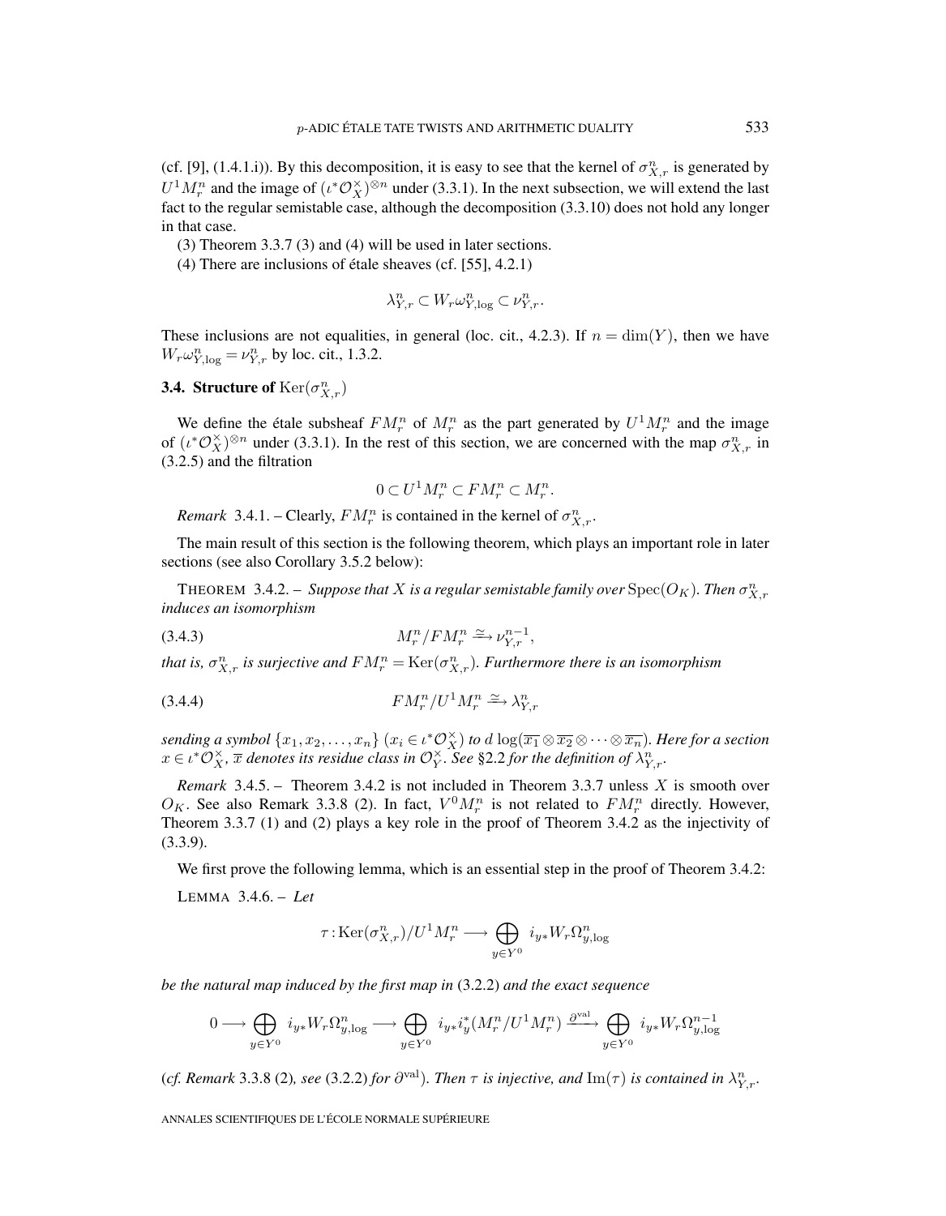(cf. [9], (1.4.1.i)). By this decomposition, it is easy to see that the kernel of $\sigma^n_{X,r}$ is generated by $U^1M^n_r$ and the image of $(\iota^*\mathcal{O}_X^\times)^{\otimes n}$ under (3.3.1). In the next subsection, we will extend the last fact to the regular semistable case, although the decomposition (3.3.10) does not hold any longer in that case.

(3) Theorem 3.3.7 (3) and (4) will be used in later sections.

(4) There are inclusions of étale sheaves (cf. [55], 4.2.1)

$$\lambda^n_{Y,r} \subset W_r\omega^n_{Y,\log} \subset \nu^n_{Y,r}.$$

These inclusions are not equalities, in general (loc. cit., 4.2.3). If $n = \dim(Y)$, then we have $W_r\omega^n_{Y,\log} = \nu^n_{Y,r}$ by loc. cit., 1.3.2.

### 3.4. Structure of $\mathrm{Ker}(\sigma^n_{X,r})$

We define the étale subsheaf $FM^n_r$ of $M^n_r$ as the part generated by $U^1M^n_r$ and the image of $(\iota^*\mathcal{O}_X^\times)^{\otimes n}$ under (3.3.1). In the rest of this section, we are concerned with the map $\sigma^n_{X,r}$ in (3.2.5) and the filtration

$$0 \subset U^1M^n_r \subset FM^n_r \subset M^n_r.$$

*Remark* 3.4.1. – Clearly, $FM^n_r$ is contained in the kernel of $\sigma^n_{X,r}$.

The main result of this section is the following theorem, which plays an important role in later sections (see also Corollary 3.5.2 below):

THEOREM 3.4.2. – *Suppose that $X$ is a regular semistable family over $\mathrm{Spec}(O_K)$. Then $\sigma^n_{X,r}$ induces an isomorphism*

$$M^n_r/FM^n_r \xrightarrow{\cong} \nu^{n-1}_{Y,r}, \tag{3.4.3}$$

*that is, $\sigma^n_{X,r}$ is surjective and $FM^n_r = \mathrm{Ker}(\sigma^n_{X,r})$. Furthermore there is an isomorphism*

$$FM^n_r/U^1M^n_r \xrightarrow{\cong} \lambda^n_{Y,r} \tag{3.4.4}$$

*sending a symbol $\{x_1, x_2, \ldots, x_n\}$ ($x_i \in \iota^*\mathcal{O}_X^\times$) to $d\log(\overline{x_1} \otimes \overline{x_2} \otimes \cdots \otimes \overline{x_n})$. Here for a section $x \in \iota^*\mathcal{O}_X^\times$, $\overline{x}$ denotes its residue class in $\mathcal{O}_Y^\times$. See §2.2 for the definition of $\lambda^n_{Y,r}$.*

*Remark* 3.4.5. – Theorem 3.4.2 is not included in Theorem 3.3.7 unless $X$ is smooth over $O_K$. See also Remark 3.3.8 (2). In fact, $V^0M^n_r$ is not related to $FM^n_r$ directly. However, Theorem 3.3.7 (1) and (2) plays a key role in the proof of Theorem 3.4.2 as the injectivity of (3.3.9).

We first prove the following lemma, which is an essential step in the proof of Theorem 3.4.2:

LEMMA 3.4.6. – *Let*

$$\tau : \mathrm{Ker}(\sigma^n_{X,r})/U^1M^n_r \longrightarrow \bigoplus_{y \in Y^0} i_{y*}W_r\Omega^n_{y,\log}$$

*be the natural map induced by the first map in* (3.2.2) *and the exact sequence*

$$0 \longrightarrow \bigoplus_{y \in Y^0} i_{y*}W_r\Omega^n_{y,\log} \longrightarrow \bigoplus_{y \in Y^0} i_{y*}i^*_y(M^n_r/U^1M^n_r) \xrightarrow{\partial^{\mathrm{val}}} \bigoplus_{y \in Y^0} i_{y*}W_r\Omega^{n-1}_{y,\log}$$

(*cf. Remark* 3.3.8 (2)*, see* (3.2.2) *for* $\partial^{\mathrm{val}}$)*. Then $\tau$ is injective, and $\mathrm{Im}(\tau)$ is contained in $\lambda^n_{Y,r}$.*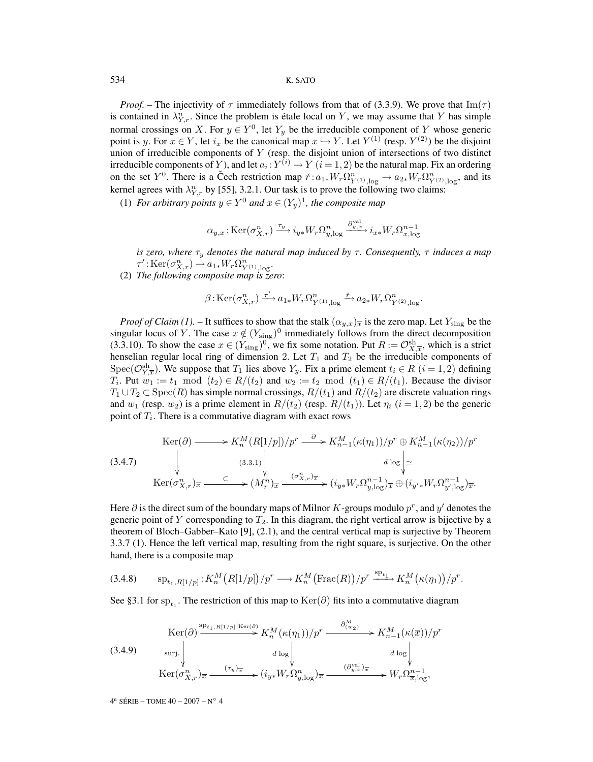*Proof.* – The injectivity of $\tau$ immediately follows from that of (3.3.9). We prove that $\mathrm{Im}(\tau)$ is contained in $\lambda^n_{Y,r}$. Since the problem is étale local on $Y$, we may assume that $Y$ has simple normal crossings on $X$. For $y \in Y^0$, let $Y_y$ be the irreducible component of $Y$ whose generic point is $y$. For $x \in Y$, let $i_x$ be the canonical map $x \hookrightarrow Y$. Let $Y^{(1)}$ (resp. $Y^{(2)}$) be the disjoint union of irreducible components of $Y$ (resp. the disjoint union of intersections of two distinct irreducible components of $Y$), and let $a_i : Y^{(i)} \to Y$ $(i = 1, 2)$ be the natural map. Fix an ordering on the set $Y^0$. There is a Čech restriction map $\check{r} : a_{1*}W_r\Omega^n_{Y^{(1)},\log} \to a_{2*}W_r\Omega^n_{Y^{(2)},\log}$, and its kernel agrees with $\lambda^n_{Y,r}$ by [55], 3.2.1. Our task is to prove the following two claims:

(1) *For arbitrary points $y \in Y^0$ and $x \in (Y_y)^1$, the composite map*

$$\alpha_{y,x} : \mathrm{Ker}(\sigma^n_{X,r}) \xrightarrow{\tau_y} i_{y*}W_r\Omega^n_{y,\log} \xrightarrow{\partial^{\mathrm{val}}_{y,x}} i_{x*}W_r\Omega^{n-1}_{x,\log}$$

*is zero, where $\tau_y$ denotes the natural map induced by $\tau$. Consequently, $\tau$ induces a map $\tau' : \mathrm{Ker}(\sigma^n_{X,r}) \to a_{1*}W_r\Omega^n_{Y^{(1)},\log}$.*

(2) *The following composite map is zero*:

$$\beta : \mathrm{Ker}(\sigma^n_{X,r}) \xrightarrow{\tau'} a_{1*}W_r\Omega^n_{Y^{(1)},\log} \xrightarrow{\check{r}} a_{2*}W_r\Omega^n_{Y^{(2)},\log}.$$

*Proof of Claim (1).* – It suffices to show that the stalk $(\alpha_{y,x})_{\overline{x}}$ is the zero map. Let $Y_{\mathrm{sing}}$ be the singular locus of $Y$. The case $x \notin (Y_{\mathrm{sing}})^0$ immediately follows from the direct decomposition (3.3.10). To show the case $x \in (Y_{\mathrm{sing}})^0$, we fix some notation. Put $R := \mathcal{O}^{\mathrm{sh}}_{X,\overline{x}}$, which is a strict henselian regular local ring of dimension 2. Let $T_1$ and $T_2$ be the irreducible components of $\mathrm{Spec}(\mathcal{O}^{\mathrm{sh}}_{Y,\overline{x}})$. We suppose that $T_1$ lies above $Y_y$. Fix a prime element $t_i \in R$ $(i = 1, 2)$ defining $T_i$. Put $w_1 := t_1 \mod (t_2) \in R/(t_2)$ and $w_2 := t_2 \mod (t_1) \in R/(t_1)$. Because the divisor $T_1 \cup T_2 \subset \mathrm{Spec}(R)$ has simple normal crossings, $R/(t_1)$ and $R/(t_2)$ are discrete valuation rings and $w_1$ (resp. $w_2$) is a prime element in $R/(t_2)$ (resp. $R/(t_1)$). Let $\eta_i$ $(i = 1, 2)$ be the generic point of $T_i$. There is a commutative diagram with exact rows

$$(3.4.7)\qquad \begin{array}{ccccc} \mathrm{Ker}(\partial) & \longrightarrow & K^M_n(R[1/p])/p^r & \xrightarrow{\partial} & K^M_{n-1}(\kappa(\eta_1))/p^r \oplus K^M_{n-1}(\kappa(\eta_2))/p^r \\ \downarrow & & \downarrow{\scriptstyle (3.3.1)} & & \downarrow{\scriptstyle d\log}\ \simeq \\ \mathrm{Ker}(\sigma^n_{X,r})_{\overline{x}} & \xrightarrow{\subset} & (M^n_r)_{\overline{x}} & \xrightarrow{(\sigma^n_{X,r})_{\overline{x}}} & (i_{y*}W_r\Omega^{n-1}_{y,\log})_{\overline{x}} \oplus (i_{y'*}W_r\Omega^{n-1}_{y',\log})_{\overline{x}}. \end{array}$$

Here $\partial$ is the direct sum of the boundary maps of Milnor $K$-groups modulo $p^r$, and $y'$ denotes the generic point of $Y$ corresponding to $T_2$. In this diagram, the right vertical arrow is bijective by a theorem of Bloch–Gabber–Kato [9], (2.1), and the central vertical map is surjective by Theorem 3.3.7 (1). Hence the left vertical map, resulting from the right square, is surjective. On the other hand, there is a composite map

$$(3.4.8)\qquad \mathrm{sp}_{t_1,R[1/p]} : K^M_n\big(R[1/p]\big)/p^r \longrightarrow K^M_n\big(\mathrm{Frac}(R)\big)/p^r \xrightarrow{\mathrm{sp}_{t_1}} K^M_n\big(\kappa(\eta_1)\big)/p^r.$$

See §3.1 for $\mathrm{sp}_{t_1}$. The restriction of this map to $\mathrm{Ker}(\partial)$ fits into a commutative diagram

$$(3.4.9)\qquad \begin{array}{ccccc} \mathrm{Ker}(\partial) & \xrightarrow{\mathrm{sp}_{t_1,R[1/p]}|_{\mathrm{Ker}(\partial)}} & K^M_n(\kappa(\eta_1))/p^r & \xrightarrow{\partial^M_{(w_2)}} & K^M_{n-1}(\kappa(\overline{x}))/p^r \\ \downarrow{\scriptstyle \mathrm{surj.}} & & \downarrow{\scriptstyle d\log} & & \downarrow{\scriptstyle d\log} \\ \mathrm{Ker}(\sigma^n_{X,r})_{\overline{x}} & \xrightarrow{(\tau_y)_{\overline{x}}} & (i_{y*}W_r\Omega^n_{y,\log})_{\overline{x}} & \xrightarrow{(\partial^{\mathrm{val}}_{y,x})_{\overline{x}}} & W_r\Omega^{n-1}_{\overline{x},\log}, \end{array}$$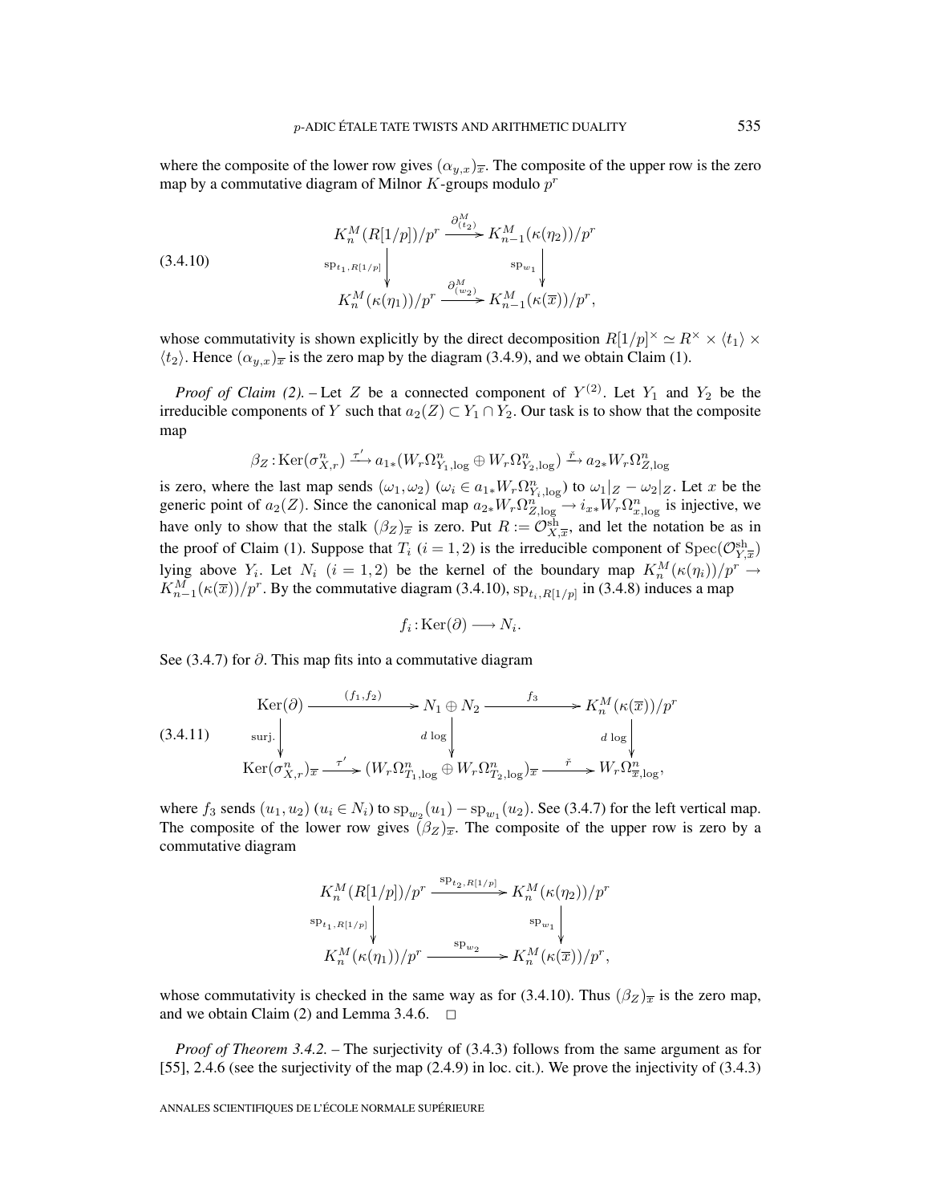where the composite of the lower row gives $(\alpha_{y,x})_{\overline{x}}$. The composite of the upper row is the zero map by a commutative diagram of Milnor $K$-groups modulo $p^r$

$$
\text{(3.4.10)} \qquad \begin{array}{ccc}
K_n^M(R[1/p])/p^r & \xrightarrow{\partial^M_{(t_2)}} & K_{n-1}^M(\kappa(\eta_2))/p^r \\
\Big\downarrow {\scriptstyle \mathrm{sp}_{t_1,R[1/p]}} & & \Big\downarrow {\scriptstyle \mathrm{sp}_{w_1}} \\
K_n^M(\kappa(\eta_1))/p^r & \xrightarrow{\partial^M_{(w_2)}} & K_{n-1}^M(\kappa(\overline{x}))/p^r,
\end{array}
$$

whose commutativity is shown explicitly by the direct decomposition $R[1/p]^\times \simeq R^\times \times \langle t_1 \rangle \times \langle t_2 \rangle$. Hence $(\alpha_{y,x})_{\overline{x}}$ is the zero map by the diagram (3.4.9), and we obtain Claim (1).

*Proof of Claim (2).* – Let $Z$ be a connected component of $Y^{(2)}$. Let $Y_1$ and $Y_2$ be the irreducible components of $Y$ such that $a_2(Z) \subset Y_1 \cap Y_2$. Our task is to show that the composite map

$$
\beta_Z : \mathrm{Ker}(\sigma^n_{X,r}) \xrightarrow{\tau'} a_{1*}(W_r\Omega^n_{Y_1,\log} \oplus W_r\Omega^n_{Y_2,\log}) \xrightarrow{\check{r}} a_{2*}W_r\Omega^n_{Z,\log}
$$

is zero, where the last map sends $(\omega_1, \omega_2)$ $(\omega_i \in a_{1*}W_r\Omega^n_{Y_i,\log})$ to $\omega_1|_Z - \omega_2|_Z$. Let $x$ be the generic point of $a_2(Z)$. Since the canonical map $a_{2*}W_r\Omega^n_{Z,\log} \to i_{x*}W_r\Omega^n_{x,\log}$ is injective, we have only to show that the stalk $(\beta_Z)_{\overline{x}}$ is zero. Put $R := \mathcal{O}^{\mathrm{sh}}_{X,\overline{x}}$, and let the notation be as in the proof of Claim (1). Suppose that $T_i$ $(i = 1, 2)$ is the irreducible component of $\mathrm{Spec}(\mathcal{O}^{\mathrm{sh}}_{Y,\overline{x}})$ lying above $Y_i$. Let $N_i$ $(i = 1, 2)$ be the kernel of the boundary map $K_n^M(\kappa(\eta_i))/p^r \to K_{n-1}^M(\kappa(\overline{x}))/p^r$. By the commutative diagram (3.4.10), $\mathrm{sp}_{t_i,R[1/p]}$ in (3.4.8) induces a map

$$
f_i : \mathrm{Ker}(\partial) \longrightarrow N_i.
$$

See (3.4.7) for $\partial$. This map fits into a commutative diagram

$$
\text{(3.4.11)} \qquad \begin{array}{ccccc}
\mathrm{Ker}(\partial) & \xrightarrow{(f_1,f_2)} & N_1 \oplus N_2 & \xrightarrow{f_3} & K_n^M(\kappa(\overline{x}))/p^r \\
\Big\downarrow {\scriptstyle \mathrm{surj.}} & & \Big\downarrow {\scriptstyle d\log} & & \Big\downarrow {\scriptstyle d\log} \\
\mathrm{Ker}(\sigma^n_{X,r})_{\overline{x}} & \xrightarrow{\tau'} & (W_r\Omega^n_{T_1,\log} \oplus W_r\Omega^n_{T_2,\log})_{\overline{x}} & \xrightarrow{\check{r}} & W_r\Omega^n_{\overline{x},\log},
\end{array}
$$

where $f_3$ sends $(u_1, u_2)$ $(u_i \in N_i)$ to $\mathrm{sp}_{w_2}(u_1) - \mathrm{sp}_{w_1}(u_2)$. See (3.4.7) for the left vertical map. The composite of the lower row gives $(\beta_Z)_{\overline{x}}$. The composite of the upper row is zero by a commutative diagram

$$
\begin{array}{ccc}
K_n^M(R[1/p])/p^r & \xrightarrow{\mathrm{sp}_{t_2,R[1/p]}} & K_n^M(\kappa(\eta_2))/p^r \\
\Big\downarrow {\scriptstyle \mathrm{sp}_{t_1,R[1/p]}} & & \Big\downarrow {\scriptstyle \mathrm{sp}_{w_1}} \\
K_n^M(\kappa(\eta_1))/p^r & \xrightarrow{\mathrm{sp}_{w_2}} & K_n^M(\kappa(\overline{x}))/p^r,
\end{array}
$$

whose commutativity is checked in the same way as for (3.4.10). Thus $(\beta_Z)_{\overline{x}}$ is the zero map, and we obtain Claim (2) and Lemma 3.4.6. $\square$

*Proof of Theorem 3.4.2.* – The surjectivity of (3.4.3) follows from the same argument as for [55], 2.4.6 (see the surjectivity of the map (2.4.9) in loc. cit.). We prove the injectivity of (3.4.3)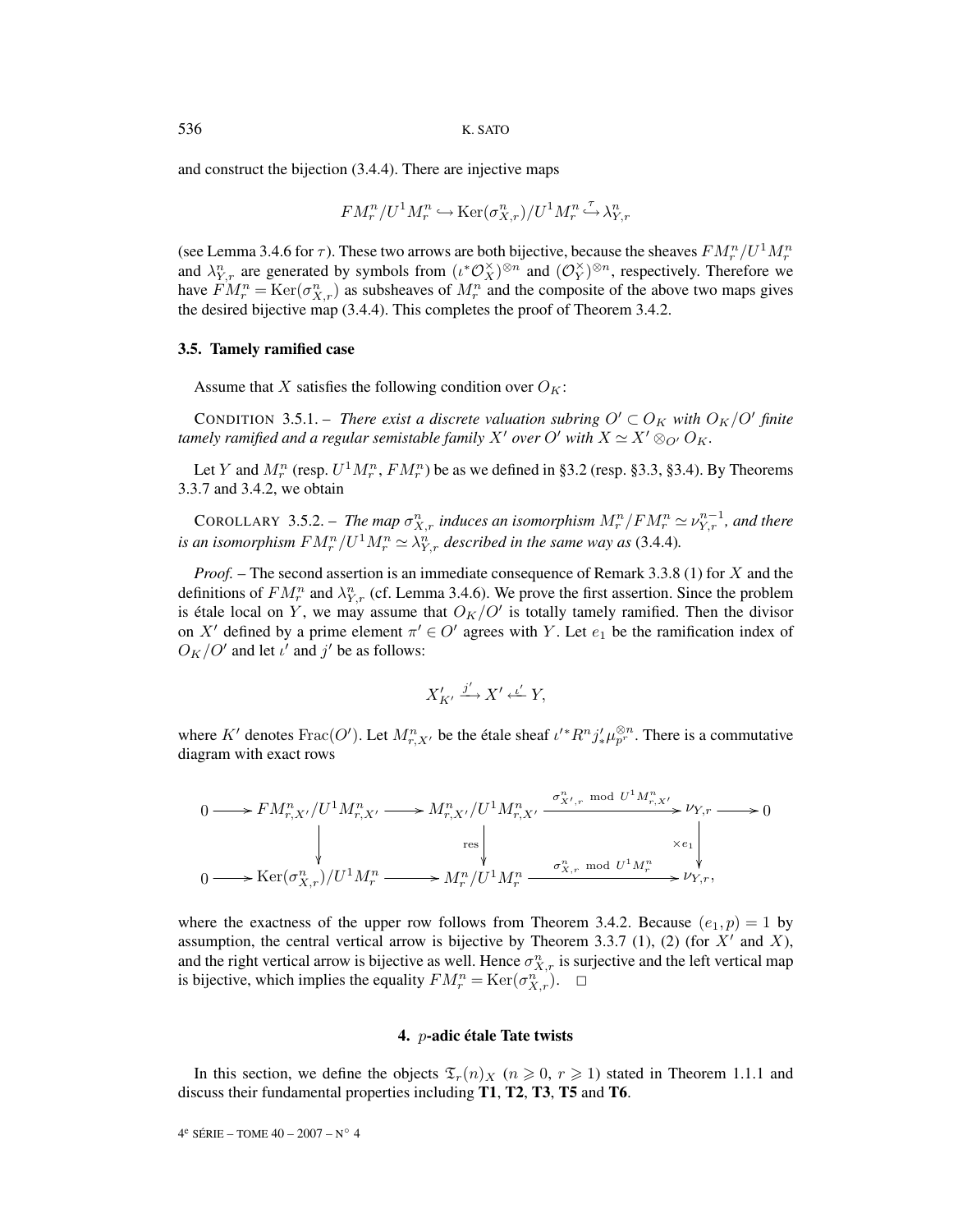and construct the bijection (3.4.4). There are injective maps

$$FM_r^n/U^1M_r^n \hookrightarrow \mathrm{Ker}(\sigma_{X,r}^n)/U^1M_r^n \overset{\tau}{\hookrightarrow} \lambda_{Y,r}^n$$

(see Lemma 3.4.6 for $\tau$). These two arrows are both bijective, because the sheaves $FM_r^n/U^1M_r^n$ and $\lambda_{Y,r}^n$ are generated by symbols from $(\iota^*\mathcal{O}_X^\times)^{\otimes n}$ and $(\mathcal{O}_Y^\times)^{\otimes n}$, respectively. Therefore we have $FM_r^n = \mathrm{Ker}(\sigma_{X,r}^n)$ as subsheaves of $M_r^n$ and the composite of the above two maps gives the desired bijective map (3.4.4). This completes the proof of Theorem 3.4.2.

### 3.5. Tamely ramified case

Assume that $X$ satisfies the following condition over $O_K$:

CONDITION 3.5.1. – *There exist a discrete valuation subring $O' \subset O_K$ with $O_K/O'$ finite tamely ramified and a regular semistable family $X'$ over $O'$ with $X \simeq X' \otimes_{O'} O_K$.*

Let $Y$ and $M_r^n$ (resp. $U^1M_r^n$, $FM_r^n$) be as we defined in §3.2 (resp. §3.3, §3.4). By Theorems 3.3.7 and 3.4.2, we obtain

COROLLARY 3.5.2. – *The map $\sigma_{X,r}^n$ induces an isomorphism $M_r^n/FM_r^n \simeq \nu_{Y,r}^{n-1}$, and there is an isomorphism $FM_r^n/U^1M_r^n \simeq \lambda_{Y,r}^n$ described in the same way as* (3.4.4)*.*

*Proof.* – The second assertion is an immediate consequence of Remark 3.3.8 (1) for $X$ and the definitions of $FM_r^n$ and $\lambda_{Y,r}^n$ (cf. Lemma 3.4.6). We prove the first assertion. Since the problem is étale local on $Y$, we may assume that $O_K/O'$ is totally tamely ramified. Then the divisor on $X'$ defined by a prime element $\pi' \in O'$ agrees with $Y$. Let $e_1$ be the ramification index of $O_K/O'$ and let $\iota'$ and $j'$ be as follows:

$$X'_{K'} \xrightarrow{j'} X' \xleftarrow{\iota'} Y,$$

where $K'$ denotes $\mathrm{Frac}(O')$. Let $M_{r,X'}^n$ be the étale sheaf $\iota'^*R^nj'_*\mu_{p^r}^{\otimes n}$. There is a commutative diagram with exact rows

$$\begin{array}{ccccccccc}
0 & \longrightarrow & FM_{r,X'}^n/U^1M_{r,X'}^n & \longrightarrow & M_{r,X'}^n/U^1M_{r,X'}^n & \xrightarrow{\sigma_{X',r}^n \bmod U^1M_{r,X'}^n} & \nu_{Y,r} & \longrightarrow & 0 \\
 & & \Big\downarrow & & \Big\downarrow{\scriptstyle \mathrm{res}} & & \Big\downarrow{\scriptstyle \times e_1} & & \\
0 & \longrightarrow & \mathrm{Ker}(\sigma_{X,r}^n)/U^1M_r^n & \longrightarrow & M_r^n/U^1M_r^n & \xrightarrow{\sigma_{X,r}^n \bmod U^1M_r^n} & \nu_{Y,r}, & &
\end{array}$$

where the exactness of the upper row follows from Theorem 3.4.2. Because $(e_1, p) = 1$ by assumption, the central vertical arrow is bijective by Theorem 3.3.7 (1), (2) (for $X'$ and $X$), and the right vertical arrow is bijective as well. Hence $\sigma_{X,r}^n$ is surjective and the left vertical map is bijective, which implies the equality $FM_r^n = \mathrm{Ker}(\sigma_{X,r}^n)$. $\square$

## 4. $p$-adic étale Tate twists

In this section, we define the objects $\mathfrak{T}_r(n)_X$ ($n \geqslant 0$, $r \geqslant 1$) stated in Theorem 1.1.1 and discuss their fundamental properties including **T1**, **T2**, **T3**, **T5** and **T6**.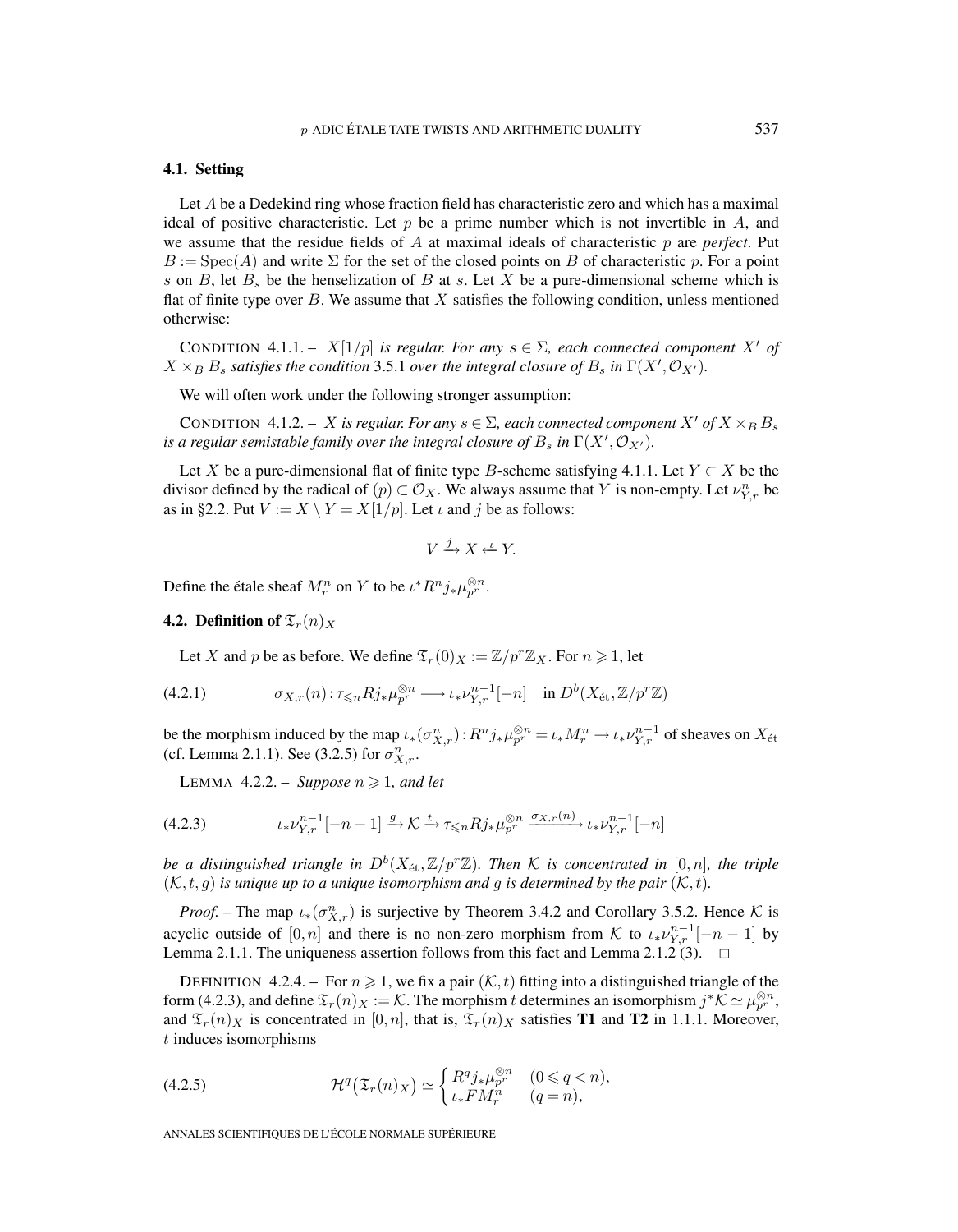### 4.1. Setting

Let $A$ be a Dedekind ring whose fraction field has characteristic zero and which has a maximal ideal of positive characteristic. Let $p$ be a prime number which is not invertible in $A$, and we assume that the residue fields of $A$ at maximal ideals of characteristic $p$ are *perfect*. Put $B := \mathrm{Spec}(A)$ and write $\Sigma$ for the set of the closed points on $B$ of characteristic $p$. For a point $s$ on $B$, let $B_s$ be the henselization of $B$ at $s$. Let $X$ be a pure-dimensional scheme which is flat of finite type over $B$. We assume that $X$ satisfies the following condition, unless mentioned otherwise:

CONDITION 4.1.1. – *$X[1/p]$ is regular. For any $s \in \Sigma$, each connected component $X'$ of $X \times_B B_s$ satisfies the condition* 3.5.1 *over the integral closure of $B_s$ in $\Gamma(X', \mathcal{O}_{X'})$.*

We will often work under the following stronger assumption:

CONDITION 4.1.2. – *$X$ is regular. For any $s \in \Sigma$, each connected component $X'$ of $X \times_B B_s$ is a regular semistable family over the integral closure of $B_s$ in $\Gamma(X', \mathcal{O}_{X'})$.*

Let $X$ be a pure-dimensional flat of finite type $B$-scheme satisfying 4.1.1. Let $Y \subset X$ be the divisor defined by the radical of $(p) \subset \mathcal{O}_X$. We always assume that $Y$ is non-empty. Let $\nu^n_{Y,r}$ be as in §2.2. Put $V := X \setminus Y = X[1/p]$. Let $\iota$ and $j$ be as follows:

$$V \xrightarrow{\ j\ } X \xleftarrow{\ \iota\ } Y.$$

Define the étale sheaf $M^n_r$ on $Y$ to be $\iota^* R^n j_* \mu_{p^r}^{\otimes n}$.

### 4.2. Definition of $\mathfrak{T}_r(n)_X$

Let $X$ and $p$ be as before. We define $\mathfrak{T}_r(0)_X := \mathbb{Z}/p^r\mathbb{Z}_X$. For $n \geqslant 1$, let

$$\sigma_{X,r}(n) : \tau_{\leqslant n} Rj_*\mu_{p^r}^{\otimes n} \longrightarrow \iota_*\nu^{n-1}_{Y,r}[-n] \quad \text{in } D^b(X_{\text{ét}}, \mathbb{Z}/p^r\mathbb{Z}) \tag{4.2.1}$$

be the morphism induced by the map $\iota_*(\sigma^n_{X,r}) : R^n j_*\mu_{p^r}^{\otimes n} = \iota_* M^n_r \to \iota_*\nu^{n-1}_{Y,r}$ of sheaves on $X_{\text{ét}}$ (cf. Lemma 2.1.1). See (3.2.5) for $\sigma^n_{X,r}$.

LEMMA 4.2.2. – *Suppose $n \geqslant 1$, and let*

$$\iota_*\nu^{n-1}_{Y,r}[-n-1] \xrightarrow{\ g\ } \mathcal{K} \xrightarrow{\ t\ } \tau_{\leqslant n} Rj_*\mu_{p^r}^{\otimes n} \xrightarrow{\ \sigma_{X,r}(n)\ } \iota_*\nu^{n-1}_{Y,r}[-n] \tag{4.2.3}$$

*be a distinguished triangle in $D^b(X_{\text{ét}}, \mathbb{Z}/p^r\mathbb{Z})$. Then $\mathcal{K}$ is concentrated in $[0,n]$, the triple $(\mathcal{K}, t, g)$ is unique up to a unique isomorphism and $g$ is determined by the pair $(\mathcal{K}, t)$.*

*Proof.* – The map $\iota_*(\sigma^n_{X,r})$ is surjective by Theorem 3.4.2 and Corollary 3.5.2. Hence $\mathcal{K}$ is acyclic outside of $[0,n]$ and there is no non-zero morphism from $\mathcal{K}$ to $\iota_*\nu^{n-1}_{Y,r}[-n-1]$ by Lemma 2.1.1. The uniqueness assertion follows from this fact and Lemma 2.1.2 (3). □

DEFINITION 4.2.4. – For $n \geqslant 1$, we fix a pair $(\mathcal{K}, t)$ fitting into a distinguished triangle of the form (4.2.3), and define $\mathfrak{T}_r(n)_X := \mathcal{K}$. The morphism $t$ determines an isomorphism $j^*\mathcal{K} \simeq \mu_{p^r}^{\otimes n}$, and $\mathfrak{T}_r(n)_X$ is concentrated in $[0,n]$, that is, $\mathfrak{T}_r(n)_X$ satisfies **T1** and **T2** in 1.1.1. Moreover, $t$ induces isomorphisms

$$\mathcal{H}^q\big(\mathfrak{T}_r(n)_X\big) \simeq \begin{cases} R^q j_*\mu_{p^r}^{\otimes n} & (0 \leqslant q < n), \\ \iota_* F M^n_r & (q = n), \end{cases} \tag{4.2.5}$$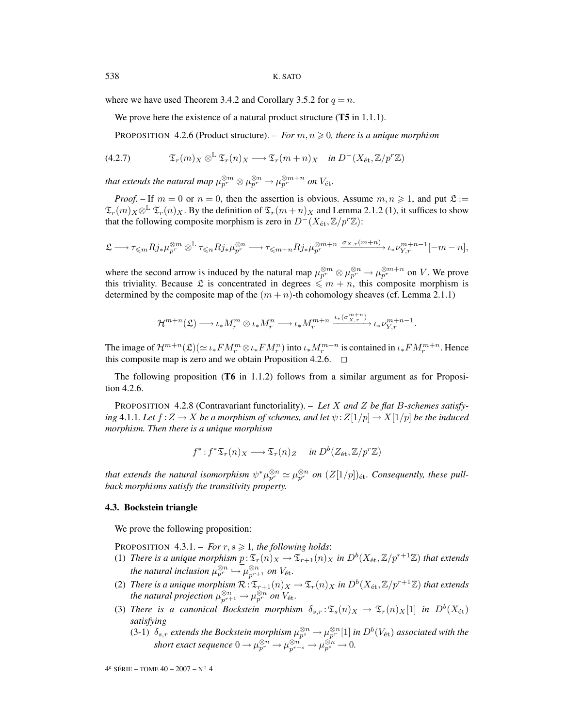where we have used Theorem 3.4.2 and Corollary 3.5.2 for $q = n$.

We prove here the existence of a natural product structure (**T5** in 1.1.1).

PROPOSITION 4.2.6 (Product structure). – *For $m, n \geqslant 0$, there is a unique morphism*

$$\mathfrak{T}_r(m)_X \otimes^{\mathbb{L}} \mathfrak{T}_r(n)_X \longrightarrow \mathfrak{T}_r(m+n)_X \quad \text{in } D^-(X_{\text{ét}}, \mathbb{Z}/p^r\mathbb{Z}) \tag{4.2.7}$$

*that extends the natural map $\mu_{p^r}^{\otimes m} \otimes \mu_{p^r}^{\otimes n} \to \mu_{p^r}^{\otimes m+n}$ on $V_{\text{ét}}$.*

*Proof.* – If $m = 0$ or $n = 0$, then the assertion is obvious. Assume $m, n \geqslant 1$, and put $\mathfrak{L} := \mathfrak{T}_r(m)_X \otimes^{\mathbb{L}} \mathfrak{T}_r(n)_X$. By the definition of $\mathfrak{T}_r(m+n)_X$ and Lemma 2.1.2 (1), it suffices to show that the following composite morphism is zero in $D^-(X_{\text{ét}}, \mathbb{Z}/p^r\mathbb{Z})$:

$$\mathfrak{L} \longrightarrow \tau_{\leqslant m} Rj_*\mu_{p^r}^{\otimes m} \otimes^{\mathbb{L}} \tau_{\leqslant n} Rj_*\mu_{p^r}^{\otimes n} \longrightarrow \tau_{\leqslant m+n} Rj_*\mu_{p^r}^{\otimes m+n} \xrightarrow{\sigma_{X,r}(m+n)} \iota_*\nu_{Y,r}^{m+n-1}[-m-n],$$

where the second arrow is induced by the natural map $\mu_{p^r}^{\otimes m} \otimes \mu_{p^r}^{\otimes n} \to \mu_{p^r}^{\otimes m+n}$ on $V$. We prove this triviality. Because $\mathfrak{L}$ is concentrated in degrees $\leqslant m+n$, this composite morphism is determined by the composite map of the $(m+n)$-th cohomology sheaves (cf. Lemma 2.1.1)

$$\mathcal{H}^{m+n}(\mathfrak{L}) \longrightarrow \iota_*M_r^m \otimes \iota_*M_r^n \longrightarrow \iota_*M_r^{m+n} \xrightarrow{\iota_*(\sigma_{X,r}^{m+n})} \iota_*\nu_{Y,r}^{m+n-1}.$$

The image of $\mathcal{H}^{m+n}(\mathfrak{L})(\simeq \iota_*FM_r^m \otimes \iota_*FM_r^n)$ into $\iota_*M_r^{m+n}$ is contained in $\iota_*FM_r^{m+n}$. Hence this composite map is zero and we obtain Proposition 4.2.6. □

The following proposition (**T6** in 1.1.2) follows from a similar argument as for Proposition 4.2.6.

PROPOSITION 4.2.8 (Contravariant functoriality). – *Let $X$ and $Z$ be flat $B$-schemes satisfying 4.1.1. Let $f : Z \to X$ be a morphism of schemes, and let $\psi : Z[1/p] \to X[1/p]$ be the induced morphism. Then there is a unique morphism*

$$f^* : f^*\mathfrak{T}_r(n)_X \longrightarrow \mathfrak{T}_r(n)_Z \quad \text{in } D^b(Z_{\text{ét}}, \mathbb{Z}/p^r\mathbb{Z})$$

*that extends the natural isomorphism $\psi^*\mu_{p^r}^{\otimes n} \simeq \mu_{p^r}^{\otimes n}$ on $(Z[1/p])_{\text{ét}}$. Consequently, these pull-back morphisms satisfy the transitivity property.*

### 4.3. Bockstein triangle

We prove the following proposition:

PROPOSITION 4.3.1. – *For $r, s \geqslant 1$, the following holds*:

(1) *There is a unique morphism $\underline{p} : \mathfrak{T}_r(n)_X \to \mathfrak{T}_{r+1}(n)_X$ in $D^b(X_{\text{ét}}, \mathbb{Z}/p^{r+1}\mathbb{Z})$ that extends the natural inclusion $\mu_{p^r}^{\otimes n} \hookrightarrow \mu_{p^{r+1}}^{\otimes n}$ on $V_{\text{ét}}$.*

(2) *There is a unique morphism $\mathcal{R} : \mathfrak{T}_{r+1}(n)_X \to \mathfrak{T}_r(n)_X$ in $D^b(X_{\text{ét}}, \mathbb{Z}/p^{r+1}\mathbb{Z})$ that extends the natural projection $\mu_{p^{r+1}}^{\otimes n} \to \mu_{p^r}^{\otimes n}$ on $V_{\text{ét}}$.*

(3) *There is a canonical Bockstein morphism $\delta_{s,r} : \mathfrak{T}_s(n)_X \to \mathfrak{T}_r(n)_X[1]$ in $D^b(X_{\text{ét}})$ satisfying*

   (3-1) *$\delta_{s,r}$ extends the Bockstein morphism $\mu_{p^s}^{\otimes n} \to \mu_{p^r}^{\otimes n}[1]$ in $D^b(V_{\text{ét}})$ associated with the short exact sequence $0 \to \mu_{p^r}^{\otimes n} \to \mu_{p^{r+s}}^{\otimes n} \to \mu_{p^s}^{\otimes n} \to 0$.*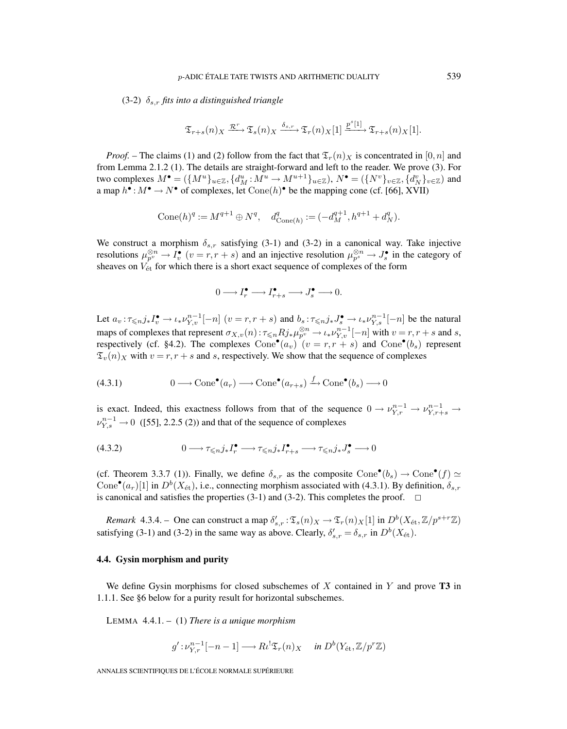(3-2) $\delta_{s,r}$ *fits into a distinguished triangle*

$$\mathfrak{T}_{r+s}(n)_X \xrightarrow{\mathcal{R}^r} \mathfrak{T}_s(n)_X \xrightarrow{\delta_{s,r}} \mathfrak{T}_r(n)_X[1] \xrightarrow{p^s[1]} \mathfrak{T}_{r+s}(n)_X[1].$$

*Proof.* – The claims (1) and (2) follow from the fact that $\mathfrak{T}_r(n)_X$ is concentrated in $[0,n]$ and from Lemma 2.1.2 (1). The details are straight-forward and left to the reader. We prove (3). For two complexes $M^\bullet = (\{M^u\}_{u\in\mathbb{Z}}, \{d_M^u : M^u \to M^{u+1}\}_{u\in\mathbb{Z}})$, $N^\bullet = (\{N^v\}_{v\in\mathbb{Z}}, \{d_N^v\}_{v\in\mathbb{Z}})$ and a map $h^\bullet : M^\bullet \to N^\bullet$ of complexes, let $\mathrm{Cone}(h)^\bullet$ be the mapping cone (cf. [66], XVII)

$$\mathrm{Cone}(h)^q := M^{q+1} \oplus N^q, \quad d^q_{\mathrm{Cone}(h)} := (-d_M^{q+1}, h^{q+1} + d_N^q).$$

We construct a morphism $\delta_{s,r}$ satisfying (3-1) and (3-2) in a canonical way. Take injective resolutions $\mu_{p^v}^{\otimes n} \to I_v^\bullet$ $(v = r, r+s)$ and an injective resolution $\mu_{p^s}^{\otimes n} \to J_s^\bullet$ in the category of sheaves on $V_{\text{ét}}$ for which there is a short exact sequence of complexes of the form

$$0 \longrightarrow I_r^\bullet \longrightarrow I_{r+s}^\bullet \longrightarrow J_s^\bullet \longrightarrow 0.$$

Let $a_v : \tau_{\leqslant n} j_* I_v^\bullet \to \iota_* \nu_{Y,v}^{n-1}[-n]$ $(v = r, r+s)$ and $b_s : \tau_{\leqslant n} j_* J_s^\bullet \to \iota_* \nu_{Y,s}^{n-1}[-n]$ be the natural maps of complexes that represent $\sigma_{X,v}(n) : \tau_{\leqslant n} Rj_* \mu_{p^v}^{\otimes n} \to \iota_* \nu_{Y,v}^{n-1}[-n]$ with $v = r, r+s$ and $s$, respectively (cf. §4.2). The complexes $\mathrm{Cone}^\bullet(a_v)$ $(v = r, r+s)$ and $\mathrm{Cone}^\bullet(b_s)$ represent $\mathfrak{T}_v(n)_X$ with $v = r, r+s$ and $s$, respectively. We show that the sequence of complexes

$$0 \longrightarrow \mathrm{Cone}^\bullet(a_r) \longrightarrow \mathrm{Cone}^\bullet(a_{r+s}) \xrightarrow{f} \mathrm{Cone}^\bullet(b_s) \longrightarrow 0 \tag{4.3.1}$$

is exact. Indeed, this exactness follows from that of the sequence $0 \to \nu_{Y,r}^{n-1} \to \nu_{Y,r+s}^{n-1} \to \nu_{Y,s}^{n-1} \to 0$ ([55], 2.2.5 (2)) and that of the sequence of complexes

$$0 \longrightarrow \tau_{\leqslant n} j_* I_r^\bullet \longrightarrow \tau_{\leqslant n} j_* I_{r+s}^\bullet \longrightarrow \tau_{\leqslant n} j_* J_s^\bullet \longrightarrow 0 \tag{4.3.2}$$

(cf. Theorem 3.3.7 (1)). Finally, we define $\delta_{s,r}$ as the composite $\mathrm{Cone}^\bullet(b_s) \to \mathrm{Cone}^\bullet(f) \simeq \mathrm{Cone}^\bullet(a_r)[1]$ in $D^b(X_{\text{ét}})$, i.e., connecting morphism associated with (4.3.1). By definition, $\delta_{s,r}$ is canonical and satisfies the properties (3-1) and (3-2). This completes the proof. □

*Remark* 4.3.4. – One can construct a map $\delta'_{s,r} : \mathfrak{T}_s(n)_X \to \mathfrak{T}_r(n)_X[1]$ in $D^b(X_{\text{ét}}, \mathbb{Z}/p^{s+r}\mathbb{Z})$ satisfying (3-1) and (3-2) in the same way as above. Clearly, $\delta'_{s,r} = \delta_{s,r}$ in $D^b(X_{\text{ét}})$.

### 4.4. Gysin morphism and purity

We define Gysin morphisms for closed subschemes of $X$ contained in $Y$ and prove **T3** in 1.1.1. See §6 below for a purity result for horizontal subschemes.

LEMMA 4.4.1. – (1) *There is a unique morphism*

$$g' : \nu_{Y,r}^{n-1}[-n-1] \longrightarrow R\iota^! \mathfrak{T}_r(n)_X \quad \textit{in } D^b(Y_{\text{ét}}, \mathbb{Z}/p^r\mathbb{Z})$$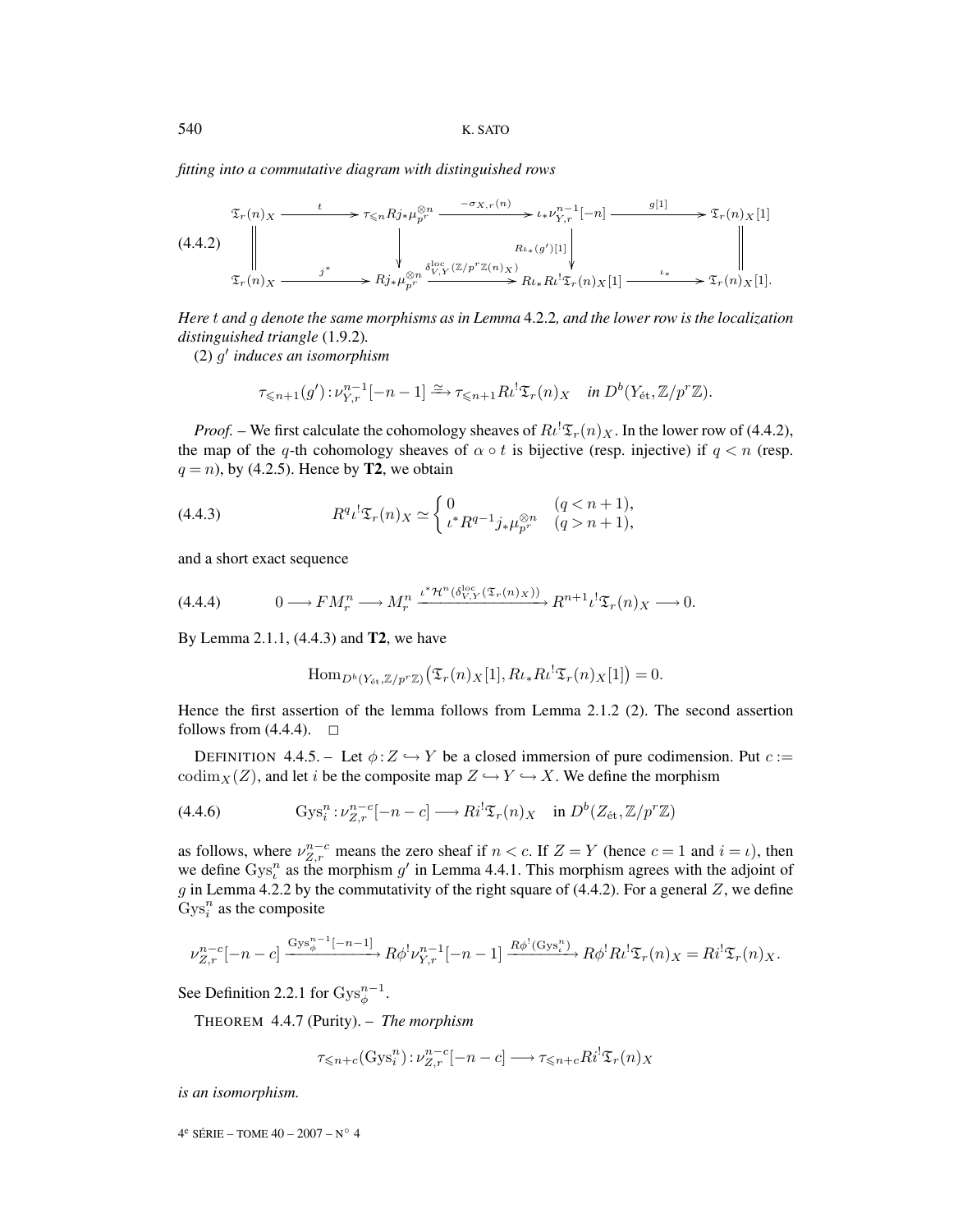*fitting into a commutative diagram with distinguished rows*

$$
(4.4.2)\qquad
\begin{array}{ccccccc}
\mathfrak{T}_r(n)_X & \xrightarrow{\;t\;} & \tau_{\leqslant n} Rj_*\mu_{p^r}^{\otimes n} & \xrightarrow{\;-\sigma_{X,r}(n)\;} & \iota_*\nu_{Y,r}^{n-1}[-n] & \xrightarrow{\;g[1]\;} & \mathfrak{T}_r(n)_X[1] \\
\Big\| & & \Big\downarrow & & \Big\downarrow{\scriptstyle R\iota_*(g')[1]} & & \Big\| \\
\mathfrak{T}_r(n)_X & \xrightarrow{\;j^*\;} & Rj_*\mu_{p^r}^{\otimes n} & \xrightarrow{\;\delta^{\mathrm{loc}}_{V,Y}(\mathbb{Z}/p^r\mathbb{Z}(n)_X)\;} & R\iota_*R\iota^!\mathfrak{T}_r(n)_X[1] & \xrightarrow{\;\iota_*\;} & \mathfrak{T}_r(n)_X[1].
\end{array}
$$

*Here* $t$ *and* $g$ *denote the same morphisms as in Lemma* 4.2.2*, and the lower row is the localization distinguished triangle* (1.9.2)*.*

(2) $g'$ *induces an isomorphism*

$$\tau_{\leqslant n+1}(g') : \nu_{Y,r}^{n-1}[-n-1] \xrightarrow{\simeq} \tau_{\leqslant n+1} R\iota^!\mathfrak{T}_r(n)_X \quad \textit{in } D^b(Y_{\text{ét}}, \mathbb{Z}/p^r\mathbb{Z}).$$

*Proof.* – We first calculate the cohomology sheaves of $R\iota^!\mathfrak{T}_r(n)_X$. In the lower row of (4.4.2), the map of the $q$-th cohomology sheaves of $\alpha \circ t$ is bijective (resp. injective) if $q < n$ (resp. $q = n$), by (4.2.5). Hence by **T2**, we obtain

$$(4.4.3)\qquad R^q\iota^!\mathfrak{T}_r(n)_X \simeq \begin{cases} 0 & (q < n+1), \\ \iota^* R^{q-1} j_*\mu_{p^r}^{\otimes n} & (q > n+1), \end{cases}$$

and a short exact sequence

$$(4.4.4)\qquad 0 \longrightarrow FM_r^n \longrightarrow M_r^n \xrightarrow{\iota^*\mathcal{H}^n(\delta^{\mathrm{loc}}_{V,Y}(\mathfrak{T}_r(n)_X))} R^{n+1}\iota^!\mathfrak{T}_r(n)_X \longrightarrow 0.$$

By Lemma 2.1.1, (4.4.3) and **T2**, we have

$$\mathrm{Hom}_{D^b(Y_{\text{ét}},\mathbb{Z}/p^r\mathbb{Z})}\big(\mathfrak{T}_r(n)_X[1], R\iota_*R\iota^!\mathfrak{T}_r(n)_X[1]\big) = 0.$$

Hence the first assertion of the lemma follows from Lemma 2.1.2 (2). The second assertion follows from (4.4.4). □

DEFINITION 4.4.5. – Let $\phi : Z \hookrightarrow Y$ be a closed immersion of pure codimension. Put $c := \mathrm{codim}_X(Z)$, and let $i$ be the composite map $Z \hookrightarrow Y \hookrightarrow X$. We define the morphism

$$(4.4.6)\qquad \mathrm{Gys}_i^n : \nu_{Z,r}^{n-c}[-n-c] \longrightarrow Ri^!\mathfrak{T}_r(n)_X \quad \text{in } D^b(Z_{\text{ét}}, \mathbb{Z}/p^r\mathbb{Z})$$

as follows, where $\nu_{Z,r}^{n-c}$ means the zero sheaf if $n < c$. If $Z = Y$ (hence $c = 1$ and $i = \iota$), then we define $\mathrm{Gys}_\iota^n$ as the morphism $g'$ in Lemma 4.4.1. This morphism agrees with the adjoint of $g$ in Lemma 4.2.2 by the commutativity of the right square of (4.4.2). For a general $Z$, we define $\mathrm{Gys}_i^n$ as the composite

$$\nu_{Z,r}^{n-c}[-n-c] \xrightarrow{\mathrm{Gys}_\phi^{n-1}[-n-1]} R\phi^!\nu_{Y,r}^{n-1}[-n-1] \xrightarrow{R\phi^!(\mathrm{Gys}_\iota^n)} R\phi^!R\iota^!\mathfrak{T}_r(n)_X = Ri^!\mathfrak{T}_r(n)_X.$$

See Definition 2.2.1 for $\mathrm{Gys}_\phi^{n-1}$.

THEOREM 4.4.7 (Purity). – *The morphism*

$$\tau_{\leqslant n+c}(\mathrm{Gys}_i^n) : \nu_{Z,r}^{n-c}[-n-c] \longrightarrow \tau_{\leqslant n+c}Ri^!\mathfrak{T}_r(n)_X$$

*is an isomorphism.*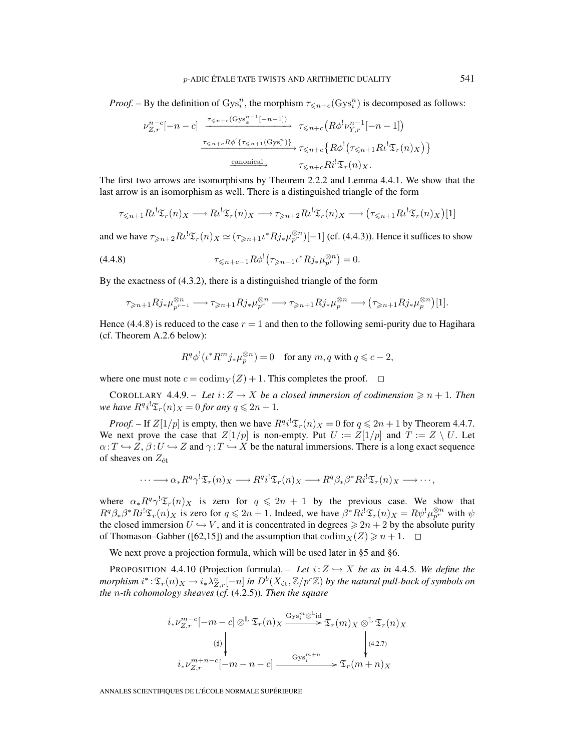*Proof.* – By the definition of $\mathrm{Gys}_i^n$, the morphism $\tau_{\leqslant n+c}(\mathrm{Gys}_i^n)$ is decomposed as follows:

$$\begin{aligned}
\nu_{Z,r}^{n-c}[-n-c] &\xrightarrow{\tau_{\leqslant n+c}(\mathrm{Gys}_\phi^{n-1}[-n-1])} \tau_{\leqslant n+c}\big(R\phi^! \nu_{Y,r}^{n-1}[-n-1]\big) \\
&\xrightarrow{\tau_{\leqslant n+c} R\phi^!\{\tau_{\leqslant n+1}(\mathrm{Gys}_\iota^n)\}} \tau_{\leqslant n+c}\big\{R\phi^!\big(\tau_{\leqslant n+1} R\iota^! \mathfrak{T}_r(n)_X\big)\big\} \\
&\xrightarrow{\text{canonical}} \tau_{\leqslant n+c} Ri^! \mathfrak{T}_r(n)_X.
\end{aligned}$$

The first two arrows are isomorphisms by Theorem 2.2.2 and Lemma 4.4.1. We show that the last arrow is an isomorphism as well. There is a distinguished triangle of the form

$$\tau_{\leqslant n+1} R\iota^! \mathfrak{T}_r(n)_X \longrightarrow R\iota^! \mathfrak{T}_r(n)_X \longrightarrow \tau_{\geqslant n+2} R\iota^! \mathfrak{T}_r(n)_X \longrightarrow \big(\tau_{\leqslant n+1} R\iota^! \mathfrak{T}_r(n)_X\big)[1]$$

and we have $\tau_{\geqslant n+2} R\iota^! \mathfrak{T}_r(n)_X \simeq (\tau_{\geqslant n+1}\iota^* Rj_* \mu_{p^r}^{\otimes n})[-1]$ (cf. (4.4.3)). Hence it suffices to show

$$\tau_{\leqslant n+c-1} R\phi^!\big(\tau_{\geqslant n+1}\iota^* Rj_* \mu_{p^r}^{\otimes n}\big) = 0. \tag{4.4.8}$$

By the exactness of (4.3.2), there is a distinguished triangle of the form

$$\tau_{\geqslant n+1} Rj_* \mu_{p^{r-1}}^{\otimes n} \longrightarrow \tau_{\geqslant n+1} Rj_* \mu_{p^r}^{\otimes n} \longrightarrow \tau_{\geqslant n+1} Rj_* \mu_p^{\otimes n} \longrightarrow \big(\tau_{\geqslant n+1} Rj_* \mu_p^{\otimes n}\big)[1].$$

Hence (4.4.8) is reduced to the case $r=1$ and then to the following semi-purity due to Hagihara (cf. Theorem A.2.6 below):

$$R^q\phi^!(\iota^* R^m j_* \mu_p^{\otimes n}) = 0 \quad \text{for any } m, q \text{ with } q \leqslant c-2,$$

where one must note $c = \mathrm{codim}_Y(Z)+1$. This completes the proof. □

COROLLARY 4.4.9. – *Let $i: Z \to X$ be a closed immersion of codimension $\geqslant n+1$. Then we have $R^q i^! \mathfrak{T}_r(n)_X = 0$ for any $q \leqslant 2n+1$.*

*Proof.* – If $Z[1/p]$ is empty, then we have $R^q i^! \mathfrak{T}_r(n)_X = 0$ for $q \leqslant 2n+1$ by Theorem 4.4.7. We next prove the case that $Z[1/p]$ is non-empty. Put $U := Z[1/p]$ and $T := Z \setminus U$. Let $\alpha: T \hookrightarrow Z$, $\beta: U \hookrightarrow Z$ and $\gamma: T \hookrightarrow X$ be the natural immersions. There is a long exact sequence of sheaves on $Z_{\text{ét}}$

$$\cdots \longrightarrow \alpha_* R^q\gamma^! \mathfrak{T}_r(n)_X \longrightarrow R^q i^! \mathfrak{T}_r(n)_X \longrightarrow R^q\beta_*\beta^* Ri^! \mathfrak{T}_r(n)_X \longrightarrow \cdots,$$

where $\alpha_* R^q\gamma^! \mathfrak{T}_r(n)_X$ is zero for $q \leqslant 2n+1$ by the previous case. We show that $R^q\beta_*\beta^* Ri^! \mathfrak{T}_r(n)_X$ is zero for $q \leqslant 2n+1$. Indeed, we have $\beta^* Ri^! \mathfrak{T}_r(n)_X = R\psi^! \mu_{p^r}^{\otimes n}$ with $\psi$ the closed immersion $U \hookrightarrow V$, and it is concentrated in degrees $\geqslant 2n+2$ by the absolute purity of Thomason–Gabber ([62,15]) and the assumption that $\mathrm{codim}_X(Z) \geqslant n+1$. □

We next prove a projection formula, which will be used later in §5 and §6.

PROPOSITION 4.4.10 (Projection formula). – *Let $i: Z \hookrightarrow X$ be as in 4.4.5. We define the morphism $i^*: \mathfrak{T}_r(n)_X \to i_*\lambda_{Z,r}^n[-n]$ in $D^b(X_{\text{ét}}, \mathbb{Z}/p^r\mathbb{Z})$ by the natural pull-back of symbols on the $n$-th cohomology sheaves (cf. (4.2.5)). Then the square*

$$\begin{array}{ccc}
i_*\nu_{Z,r}^{m-c}[-m-c] \otimes^{\mathbb{L}} \mathfrak{T}_r(n)_X & \xrightarrow{\mathrm{Gys}_i^m \otimes^{\mathbb{L}} \mathrm{id}} & \mathfrak{T}_r(m)_X \otimes^{\mathbb{L}} \mathfrak{T}_r(n)_X \\
\Big\downarrow (\sharp) & & \Big\downarrow (4.2.7) \\
i_*\nu_{Z,r}^{m+n-c}[-m-n-c] & \xrightarrow{\mathrm{Gys}_i^{m+n}} & \mathfrak{T}_r(m+n)_X
\end{array}$$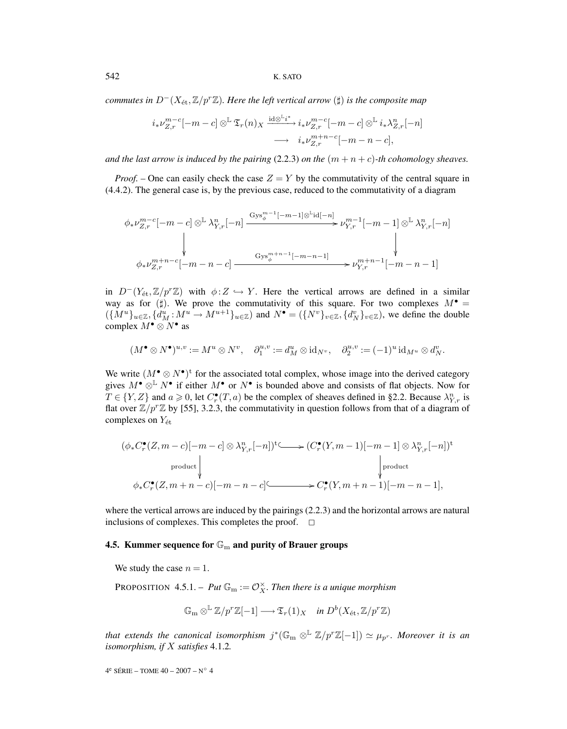*commutes in $D^-(X_{\text{ét}}, \mathbb{Z}/p^r\mathbb{Z})$. Here the left vertical arrow ($\sharp$) is the composite map*

$$
\begin{aligned}
i_*\nu_{Z,r}^{m-c}[-m-c] \otimes^{\mathbb{L}} \mathfrak{T}_r(n)_X \xrightarrow{\mathrm{id}\otimes^{\mathbb{L}} i^*} & \; i_*\nu_{Z,r}^{m-c}[-m-c] \otimes^{\mathbb{L}} i_*\lambda_{Z,r}^{n}[-n] \\
\longrightarrow & \;\; i_*\nu_{Z,r}^{m+n-c}[-m-n-c],
\end{aligned}
$$

*and the last arrow is induced by the pairing* (2.2.3) *on the* $(m+n+c)$*-th cohomology sheaves.*

*Proof.* – One can easily check the case $Z = Y$ by the commutativity of the central square in (4.4.2). The general case is, by the previous case, reduced to the commutativity of a diagram

$$
\begin{array}{ccc}
\phi_*\nu_{Z,r}^{m-c}[-m-c] \otimes^{\mathbb{L}} \lambda_{Y,r}^{n}[-n] & \xrightarrow{\mathrm{Gys}_\phi^{m-1}[-m-1]\otimes^{\mathbb{L}}\mathrm{id}[-n]} & \nu_{Y,r}^{m-1}[-m-1] \otimes^{\mathbb{L}} \lambda_{Y,r}^{n}[-n] \\
\downarrow & & \downarrow \\
\phi_*\nu_{Z,r}^{m+n-c}[-m-n-c] & \xrightarrow{\mathrm{Gys}_\phi^{m+n-1}[-m-n-1]} & \nu_{Y,r}^{m+n-1}[-m-n-1]
\end{array}
$$

in $D^-(Y_{\text{ét}}, \mathbb{Z}/p^r\mathbb{Z})$ with $\phi : Z \hookrightarrow Y$. Here the vertical arrows are defined in a similar way as for ($\sharp$). We prove the commutativity of this square. For two complexes $M^\bullet = (\{M^u\}_{u\in\mathbb{Z}}, \{d_M^u : M^u \to M^{u+1}\}_{u\in\mathbb{Z}})$ and $N^\bullet = (\{N^v\}_{v\in\mathbb{Z}}, \{d_N^v\}_{v\in\mathbb{Z}})$, we define the double complex $M^\bullet \otimes N^\bullet$ as

$$
(M^\bullet \otimes N^\bullet)^{u,v} := M^u \otimes N^v, \quad \partial_1^{u,v} := d_M^u \otimes \mathrm{id}_{N^v}, \quad \partial_2^{u,v} := (-1)^u \,\mathrm{id}_{M^u} \otimes d_N^v.
$$

We write $(M^\bullet \otimes N^\bullet)^{\mathrm{t}}$ for the associated total complex, whose image into the derived category gives $M^\bullet \otimes^{\mathbb{L}} N^\bullet$ if either $M^\bullet$ or $N^\bullet$ is bounded above and consists of flat objects. Now for $T \in \{Y, Z\}$ and $a \geqslant 0$, let $C_r^\bullet(T, a)$ be the complex of sheaves defined in §2.2. Because $\lambda_{Y,r}^n$ is flat over $\mathbb{Z}/p^r\mathbb{Z}$ by [55], 3.2.3, the commutativity in question follows from that of a diagram of complexes on $Y_{\text{ét}}$

$$
\begin{array}{ccc}
(\phi_*C_r^\bullet(Z, m-c)[-m-c] \otimes \lambda_{Y,r}^n[-n])^{\mathrm{t}} & \hookrightarrow & (C_r^\bullet(Y, m-1)[-m-1] \otimes \lambda_{Y,r}^n[-n])^{\mathrm{t}} \\
\Big\downarrow{\scriptstyle \text{product}} & & \Big\downarrow{\scriptstyle \text{product}} \\
\phi_*C_r^\bullet(Z, m+n-c)[-m-n-c] & \hookrightarrow & C_r^\bullet(Y, m+n-1)[-m-n-1],
\end{array}
$$

where the vertical arrows are induced by the pairings (2.2.3) and the horizontal arrows are natural inclusions of complexes. This completes the proof. $\square$

### 4.5. Kummer sequence for $\mathbb{G}_{\mathrm{m}}$ and purity of Brauer groups

We study the case $n = 1$.

PROPOSITION 4.5.1. – *Put $\mathbb{G}_{\mathrm{m}} := \mathcal{O}_X^\times$. Then there is a unique morphism*

$$
\mathbb{G}_{\mathrm{m}} \otimes^{\mathbb{L}} \mathbb{Z}/p^r\mathbb{Z}[-1] \longrightarrow \mathfrak{T}_r(1)_X \quad \text{in } D^b(X_{\text{ét}}, \mathbb{Z}/p^r\mathbb{Z})
$$

*that extends the canonical isomorphism $j^*(\mathbb{G}_{\mathrm{m}} \otimes^{\mathbb{L}} \mathbb{Z}/p^r\mathbb{Z}[-1]) \simeq \mu_{p^r}$. Moreover it is an isomorphism, if $X$ satisfies* 4.1.2.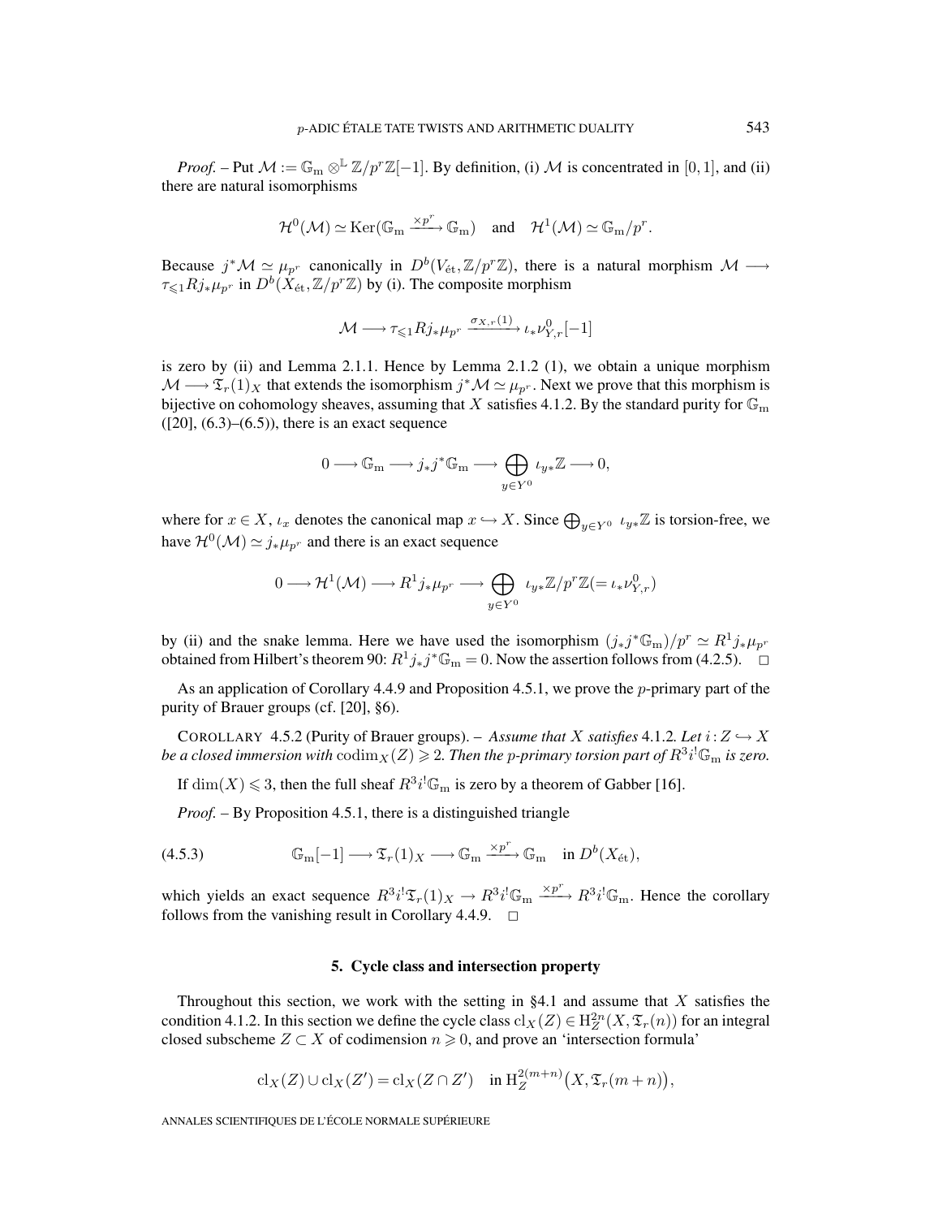*Proof.* – Put $\mathcal{M} := \mathbb{G}_{\mathrm{m}} \otimes^{\mathbb{L}} \mathbb{Z}/p^r\mathbb{Z}[-1]$. By definition, (i) $\mathcal{M}$ is concentrated in $[0,1]$, and (ii) there are natural isomorphisms

$$\mathcal{H}^0(\mathcal{M}) \simeq \mathrm{Ker}(\mathbb{G}_{\mathrm{m}} \xrightarrow{\times p^r} \mathbb{G}_{\mathrm{m}}) \quad \text{and} \quad \mathcal{H}^1(\mathcal{M}) \simeq \mathbb{G}_{\mathrm{m}}/p^r.$$

Because $j^*\mathcal{M} \simeq \mu_{p^r}$ canonically in $D^b(V_{\text{ét}}, \mathbb{Z}/p^r\mathbb{Z})$, there is a natural morphism $\mathcal{M} \longrightarrow \tau_{\leqslant 1} Rj_*\mu_{p^r}$ in $D^b(X_{\text{ét}}, \mathbb{Z}/p^r\mathbb{Z})$ by (i). The composite morphism

$$\mathcal{M} \longrightarrow \tau_{\leqslant 1} Rj_*\mu_{p^r} \xrightarrow{\sigma_{X,r}(1)} \iota_*\nu^0_{Y,r}[-1]$$

is zero by (ii) and Lemma 2.1.1. Hence by Lemma 2.1.2 (1), we obtain a unique morphism $\mathcal{M} \longrightarrow \mathfrak{T}_r(1)_X$ that extends the isomorphism $j^*\mathcal{M} \simeq \mu_{p^r}$. Next we prove that this morphism is bijective on cohomology sheaves, assuming that $X$ satisfies 4.1.2. By the standard purity for $\mathbb{G}_{\mathrm{m}}$ ([20], (6.3)–(6.5)), there is an exact sequence

$$0 \longrightarrow \mathbb{G}_{\mathrm{m}} \longrightarrow j_*j^*\mathbb{G}_{\mathrm{m}} \longrightarrow \bigoplus_{y \in Y^0} \iota_{y*}\mathbb{Z} \longrightarrow 0,$$

where for $x \in X$, $\iota_x$ denotes the canonical map $x \hookrightarrow X$. Since $\bigoplus_{y \in Y^0} \iota_{y*}\mathbb{Z}$ is torsion-free, we have $\mathcal{H}^0(\mathcal{M}) \simeq j_*\mu_{p^r}$ and there is an exact sequence

$$0 \longrightarrow \mathcal{H}^1(\mathcal{M}) \longrightarrow R^1j_*\mu_{p^r} \longrightarrow \bigoplus_{y \in Y^0} \iota_{y*}\mathbb{Z}/p^r\mathbb{Z} (= \iota_*\nu^0_{Y,r})$$

by (ii) and the snake lemma. Here we have used the isomorphism $(j_*j^*\mathbb{G}_{\mathrm{m}})/p^r \simeq R^1j_*\mu_{p^r}$ obtained from Hilbert's theorem 90: $R^1j_*j^*\mathbb{G}_{\mathrm{m}} = 0$. Now the assertion follows from (4.2.5). □

As an application of Corollary 4.4.9 and Proposition 4.5.1, we prove the $p$-primary part of the purity of Brauer groups (cf. [20], §6).

COROLLARY 4.5.2 (Purity of Brauer groups). – *Assume that $X$ satisfies 4.1.2. Let $i : Z \hookrightarrow X$ be a closed immersion with $\mathrm{codim}_X(Z) \geqslant 2$. Then the $p$-primary torsion part of $R^3i^!\mathbb{G}_{\mathrm{m}}$ is zero.*

If $\dim(X) \leqslant 3$, then the full sheaf $R^3i^!\mathbb{G}_{\mathrm{m}}$ is zero by a theorem of Gabber [16].

*Proof.* – By Proposition 4.5.1, there is a distinguished triangle

$$\mathbb{G}_{\mathrm{m}}[-1] \longrightarrow \mathfrak{T}_r(1)_X \longrightarrow \mathbb{G}_{\mathrm{m}} \xrightarrow{\times p^r} \mathbb{G}_{\mathrm{m}} \quad \text{in } D^b(X_{\text{ét}}), \tag{4.5.3}$$

which yields an exact sequence $R^3i^!\mathfrak{T}_r(1)_X \to R^3i^!\mathbb{G}_{\mathrm{m}} \xrightarrow{\times p^r} R^3i^!\mathbb{G}_{\mathrm{m}}$. Hence the corollary follows from the vanishing result in Corollary 4.4.9. □

## 5. Cycle class and intersection property

Throughout this section, we work with the setting in §4.1 and assume that $X$ satisfies the condition 4.1.2. In this section we define the cycle class $\mathrm{cl}_X(Z) \in \mathrm{H}^{2n}_Z(X, \mathfrak{T}_r(n))$ for an integral closed subscheme $Z \subset X$ of codimension $n \geqslant 0$, and prove an 'intersection formula'

$$\mathrm{cl}_X(Z) \cup \mathrm{cl}_X(Z') = \mathrm{cl}_X(Z \cap Z') \quad \text{in } \mathrm{H}^{2(m+n)}_Z\big(X, \mathfrak{T}_r(m+n)\big),$$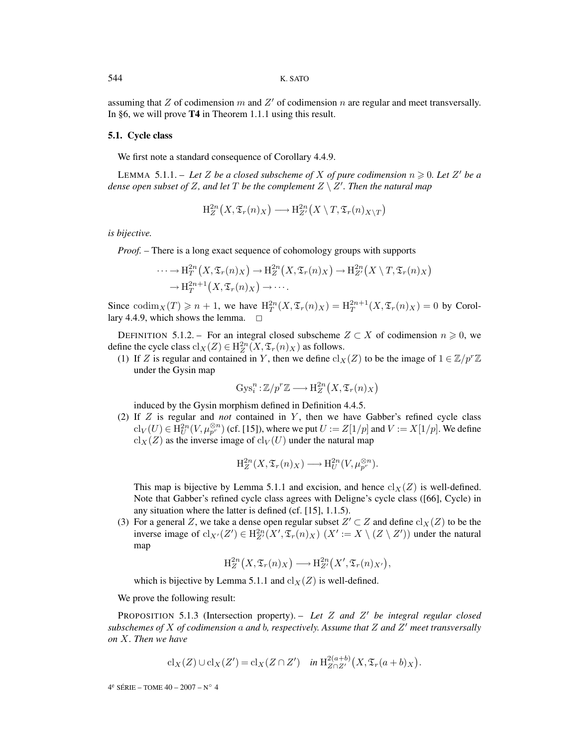assuming that $Z$ of codimension $m$ and $Z'$ of codimension $n$ are regular and meet transversally. In §6, we will prove **T4** in Theorem 1.1.1 using this result.

### 5.1. Cycle class

We first note a standard consequence of Corollary 4.4.9.

LEMMA 5.1.1. – *Let $Z$ be a closed subscheme of $X$ of pure codimension $n \geqslant 0$. Let $Z'$ be a dense open subset of $Z$, and let $T$ be the complement $Z \setminus Z'$. Then the natural map*

$$\mathrm{H}^{2n}_Z\big(X, \mathfrak{T}_r(n)_X\big) \longrightarrow \mathrm{H}^{2n}_{Z'}\big(X \setminus T, \mathfrak{T}_r(n)_{X\setminus T}\big)$$

*is bijective.*

*Proof.* – There is a long exact sequence of cohomology groups with supports

$$\begin{aligned}\cdots \to \mathrm{H}^{2n}_T\big(X, \mathfrak{T}_r(n)_X\big) &\to \mathrm{H}^{2n}_Z\big(X, \mathfrak{T}_r(n)_X\big) \to \mathrm{H}^{2n}_{Z'}\big(X\setminus T, \mathfrak{T}_r(n)_X\big)\\ &\to \mathrm{H}^{2n+1}_T\big(X, \mathfrak{T}_r(n)_X\big) \to \cdots.\end{aligned}$$

Since $\mathrm{codim}_X(T) \geqslant n+1$, we have $\mathrm{H}^{2n}_T(X, \mathfrak{T}_r(n)_X) = \mathrm{H}^{2n+1}_T(X, \mathfrak{T}_r(n)_X) = 0$ by Corollary 4.4.9, which shows the lemma. $\square$

DEFINITION 5.1.2. – For an integral closed subscheme $Z \subset X$ of codimension $n \geqslant 0$, we define the cycle class $\mathrm{cl}_X(Z) \in \mathrm{H}^{2n}_Z(X, \mathfrak{T}_r(n)_X)$ as follows.

(1) If $Z$ is regular and contained in $Y$, then we define $\mathrm{cl}_X(Z)$ to be the image of $1 \in \mathbb{Z}/p^r\mathbb{Z}$ under the Gysin map

$$\mathrm{Gys}^n_i : \mathbb{Z}/p^r\mathbb{Z} \longrightarrow \mathrm{H}^{2n}_Z\big(X, \mathfrak{T}_r(n)_X\big)$$

induced by the Gysin morphism defined in Definition 4.4.5.

(2) If $Z$ is regular and *not* contained in $Y$, then we have Gabber's refined cycle class $\mathrm{cl}_V(U) \in \mathrm{H}^{2n}_U(V, \mu_{p^r}^{\otimes n})$ (cf. [15]), where we put $U := Z[1/p]$ and $V := X[1/p]$. We define $\mathrm{cl}_X(Z)$ as the inverse image of $\mathrm{cl}_V(U)$ under the natural map

$$\mathrm{H}^{2n}_Z(X, \mathfrak{T}_r(n)_X) \longrightarrow \mathrm{H}^{2n}_U(V, \mu_{p^r}^{\otimes n}).$$

This map is bijective by Lemma 5.1.1 and excision, and hence $\mathrm{cl}_X(Z)$ is well-defined. Note that Gabber's refined cycle class agrees with Deligne's cycle class ([66], Cycle) in any situation where the latter is defined (cf. [15], 1.1.5).

(3) For a general $Z$, we take a dense open regular subset $Z' \subset Z$ and define $\mathrm{cl}_X(Z)$ to be the inverse image of $\mathrm{cl}_{X'}(Z') \in \mathrm{H}^{2n}_{Z'}(X', \mathfrak{T}_r(n)_X)$ $(X' := X \setminus (Z \setminus Z'))$ under the natural map

$$\mathrm{H}^{2n}_Z\big(X, \mathfrak{T}_r(n)_X\big) \longrightarrow \mathrm{H}^{2n}_{Z'}\big(X', \mathfrak{T}_r(n)_{X'}\big),$$

which is bijective by Lemma 5.1.1 and $\mathrm{cl}_X(Z)$ is well-defined.

We prove the following result:

PROPOSITION 5.1.3 (Intersection property). – *Let $Z$ and $Z'$ be integral regular closed subschemes of $X$ of codimension $a$ and $b$, respectively. Assume that $Z$ and $Z'$ meet transversally on $X$. Then we have*

$$\mathrm{cl}_X(Z) \cup \mathrm{cl}_X(Z') = \mathrm{cl}_X(Z \cap Z') \quad \textit{in } \mathrm{H}^{2(a+b)}_{Z\cap Z'}\big(X, \mathfrak{T}_r(a+b)_X\big).$$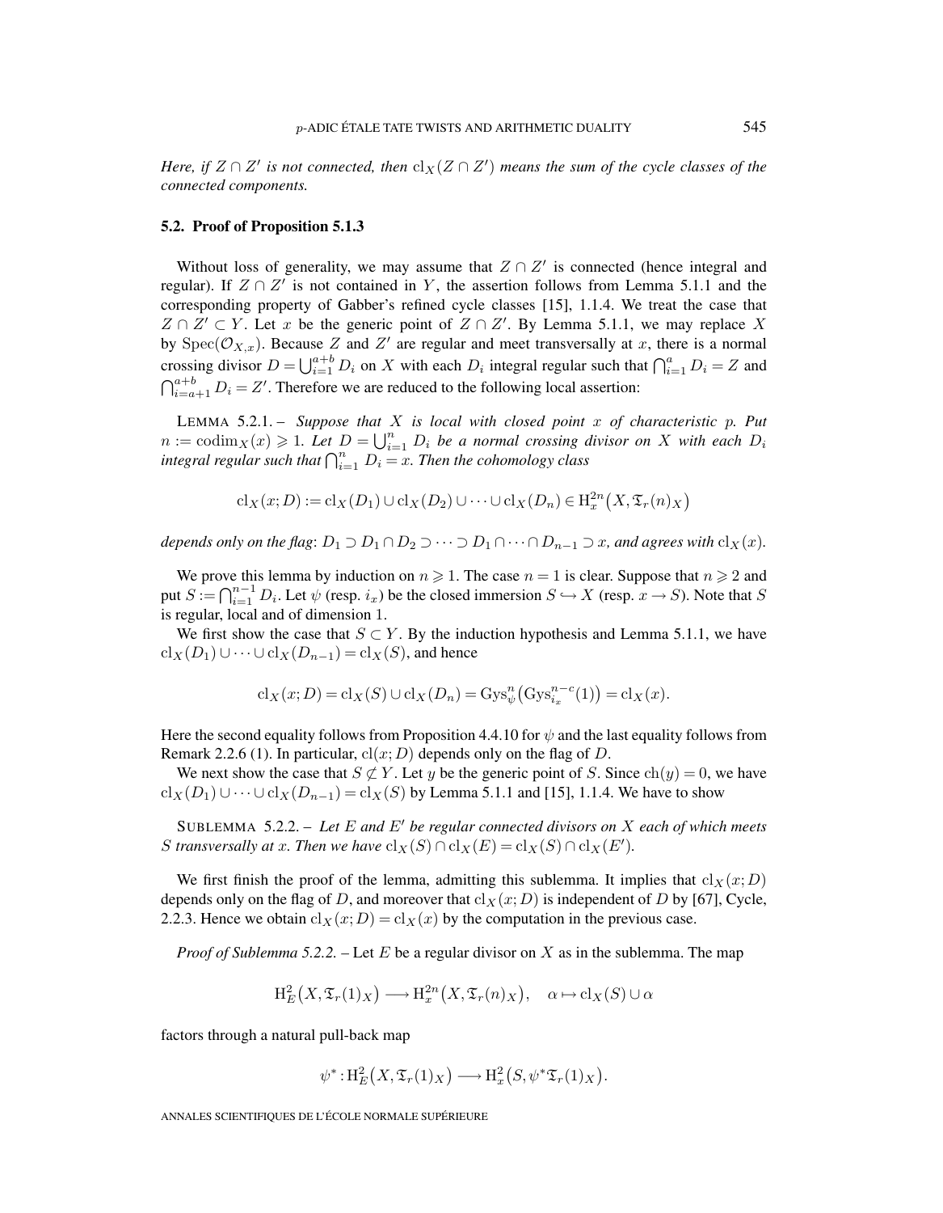*Here, if $Z \cap Z'$ is not connected, then $\mathrm{cl}_X(Z \cap Z')$ means the sum of the cycle classes of the connected components.*

## 5.2. Proof of Proposition 5.1.3

Without loss of generality, we may assume that $Z \cap Z'$ is connected (hence integral and regular). If $Z \cap Z'$ is not contained in $Y$, the assertion follows from Lemma 5.1.1 and the corresponding property of Gabber's refined cycle classes [15], 1.1.4. We treat the case that $Z \cap Z' \subset Y$. Let $x$ be the generic point of $Z \cap Z'$. By Lemma 5.1.1, we may replace $X$ by $\mathrm{Spec}(\mathcal{O}_{X,x})$. Because $Z$ and $Z'$ are regular and meet transversally at $x$, there is a normal crossing divisor $D = \bigcup_{i=1}^{a+b} D_i$ on $X$ with each $D_i$ integral regular such that $\bigcap_{i=1}^{a} D_i = Z$ and $\bigcap_{i=a+1}^{a+b} D_i = Z'$. Therefore we are reduced to the following local assertion:

LEMMA 5.2.1. – *Suppose that $X$ is local with closed point $x$ of characteristic $p$. Put $n := \mathrm{codim}_X(x) \geqslant 1$. Let $D = \bigcup_{i=1}^{n} D_i$ be a normal crossing divisor on $X$ with each $D_i$ integral regular such that $\bigcap_{i=1}^{n} D_i = x$. Then the cohomology class*

$$\mathrm{cl}_X(x; D) := \mathrm{cl}_X(D_1) \cup \mathrm{cl}_X(D_2) \cup \cdots \cup \mathrm{cl}_X(D_n) \in \mathrm{H}^{2n}_x\big(X, \mathfrak{T}_r(n)_X\big)$$

*depends only on the flag: $D_1 \supset D_1 \cap D_2 \supset \cdots \supset D_1 \cap \cdots \cap D_{n-1} \supset x$, and agrees with $\mathrm{cl}_X(x)$.*

We prove this lemma by induction on $n \geqslant 1$. The case $n = 1$ is clear. Suppose that $n \geqslant 2$ and put $S := \bigcap_{i=1}^{n-1} D_i$. Let $\psi$ (resp. $i_x$) be the closed immersion $S \hookrightarrow X$ (resp. $x \to S$). Note that $S$ is regular, local and of dimension 1.

We first show the case that $S \subset Y$. By the induction hypothesis and Lemma 5.1.1, we have $\mathrm{cl}_X(D_1) \cup \cdots \cup \mathrm{cl}_X(D_{n-1}) = \mathrm{cl}_X(S)$, and hence

$$\mathrm{cl}_X(x; D) = \mathrm{cl}_X(S) \cup \mathrm{cl}_X(D_n) = \mathrm{Gys}^n_\psi\big(\mathrm{Gys}^{n-c}_{i_x}(1)\big) = \mathrm{cl}_X(x).$$

Here the second equality follows from Proposition 4.4.10 for $\psi$ and the last equality follows from Remark 2.2.6 (1). In particular, $\mathrm{cl}(x; D)$ depends only on the flag of $D$.

We next show the case that $S \not\subset Y$. Let $y$ be the generic point of $S$. Since $\mathrm{ch}(y) = 0$, we have $\mathrm{cl}_X(D_1) \cup \cdots \cup \mathrm{cl}_X(D_{n-1}) = \mathrm{cl}_X(S)$ by Lemma 5.1.1 and [15], 1.1.4. We have to show

SUBLEMMA 5.2.2. – *Let $E$ and $E'$ be regular connected divisors on $X$ each of which meets $S$ transversally at $x$. Then we have $\mathrm{cl}_X(S) \cap \mathrm{cl}_X(E) = \mathrm{cl}_X(S) \cap \mathrm{cl}_X(E')$.*

We first finish the proof of the lemma, admitting this sublemma. It implies that $\mathrm{cl}_X(x; D)$ depends only on the flag of $D$, and moreover that $\mathrm{cl}_X(x; D)$ is independent of $D$ by [67], Cycle, 2.2.3. Hence we obtain $\mathrm{cl}_X(x; D) = \mathrm{cl}_X(x)$ by the computation in the previous case.

*Proof of Sublemma 5.2.2.* – Let $E$ be a regular divisor on $X$ as in the sublemma. The map

$$\mathrm{H}^2_E\big(X, \mathfrak{T}_r(1)_X\big) \longrightarrow \mathrm{H}^{2n}_x\big(X, \mathfrak{T}_r(n)_X\big), \quad \alpha \mapsto \mathrm{cl}_X(S) \cup \alpha$$

factors through a natural pull-back map

$$\psi^* : \mathrm{H}^2_E\big(X, \mathfrak{T}_r(1)_X\big) \longrightarrow \mathrm{H}^2_x\big(S, \psi^*\mathfrak{T}_r(1)_X\big).$$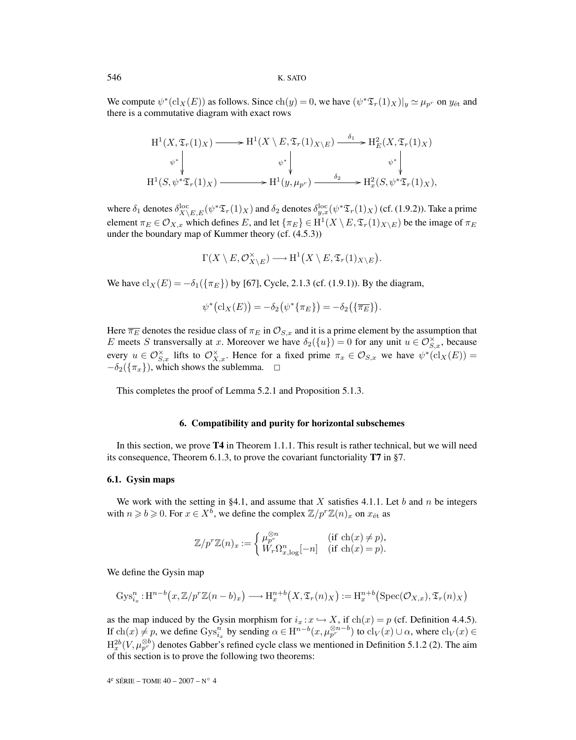We compute $\psi^*(\mathrm{cl}_X(E))$ as follows. Since $\mathrm{ch}(y)=0$, we have $(\psi^*\mathfrak{T}_r(1)_X)|_y \simeq \mu_{p^r}$ on $y_{\text{ét}}$ and there is a commutative diagram with exact rows

$$\begin{array}{ccccc}
\mathrm{H}^1(X,\mathfrak{T}_r(1)_X) & \longrightarrow & \mathrm{H}^1(X\setminus E,\mathfrak{T}_r(1)_{X\setminus E}) & \xrightarrow{\delta_1} & \mathrm{H}^2_E(X,\mathfrak{T}_r(1)_X) \\
\downarrow{\scriptstyle \psi^*} & & \downarrow{\scriptstyle \psi^*} & & \downarrow{\scriptstyle \psi^*} \\
\mathrm{H}^1(S,\psi^*\mathfrak{T}_r(1)_X) & \longrightarrow & \mathrm{H}^1(y,\mu_{p^r}) & \xrightarrow{\delta_2} & \mathrm{H}^2_x(S,\psi^*\mathfrak{T}_r(1)_X),
\end{array}$$

where $\delta_1$ denotes $\delta^{\mathrm{loc}}_{X\setminus E,E}(\psi^*\mathfrak{T}_r(1)_X)$ and $\delta_2$ denotes $\delta^{\mathrm{loc}}_{y,x}(\psi^*\mathfrak{T}_r(1)_X)$ (cf. (1.9.2)). Take a prime element $\pi_E\in\mathcal{O}_{X,x}$ which defines $E$, and let $\{\pi_E\}\in\mathrm{H}^1(X\setminus E,\mathfrak{T}_r(1)_{X\setminus E})$ be the image of $\pi_E$ under the boundary map of Kummer theory (cf. (4.5.3))

$$\Gamma(X\setminus E,\mathcal{O}^\times_{X\setminus E})\longrightarrow \mathrm{H}^1\big(X\setminus E,\mathfrak{T}_r(1)_{X\setminus E}\big).$$

We have $\mathrm{cl}_X(E)=-\delta_1(\{\pi_E\})$ by [67], Cycle, 2.1.3 (cf. (1.9.1)). By the diagram,

$$\psi^*\big(\mathrm{cl}_X(E)\big)=-\delta_2\big(\psi^*\{\pi_E\}\big)=-\delta_2\big(\{\overline{\pi_E}\}\big).$$

Here $\overline{\pi_E}$ denotes the residue class of $\pi_E$ in $\mathcal{O}_{S,x}$ and it is a prime element by the assumption that $E$ meets $S$ transversally at $x$. Moreover we have $\delta_2(\{u\})=0$ for any unit $u\in\mathcal{O}^\times_{S,x}$, because every $u\in\mathcal{O}^\times_{S,x}$ lifts to $\mathcal{O}^\times_{X,x}$. Hence for a fixed prime $\pi_x\in\mathcal{O}_{S,x}$ we have $\psi^*(\mathrm{cl}_X(E))=-\delta_2(\{\pi_x\})$, which shows the sublemma. □

This completes the proof of Lemma 5.2.1 and Proposition 5.1.3.

## 6. Compatibility and purity for horizontal subschemes

In this section, we prove **T4** in Theorem 1.1.1. This result is rather technical, but we will need its consequence, Theorem 6.1.3, to prove the covariant functoriality **T7** in §7.

### 6.1. Gysin maps

We work with the setting in §4.1, and assume that $X$ satisfies 4.1.1. Let $b$ and $n$ be integers with $n\geqslant b\geqslant 0$. For $x\in X^b$, we define the complex $\mathbb{Z}/p^r\mathbb{Z}(n)_x$ on $x_{\text{ét}}$ as

$$\mathbb{Z}/p^r\mathbb{Z}(n)_x:=\begin{cases}\mu_{p^r}^{\otimes n} & (\text{if } \mathrm{ch}(x)\neq p),\\ W_r\Omega^n_{x,\log}[-n] & (\text{if } \mathrm{ch}(x)=p).\end{cases}$$

We define the Gysin map

$$\mathrm{Gys}^n_{i_x}:\mathrm{H}^{n-b}\big(x,\mathbb{Z}/p^r\mathbb{Z}(n-b)_x\big)\longrightarrow \mathrm{H}^{n+b}_x\big(X,\mathfrak{T}_r(n)_X\big):=\mathrm{H}^{n+b}_x\big(\mathrm{Spec}(\mathcal{O}_{X,x}),\mathfrak{T}_r(n)_X\big)$$

as the map induced by the Gysin morphism for $i_x:x\hookrightarrow X$, if $\mathrm{ch}(x)=p$ (cf. Definition 4.4.5). If $\mathrm{ch}(x)\neq p$, we define $\mathrm{Gys}^n_{i_x}$ by sending $\alpha\in\mathrm{H}^{n-b}(x,\mu_{p^r}^{\otimes n-b})$ to $\mathrm{cl}_V(x)\cup\alpha$, where $\mathrm{cl}_V(x)\in\mathrm{H}^{2b}_x(V,\mu_{p^r}^{\otimes b})$ denotes Gabber's refined cycle class we mentioned in Definition 5.1.2 (2). The aim of this section is to prove the following two theorems: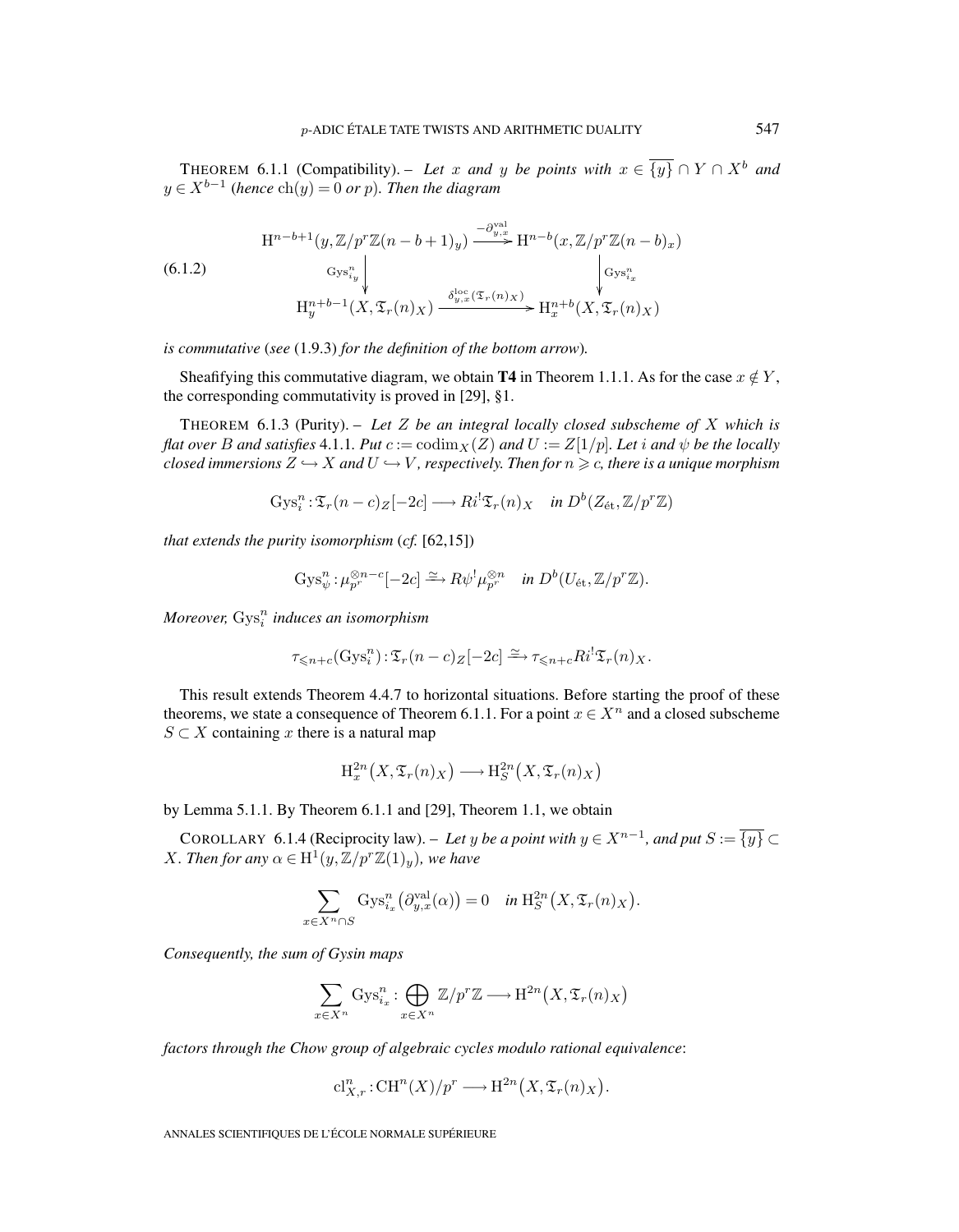THEOREM 6.1.1 (Compatibility). – *Let $x$ and $y$ be points with $x \in \overline{\{y\}} \cap Y \cap X^b$ and $y \in X^{b-1}$ (hence $\mathrm{ch}(y) = 0$ or $p$). Then the diagram*

$$
\begin{array}{ccc}
\mathrm{H}^{n-b+1}(y, \mathbb{Z}/p^r\mathbb{Z}(n-b+1)_y) & \xrightarrow{-\partial^{\mathrm{val}}_{y,x}} & \mathrm{H}^{n-b}(x, \mathbb{Z}/p^r\mathbb{Z}(n-b)_x) \\
\Big\downarrow{\scriptstyle \mathrm{Gys}^n_{i_y}} & & \Big\downarrow{\scriptstyle \mathrm{Gys}^n_{i_x}} \\
\mathrm{H}^{n+b-1}_y(X, \mathfrak{T}_r(n)_X) & \xrightarrow{\delta^{\mathrm{loc}}_{y,x}(\mathfrak{T}_r(n)_X)} & \mathrm{H}^{n+b}_x(X, \mathfrak{T}_r(n)_X)
\end{array}
\tag{6.1.2}
$$

*is commutative (see (1.9.3) for the definition of the bottom arrow).*

Sheafifying this commutative diagram, we obtain **T4** in Theorem 1.1.1. As for the case $x \notin Y$, the corresponding commutativity is proved in [29], §1.

THEOREM 6.1.3 (Purity). – *Let $Z$ be an integral locally closed subscheme of $X$ which is flat over $B$ and satisfies 4.1.1. Put $c := \mathrm{codim}_X(Z)$ and $U := Z[1/p]$. Let $i$ and $\psi$ be the locally closed immersions $Z \hookrightarrow X$ and $U \hookrightarrow V$, respectively. Then for $n \geqslant c$, there is a unique morphism*

$$\mathrm{Gys}^n_i : \mathfrak{T}_r(n-c)_Z[-2c] \longrightarrow Ri^!\mathfrak{T}_r(n)_X \quad \text{in } D^b(Z_{\text{ét}}, \mathbb{Z}/p^r\mathbb{Z})$$

*that extends the purity isomorphism (cf. [62,15])*

$$\mathrm{Gys}^n_\psi : \mu_{p^r}^{\otimes n-c}[-2c] \xrightarrow{\simeq} R\psi^!\mu_{p^r}^{\otimes n} \quad \text{in } D^b(U_{\text{ét}}, \mathbb{Z}/p^r\mathbb{Z}).$$

*Moreover, $\mathrm{Gys}^n_i$ induces an isomorphism*

$$\tau_{\leqslant n+c}(\mathrm{Gys}^n_i) : \mathfrak{T}_r(n-c)_Z[-2c] \xrightarrow{\simeq} \tau_{\leqslant n+c}Ri^!\mathfrak{T}_r(n)_X.$$

This result extends Theorem 4.4.7 to horizontal situations. Before starting the proof of these theorems, we state a consequence of Theorem 6.1.1. For a point $x \in X^n$ and a closed subscheme $S \subset X$ containing $x$ there is a natural map

$$\mathrm{H}^{2n}_x\big(X, \mathfrak{T}_r(n)_X\big) \longrightarrow \mathrm{H}^{2n}_S\big(X, \mathfrak{T}_r(n)_X\big)$$

by Lemma 5.1.1. By Theorem 6.1.1 and [29], Theorem 1.1, we obtain

COROLLARY 6.1.4 (Reciprocity law). – *Let $y$ be a point with $y \in X^{n-1}$, and put $S := \overline{\{y\}} \subset X$. Then for any $\alpha \in \mathrm{H}^1(y, \mathbb{Z}/p^r\mathbb{Z}(1)_y)$, we have*

$$\sum_{x \in X^n \cap S} \mathrm{Gys}^n_{i_x}\big(\partial^{\mathrm{val}}_{y,x}(\alpha)\big) = 0 \quad \text{in } \mathrm{H}^{2n}_S\big(X, \mathfrak{T}_r(n)_X\big).$$

*Consequently, the sum of Gysin maps*

$$\sum_{x \in X^n} \mathrm{Gys}^n_{i_x} : \bigoplus_{x \in X^n} \mathbb{Z}/p^r\mathbb{Z} \longrightarrow \mathrm{H}^{2n}\big(X, \mathfrak{T}_r(n)_X\big)$$

*factors through the Chow group of algebraic cycles modulo rational equivalence:*

$$\mathrm{cl}^n_{X,r} : \mathrm{CH}^n(X)/p^r \longrightarrow \mathrm{H}^{2n}\big(X, \mathfrak{T}_r(n)_X\big).$$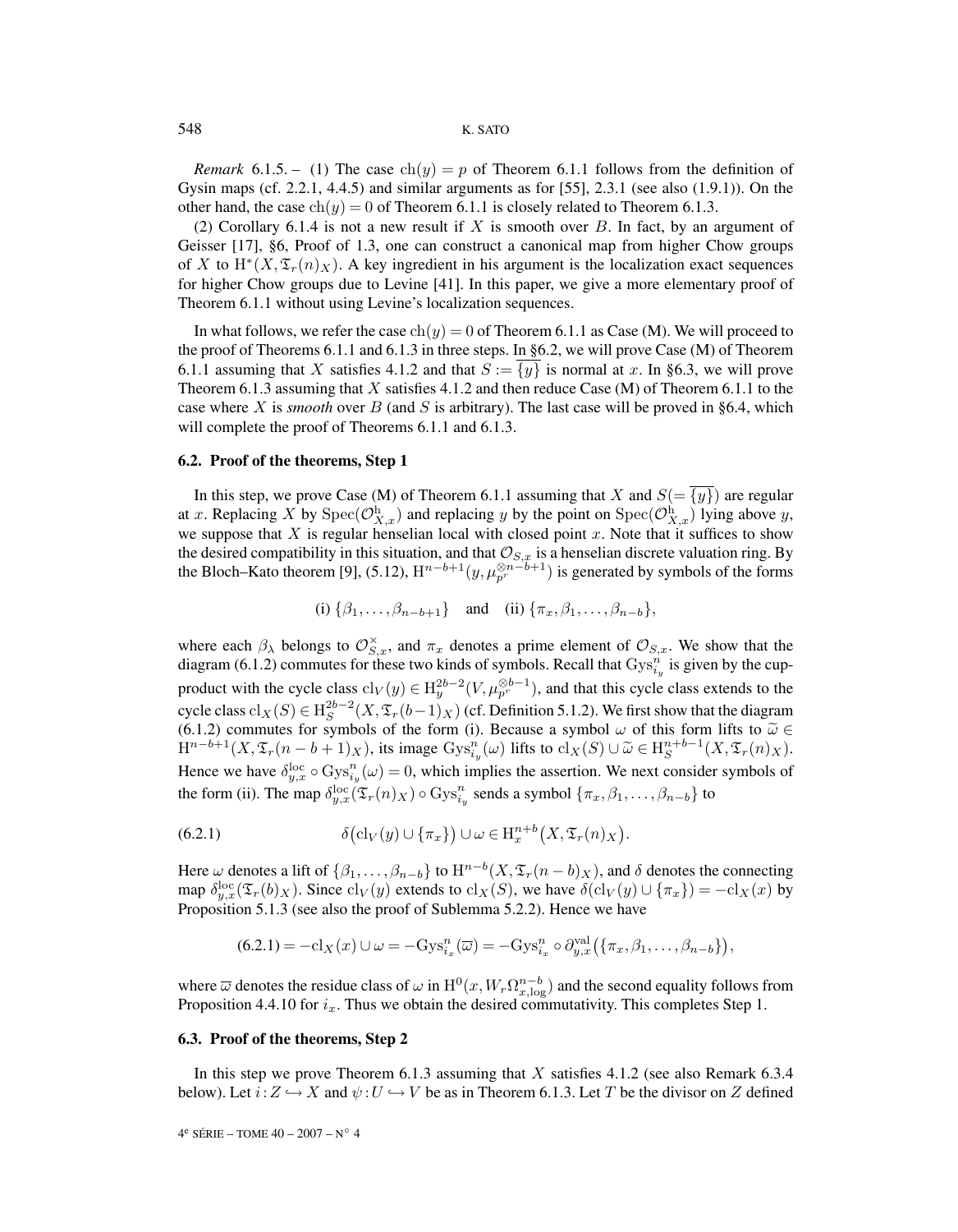*Remark* 6.1.5. – (1) The case $\mathrm{ch}(y)=p$ of Theorem 6.1.1 follows from the definition of Gysin maps (cf. 2.2.1, 4.4.5) and similar arguments as for [55], 2.3.1 (see also (1.9.1)). On the other hand, the case $\mathrm{ch}(y)=0$ of Theorem 6.1.1 is closely related to Theorem 6.1.3.

(2) Corollary 6.1.4 is not a new result if $X$ is smooth over $B$. In fact, by an argument of Geisser [17], §6, Proof of 1.3, one can construct a canonical map from higher Chow groups of $X$ to $\mathrm{H}^*(X,\mathfrak{T}_r(n)_X)$. A key ingredient in his argument is the localization exact sequences for higher Chow groups due to Levine [41]. In this paper, we give a more elementary proof of Theorem 6.1.1 without using Levine's localization sequences.

In what follows, we refer the case $\mathrm{ch}(y)=0$ of Theorem 6.1.1 as Case (M). We will proceed to the proof of Theorems 6.1.1 and 6.1.3 in three steps. In §6.2, we will prove Case (M) of Theorem 6.1.1 assuming that $X$ satisfies 4.1.2 and that $S:=\overline{\{y\}}$ is normal at $x$. In §6.3, we will prove Theorem 6.1.3 assuming that $X$ satisfies 4.1.2 and then reduce Case (M) of Theorem 6.1.1 to the case where $X$ is *smooth* over $B$ (and $S$ is arbitrary). The last case will be proved in §6.4, which will complete the proof of Theorems 6.1.1 and 6.1.3.

### 6.2. Proof of the theorems, Step 1

In this step, we prove Case (M) of Theorem 6.1.1 assuming that $X$ and $S(=\overline{\{y\}})$ are regular at $x$. Replacing $X$ by $\mathrm{Spec}(\mathcal{O}^{\mathrm{h}}_{X,x})$ and replacing $y$ by the point on $\mathrm{Spec}(\mathcal{O}^{\mathrm{h}}_{X,x})$ lying above $y$, we suppose that $X$ is regular henselian local with closed point $x$. Note that it suffices to show the desired compatibility in this situation, and that $\mathcal{O}_{S,x}$ is a henselian discrete valuation ring. By the Bloch–Kato theorem [9], (5.12), $\mathrm{H}^{n-b+1}(y,\mu_{p^r}^{\otimes n-b+1})$ is generated by symbols of the forms

$$\text{(i) } \{\beta_1,\ldots,\beta_{n-b+1}\} \quad \text{and} \quad \text{(ii) } \{\pi_x,\beta_1,\ldots,\beta_{n-b}\},$$

where each $\beta_\lambda$ belongs to $\mathcal{O}^\times_{S,x}$, and $\pi_x$ denotes a prime element of $\mathcal{O}_{S,x}$. We show that the diagram (6.1.2) commutes for these two kinds of symbols. Recall that $\mathrm{Gys}^n_{i_y}$ is given by the cup-product with the cycle class $\mathrm{cl}_V(y)\in \mathrm{H}^{2b-2}_y(V,\mu_{p^r}^{\otimes b-1})$, and that this cycle class extends to the cycle class $\mathrm{cl}_X(S)\in \mathrm{H}^{2b-2}_S(X,\mathfrak{T}_r(b-1)_X)$ (cf. Definition 5.1.2). We first show that the diagram (6.1.2) commutes for symbols of the form (i). Because a symbol $\omega$ of this form lifts to $\widetilde{\omega}\in \mathrm{H}^{n-b+1}(X,\mathfrak{T}_r(n-b+1)_X)$, its image $\mathrm{Gys}^n_{i_y}(\omega)$ lifts to $\mathrm{cl}_X(S)\cup\widetilde{\omega}\in \mathrm{H}^{n+b-1}_S(X,\mathfrak{T}_r(n)_X)$. Hence we have $\delta^{\mathrm{loc}}_{y,x}\circ \mathrm{Gys}^n_{i_y}(\omega)=0$, which implies the assertion. We next consider symbols of the form (ii). The map $\delta^{\mathrm{loc}}_{y,x}(\mathfrak{T}_r(n)_X)\circ \mathrm{Gys}^n_{i_y}$ sends a symbol $\{\pi_x,\beta_1,\ldots,\beta_{n-b}\}$ to

$$\delta\big(\mathrm{cl}_V(y)\cup\{\pi_x\}\big)\cup\omega\in \mathrm{H}^{n+b}_x\big(X,\mathfrak{T}_r(n)_X\big). \tag{6.2.1}$$

Here $\omega$ denotes a lift of $\{\beta_1,\ldots,\beta_{n-b}\}$ to $\mathrm{H}^{n-b}(X,\mathfrak{T}_r(n-b)_X)$, and $\delta$ denotes the connecting map $\delta^{\mathrm{loc}}_{y,x}(\mathfrak{T}_r(b)_X)$. Since $\mathrm{cl}_V(y)$ extends to $\mathrm{cl}_X(S)$, we have $\delta(\mathrm{cl}_V(y)\cup\{\pi_x\})=-\mathrm{cl}_X(x)$ by Proposition 5.1.3 (see also the proof of Sublemma 5.2.2). Hence we have

$$(6.2.1)=-\mathrm{cl}_X(x)\cup\omega=-\mathrm{Gys}^n_{i_x}(\overline{\omega})=-\mathrm{Gys}^n_{i_x}\circ\partial^{\mathrm{val}}_{y,x}\big(\{\pi_x,\beta_1,\ldots,\beta_{n-b}\}\big),$$

where $\overline{\omega}$ denotes the residue class of $\omega$ in $\mathrm{H}^0(x,W_r\Omega^{n-b}_{x,\log})$ and the second equality follows from Proposition 4.4.10 for $i_x$. Thus we obtain the desired commutativity. This completes Step 1.

### 6.3. Proof of the theorems, Step 2

In this step we prove Theorem 6.1.3 assuming that $X$ satisfies 4.1.2 (see also Remark 6.3.4 below). Let $i:Z\hookrightarrow X$ and $\psi:U\hookrightarrow V$ be as in Theorem 6.1.3. Let $T$ be the divisor on $Z$ defined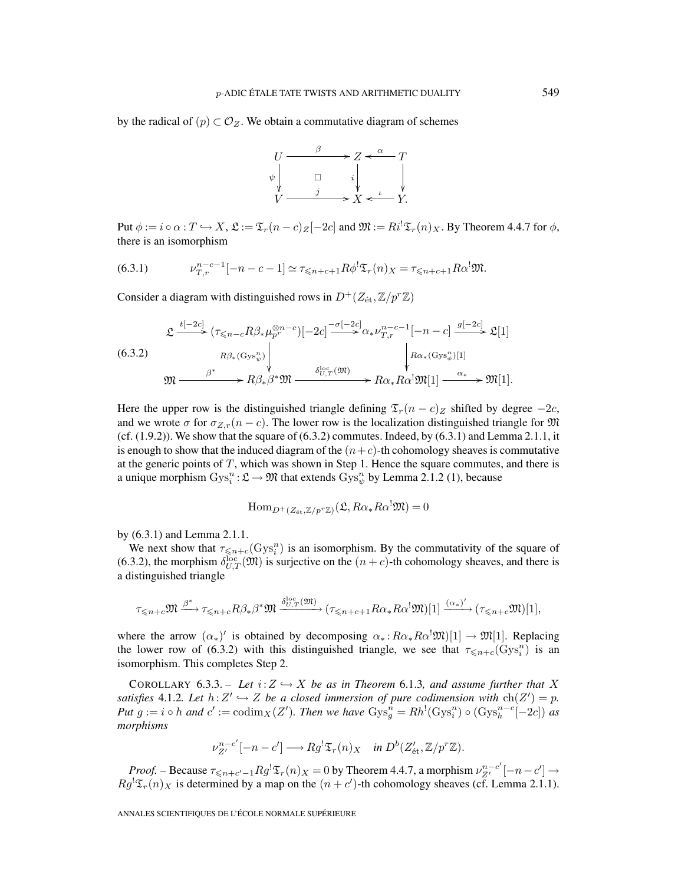by the radical of $(p) \subset \mathcal{O}_Z$. We obtain a commutative diagram of schemes

$$\begin{array}{ccccc} U & \xrightarrow{\beta} & Z & \xleftarrow{\alpha} & T \\ {\scriptstyle\psi}\downarrow & \square & \downarrow{\scriptstyle i} & & \downarrow \\ V & \xrightarrow{j} & X & \xleftarrow{\iota} & Y. \end{array}$$

Put $\phi := i \circ \alpha : T \hookrightarrow X$, $\mathfrak{L} := \mathfrak{T}_r(n-c)_Z[-2c]$ and $\mathfrak{M} := Ri^!\mathfrak{T}_r(n)_X$. By Theorem 4.4.7 for $\phi$, there is an isomorphism

$$\nu_{T,r}^{n-c-1}[-n-c-1] \simeq \tau_{\leqslant n+c+1} R\phi^!\mathfrak{T}_r(n)_X = \tau_{\leqslant n+c+1} R\alpha^!\mathfrak{M}. \tag{6.3.1}$$

Consider a diagram with distinguished rows in $D^+(Z_{\text{ét}}, \mathbb{Z}/p^r\mathbb{Z})$

$$\begin{array}{ccccccc} \mathfrak{L} & \xrightarrow{t[-2c]} & (\tau_{\leqslant n-c} R\beta_*\mu_{p^r}^{\otimes n-c})[-2c] & \xrightarrow{-\sigma[-2c]} & \alpha_*\nu_{T,r}^{n-c-1}[-n-c] & \xrightarrow{g[-2c]} & \mathfrak{L}[1] \\ & & \downarrow{\scriptstyle R\beta_*(\mathrm{Gys}_\psi^n)} & & \downarrow{\scriptstyle R\alpha_*(\mathrm{Gys}_\phi^n)[1]} & & \\ \mathfrak{M} & \xrightarrow{\beta^*} & R\beta_*\beta^*\mathfrak{M} & \xrightarrow{\delta_{U,T}^{\mathrm{loc}}(\mathfrak{M})} & R\alpha_*R\alpha^!\mathfrak{M}[1] & \xrightarrow{\alpha_*} & \mathfrak{M}[1]. \end{array} \tag{6.3.2}$$

Here the upper row is the distinguished triangle defining $\mathfrak{T}_r(n-c)_Z$ shifted by degree $-2c$, and we wrote $\sigma$ for $\sigma_{Z,r}(n-c)$. The lower row is the localization distinguished triangle for $\mathfrak{M}$ (cf. (1.9.2)). We show that the square of (6.3.2) commutes. Indeed, by (6.3.1) and Lemma 2.1.1, it is enough to show that the induced diagram of the $(n+c)$-th cohomology sheaves is commutative at the generic points of $T$, which was shown in Step 1. Hence the square commutes, and there is a unique morphism $\mathrm{Gys}_i^n : \mathfrak{L} \to \mathfrak{M}$ that extends $\mathrm{Gys}_\psi^n$ by Lemma 2.1.2 (1), because

$$\mathrm{Hom}_{D^+(Z_{\text{ét}}, \mathbb{Z}/p^r\mathbb{Z})}(\mathfrak{L}, R\alpha_*R\alpha^!\mathfrak{M}) = 0$$

by (6.3.1) and Lemma 2.1.1.

We next show that $\tau_{\leqslant n+c}(\mathrm{Gys}_i^n)$ is an isomorphism. By the commutativity of the square of (6.3.2), the morphism $\delta_{U,T}^{\mathrm{loc}}(\mathfrak{M})$ is surjective on the $(n+c)$-th cohomology sheaves, and there is a distinguished triangle

$$\tau_{\leqslant n+c}\mathfrak{M} \xrightarrow{\beta^*} \tau_{\leqslant n+c}R\beta_*\beta^*\mathfrak{M} \xrightarrow{\delta_{U,T}^{\mathrm{loc}}(\mathfrak{M})} (\tau_{\leqslant n+c+1}R\alpha_*R\alpha^!\mathfrak{M})[1] \xrightarrow{(\alpha_*)'} (\tau_{\leqslant n+c}\mathfrak{M})[1],$$

where the arrow $(\alpha_*)'$ is obtained by decomposing $\alpha_* : R\alpha_*R\alpha^!\mathfrak{M})[1] \to \mathfrak{M}[1]$. Replacing the lower row of (6.3.2) with this distinguished triangle, we see that $\tau_{\leqslant n+c}(\mathrm{Gys}_i^n)$ is an isomorphism. This completes Step 2.

COROLLARY 6.3.3. – *Let $i : Z \hookrightarrow X$ be as in Theorem 6.1.3, and assume further that $X$ satisfies 4.1.2. Let $h : Z' \hookrightarrow Z$ be a closed immersion of pure codimension with $\mathrm{ch}(Z') = p$. Put $g := i \circ h$ and $c' := \mathrm{codim}_X(Z')$. Then we have $\mathrm{Gys}_g^n = Rh^!(\mathrm{Gys}_i^n) \circ (\mathrm{Gys}_h^{n-c}[-2c])$ as morphisms*

$$\nu_{Z'}^{n-c'}[-n-c'] \longrightarrow Rg^!\mathfrak{T}_r(n)_X \quad \textit{in } D^b(Z'_{\text{ét}}, \mathbb{Z}/p^r\mathbb{Z}).$$

*Proof.* – Because $\tau_{\leqslant n+c'-1}Rg^!\mathfrak{T}_r(n)_X = 0$ by Theorem 4.4.7, a morphism $\nu_{Z'}^{n-c'}[-n-c'] \to Rg^!\mathfrak{T}_r(n)_X$ is determined by a map on the $(n+c')$-th cohomology sheaves (cf. Lemma 2.1.1).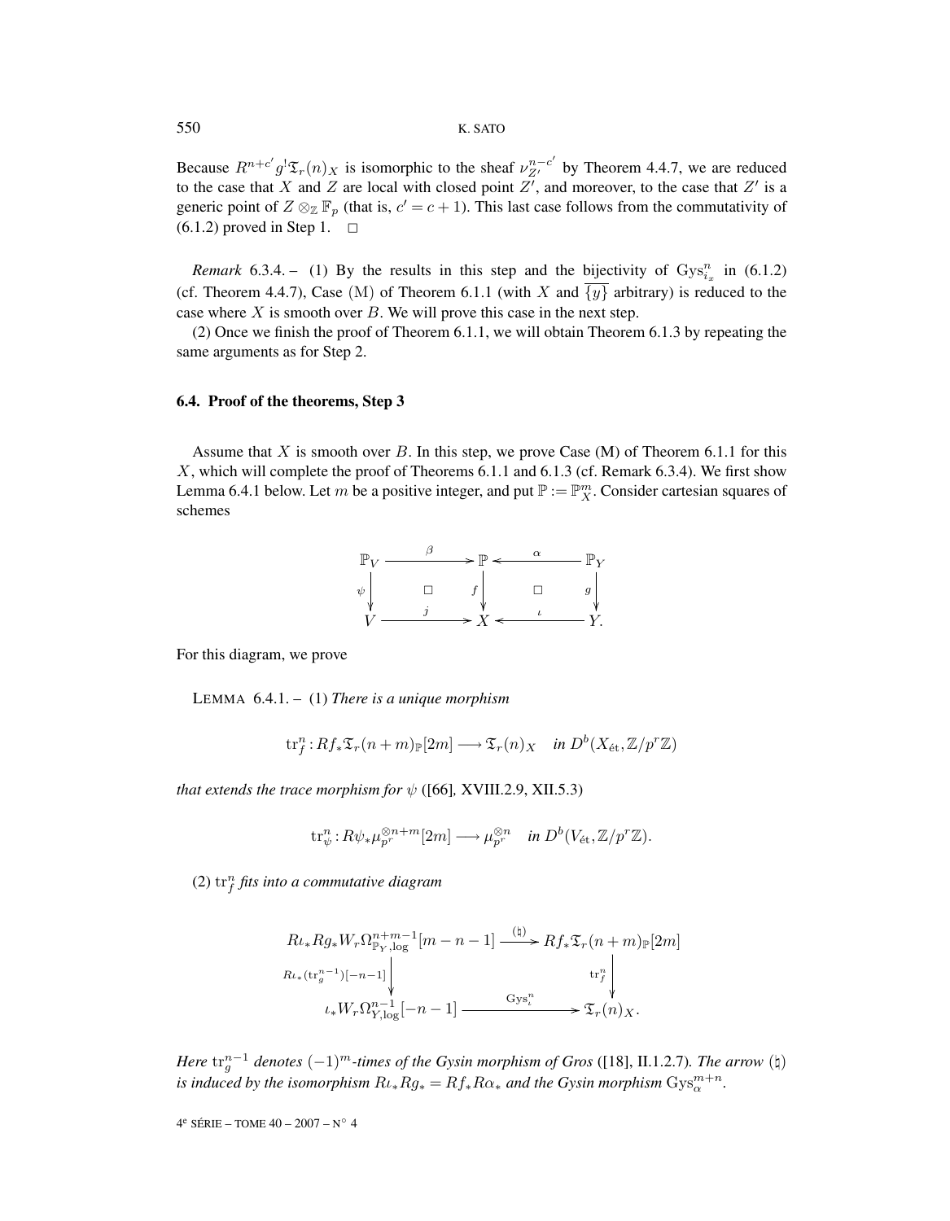Because $R^{n+c'}g^!\mathfrak{T}_r(n)_X$ is isomorphic to the sheaf $\nu_{Z'}^{n-c'}$ by Theorem 4.4.7, we are reduced to the case that $X$ and $Z$ are local with closed point $Z'$, and moreover, to the case that $Z'$ is a generic point of $Z \otimes_{\mathbb{Z}} \mathbb{F}_p$ (that is, $c' = c+1$). This last case follows from the commutativity of (6.1.2) proved in Step 1. □

*Remark* 6.3.4. – (1) By the results in this step and the bijectivity of $\mathrm{Gys}_{i_x}^n$ in (6.1.2) (cf. Theorem 4.4.7), Case (M) of Theorem 6.1.1 (with $X$ and $\overline{\{y\}}$ arbitrary) is reduced to the case where $X$ is smooth over $B$. We will prove this case in the next step.

(2) Once we finish the proof of Theorem 6.1.1, we will obtain Theorem 6.1.3 by repeating the same arguments as for Step 2.

### 6.4. Proof of the theorems, Step 3

Assume that $X$ is smooth over $B$. In this step, we prove Case (M) of Theorem 6.1.1 for this $X$, which will complete the proof of Theorems 6.1.1 and 6.1.3 (cf. Remark 6.3.4). We first show Lemma 6.4.1 below. Let $m$ be a positive integer, and put $\mathbb{P} := \mathbb{P}_X^m$. Consider cartesian squares of schemes

$$\begin{array}{ccccc}
\mathbb{P}_V & \xrightarrow{\beta} & \mathbb{P} & \xleftarrow{\alpha} & \mathbb{P}_Y \\
\psi\downarrow & \Box & f\downarrow & \Box & \downarrow g \\
V & \xrightarrow{j} & X & \xleftarrow{\iota} & Y.
\end{array}$$

For this diagram, we prove

LEMMA 6.4.1. – (1) *There is a unique morphism*

$$\mathrm{tr}_f^n : Rf_*\mathfrak{T}_r(n+m)_{\mathbb{P}}[2m] \longrightarrow \mathfrak{T}_r(n)_X \quad \text{in } D^b(X_{\text{ét}}, \mathbb{Z}/p^r\mathbb{Z})$$

*that extends the trace morphism for* $\psi$ ([66], XVIII.2.9, XII.5.3)

$$\mathrm{tr}_\psi^n : R\psi_*\mu_{p^r}^{\otimes n+m}[2m] \longrightarrow \mu_{p^r}^{\otimes n} \quad \text{in } D^b(V_{\text{ét}}, \mathbb{Z}/p^r\mathbb{Z}).$$

(2) $\mathrm{tr}_f^n$ *fits into a commutative diagram*

$$\begin{array}{ccc}
R\iota_*Rg_*W_r\Omega_{\mathbb{P}_Y,\log}^{n+m-1}[m-n-1] & \xrightarrow{(\natural)} & Rf_*\mathfrak{T}_r(n+m)_{\mathbb{P}}[2m] \\
{\scriptstyle R\iota_*(\mathrm{tr}_g^{n-1})[-n-1]}\downarrow & & \downarrow{\scriptstyle \mathrm{tr}_f^n} \\
\iota_*W_r\Omega_{Y,\log}^{n-1}[-n-1] & \xrightarrow{\mathrm{Gys}_\iota^n} & \mathfrak{T}_r(n)_X.
\end{array}$$

*Here* $\mathrm{tr}_g^{n-1}$ *denotes* $(-1)^m$*-times of the Gysin morphism of Gros* ([18], II.1.2.7)*. The arrow* $(\natural)$ *is induced by the isomorphism* $R\iota_*Rg_* = Rf_*R\alpha_*$ *and the Gysin morphism* $\mathrm{Gys}_\alpha^{m+n}$.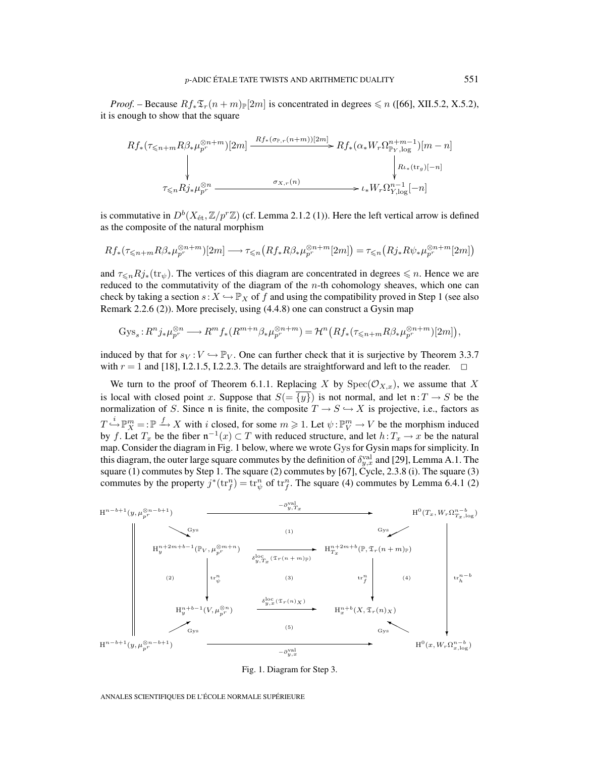*Proof.* – Because $Rf_*\mathfrak{T}_r(n+m)_{\mathbb{P}}[2m]$ is concentrated in degrees $\leqslant n$ ([66], XII.5.2, X.5.2), it is enough to show that the square

$$\begin{array}{ccc}
Rf_*(\tau_{\leqslant n+m}R\beta_*\mu_{p^r}^{\otimes n+m})[2m] & \xrightarrow{Rf_*(\sigma_{\mathbb{P},r}(n+m))[2m]} & Rf_*(\alpha_*W_r\Omega^{n+m-1}_{\mathbb{P}_Y,\log})[m-n] \\
\downarrow & & \downarrow {\scriptstyle R\iota_*(\mathrm{tr}_g)[-n]} \\
\tau_{\leqslant n}Rj_*\mu_{p^r}^{\otimes n} & \xrightarrow{\sigma_{X,r}(n)} & \iota_*W_r\Omega^{n-1}_{Y,\log}[-n]
\end{array}$$

is commutative in $D^b(X_{\text{ét}},\mathbb{Z}/p^r\mathbb{Z})$ (cf. Lemma 2.1.2 (1)). Here the left vertical arrow is defined as the composite of the natural morphism

$$Rf_*(\tau_{\leqslant n+m}R\beta_*\mu_{p^r}^{\otimes n+m})[2m] \longrightarrow \tau_{\leqslant n}\big(Rf_*R\beta_*\mu_{p^r}^{\otimes n+m}[2m]\big) = \tau_{\leqslant n}\big(Rj_*R\psi_*\mu_{p^r}^{\otimes n+m}[2m]\big)$$

and $\tau_{\leqslant n}Rj_*(\mathrm{tr}_\psi)$. The vertices of this diagram are concentrated in degrees $\leqslant n$. Hence we are reduced to the commutativity of the diagram of the $n$-th cohomology sheaves, which one can check by taking a section $s: X \hookrightarrow \mathbb{P}_X$ of $f$ and using the compatibility proved in Step 1 (see also Remark 2.2.6 (2)). More precisely, using (4.4.8) one can construct a Gysin map

$$\mathrm{Gys}_s : R^n j_*\mu_{p^r}^{\otimes n} \longrightarrow R^m f_*(R^{m+n}\beta_*\mu_{p^r}^{\otimes n+m}) = \mathcal{H}^n\big(Rf_*(\tau_{\leqslant n+m}R\beta_*\mu_{p^r}^{\otimes n+m})[2m]\big),$$

induced by that for $s_V : V \hookrightarrow \mathbb{P}_V$. One can further check that it is surjective by Theorem 3.3.7 with $r=1$ and [18], I.2.1.5, I.2.2.3. The details are straightforward and left to the reader. □

We turn to the proof of Theorem 6.1.1. Replacing $X$ by $\mathrm{Spec}(\mathcal{O}_{X,x})$, we assume that $X$ is local with closed point $x$. Suppose that $S(=\overline{\{y\}})$ is not normal, and let $\mathfrak{n}: T \to S$ be the normalization of $S$. Since $\mathfrak{n}$ is finite, the composite $T \to S \hookrightarrow X$ is projective, i.e., factors as $T \overset{i}{\hookrightarrow} \mathbb{P}^m_X =: \mathbb{P} \xrightarrow{f} X$ with $i$ closed, for some $m \geqslant 1$. Let $\psi: \mathbb{P}^m_V \to V$ be the morphism induced by $f$. Let $T_x$ be the fiber $\mathfrak{n}^{-1}(x) \subset T$ with reduced structure, and let $h: T_x \to x$ be the natural map. Consider the diagram in Fig. 1 below, where we wrote Gys for Gysin maps for simplicity. In this diagram, the outer large square commutes by the definition of $\delta^{\mathrm{val}}_{y,x}$ and [29], Lemma A.1. The square (1) commutes by Step 1. The square (2) commutes by [67], Cycle, 2.3.8 (i). The square (3) commutes by the property $j^*(\mathrm{tr}^n_f) = \mathrm{tr}^n_\psi$ of $\mathrm{tr}^n_f$. The square (4) commutes by Lemma 6.4.1 (2)

$$\begin{array}{ccccccc}
\mathrm{H}^{n-b+1}(y,\mu_{p^r}^{\otimes n-b+1}) & & & \xrightarrow{-\partial^{\mathrm{val}}_{y,T_x}} & & & \mathrm{H}^0(T_x, W_r\Omega^{n-b}_{T_x,\log}) \\
\| & \searrow^{\mathrm{Gys}} & & (1) & & \swarrow^{\mathrm{Gys}} & \downarrow \\
\| & & \mathrm{H}^{n+2m+b-1}_y(\mathbb{P}_V,\mu_{p^r}^{\otimes m+n}) & \xrightarrow{\delta^{\mathrm{loc}}_{y,T_x}(\mathfrak{T}_r(n+m)_{\mathbb{P}})} & \mathrm{H}^{n+2m+b}_{T_x}(\mathbb{P},\mathfrak{T}_r(n+m)_{\mathbb{P}}) & & \\
\| & (2) & \downarrow {\scriptstyle \mathrm{tr}^n_\psi} & (3) & \downarrow {\scriptstyle \mathrm{tr}^n_f} & (4) & \downarrow {\scriptstyle \mathrm{tr}^{n-b}_h} \\
\| & & \mathrm{H}^{n+b-1}_y(V,\mu_{p^r}^{\otimes n}) & \xrightarrow{\delta^{\mathrm{loc}}_{y,x}(\mathfrak{T}_r(n)_X)} & \mathrm{H}^{n+b}_x(X,\mathfrak{T}_r(n)_X) & & \\
\| & \nearrow_{\mathrm{Gys}} & & (5) & & \nwarrow_{\mathrm{Gys}} & \\
\mathrm{H}^{n-b+1}(y,\mu_{p^r}^{\otimes n-b+1}) & & & \xrightarrow{-\partial^{\mathrm{val}}_{y,x}} & & & \mathrm{H}^0(x, W_r\Omega^{n-b}_{x,\log})
\end{array}$$

Fig. 1. Diagram for Step 3.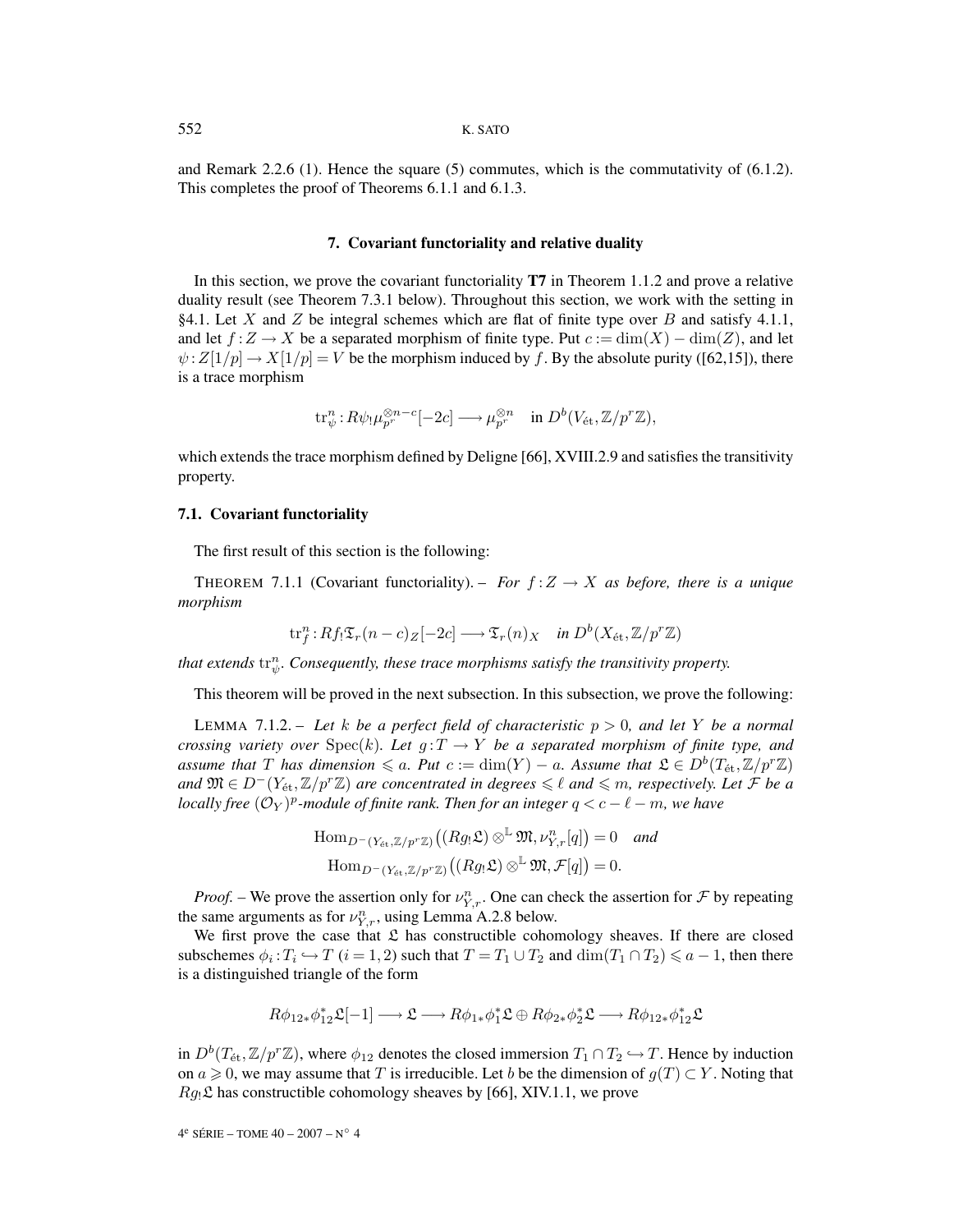and Remark 2.2.6 (1). Hence the square (5) commutes, which is the commutativity of (6.1.2). This completes the proof of Theorems 6.1.1 and 6.1.3.

## 7. Covariant functoriality and relative duality

In this section, we prove the covariant functoriality **T7** in Theorem 1.1.2 and prove a relative duality result (see Theorem 7.3.1 below). Throughout this section, we work with the setting in §4.1. Let $X$ and $Z$ be integral schemes which are flat of finite type over $B$ and satisfy 4.1.1, and let $f:Z\to X$ be a separated morphism of finite type. Put $c:=\dim(X)-\dim(Z)$, and let $\psi:Z[1/p]\to X[1/p]=V$ be the morphism induced by $f$. By the absolute purity ([62,15]), there is a trace morphism

$$\mathrm{tr}^n_\psi : R\psi_!\mu_{p^r}^{\otimes n-c}[-2c]\longrightarrow \mu_{p^r}^{\otimes n}\quad \text{in } D^b(V_{\text{ét}},\mathbb{Z}/p^r\mathbb{Z}),$$

which extends the trace morphism defined by Deligne [66], XVIII.2.9 and satisfies the transitivity property.

### 7.1. Covariant functoriality

The first result of this section is the following:

THEOREM 7.1.1 (Covariant functoriality). – *For $f:Z\to X$ as before, there is a unique morphism*

$$\mathrm{tr}^n_f : Rf_!\mathfrak{T}_r(n-c)_Z[-2c]\longrightarrow \mathfrak{T}_r(n)_X\quad \text{in } D^b(X_{\text{ét}},\mathbb{Z}/p^r\mathbb{Z})$$

*that extends $\mathrm{tr}^n_\psi$. Consequently, these trace morphisms satisfy the transitivity property.*

This theorem will be proved in the next subsection. In this subsection, we prove the following:

LEMMA 7.1.2. – *Let $k$ be a perfect field of characteristic $p>0$, and let $Y$ be a normal crossing variety over $\mathrm{Spec}(k)$. Let $g:T\to Y$ be a separated morphism of finite type, and assume that $T$ has dimension $\leqslant a$. Put $c:=\dim(Y)-a$. Assume that $\mathfrak{L}\in D^b(T_{\text{ét}},\mathbb{Z}/p^r\mathbb{Z})$ and $\mathfrak{M}\in D^-(Y_{\text{ét}},\mathbb{Z}/p^r\mathbb{Z})$ are concentrated in degrees $\leqslant \ell$ and $\leqslant m$, respectively. Let $\mathcal{F}$ be a locally free $(\mathcal{O}_Y)^p$-module of finite rank. Then for an integer $q<c-\ell-m$, we have*

$$\mathrm{Hom}_{D^-(Y_{\text{ét}},\mathbb{Z}/p^r\mathbb{Z})}\big((Rg_!\mathfrak{L})\otimes^{\mathbb{L}}\mathfrak{M},\nu^n_{Y,r}[q]\big)=0\quad \textit{and}$$
$$\mathrm{Hom}_{D^-(Y_{\text{ét}},\mathbb{Z}/p^r\mathbb{Z})}\big((Rg_!\mathfrak{L})\otimes^{\mathbb{L}}\mathfrak{M},\mathcal{F}[q]\big)=0.$$

*Proof.* – We prove the assertion only for $\nu^n_{Y,r}$. One can check the assertion for $\mathcal{F}$ by repeating the same arguments as for $\nu^n_{Y,r}$, using Lemma A.2.8 below.

We first prove the case that $\mathfrak{L}$ has constructible cohomology sheaves. If there are closed subschemes $\phi_i:T_i\hookrightarrow T$ $(i=1,2)$ such that $T=T_1\cup T_2$ and $\dim(T_1\cap T_2)\leqslant a-1$, then there is a distinguished triangle of the form

$$R\phi_{12*}\phi_{12}^*\mathfrak{L}[-1]\longrightarrow \mathfrak{L}\longrightarrow R\phi_{1*}\phi_1^*\mathfrak{L}\oplus R\phi_{2*}\phi_2^*\mathfrak{L}\longrightarrow R\phi_{12*}\phi_{12}^*\mathfrak{L}$$

in $D^b(T_{\text{ét}},\mathbb{Z}/p^r\mathbb{Z})$, where $\phi_{12}$ denotes the closed immersion $T_1\cap T_2\hookrightarrow T$. Hence by induction on $a\geqslant 0$, we may assume that $T$ is irreducible. Let $b$ be the dimension of $g(T)\subset Y$. Noting that $Rg_!\mathfrak{L}$ has constructible cohomology sheaves by [66], XIV.1.1, we prove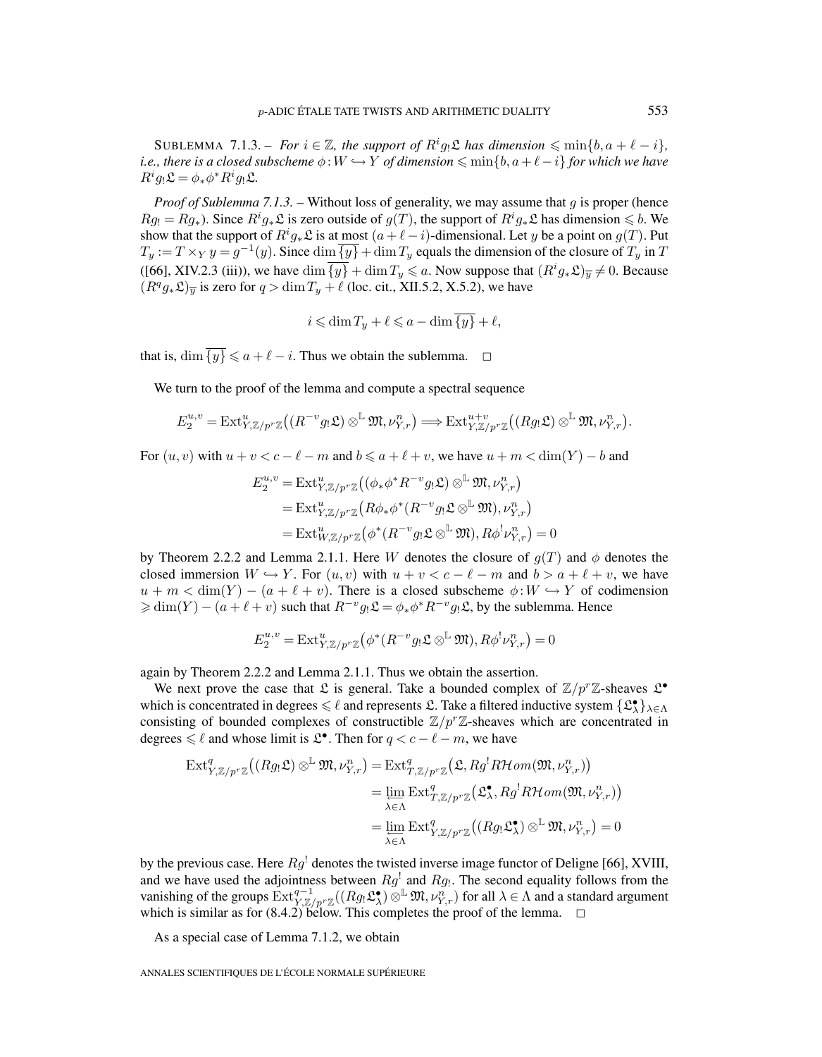SUBLEMMA 7.1.3. – *For $i \in \mathbb{Z}$, the support of $R^i g_! \mathfrak{L}$ has dimension $\leqslant \min\{b, a+\ell-i\}$, i.e., there is a closed subscheme $\phi : W \hookrightarrow Y$ of dimension $\leqslant \min\{b, a+\ell-i\}$ for which we have $R^i g_! \mathfrak{L} = \phi_* \phi^* R^i g_! \mathfrak{L}$.*

*Proof of Sublemma 7.1.3.* – Without loss of generality, we may assume that $g$ is proper (hence $Rg_! = Rg_*$). Since $R^i g_* \mathfrak{L}$ is zero outside of $g(T)$, the support of $R^i g_* \mathfrak{L}$ has dimension $\leqslant b$. We show that the support of $R^i g_* \mathfrak{L}$ is at most $(a+\ell-i)$-dimensional. Let $y$ be a point on $g(T)$. Put $T_y := T \times_Y y = g^{-1}(y)$. Since $\dim \overline{\{y\}} + \dim T_y$ equals the dimension of the closure of $T_y$ in $T$ ([66], XIV.2.3 (iii)), we have $\dim \overline{\{y\}} + \dim T_y \leqslant a$. Now suppose that $(R^i g_* \mathfrak{L})_{\overline{y}} \neq 0$. Because $(R^q g_* \mathfrak{L})_{\overline{y}}$ is zero for $q > \dim T_y + \ell$ (loc. cit., XII.5.2, X.5.2), we have

$$i \leqslant \dim T_y + \ell \leqslant a - \dim \overline{\{y\}} + \ell,$$

that is, $\dim \overline{\{y\}} \leqslant a + \ell - i$. Thus we obtain the sublemma. $\square$

We turn to the proof of the lemma and compute a spectral sequence

$$E_2^{u,v} = \operatorname{Ext}^u_{Y, \mathbb{Z}/p^r\mathbb{Z}}\big((R^{-v} g_! \mathfrak{L}) \otimes^{\mathbb{L}} \mathfrak{M}, \nu^n_{Y,r}\big) \Longrightarrow \operatorname{Ext}^{u+v}_{Y, \mathbb{Z}/p^r\mathbb{Z}}\big((Rg_! \mathfrak{L}) \otimes^{\mathbb{L}} \mathfrak{M}, \nu^n_{Y,r}\big).$$

For $(u,v)$ with $u+v < c-\ell-m$ and $b \leqslant a+\ell+v$, we have $u+m < \dim(Y) - b$ and

$$\begin{aligned}
E_2^{u,v} &= \operatorname{Ext}^u_{Y, \mathbb{Z}/p^r\mathbb{Z}}\big((\phi_* \phi^* R^{-v} g_! \mathfrak{L}) \otimes^{\mathbb{L}} \mathfrak{M}, \nu^n_{Y,r}\big) \\
&= \operatorname{Ext}^u_{Y, \mathbb{Z}/p^r\mathbb{Z}}\big(R\phi_* \phi^* (R^{-v} g_! \mathfrak{L} \otimes^{\mathbb{L}} \mathfrak{M}), \nu^n_{Y,r}\big) \\
&= \operatorname{Ext}^u_{W, \mathbb{Z}/p^r\mathbb{Z}}\big(\phi^* (R^{-v} g_! \mathfrak{L} \otimes^{\mathbb{L}} \mathfrak{M}), R\phi^! \nu^n_{Y,r}\big) = 0
\end{aligned}$$

by Theorem 2.2.2 and Lemma 2.1.1. Here $W$ denotes the closure of $g(T)$ and $\phi$ denotes the closed immersion $W \hookrightarrow Y$. For $(u,v)$ with $u+v < c-\ell-m$ and $b > a+\ell+v$, we have $u+m < \dim(Y) - (a+\ell+v)$. There is a closed subscheme $\phi : W \hookrightarrow Y$ of codimension $\geqslant \dim(Y) - (a+\ell+v)$ such that $R^{-v} g_! \mathfrak{L} = \phi_* \phi^* R^{-v} g_! \mathfrak{L}$, by the sublemma. Hence

$$E_2^{u,v} = \operatorname{Ext}^u_{Y, \mathbb{Z}/p^r\mathbb{Z}}\big(\phi^* (R^{-v} g_! \mathfrak{L} \otimes^{\mathbb{L}} \mathfrak{M}), R\phi^! \nu^n_{Y,r}\big) = 0$$

again by Theorem 2.2.2 and Lemma 2.1.1. Thus we obtain the assertion.

We next prove the case that $\mathfrak{L}$ is general. Take a bounded complex of $\mathbb{Z}/p^r\mathbb{Z}$-sheaves $\mathfrak{L}^\bullet$ which is concentrated in degrees $\leqslant \ell$ and represents $\mathfrak{L}$. Take a filtered inductive system $\{\mathfrak{L}^\bullet_\lambda\}_{\lambda \in \Lambda}$ consisting of bounded complexes of constructible $\mathbb{Z}/p^r\mathbb{Z}$-sheaves which are concentrated in degrees $\leqslant \ell$ and whose limit is $\mathfrak{L}^\bullet$. Then for $q < c-\ell-m$, we have

$$\begin{aligned}
\operatorname{Ext}^q_{Y, \mathbb{Z}/p^r\mathbb{Z}}\big((Rg_! \mathfrak{L}) \otimes^{\mathbb{L}} \mathfrak{M}, \nu^n_{Y,r}\big) &= \operatorname{Ext}^q_{T, \mathbb{Z}/p^r\mathbb{Z}}\big(\mathfrak{L}, Rg^! R\mathcal{H}om(\mathfrak{M}, \nu^n_{Y,r})\big) \\
&= \varprojlim_{\lambda \in \Lambda} \operatorname{Ext}^q_{T, \mathbb{Z}/p^r\mathbb{Z}}\big(\mathfrak{L}^\bullet_\lambda, Rg^! R\mathcal{H}om(\mathfrak{M}, \nu^n_{Y,r})\big) \\
&= \varprojlim_{\lambda \in \Lambda} \operatorname{Ext}^q_{Y, \mathbb{Z}/p^r\mathbb{Z}}\big((Rg_! \mathfrak{L}^\bullet_\lambda) \otimes^{\mathbb{L}} \mathfrak{M}, \nu^n_{Y,r}\big) = 0
\end{aligned}$$

by the previous case. Here $Rg^!$ denotes the twisted inverse image functor of Deligne [66], XVIII, and we have used the adjointness between $Rg^!$ and $Rg_!$. The second equality follows from the vanishing of the groups $\operatorname{Ext}^{q-1}_{Y, \mathbb{Z}/p^r\mathbb{Z}}((Rg_! \mathfrak{L}^\bullet_\lambda) \otimes^{\mathbb{L}} \mathfrak{M}, \nu^n_{Y,r})$ for all $\lambda \in \Lambda$ and a standard argument which is similar as for (8.4.2) below. This completes the proof of the lemma. $\square$

As a special case of Lemma 7.1.2, we obtain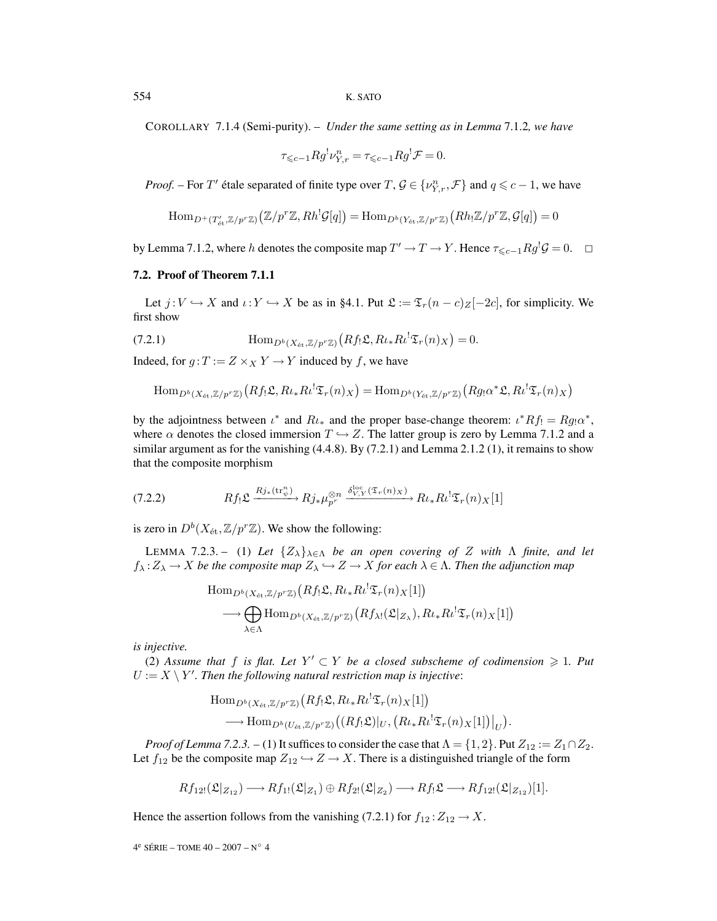COROLLARY 7.1.4 (Semi-purity). – *Under the same setting as in Lemma* 7.1.2*, we have*

$$\tau_{\leqslant c-1} Rg^! \nu^n_{Y,r} = \tau_{\leqslant c-1} Rg^! \mathcal{F} = 0.$$

*Proof.* – For $T'$ étale separated of finite type over $T$, $\mathcal{G} \in \{\nu^n_{Y,r}, \mathcal{F}\}$ and $q \leqslant c-1$, we have

$$\mathrm{Hom}_{D^+(T'_{\text{ét}}, \mathbb{Z}/p^r\mathbb{Z})}\big(\mathbb{Z}/p^r\mathbb{Z}, Rh^! \mathcal{G}[q]\big) = \mathrm{Hom}_{D^b(Y_{\text{ét}}, \mathbb{Z}/p^r\mathbb{Z})}\big(Rh_! \mathbb{Z}/p^r\mathbb{Z}, \mathcal{G}[q]\big) = 0$$

by Lemma 7.1.2, where $h$ denotes the composite map $T' \to T \to Y$. Hence $\tau_{\leqslant c-1} Rg^! \mathcal{G} = 0$. □

### 7.2. Proof of Theorem 7.1.1

Let $j : V \hookrightarrow X$ and $\iota : Y \hookrightarrow X$ be as in §4.1. Put $\mathfrak{L} := \mathfrak{T}_r(n-c)_Z[-2c]$, for simplicity. We first show

$$\mathrm{Hom}_{D^b(X_{\text{ét}}, \mathbb{Z}/p^r\mathbb{Z})}\big(Rf_! \mathfrak{L}, R\iota_* R\iota^! \mathfrak{T}_r(n)_X\big) = 0. \tag{7.2.1}$$

Indeed, for $g : T := Z \times_X Y \to Y$ induced by $f$, we have

$$\mathrm{Hom}_{D^b(X_{\text{ét}}, \mathbb{Z}/p^r\mathbb{Z})}\big(Rf_! \mathfrak{L}, R\iota_* R\iota^! \mathfrak{T}_r(n)_X\big) = \mathrm{Hom}_{D^b(Y_{\text{ét}}, \mathbb{Z}/p^r\mathbb{Z})}\big(Rg_! \alpha^* \mathfrak{L}, R\iota^! \mathfrak{T}_r(n)_X\big)$$

by the adjointness between $\iota^*$ and $R\iota_*$ and the proper base-change theorem: $\iota^* Rf_! = Rg_! \alpha^*$, where $\alpha$ denotes the closed immersion $T \hookrightarrow Z$. The latter group is zero by Lemma 7.1.2 and a similar argument as for the vanishing (4.4.8). By (7.2.1) and Lemma 2.1.2 (1), it remains to show that the composite morphism

$$Rf_! \mathfrak{L} \xrightarrow{Rj_*(\mathrm{tr}^n_\psi)} Rj_* \mu_{p^r}^{\otimes n} \xrightarrow{\delta^{\mathrm{loc}}_{V,Y}(\mathfrak{T}_r(n)_X)} R\iota_* R\iota^! \mathfrak{T}_r(n)_X[1] \tag{7.2.2}$$

is zero in $D^b(X_{\text{ét}}, \mathbb{Z}/p^r\mathbb{Z})$. We show the following:

LEMMA 7.2.3. – (1) *Let $\{Z_\lambda\}_{\lambda \in \Lambda}$ be an open covering of $Z$ with $\Lambda$ finite, and let $f_\lambda : Z_\lambda \to X$ be the composite map $Z_\lambda \hookrightarrow Z \to X$ for each $\lambda \in \Lambda$. Then the adjunction map*

$$\begin{aligned}
&\mathrm{Hom}_{D^b(X_{\text{ét}}, \mathbb{Z}/p^r\mathbb{Z})}\big(Rf_! \mathfrak{L}, R\iota_* R\iota^! \mathfrak{T}_r(n)_X[1]\big) \\
&\quad \longrightarrow \bigoplus_{\lambda \in \Lambda} \mathrm{Hom}_{D^b(X_{\text{ét}}, \mathbb{Z}/p^r\mathbb{Z})}\big(Rf_{\lambda !}(\mathfrak{L}|_{Z_\lambda}), R\iota_* R\iota^! \mathfrak{T}_r(n)_X[1]\big)
\end{aligned}$$

*is injective.*

(2) *Assume that $f$ is flat. Let $Y' \subset Y$ be a closed subscheme of codimension $\geqslant 1$. Put $U := X \setminus Y'$. Then the following natural restriction map is injective*:

$$\begin{aligned}
&\mathrm{Hom}_{D^b(X_{\text{ét}}, \mathbb{Z}/p^r\mathbb{Z})}\big(Rf_! \mathfrak{L}, R\iota_* R\iota^! \mathfrak{T}_r(n)_X[1]\big) \\
&\quad \longrightarrow \mathrm{Hom}_{D^b(U_{\text{ét}}, \mathbb{Z}/p^r\mathbb{Z})}\big((Rf_! \mathfrak{L})|_U, \big(R\iota_* R\iota^! \mathfrak{T}_r(n)_X[1]\big)\big|_U\big).
\end{aligned}$$

*Proof of Lemma 7.2.3.* – (1) It suffices to consider the case that $\Lambda = \{1, 2\}$. Put $Z_{12} := Z_1 \cap Z_2$. Let $f_{12}$ be the composite map $Z_{12} \hookrightarrow Z \to X$. There is a distinguished triangle of the form

$$Rf_{12!}(\mathfrak{L}|_{Z_{12}}) \longrightarrow Rf_{1!}(\mathfrak{L}|_{Z_1}) \oplus Rf_{2!}(\mathfrak{L}|_{Z_2}) \longrightarrow Rf_! \mathfrak{L} \longrightarrow Rf_{12!}(\mathfrak{L}|_{Z_{12}})[1].$$

Hence the assertion follows from the vanishing (7.2.1) for $f_{12} : Z_{12} \to X$.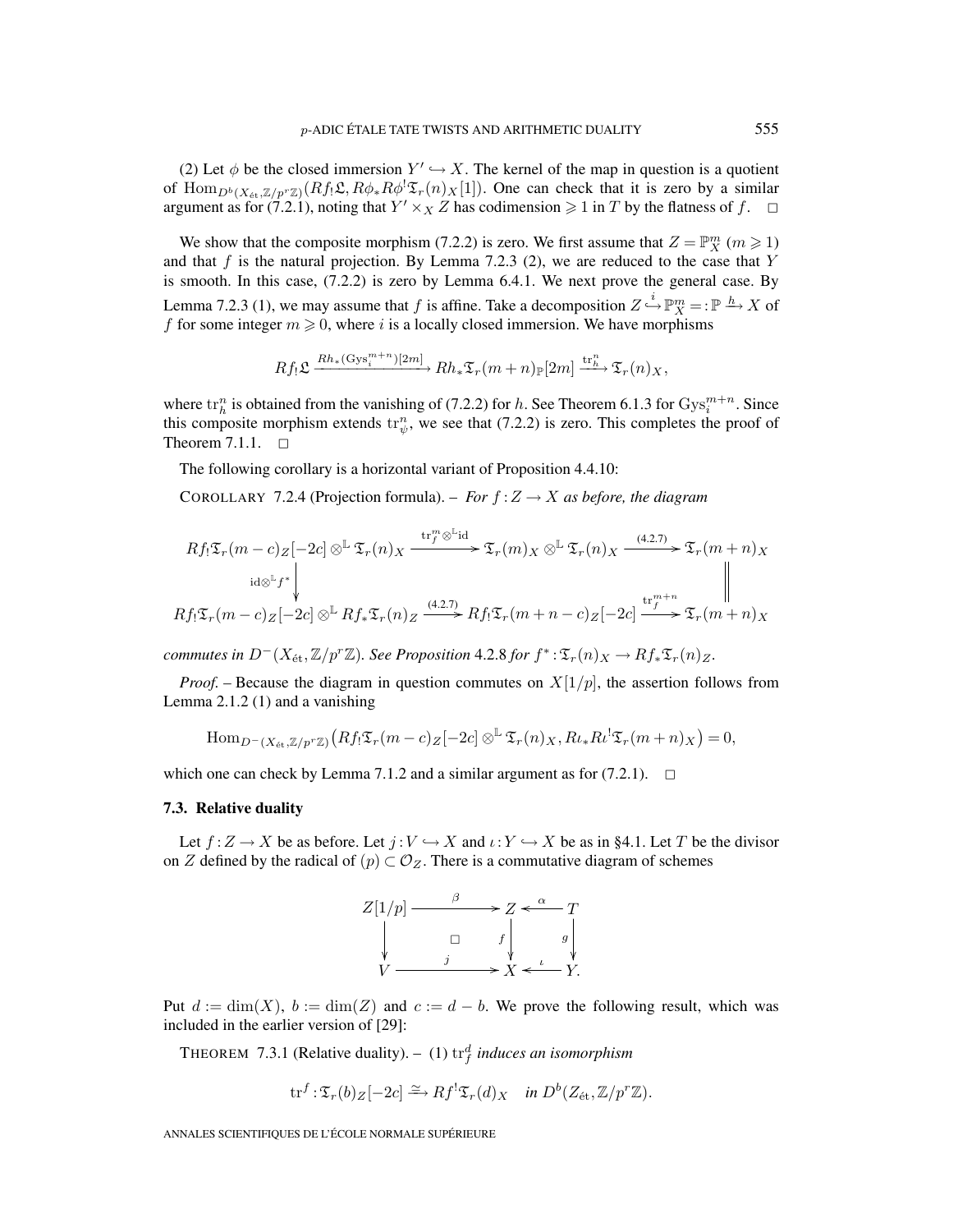(2) Let $\phi$ be the closed immersion $Y' \hookrightarrow X$. The kernel of the map in question is a quotient of $\mathrm{Hom}_{D^b(X_{\acute{e}t},\mathbb{Z}/p^r\mathbb{Z})}(Rf_!\mathfrak{L}, R\phi_* R\phi^! \mathfrak{T}_r(n)_X[1])$. One can check that it is zero by a similar argument as for (7.2.1), noting that $Y' \times_X Z$ has codimension $\geqslant 1$ in $T$ by the flatness of $f$. $\square$

We show that the composite morphism (7.2.2) is zero. We first assume that $Z = \mathbb{P}^m_X$ $(m \geqslant 1)$ and that $f$ is the natural projection. By Lemma 7.2.3 (2), we are reduced to the case that $Y$ is smooth. In this case, (7.2.2) is zero by Lemma 6.4.1. We next prove the general case. By Lemma 7.2.3 (1), we may assume that $f$ is affine. Take a decomposition $Z \overset{i}{\hookrightarrow} \mathbb{P}^m_X =: \mathbb{P} \xrightarrow{h} X$ of $f$ for some integer $m \geqslant 0$, where $i$ is a locally closed immersion. We have morphisms

$$Rf_!\mathfrak{L} \xrightarrow{Rh_*(\mathrm{Gys}_i^{m+n})[2m]} Rh_*\mathfrak{T}_r(m+n)_{\mathbb{P}}[2m] \xrightarrow{\mathrm{tr}_h^n} \mathfrak{T}_r(n)_X,$$

where $\mathrm{tr}_h^n$ is obtained from the vanishing of (7.2.2) for $h$. See Theorem 6.1.3 for $\mathrm{Gys}_i^{m+n}$. Since this composite morphism extends $\mathrm{tr}_\psi^n$, we see that (7.2.2) is zero. This completes the proof of Theorem 7.1.1. $\square$

The following corollary is a horizontal variant of Proposition 4.4.10:

COROLLARY 7.2.4 (Projection formula). – *For $f : Z \to X$ as before, the diagram*

$$\begin{array}{ccccc}
Rf_!\mathfrak{T}_r(m-c)_Z[-2c] \otimes^{\mathbb{L}} \mathfrak{T}_r(n)_X & \xrightarrow{\mathrm{tr}_f^m \otimes^{\mathbb{L}} \mathrm{id}} & \mathfrak{T}_r(m)_X \otimes^{\mathbb{L}} \mathfrak{T}_r(n)_X & \xrightarrow{(4.2.7)} & \mathfrak{T}_r(m+n)_X \\
\Big\downarrow{\scriptstyle \mathrm{id}\otimes^{\mathbb{L}} f^*} & & & & \Big\| \\
Rf_!\mathfrak{T}_r(m-c)_Z[-2c] \otimes^{\mathbb{L}} Rf_*\mathfrak{T}_r(n)_Z & \xrightarrow{(4.2.7)} & Rf_!\mathfrak{T}_r(m+n-c)_Z[-2c] & \xrightarrow{\mathrm{tr}_f^{m+n}} & \mathfrak{T}_r(m+n)_X
\end{array}$$

*commutes in $D^-(X_{\acute{e}t}, \mathbb{Z}/p^r\mathbb{Z})$. See Proposition 4.2.8 for $f^* : \mathfrak{T}_r(n)_X \to Rf_*\mathfrak{T}_r(n)_Z$.*

*Proof.* – Because the diagram in question commutes on $X[1/p]$, the assertion follows from Lemma 2.1.2 (1) and a vanishing

$$\mathrm{Hom}_{D^-(X_{\acute{e}t},\mathbb{Z}/p^r\mathbb{Z})}\big(Rf_!\mathfrak{T}_r(m-c)_Z[-2c] \otimes^{\mathbb{L}} \mathfrak{T}_r(n)_X, R\iota_* R\iota^! \mathfrak{T}_r(m+n)_X\big) = 0,$$

which one can check by Lemma 7.1.2 and a similar argument as for (7.2.1). $\square$

### 7.3. Relative duality

Let $f : Z \to X$ be as before. Let $j : V \hookrightarrow X$ and $\iota : Y \hookrightarrow X$ be as in §4.1. Let $T$ be the divisor on $Z$ defined by the radical of $(p) \subset \mathcal{O}_Z$. There is a commutative diagram of schemes

$$\begin{array}{ccccc}
Z[1/p] & \xrightarrow{\beta} & Z & \xleftarrow{\alpha} & T \\
\Big\downarrow & \square & \Big\downarrow{\scriptstyle f} & & \Big\downarrow{\scriptstyle g} \\
V & \xrightarrow{j} & X & \xleftarrow{\iota} & Y.
\end{array}$$

Put $d := \dim(X)$, $b := \dim(Z)$ and $c := d - b$. We prove the following result, which was included in the earlier version of [29]:

THEOREM 7.3.1 (Relative duality). – (1) $\mathrm{tr}_f^d$ *induces an isomorphism*

$$\mathrm{tr}^f : \mathfrak{T}_r(b)_Z[-2c] \xrightarrow{\cong} Rf^!\mathfrak{T}_r(d)_X \quad \textit{in } D^b(Z_{\acute{e}t}, \mathbb{Z}/p^r\mathbb{Z}).$$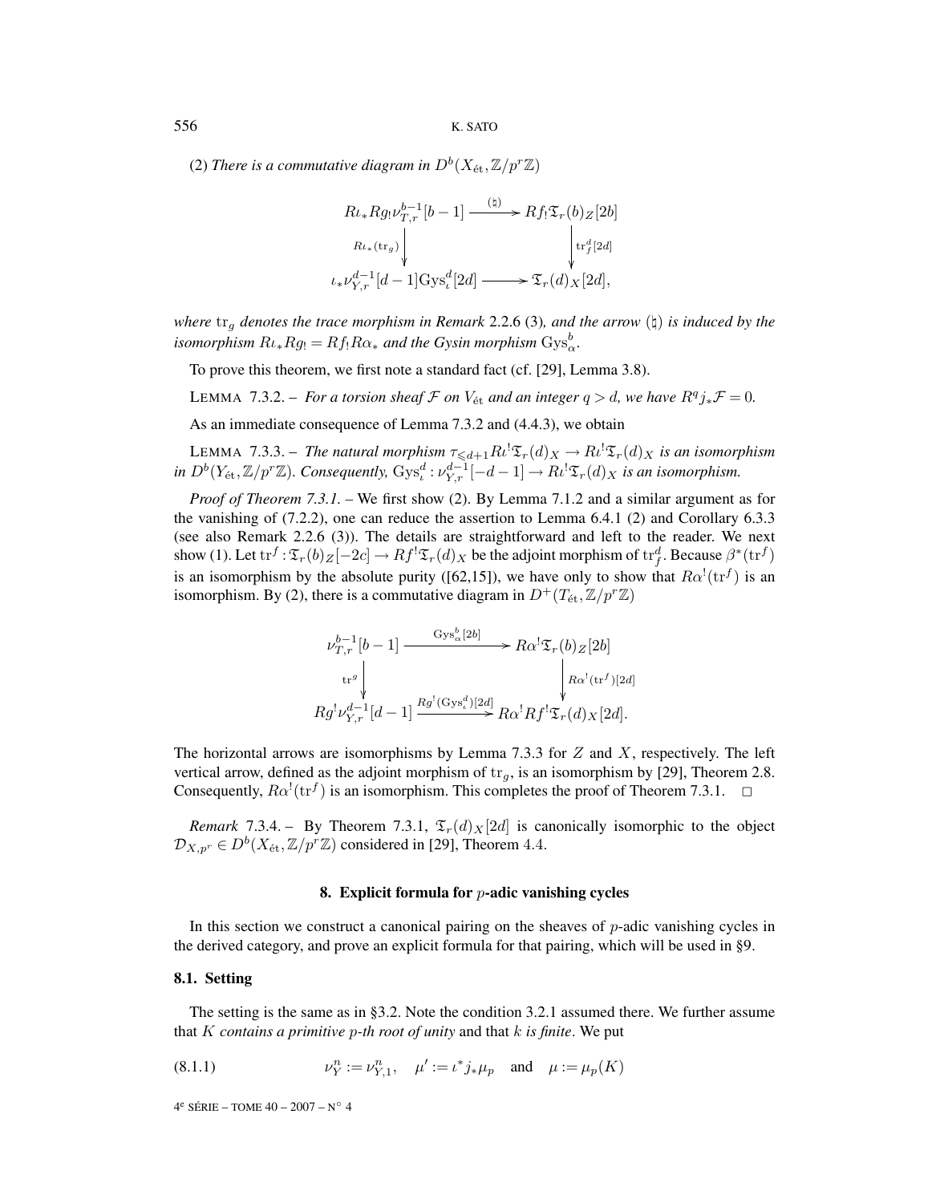(2) *There is a commutative diagram in* $D^b(X_{\text{ét}}, \mathbb{Z}/p^r\mathbb{Z})$

$$\begin{array}{ccc} R\iota_* Rg_! \nu_{T,r}^{b-1}[b-1] & \xrightarrow{(\natural)} & Rf_! \mathfrak{T}_r(b)_Z[2b] \\ \Big\downarrow {\scriptstyle R\iota_*(\mathrm{tr}_g)} & & \Big\downarrow {\scriptstyle \mathrm{tr}_f^d[2d]} \\ \iota_* \nu_{Y,r}^{d-1}[d-1] \mathrm{Gys}_\iota^d[2d] & \longrightarrow & \mathfrak{T}_r(d)_X[2d], \end{array}$$

*where* $\mathrm{tr}_g$ *denotes the trace morphism in Remark* 2.2.6 (3)*, and the arrow* $(\natural)$ *is induced by the isomorphism* $R\iota_* Rg_! = Rf_! R\alpha_*$ *and the Gysin morphism* $\mathrm{Gys}_\alpha^b$.

To prove this theorem, we first note a standard fact (cf. [29], Lemma 3.8).

LEMMA 7.3.2. – *For a torsion sheaf* $\mathcal{F}$ *on* $V_{\text{ét}}$ *and an integer* $q > d$*, we have* $R^q j_* \mathcal{F} = 0$.

As an immediate consequence of Lemma 7.3.2 and (4.4.3), we obtain

LEMMA 7.3.3. – *The natural morphism* $\tau_{\leqslant d+1} R\iota^! \mathfrak{T}_r(d)_X \to R\iota^! \mathfrak{T}_r(d)_X$ *is an isomorphism in* $D^b(Y_{\text{ét}}, \mathbb{Z}/p^r\mathbb{Z})$*. Consequently,* $\mathrm{Gys}_\iota^d : \nu_{Y,r}^{d-1}[-d-1] \to R\iota^! \mathfrak{T}_r(d)_X$ *is an isomorphism.*

*Proof of Theorem 7.3.1.* – We first show (2). By Lemma 7.1.2 and a similar argument as for the vanishing of (7.2.2), one can reduce the assertion to Lemma 6.4.1 (2) and Corollary 6.3.3 (see also Remark 2.2.6 (3)). The details are straightforward and left to the reader. We next show (1). Let $\mathrm{tr}^f : \mathfrak{T}_r(b)_Z[-2c] \to Rf^! \mathfrak{T}_r(d)_X$ be the adjoint morphism of $\mathrm{tr}_f^d$. Because $\beta^*(\mathrm{tr}^f)$ is an isomorphism by the absolute purity ([62,15]), we have only to show that $R\alpha^!(\mathrm{tr}^f)$ is an isomorphism. By (2), there is a commutative diagram in $D^+(T_{\text{ét}}, \mathbb{Z}/p^r\mathbb{Z})$

$$\begin{array}{ccc} \nu_{T,r}^{b-1}[b-1] & \xrightarrow{\mathrm{Gys}_\alpha^b[2b]} & R\alpha^! \mathfrak{T}_r(b)_Z[2b] \\ \Big\downarrow {\scriptstyle \mathrm{tr}^g} & & \Big\downarrow {\scriptstyle R\alpha^!(\mathrm{tr}^f)[2d]} \\ Rg^! \nu_{Y,r}^{d-1}[d-1] & \xrightarrow{Rg^!(\mathrm{Gys}_\iota^d)[2d]} & R\alpha^! Rf^! \mathfrak{T}_r(d)_X[2d]. \end{array}$$

The horizontal arrows are isomorphisms by Lemma 7.3.3 for $Z$ and $X$, respectively. The left vertical arrow, defined as the adjoint morphism of $\mathrm{tr}_g$, is an isomorphism by [29], Theorem 2.8. Consequently, $R\alpha^!(\mathrm{tr}^f)$ is an isomorphism. This completes the proof of Theorem 7.3.1. □

*Remark* 7.3.4. – By Theorem 7.3.1, $\mathfrak{T}_r(d)_X[2d]$ is canonically isomorphic to the object $\mathcal{D}_{X,p^r} \in D^b(X_{\text{ét}}, \mathbb{Z}/p^r\mathbb{Z})$ considered in [29], Theorem 4.4.

## 8. Explicit formula for $p$-adic vanishing cycles

In this section we construct a canonical pairing on the sheaves of $p$-adic vanishing cycles in the derived category, and prove an explicit formula for that pairing, which will be used in §9.

### 8.1. Setting

The setting is the same as in §3.2. Note the condition 3.2.1 assumed there. We further assume that $K$ *contains a primitive* $p$*-th root of unity* and that $k$ *is finite*. We put

$$\nu_Y^n := \nu_{Y,1}^n, \quad \mu' := \iota^* j_* \mu_p \quad \text{and} \quad \mu := \mu_p(K) \tag{8.1.1}$$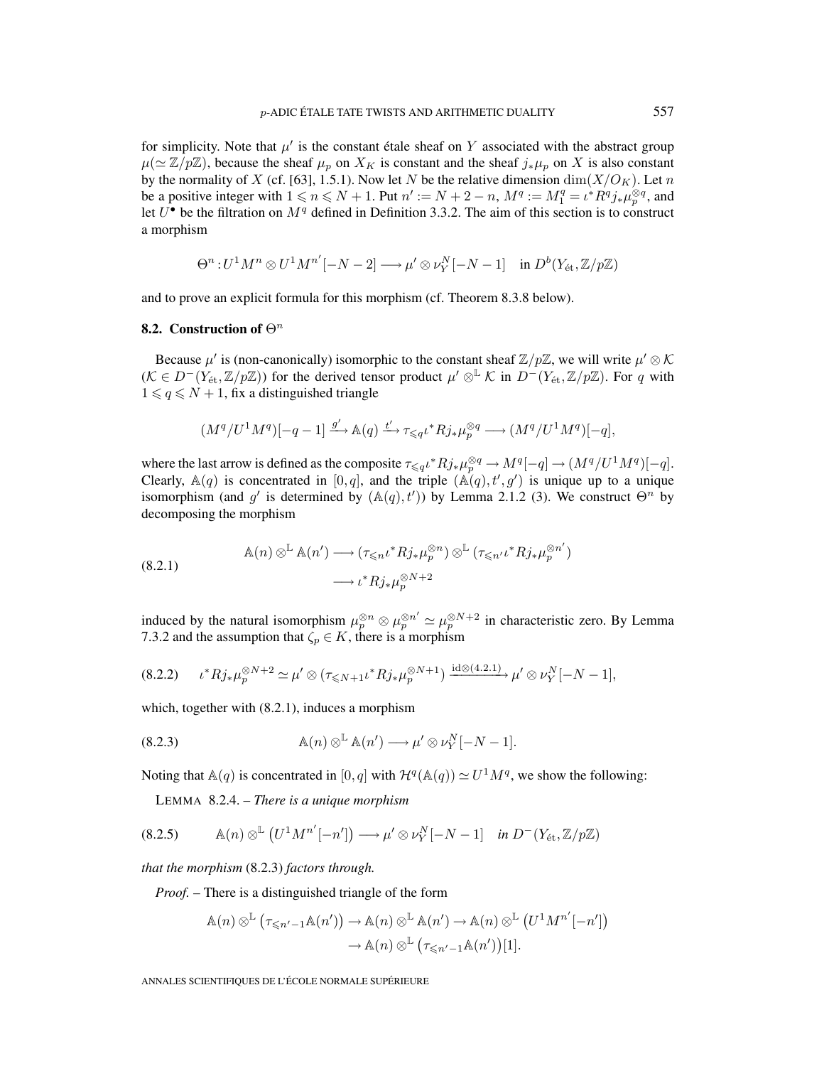for simplicity. Note that $\mu'$ is the constant étale sheaf on $Y$ associated with the abstract group $\mu(\simeq \mathbb{Z}/p\mathbb{Z})$, because the sheaf $\mu_p$ on $X_K$ is constant and the sheaf $j_*\mu_p$ on $X$ is also constant by the normality of $X$ (cf. [63], 1.5.1). Now let $N$ be the relative dimension $\dim(X/O_K)$. Let $n$ be a positive integer with $1 \leqslant n \leqslant N+1$. Put $n' := N+2-n$, $M^q := M_1^q = \iota^* R^q j_* \mu_p^{\otimes q}$, and let $U^\bullet$ be the filtration on $M^q$ defined in Definition 3.3.2. The aim of this section is to construct a morphism

$$\Theta^n : U^1 M^n \otimes U^1 M^{n'}[-N-2] \longrightarrow \mu' \otimes \nu_Y^N[-N-1] \quad \text{in } D^b(Y_{\text{ét}}, \mathbb{Z}/p\mathbb{Z})$$

and to prove an explicit formula for this morphism (cf. Theorem 8.3.8 below).

## 8.2. Construction of $\Theta^n$

Because $\mu'$ is (non-canonically) isomorphic to the constant sheaf $\mathbb{Z}/p\mathbb{Z}$, we will write $\mu' \otimes \mathcal{K}$ ($\mathcal{K} \in D^-(Y_{\text{ét}}, \mathbb{Z}/p\mathbb{Z})$) for the derived tensor product $\mu' \otimes^{\mathbb{L}} \mathcal{K}$ in $D^-(Y_{\text{ét}}, \mathbb{Z}/p\mathbb{Z})$. For $q$ with $1 \leqslant q \leqslant N+1$, fix a distinguished triangle

$$(M^q/U^1M^q)[-q-1] \xrightarrow{g'} \mathbb{A}(q) \xrightarrow{t'} \tau_{\leqslant q} \iota^* R j_* \mu_p^{\otimes q} \longrightarrow (M^q/U^1M^q)[-q],$$

where the last arrow is defined as the composite $\tau_{\leqslant q} \iota^* R j_* \mu_p^{\otimes q} \to M^q[-q] \to (M^q/U^1M^q)[-q]$. Clearly, $\mathbb{A}(q)$ is concentrated in $[0,q]$, and the triple $(\mathbb{A}(q), t', g')$ is unique up to a unique isomorphism (and $g'$ is determined by $(\mathbb{A}(q), t')$) by Lemma 2.1.2 (3). We construct $\Theta^n$ by decomposing the morphism

$$(8.2.1) \qquad \begin{aligned} \mathbb{A}(n) \otimes^{\mathbb{L}} \mathbb{A}(n') &\longrightarrow (\tau_{\leqslant n} \iota^* R j_* \mu_p^{\otimes n}) \otimes^{\mathbb{L}} (\tau_{\leqslant n'} \iota^* R j_* \mu_p^{\otimes n'}) \\ &\longrightarrow \iota^* R j_* \mu_p^{\otimes N+2} \end{aligned}$$

induced by the natural isomorphism $\mu_p^{\otimes n} \otimes \mu_p^{\otimes n'} \simeq \mu_p^{\otimes N+2}$ in characteristic zero. By Lemma 7.3.2 and the assumption that $\zeta_p \in K$, there is a morphism

$$(8.2.2) \qquad \iota^* R j_* \mu_p^{\otimes N+2} \simeq \mu' \otimes (\tau_{\leqslant N+1} \iota^* R j_* \mu_p^{\otimes N+1}) \xrightarrow{\text{id} \otimes (4.2.1)} \mu' \otimes \nu_Y^N[-N-1],$$

which, together with (8.2.1), induces a morphism

$$(8.2.3) \qquad \mathbb{A}(n) \otimes^{\mathbb{L}} \mathbb{A}(n') \longrightarrow \mu' \otimes \nu_Y^N[-N-1].$$

Noting that $\mathbb{A}(q)$ is concentrated in $[0,q]$ with $\mathcal{H}^q(\mathbb{A}(q)) \simeq U^1M^q$, we show the following:

LEMMA 8.2.4. – *There is a unique morphism*

$$(8.2.5) \qquad \mathbb{A}(n) \otimes^{\mathbb{L}} \left(U^1 M^{n'}[-n']\right) \longrightarrow \mu' \otimes \nu_Y^N[-N-1] \quad \textit{in } D^-(Y_{\text{ét}}, \mathbb{Z}/p\mathbb{Z})$$

*that the morphism* (8.2.3) *factors through.*

*Proof.* – There is a distinguished triangle of the form

$$\begin{aligned} \mathbb{A}(n) \otimes^{\mathbb{L}} \left(\tau_{\leqslant n'-1} \mathbb{A}(n')\right) \to \mathbb{A}(n) \otimes^{\mathbb{L}} \mathbb{A}(n') \to \mathbb{A}(n) \otimes^{\mathbb{L}} \left(U^1 M^{n'}[-n']\right) \\ \to \mathbb{A}(n) \otimes^{\mathbb{L}} \left(\tau_{\leqslant n'-1} \mathbb{A}(n')\right)[1]. \end{aligned}$$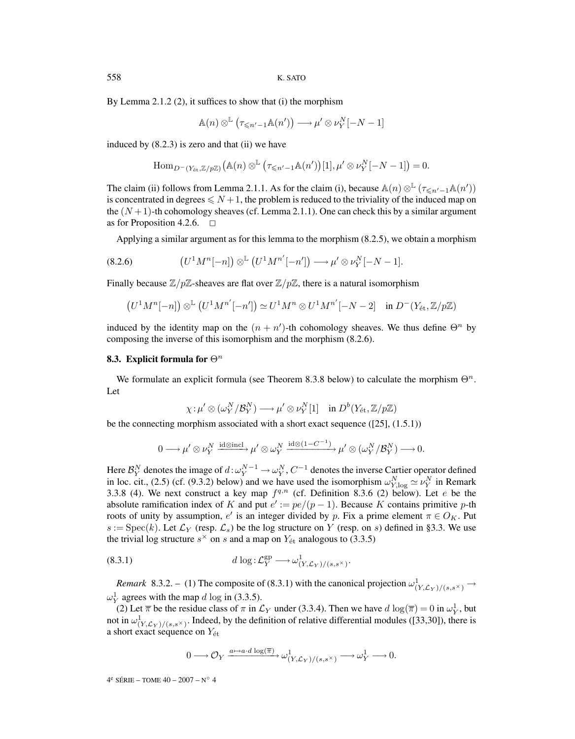By Lemma 2.1.2 (2), it suffices to show that (i) the morphism

$$\mathbb{A}(n) \otimes^{\mathbb{L}} \left(\tau_{\leqslant n'-1}\mathbb{A}(n')\right) \longrightarrow \mu' \otimes \nu_Y^N[-N-1]$$

induced by (8.2.3) is zero and that (ii) we have

$$\operatorname{Hom}_{D^-(Y_{\text{ét}},\mathbb{Z}/p\mathbb{Z})}\left(\mathbb{A}(n) \otimes^{\mathbb{L}} \left(\tau_{\leqslant n'-1}\mathbb{A}(n')\right)[1], \mu' \otimes \nu_Y^N[-N-1]\right) = 0.$$

The claim (ii) follows from Lemma 2.1.1. As for the claim (i), because $\mathbb{A}(n) \otimes^{\mathbb{L}} (\tau_{\leqslant n'-1}\mathbb{A}(n'))$ is concentrated in degrees $\leqslant N+1$, the problem is reduced to the triviality of the induced map on the $(N+1)$-th cohomology sheaves (cf. Lemma 2.1.1). One can check this by a similar argument as for Proposition 4.2.6. □

Applying a similar argument as for this lemma to the morphism (8.2.5), we obtain a morphism

$$\left(U^1M^n[-n]\right) \otimes^{\mathbb{L}} \left(U^1M^{n'}[-n']\right) \longrightarrow \mu' \otimes \nu_Y^N[-N-1]. \tag{8.2.6}$$

Finally because $\mathbb{Z}/p\mathbb{Z}$-sheaves are flat over $\mathbb{Z}/p\mathbb{Z}$, there is a natural isomorphism

$$\left(U^1M^n[-n]\right) \otimes^{\mathbb{L}} \left(U^1M^{n'}[-n']\right) \simeq U^1M^n \otimes U^1M^{n'}[-N-2] \quad \text{in } D^-(Y_{\text{ét}},\mathbb{Z}/p\mathbb{Z})$$

induced by the identity map on the $(n+n')$-th cohomology sheaves. We thus define $\Theta^n$ by composing the inverse of this isomorphism and the morphism (8.2.6).

### 8.3. Explicit formula for $\Theta^n$

We formulate an explicit formula (see Theorem 8.3.8 below) to calculate the morphism $\Theta^n$. Let

$$\chi : \mu' \otimes (\omega_Y^N/\mathcal{B}_Y^N) \longrightarrow \mu' \otimes \nu_Y^N[1] \quad \text{in } D^b(Y_{\text{ét}},\mathbb{Z}/p\mathbb{Z})$$

be the connecting morphism associated with a short exact sequence ([25], (1.5.1))

$$0 \longrightarrow \mu' \otimes \nu_Y^N \xrightarrow{\text{id}\otimes\text{incl}} \mu' \otimes \omega_Y^N \xrightarrow{\text{id}\otimes(1-C^{-1})} \mu' \otimes (\omega_Y^N/\mathcal{B}_Y^N) \longrightarrow 0.$$

Here $\mathcal{B}_Y^N$ denotes the image of $d : \omega_Y^{N-1} \to \omega_Y^N$, $C^{-1}$ denotes the inverse Cartier operator defined in loc. cit., (2.5) (cf. (9.3.2) below) and we have used the isomorphism $\omega_{Y,\log}^N \simeq \nu_Y^N$ in Remark 3.3.8 (4). We next construct a key map $f^{q,n}$ (cf. Definition 8.3.6 (2) below). Let $e$ be the absolute ramification index of $K$ and put $e' := pe/(p-1)$. Because $K$ contains primitive $p$-th roots of unity by assumption, $e'$ is an integer divided by $p$. Fix a prime element $\pi \in O_K$. Put $s := \operatorname{Spec}(k)$. Let $\mathcal{L}_Y$ (resp. $\mathcal{L}_s$) be the log structure on $Y$ (resp. on $s$) defined in §3.3. We use the trivial log structure $s^\times$ on $s$ and a map on $Y_{\text{ét}}$ analogous to (3.3.5)

$$d\log : \mathcal{L}_Y^{\text{gp}} \longrightarrow \omega^1_{(Y,\mathcal{L}_Y)/(s,s^\times)}. \tag{8.3.1}$$

*Remark* 8.3.2. – (1) The composite of (8.3.1) with the canonical projection $\omega^1_{(Y,\mathcal{L}_Y)/(s,s^\times)} \to \omega_Y^1$ agrees with the map $d\log$ in (3.3.5).

(2) Let $\overline{\pi}$ be the residue class of $\pi$ in $\mathcal{L}_Y$ under (3.3.4). Then we have $d\log(\overline{\pi}) = 0$ in $\omega_Y^1$, but not in $\omega^1_{(Y,\mathcal{L}_Y)/(s,s^\times)}$. Indeed, by the definition of relative differential modules ([33,30]), there is a short exact sequence on $Y_{\text{ét}}$

$$0 \longrightarrow \mathcal{O}_Y \xrightarrow{a\mapsto a\cdot d\log(\overline{\pi})} \omega^1_{(Y,\mathcal{L}_Y)/(s,s^\times)} \longrightarrow \omega_Y^1 \longrightarrow 0.$$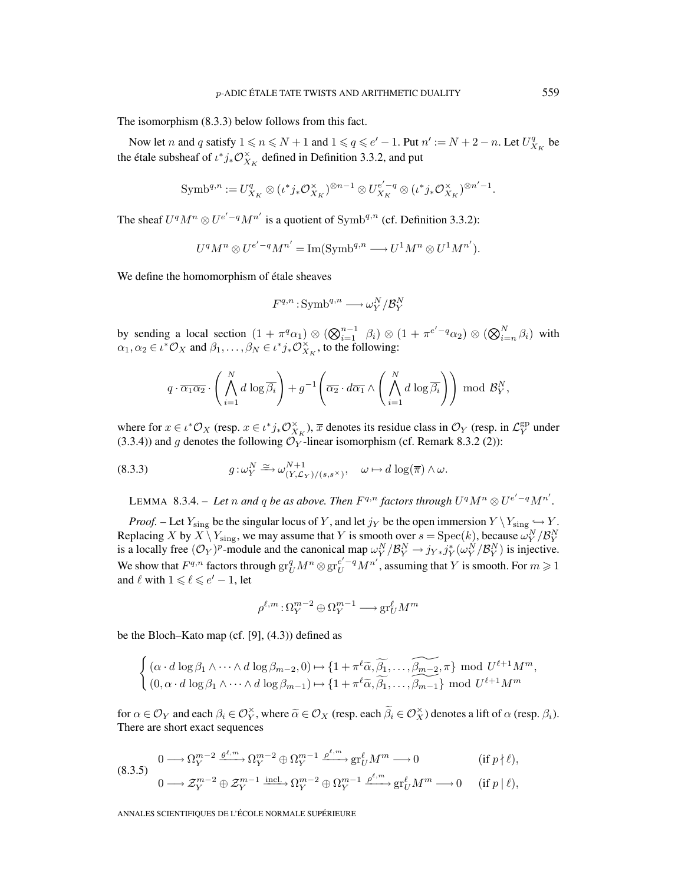The isomorphism (8.3.3) below follows from this fact.

Now let $n$ and $q$ satisfy $1 \leqslant n \leqslant N+1$ and $1 \leqslant q \leqslant e'-1$. Put $n' := N+2-n$. Let $U^q_{X_K}$ be the étale subsheaf of $\iota^* j_* \mathcal{O}^\times_{X_K}$ defined in Definition 3.3.2, and put

$$\mathrm{Symb}^{q,n} := U^q_{X_K} \otimes (\iota^* j_* \mathcal{O}^\times_{X_K})^{\otimes n-1} \otimes U^{e'-q}_{X_K} \otimes (\iota^* j_* \mathcal{O}^\times_{X_K})^{\otimes n'-1}.$$

The sheaf $U^q M^n \otimes U^{e'-q} M^{n'}$ is a quotient of $\mathrm{Symb}^{q,n}$ (cf. Definition 3.3.2):

$$U^q M^n \otimes U^{e'-q} M^{n'} = \mathrm{Im}(\mathrm{Symb}^{q,n} \longrightarrow U^1 M^n \otimes U^1 M^{n'}).$$

We define the homomorphism of étale sheaves

$$F^{q,n} : \mathrm{Symb}^{q,n} \longrightarrow \omega^N_Y / \mathcal{B}^N_Y$$

by sending a local section $(1+\pi^q \alpha_1) \otimes (\bigotimes_{i=1}^{n-1} \beta_i) \otimes (1+\pi^{e'-q}\alpha_2) \otimes (\bigotimes_{i=n}^{N} \beta_i)$ with $\alpha_1, \alpha_2 \in \iota^* \mathcal{O}_X$ and $\beta_1, \ldots, \beta_N \in \iota^* j_* \mathcal{O}^\times_{X_K}$, to the following:

$$q \cdot \overline{\alpha_1 \alpha_2} \cdot \left( \bigwedge_{i=1}^{N} d \log \overline{\beta_i} \right) + g^{-1} \left( \overline{\alpha_2} \cdot d\overline{\alpha_1} \wedge \left( \bigwedge_{i=1}^{N} d \log \overline{\beta_i} \right) \right) \bmod \mathcal{B}^N_Y,$$

where for $x \in \iota^* \mathcal{O}_X$ (resp. $x \in \iota^* j_* \mathcal{O}^\times_{X_K}$), $\overline{x}$ denotes its residue class in $\mathcal{O}_Y$ (resp. in $\mathcal{L}^{\mathrm{gp}}_Y$ under (3.3.4)) and $g$ denotes the following $\mathcal{O}_Y$-linear isomorphism (cf. Remark 8.3.2 (2)):

$$g : \omega^N_Y \xrightarrow{\cong} \omega^{N+1}_{(Y, \mathcal{L}_Y)/(s, s^\times)}, \quad \omega \mapsto d\log(\overline{\pi}) \wedge \omega. \tag{8.3.3}$$

LEMMA 8.3.4. – *Let $n$ and $q$ be as above. Then $F^{q,n}$ factors through $U^q M^n \otimes U^{e'-q} M^{n'}$.*

*Proof.* – Let $Y_{\mathrm{sing}}$ be the singular locus of $Y$, and let $j_Y$ be the open immersion $Y \setminus Y_{\mathrm{sing}} \hookrightarrow Y$. Replacing $X$ by $X \setminus Y_{\mathrm{sing}}$, we may assume that $Y$ is smooth over $s = \mathrm{Spec}(k)$, because $\omega^N_Y / \mathcal{B}^N_Y$ is a locally free $(\mathcal{O}_Y)^p$-module and the canonical map $\omega^N_Y / \mathcal{B}^N_Y \to j_{Y*} j^*_Y (\omega^N_Y / \mathcal{B}^N_Y)$ is injective. We show that $F^{q,n}$ factors through $\mathrm{gr}^q_U M^n \otimes \mathrm{gr}^{e'-q}_U M^{n'}$, assuming that $Y$ is smooth. For $m \geqslant 1$ and $\ell$ with $1 \leqslant \ell \leqslant e'-1$, let

$$\rho^{\ell,m} : \Omega^{m-2}_Y \oplus \Omega^{m-1}_Y \longrightarrow \mathrm{gr}^\ell_U M^m$$

be the Bloch–Kato map (cf. [9], (4.3)) defined as

$$\begin{cases} (\alpha \cdot d\log\beta_1 \wedge \cdots \wedge d\log\beta_{m-2}, 0) \mapsto \{1+\pi^\ell \widetilde{\alpha}, \widetilde{\beta_1}, \ldots, \widetilde{\beta_{m-2}}, \pi\} \bmod U^{\ell+1} M^m, \\ (0, \alpha \cdot d\log\beta_1 \wedge \cdots \wedge d\log\beta_{m-1}) \mapsto \{1+\pi^\ell \widetilde{\alpha}, \widetilde{\beta_1}, \ldots, \widetilde{\beta_{m-1}}\} \bmod U^{\ell+1} M^m \end{cases}$$

for $\alpha \in \mathcal{O}_Y$ and each $\beta_i \in \mathcal{O}^\times_Y$, where $\widetilde{\alpha} \in \mathcal{O}_X$ (resp. each $\widetilde{\beta}_i \in \mathcal{O}^\times_X$) denotes a lift of $\alpha$ (resp. $\beta_i$). There are short exact sequences

$$\begin{aligned} &0 \longrightarrow \Omega^{m-2}_Y \xrightarrow{\theta^{\ell,m}} \Omega^{m-2}_Y \oplus \Omega^{m-1}_Y \xrightarrow{\rho^{\ell,m}} \mathrm{gr}^\ell_U M^m \longrightarrow 0 \qquad (\text{if } p \nmid \ell), \\ &0 \longrightarrow \mathcal{Z}^{m-2}_Y \oplus \mathcal{Z}^{m-1}_Y \xrightarrow{\text{incl.}} \Omega^{m-2}_Y \oplus \Omega^{m-1}_Y \xrightarrow{\rho^{\ell,m}} \mathrm{gr}^\ell_U M^m \longrightarrow 0 \qquad (\text{if } p \mid \ell), \end{aligned} \tag{8.3.5}$$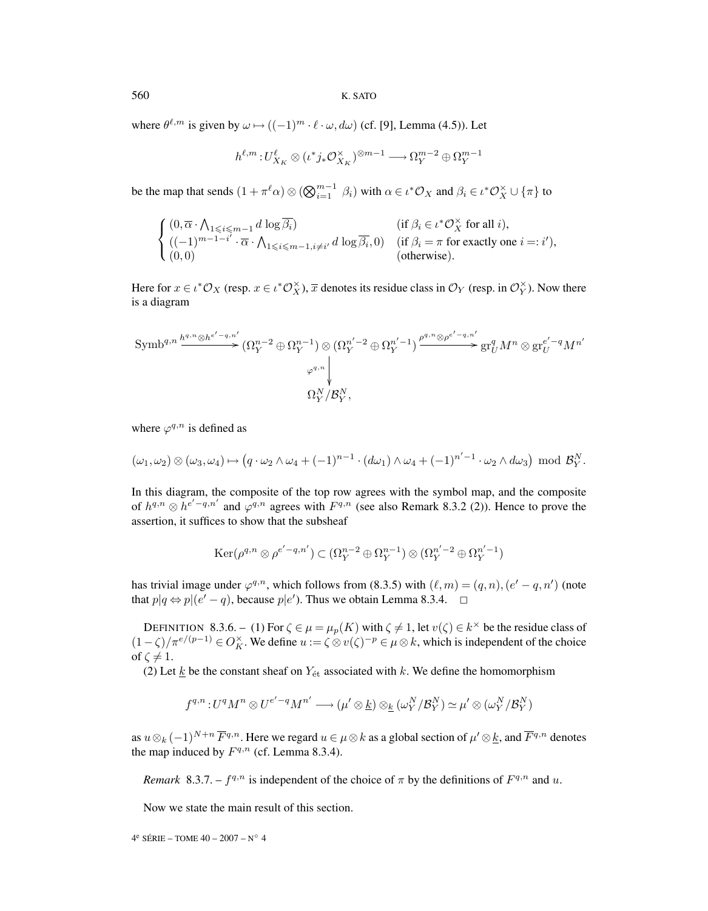where $\theta^{\ell,m}$ is given by $\omega \mapsto ((-1)^m \cdot \ell \cdot \omega, d\omega)$ (cf. [9], Lemma (4.5)). Let

$$h^{\ell,m} : U^{\ell}_{X_K} \otimes (\iota^* j_* \mathcal{O}^{\times}_{X_K})^{\otimes m-1} \longrightarrow \Omega^{m-2}_Y \oplus \Omega^{m-1}_Y$$

be the map that sends $(1 + \pi^{\ell}\alpha) \otimes (\bigotimes_{i=1}^{m-1} \beta_i)$ with $\alpha \in \iota^*\mathcal{O}_X$ and $\beta_i \in \iota^*\mathcal{O}^{\times}_X \cup \{\pi\}$ to

$$\begin{cases} (0, \overline{\alpha} \cdot \bigwedge_{1 \leqslant i \leqslant m-1} d\log \overline{\beta_i}) & (\text{if } \beta_i \in \iota^*\mathcal{O}^{\times}_X \text{ for all } i), \\ ((-1)^{m-1-i'} \cdot \overline{\alpha} \cdot \bigwedge_{1 \leqslant i \leqslant m-1, i \neq i'} d\log \overline{\beta_i}, 0) & (\text{if } \beta_i = \pi \text{ for exactly one } i =: i'), \\ (0,0) & (\text{otherwise}). \end{cases}$$

Here for $x \in \iota^*\mathcal{O}_X$ (resp. $x \in \iota^*\mathcal{O}^{\times}_X$), $\overline{x}$ denotes its residue class in $\mathcal{O}_Y$ (resp. in $\mathcal{O}^{\times}_Y$). Now there is a diagram

$$\begin{array}{ccccc} \mathrm{Symb}^{q,n} & \xrightarrow{h^{q,n} \otimes h^{e'-q,n'}} & (\Omega^{n-2}_Y \oplus \Omega^{n-1}_Y) \otimes (\Omega^{n'-2}_Y \oplus \Omega^{n'-1}_Y) & \xrightarrow{\rho^{q,n} \otimes \rho^{e'-q,n'}} & \mathrm{gr}^q_U M^n \otimes \mathrm{gr}^{e'-q}_U M^{n'} \\ & & \Big\downarrow {\scriptstyle \varphi^{q,n}} & & \\ & & \Omega^N_Y / \mathcal{B}^N_Y, & & \end{array}$$

where $\varphi^{q,n}$ is defined as

$$(\omega_1, \omega_2) \otimes (\omega_3, \omega_4) \mapsto \left(q \cdot \omega_2 \wedge \omega_4 + (-1)^{n-1} \cdot (d\omega_1) \wedge \omega_4 + (-1)^{n'-1} \cdot \omega_2 \wedge d\omega_3\right) \bmod \mathcal{B}^N_Y.$$

In this diagram, the composite of the top row agrees with the symbol map, and the composite of $h^{q,n} \otimes h^{e'-q,n'}$ and $\varphi^{q,n}$ agrees with $F^{q,n}$ (see also Remark 8.3.2 (2)). Hence to prove the assertion, it suffices to show that the subsheaf

$$\mathrm{Ker}(\rho^{q,n} \otimes \rho^{e'-q,n'}) \subset (\Omega^{n-2}_Y \oplus \Omega^{n-1}_Y) \otimes (\Omega^{n'-2}_Y \oplus \Omega^{n'-1}_Y)$$

has trivial image under $\varphi^{q,n}$, which follows from (8.3.5) with $(\ell, m) = (q, n), (e'-q, n')$ (note that $p|q \Leftrightarrow p|(e'-q)$, because $p|e'$). Thus we obtain Lemma 8.3.4. $\square$

DEFINITION 8.3.6. – (1) For $\zeta \in \mu = \mu_p(K)$ with $\zeta \neq 1$, let $v(\zeta) \in k^{\times}$ be the residue class of $(1-\zeta)/\pi^{e/(p-1)} \in O^{\times}_K$. We define $u := \zeta \otimes v(\zeta)^{-p} \in \mu \otimes k$, which is independent of the choice of $\zeta \neq 1$.

(2) Let $\underline{k}$ be the constant sheaf on $Y_{\text{ét}}$ associated with $k$. We define the homomorphism

$$f^{q,n} : U^q M^n \otimes U^{e'-q} M^{n'} \longrightarrow (\mu' \otimes \underline{k}) \otimes_{\underline{k}} (\omega^N_Y / \mathcal{B}^N_Y) \simeq \mu' \otimes (\omega^N_Y / \mathcal{B}^N_Y)$$

as $u \otimes_k (-1)^{N+n} \overline{F}^{q,n}$. Here we regard $u \in \mu \otimes k$ as a global section of $\mu' \otimes \underline{k}$, and $\overline{F}^{q,n}$ denotes the map induced by $F^{q,n}$ (cf. Lemma 8.3.4).

*Remark* 8.3.7. – $f^{q,n}$ is independent of the choice of $\pi$ by the definitions of $F^{q,n}$ and $u$.

Now we state the main result of this section.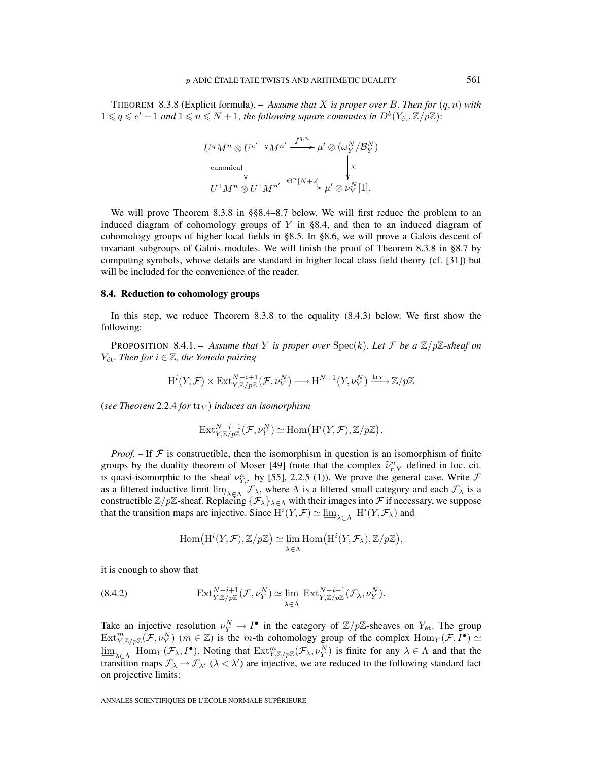THEOREM 8.3.8 (Explicit formula). – *Assume that $X$ is proper over $B$. Then for $(q,n)$ with $1 \leqslant q \leqslant e'-1$ and $1 \leqslant n \leqslant N+1$, the following square commutes in $D^b(Y_{\text{ét}}, \mathbb{Z}/p\mathbb{Z})$:*

$$\begin{array}{ccc} U^q M^n \otimes U^{e'-q} M^{n'} & \xrightarrow{f^{q,n}} & \mu' \otimes (\omega_Y^N / \mathcal{B}_Y^N) \\ \Big\downarrow{\scriptstyle \text{canonical}} & & \Big\downarrow{\scriptstyle \chi} \\ U^1 M^n \otimes U^1 M^{n'} & \xrightarrow{\Theta^n[N+2]} & \mu' \otimes \nu_Y^N[1]. \end{array}$$

We will prove Theorem 8.3.8 in §§8.4–8.7 below. We will first reduce the problem to an induced diagram of cohomology groups of $Y$ in §8.4, and then to an induced diagram of cohomology groups of higher local fields in §8.5. In §8.6, we will prove a Galois descent of invariant subgroups of Galois modules. We will finish the proof of Theorem 8.3.8 in §8.7 by computing symbols, whose details are standard in higher local class field theory (cf. [31]) but will be included for the convenience of the reader.

## 8.4. Reduction to cohomology groups

In this step, we reduce Theorem 8.3.8 to the equality (8.4.3) below. We first show the following:

PROPOSITION 8.4.1. – *Assume that $Y$ is proper over $\operatorname{Spec}(k)$. Let $\mathcal{F}$ be a $\mathbb{Z}/p\mathbb{Z}$-sheaf on $Y_{\text{ét}}$. Then for $i \in \mathbb{Z}$, the Yoneda pairing*

$$\mathrm{H}^i(Y, \mathcal{F}) \times \operatorname{Ext}^{N-i+1}_{Y,\mathbb{Z}/p\mathbb{Z}}(\mathcal{F}, \nu_Y^N) \longrightarrow \mathrm{H}^{N+1}(Y, \nu_Y^N) \xrightarrow{\operatorname{tr}_Y} \mathbb{Z}/p\mathbb{Z}$$

*(see Theorem 2.2.4 for $\operatorname{tr}_Y$) induces an isomorphism*

$$\operatorname{Ext}^{N-i+1}_{Y,\mathbb{Z}/p\mathbb{Z}}(\mathcal{F}, \nu_Y^N) \simeq \operatorname{Hom}\big(\mathrm{H}^i(Y, \mathcal{F}), \mathbb{Z}/p\mathbb{Z}\big).$$

*Proof.* – If $\mathcal{F}$ is constructible, then the isomorphism in question is an isomorphism of finite groups by the duality theorem of Moser [49] (note that the complex $\widetilde{\nu}^n_{r,Y}$ defined in loc. cit. is quasi-isomorphic to the sheaf $\nu^n_{Y,r}$ by [55], 2.2.5 (1)). We prove the general case. Write $\mathcal{F}$ as a filtered inductive limit $\varinjlim_{\lambda \in \Lambda} \mathcal{F}_\lambda$, where $\Lambda$ is a filtered small category and each $\mathcal{F}_\lambda$ is a constructible $\mathbb{Z}/p\mathbb{Z}$-sheaf. Replacing $\{\mathcal{F}_\lambda\}_{\lambda \in \Lambda}$ with their images into $\mathcal{F}$ if necessary, we suppose that the transition maps are injective. Since $\mathrm{H}^i(Y, \mathcal{F}) \simeq \varinjlim_{\lambda \in \Lambda} \mathrm{H}^i(Y, \mathcal{F}_\lambda)$ and

$$\operatorname{Hom}\big(\mathrm{H}^i(Y, \mathcal{F}), \mathbb{Z}/p\mathbb{Z}\big) \simeq \varprojlim_{\lambda \in \Lambda} \operatorname{Hom}\big(\mathrm{H}^i(Y, \mathcal{F}_\lambda), \mathbb{Z}/p\mathbb{Z}\big),$$

it is enough to show that

$$\operatorname{Ext}^{N-i+1}_{Y,\mathbb{Z}/p\mathbb{Z}}(\mathcal{F}, \nu_Y^N) \simeq \varprojlim_{\lambda \in \Lambda} \operatorname{Ext}^{N-i+1}_{Y,\mathbb{Z}/p\mathbb{Z}}(\mathcal{F}_\lambda, \nu_Y^N). \tag{8.4.2}$$

Take an injective resolution $\nu_Y^N \to I^\bullet$ in the category of $\mathbb{Z}/p\mathbb{Z}$-sheaves on $Y_{\text{ét}}$. The group $\operatorname{Ext}^m_{Y,\mathbb{Z}/p\mathbb{Z}}(\mathcal{F}, \nu_Y^N)$ ($m \in \mathbb{Z}$) is the $m$-th cohomology group of the complex $\operatorname{Hom}_Y(\mathcal{F}, I^\bullet) \simeq \varprojlim_{\lambda \in \Lambda} \operatorname{Hom}_Y(\mathcal{F}_\lambda, I^\bullet)$. Noting that $\operatorname{Ext}^m_{Y,\mathbb{Z}/p\mathbb{Z}}(\mathcal{F}_\lambda, \nu_Y^N)$ is finite for any $\lambda \in \Lambda$ and that the transition maps $\mathcal{F}_\lambda \to \mathcal{F}_{\lambda'}$ ($\lambda < \lambda'$) are injective, we are reduced to the following standard fact on projective limits: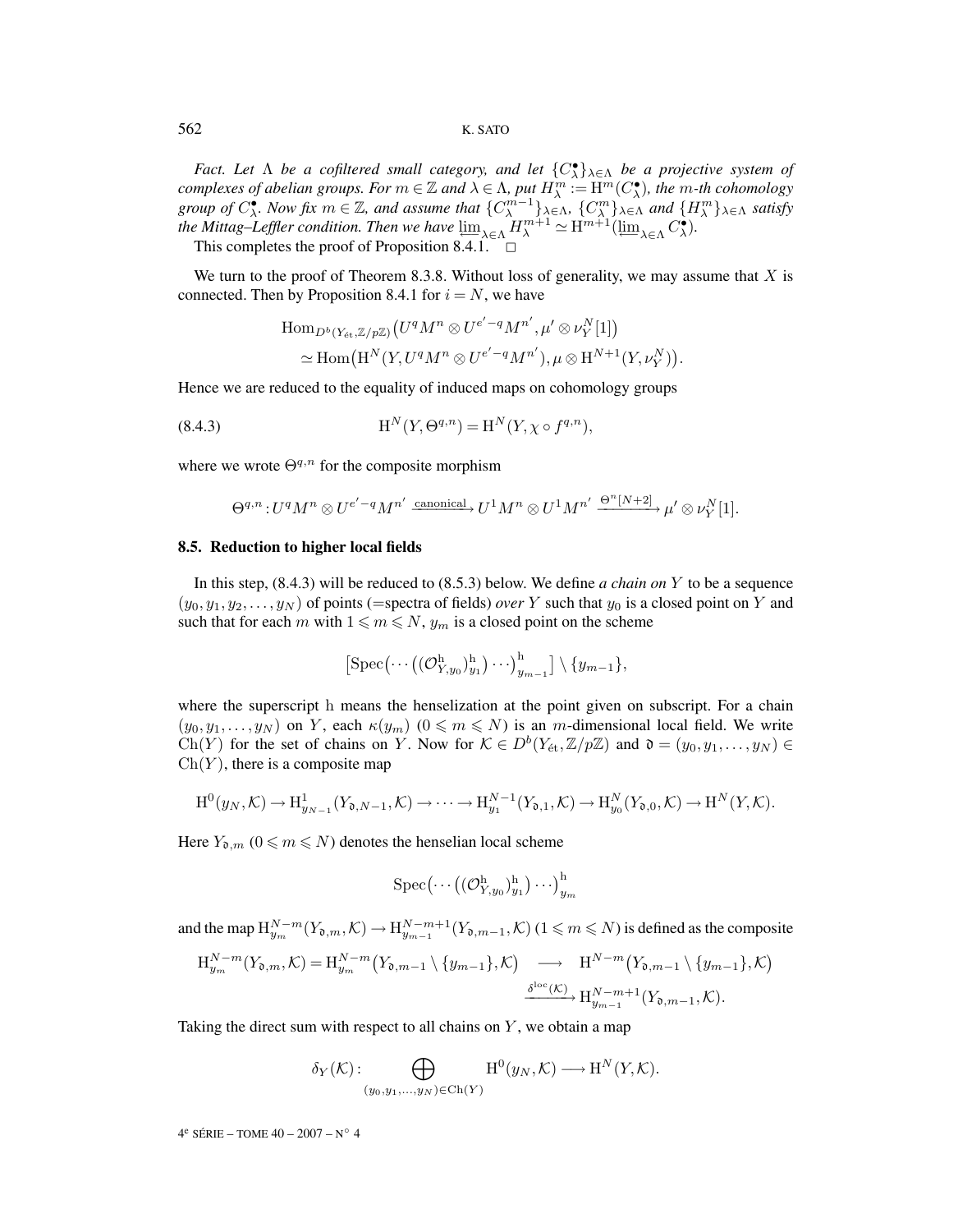*Fact. Let $\Lambda$ be a cofiltered small category, and let $\{C_\lambda^\bullet\}_{\lambda\in\Lambda}$ be a projective system of complexes of abelian groups. For $m \in \mathbb{Z}$ and $\lambda \in \Lambda$, put $H_\lambda^m := \mathrm{H}^m(C_\lambda^\bullet)$, the $m$-th cohomology group of $C_\lambda^\bullet$. Now fix $m \in \mathbb{Z}$, and assume that $\{C_\lambda^{m-1}\}_{\lambda\in\Lambda}$, $\{C_\lambda^m\}_{\lambda\in\Lambda}$ and $\{H_\lambda^m\}_{\lambda\in\Lambda}$ satisfy the Mittag–Leffler condition. Then we have $\varprojlim_{\lambda\in\Lambda} H_\lambda^{m+1} \simeq \mathrm{H}^{m+1}(\varprojlim_{\lambda\in\Lambda} C_\lambda^\bullet)$.*

This completes the proof of Proposition 8.4.1. □

We turn to the proof of Theorem 8.3.8. Without loss of generality, we may assume that $X$ is connected. Then by Proposition 8.4.1 for $i = N$, we have

$$\begin{aligned}
&\mathrm{Hom}_{D^b(Y_{\text{ét}},\mathbb{Z}/p\mathbb{Z})}\big(U^q M^n \otimes U^{e'-q} M^{n'}, \mu' \otimes \nu_Y^N[1]\big)\\
&\quad\simeq \mathrm{Hom}\big(\mathrm{H}^N(Y, U^q M^n \otimes U^{e'-q} M^{n'}), \mu \otimes \mathrm{H}^{N+1}(Y, \nu_Y^N)\big).
\end{aligned}$$

Hence we are reduced to the equality of induced maps on cohomology groups

$$\mathrm{H}^N(Y, \Theta^{q,n}) = \mathrm{H}^N(Y, \chi \circ f^{q,n}), \tag{8.4.3}$$

where we wrote $\Theta^{q,n}$ for the composite morphism

$$\Theta^{q,n} : U^q M^n \otimes U^{e'-q} M^{n'} \xrightarrow{\text{canonical}} U^1 M^n \otimes U^1 M^{n'} \xrightarrow{\Theta^n[N+2]} \mu' \otimes \nu_Y^N[1].$$

### 8.5. Reduction to higher local fields

In this step, (8.4.3) will be reduced to (8.5.3) below. We define *a chain on $Y$* to be a sequence $(y_0, y_1, y_2, \ldots, y_N)$ of points (=spectra of fields) *over* $Y$ such that $y_0$ is a closed point on $Y$ and such that for each $m$ with $1 \leqslant m \leqslant N$, $y_m$ is a closed point on the scheme

$$\big[\mathrm{Spec}\big(\cdots\big((\mathcal{O}_{Y,y_0}^{\mathrm{h}})_{y_1}^{\mathrm{h}}\big)\cdots\big)_{y_{m-1}}^{\mathrm{h}}\big] \setminus \{y_{m-1}\},$$

where the superscript h means the henselization at the point given on subscript. For a chain $(y_0, y_1, \ldots, y_N)$ on $Y$, each $\kappa(y_m)$ $(0 \leqslant m \leqslant N)$ is an $m$-dimensional local field. We write $\mathrm{Ch}(Y)$ for the set of chains on $Y$. Now for $\mathcal{K} \in D^b(Y_{\text{ét}}, \mathbb{Z}/p\mathbb{Z})$ and $\mathfrak{d} = (y_0, y_1, \ldots, y_N) \in \mathrm{Ch}(Y)$, there is a composite map

$$\mathrm{H}^0(y_N, \mathcal{K}) \to \mathrm{H}^1_{y_{N-1}}(Y_{\mathfrak{d},N-1}, \mathcal{K}) \to \cdots \to \mathrm{H}^{N-1}_{y_1}(Y_{\mathfrak{d},1}, \mathcal{K}) \to \mathrm{H}^N_{y_0}(Y_{\mathfrak{d},0}, \mathcal{K}) \to \mathrm{H}^N(Y, \mathcal{K}).$$

Here $Y_{\mathfrak{d},m}$ $(0 \leqslant m \leqslant N)$ denotes the henselian local scheme

$$\mathrm{Spec}\big(\cdots\big((\mathcal{O}_{Y,y_0}^{\mathrm{h}})_{y_1}^{\mathrm{h}}\big)\cdots\big)_{y_m}^{\mathrm{h}}$$

and the map $\mathrm{H}^{N-m}_{y_m}(Y_{\mathfrak{d},m}, \mathcal{K}) \to \mathrm{H}^{N-m+1}_{y_{m-1}}(Y_{\mathfrak{d},m-1}, \mathcal{K})$ $(1 \leqslant m \leqslant N)$ is defined as the composite

$$\begin{aligned}
\mathrm{H}^{N-m}_{y_m}(Y_{\mathfrak{d},m}, \mathcal{K}) = \mathrm{H}^{N-m}_{y_m}\big(Y_{\mathfrak{d},m-1} \setminus \{y_{m-1}\}, \mathcal{K}\big) \quad &\longrightarrow \quad \mathrm{H}^{N-m}\big(Y_{\mathfrak{d},m-1} \setminus \{y_{m-1}\}, \mathcal{K}\big)\\
&\xrightarrow{\delta^{\mathrm{loc}}(\mathcal{K})} \mathrm{H}^{N-m+1}_{y_{m-1}}(Y_{\mathfrak{d},m-1}, \mathcal{K}).
\end{aligned}$$

Taking the direct sum with respect to all chains on $Y$, we obtain a map

$$\delta_Y(\mathcal{K}) : \bigoplus_{(y_0,y_1,\ldots,y_N)\in\mathrm{Ch}(Y)} \mathrm{H}^0(y_N, \mathcal{K}) \longrightarrow \mathrm{H}^N(Y, \mathcal{K}).$$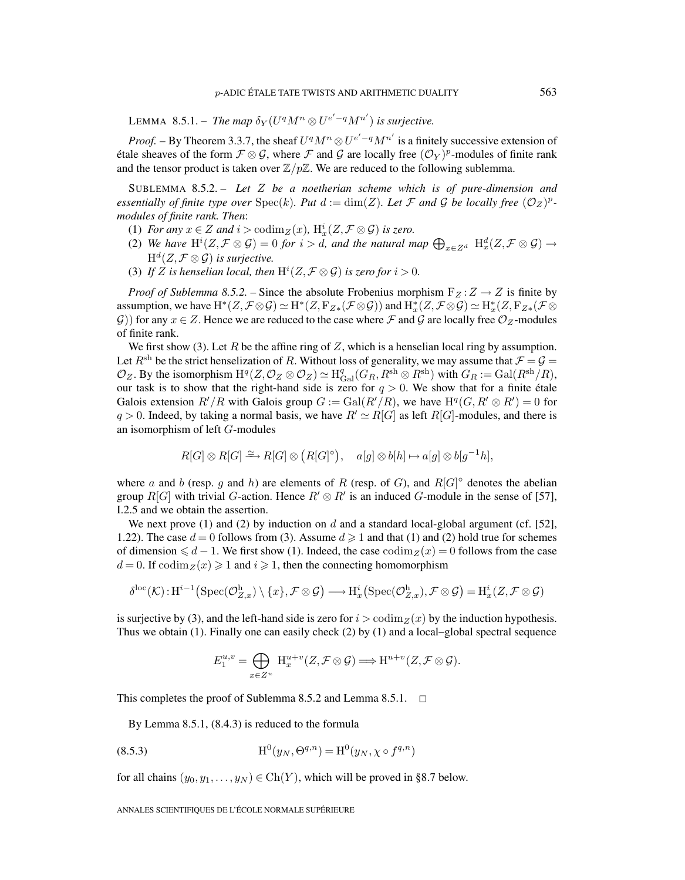LEMMA 8.5.1. – *The map $\delta_Y(U^qM^n \otimes U^{e'-q}M^{n'})$ is surjective.*

*Proof.* – By Theorem 3.3.7, the sheaf $U^qM^n \otimes U^{e'-q}M^{n'}$ is a finitely successive extension of étale sheaves of the form $\mathcal{F} \otimes \mathcal{G}$, where $\mathcal{F}$ and $\mathcal{G}$ are locally free $(\mathcal{O}_Y)^p$-modules of finite rank and the tensor product is taken over $\mathbb{Z}/p\mathbb{Z}$. We are reduced to the following sublemma.

SUBLEMMA 8.5.2. – *Let $Z$ be a noetherian scheme which is of pure-dimension and essentially of finite type over $\mathrm{Spec}(k)$. Put $d := \dim(Z)$. Let $\mathcal{F}$ and $\mathcal{G}$ be locally free $(\mathcal{O}_Z)^p$-modules of finite rank. Then*:

(1) *For any $x \in Z$ and $i > \mathrm{codim}_Z(x)$, $\mathrm{H}^i_x(Z, \mathcal{F} \otimes \mathcal{G})$ is zero.*

(2) *We have $\mathrm{H}^i(Z, \mathcal{F} \otimes \mathcal{G}) = 0$ for $i > d$, and the natural map $\bigoplus_{x \in Z^d} \mathrm{H}^d_x(Z, \mathcal{F} \otimes \mathcal{G}) \to \mathrm{H}^d(Z, \mathcal{F} \otimes \mathcal{G})$ is surjective.*

(3) *If $Z$ is henselian local, then $\mathrm{H}^i(Z, \mathcal{F} \otimes \mathcal{G})$ is zero for $i > 0$.*

*Proof of Sublemma 8.5.2.* – Since the absolute Frobenius morphism $\mathrm{F}_Z : Z \to Z$ is finite by assumption, we have $\mathrm{H}^*(Z, \mathcal{F} \otimes \mathcal{G}) \simeq \mathrm{H}^*(Z, \mathrm{F}_{Z*}(\mathcal{F} \otimes \mathcal{G}))$ and $\mathrm{H}^*_x(Z, \mathcal{F} \otimes \mathcal{G}) \simeq \mathrm{H}^*_x(Z, \mathrm{F}_{Z*}(\mathcal{F} \otimes \mathcal{G}))$ for any $x \in Z$. Hence we are reduced to the case where $\mathcal{F}$ and $\mathcal{G}$ are locally free $\mathcal{O}_Z$-modules of finite rank.

We first show (3). Let $R$ be the affine ring of $Z$, which is a henselian local ring by assumption. Let $R^{\mathrm{sh}}$ be the strict henselization of $R$. Without loss of generality, we may assume that $\mathcal{F} = \mathcal{G} = \mathcal{O}_Z$. By the isomorphism $\mathrm{H}^q(Z, \mathcal{O}_Z \otimes \mathcal{O}_Z) \simeq \mathrm{H}^q_{\mathrm{Gal}}(G_R, R^{\mathrm{sh}} \otimes R^{\mathrm{sh}})$ with $G_R := \mathrm{Gal}(R^{\mathrm{sh}}/R)$, our task is to show that the right-hand side is zero for $q > 0$. We show that for a finite étale Galois extension $R'/R$ with Galois group $G := \mathrm{Gal}(R'/R)$, we have $\mathrm{H}^q(G, R' \otimes R') = 0$ for $q > 0$. Indeed, by taking a normal basis, we have $R' \simeq R[G]$ as left $R[G]$-modules, and there is an isomorphism of left $G$-modules

$$R[G] \otimes R[G] \xrightarrow{\simeq} R[G] \otimes \big(R[G]^\circ\big), \quad a[g] \otimes b[h] \mapsto a[g] \otimes b[g^{-1}h],$$

where $a$ and $b$ (resp. $g$ and $h$) are elements of $R$ (resp. of $G$), and $R[G]^\circ$ denotes the abelian group $R[G]$ with trivial $G$-action. Hence $R' \otimes R'$ is an induced $G$-module in the sense of [57], I.2.5 and we obtain the assertion.

We next prove (1) and (2) by induction on $d$ and a standard local-global argument (cf. [52], 1.22). The case $d = 0$ follows from (3). Assume $d \geqslant 1$ and that (1) and (2) hold true for schemes of dimension $\leqslant d - 1$. We first show (1). Indeed, the case $\mathrm{codim}_Z(x) = 0$ follows from the case $d = 0$. If $\mathrm{codim}_Z(x) \geqslant 1$ and $i \geqslant 1$, then the connecting homomorphism

$$\delta^{\mathrm{loc}}(\mathcal{K}) : \mathrm{H}^{i-1}\big(\mathrm{Spec}(\mathcal{O}^{\mathrm{h}}_{Z,x}) \setminus \{x\}, \mathcal{F} \otimes \mathcal{G}\big) \longrightarrow \mathrm{H}^i_x\big(\mathrm{Spec}(\mathcal{O}^{\mathrm{h}}_{Z,x}), \mathcal{F} \otimes \mathcal{G}\big) = \mathrm{H}^i_x(Z, \mathcal{F} \otimes \mathcal{G})$$

is surjective by (3), and the left-hand side is zero for $i > \mathrm{codim}_Z(x)$ by the induction hypothesis. Thus we obtain (1). Finally one can easily check (2) by (1) and a local–global spectral sequence

$$E_1^{u,v} = \bigoplus_{x \in Z^u} \mathrm{H}^{u+v}_x(Z, \mathcal{F} \otimes \mathcal{G}) \Longrightarrow \mathrm{H}^{u+v}(Z, \mathcal{F} \otimes \mathcal{G}).$$

This completes the proof of Sublemma 8.5.2 and Lemma 8.5.1. $\square$

By Lemma 8.5.1, (8.4.3) is reduced to the formula

$$\mathrm{H}^0(y_N, \Theta^{q,n}) = \mathrm{H}^0(y_N, \chi \circ f^{q,n}) \tag{8.5.3}$$

for all chains $(y_0, y_1, \ldots, y_N) \in \mathrm{Ch}(Y)$, which will be proved in §8.7 below.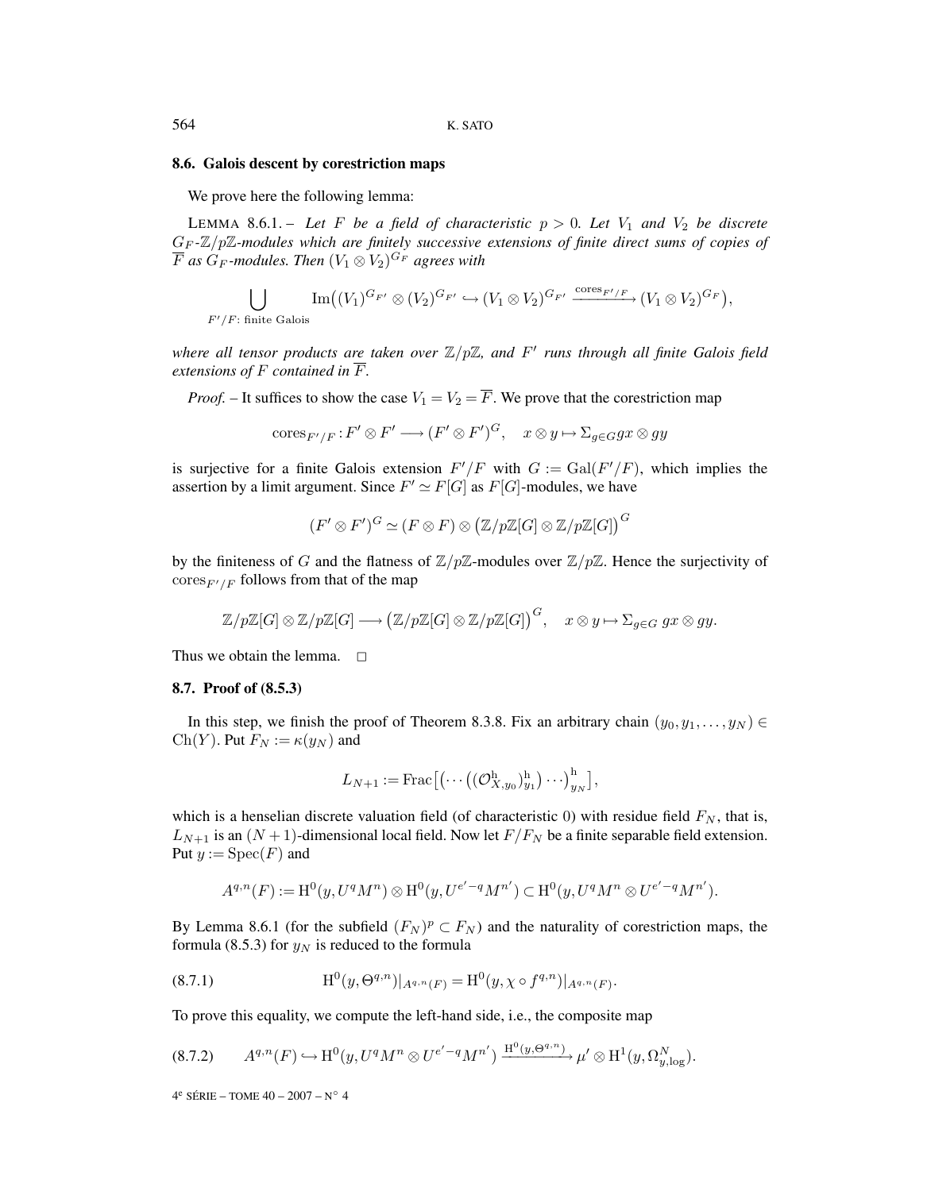### 8.6. Galois descent by corestriction maps

We prove here the following lemma:

LEMMA 8.6.1. – *Let $F$ be a field of characteristic $p > 0$. Let $V_1$ and $V_2$ be discrete $G_F$-$\mathbb{Z}/p\mathbb{Z}$-modules which are finitely successive extensions of finite direct sums of copies of $\overline{F}$ as $G_F$-modules. Then $(V_1 \otimes V_2)^{G_F}$ agrees with*

$$\bigcup_{F'/F\text{: finite Galois}} \operatorname{Im}\big((V_1)^{G_{F'}} \otimes (V_2)^{G_{F'}} \hookrightarrow (V_1 \otimes V_2)^{G_{F'}} \xrightarrow{\operatorname{cores}_{F'/F}} (V_1 \otimes V_2)^{G_F}\big),$$

*where all tensor products are taken over $\mathbb{Z}/p\mathbb{Z}$, and $F'$ runs through all finite Galois field extensions of $F$ contained in $\overline{F}$.*

*Proof.* – It suffices to show the case $V_1 = V_2 = \overline{F}$. We prove that the corestriction map

$$\operatorname{cores}_{F'/F} : F' \otimes F' \longrightarrow (F' \otimes F')^G, \quad x \otimes y \mapsto \Sigma_{g \in G}\, gx \otimes gy$$

is surjective for a finite Galois extension $F'/F$ with $G := \operatorname{Gal}(F'/F)$, which implies the assertion by a limit argument. Since $F' \simeq F[G]$ as $F[G]$-modules, we have

$$(F' \otimes F')^G \simeq (F \otimes F) \otimes \big(\mathbb{Z}/p\mathbb{Z}[G] \otimes \mathbb{Z}/p\mathbb{Z}[G]\big)^G$$

by the finiteness of $G$ and the flatness of $\mathbb{Z}/p\mathbb{Z}$-modules over $\mathbb{Z}/p\mathbb{Z}$. Hence the surjectivity of $\operatorname{cores}_{F'/F}$ follows from that of the map

$$\mathbb{Z}/p\mathbb{Z}[G] \otimes \mathbb{Z}/p\mathbb{Z}[G] \longrightarrow \big(\mathbb{Z}/p\mathbb{Z}[G] \otimes \mathbb{Z}/p\mathbb{Z}[G]\big)^G, \quad x \otimes y \mapsto \Sigma_{g \in G}\; gx \otimes gy.$$

Thus we obtain the lemma. □

### 8.7. Proof of (8.5.3)

In this step, we finish the proof of Theorem 8.3.8. Fix an arbitrary chain $(y_0, y_1, \ldots, y_N) \in \operatorname{Ch}(Y)$. Put $F_N := \kappa(y_N)$ and

$$L_{N+1} := \operatorname{Frac}\big[\big(\cdots\big((\mathcal{O}^{\mathrm{h}}_{X,y_0})^{\mathrm{h}}_{y_1}\big)\cdots\big)^{\mathrm{h}}_{y_N}\big],$$

which is a henselian discrete valuation field (of characteristic 0) with residue field $F_N$, that is, $L_{N+1}$ is an $(N+1)$-dimensional local field. Now let $F/F_N$ be a finite separable field extension. Put $y := \operatorname{Spec}(F)$ and

$$A^{q,n}(F) := \mathrm{H}^0(y, U^q M^n) \otimes \mathrm{H}^0(y, U^{e'-q} M^{n'}) \subset \mathrm{H}^0(y, U^q M^n \otimes U^{e'-q} M^{n'}).$$

By Lemma 8.6.1 (for the subfield $(F_N)^p \subset F_N$) and the naturality of corestriction maps, the formula (8.5.3) for $y_N$ is reduced to the formula

$$\mathrm{H}^0(y, \Theta^{q,n})|_{A^{q,n}(F)} = \mathrm{H}^0(y, \chi \circ f^{q,n})|_{A^{q,n}(F)}. \tag{8.7.1}$$

To prove this equality, we compute the left-hand side, i.e., the composite map

$$A^{q,n}(F) \hookrightarrow \mathrm{H}^0(y, U^q M^n \otimes U^{e'-q} M^{n'}) \xrightarrow{\mathrm{H}^0(y, \Theta^{q,n})} \mu' \otimes \mathrm{H}^1(y, \Omega^N_{y,\log}). \tag{8.7.2}$$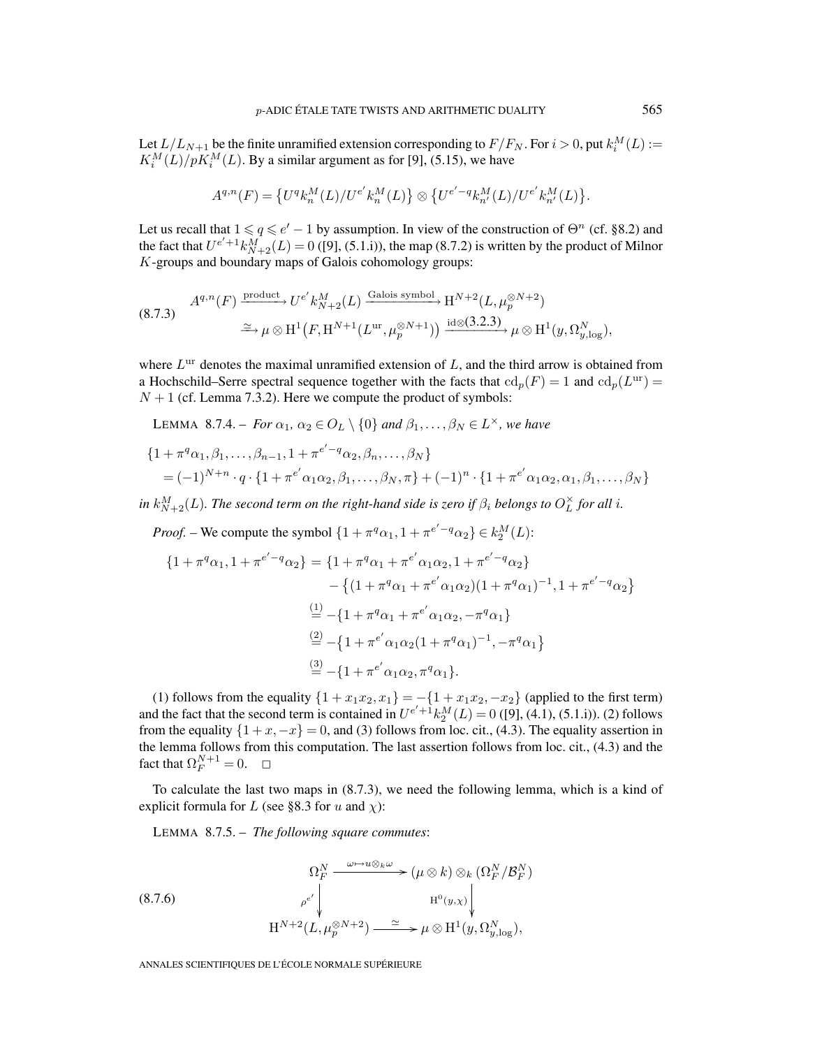Let $L/L_{N+1}$ be the finite unramified extension corresponding to $F/F_N$. For $i > 0$, put $k_i^M(L) := K_i^M(L)/pK_i^M(L)$. By a similar argument as for [9], (5.15), we have

$$A^{q,n}(F) = \{U^q k_n^M(L)/U^{e'} k_n^M(L)\} \otimes \{U^{e'-q} k_{n'}^M(L)/U^{e'} k_{n'}^M(L)\}.$$

Let us recall that $1 \leqslant q \leqslant e' - 1$ by assumption. In view of the construction of $\Theta^n$ (cf. §8.2) and the fact that $U^{e'+1} k_{N+2}^M(L) = 0$ ([9], (5.1.i)), the map (8.7.2) is written by the product of Milnor $K$-groups and boundary maps of Galois cohomology groups:

$$\begin{aligned} A^{q,n}(F) &\xrightarrow{\text{product}} U^{e'} k_{N+2}^M(L) \xrightarrow{\text{Galois symbol}} \mathrm{H}^{N+2}(L, \mu_p^{\otimes N+2}) \\ &\xrightarrow{\simeq} \mu \otimes \mathrm{H}^1\big(F, \mathrm{H}^{N+1}(L^{\mathrm{ur}}, \mu_p^{\otimes N+1})\big) \xrightarrow{\mathrm{id}\otimes(3.2.3)} \mu \otimes \mathrm{H}^1(y, \Omega^N_{y,\log}), \end{aligned} \tag{8.7.3}$$

where $L^{\mathrm{ur}}$ denotes the maximal unramified extension of $L$, and the third arrow is obtained from a Hochschild–Serre spectral sequence together with the facts that $\mathrm{cd}_p(F) = 1$ and $\mathrm{cd}_p(L^{\mathrm{ur}}) = N + 1$ (cf. Lemma 7.3.2). Here we compute the product of symbols:

LEMMA 8.7.4. – *For $\alpha_1, \alpha_2 \in O_L \setminus \{0\}$ and $\beta_1, \ldots, \beta_N \in L^\times$, we have*

$$\begin{aligned} &\{1 + \pi^q \alpha_1, \beta_1, \ldots, \beta_{n-1}, 1 + \pi^{e'-q}\alpha_2, \beta_n, \ldots, \beta_N\} \\ &\quad = (-1)^{N+n} \cdot q \cdot \{1 + \pi^{e'}\alpha_1\alpha_2, \beta_1, \ldots, \beta_N, \pi\} + (-1)^n \cdot \{1 + \pi^{e'}\alpha_1\alpha_2, \alpha_1, \beta_1, \ldots, \beta_N\} \end{aligned}$$

*in $k_{N+2}^M(L)$. The second term on the right-hand side is zero if $\beta_i$ belongs to $O_L^\times$ for all $i$.*

*Proof.* – We compute the symbol $\{1 + \pi^q\alpha_1, 1 + \pi^{e'-q}\alpha_2\} \in k_2^M(L)$:

$$\begin{aligned} \{1 + \pi^q\alpha_1, 1 + \pi^{e'-q}\alpha_2\} &= \{1 + \pi^q\alpha_1 + \pi^{e'}\alpha_1\alpha_2, 1 + \pi^{e'-q}\alpha_2\} \\ &\quad - \big\{(1 + \pi^q\alpha_1 + \pi^{e'}\alpha_1\alpha_2)(1 + \pi^q\alpha_1)^{-1}, 1 + \pi^{e'-q}\alpha_2\big\} \\ &\overset{(1)}{=} -\{1 + \pi^q\alpha_1 + \pi^{e'}\alpha_1\alpha_2, -\pi^q\alpha_1\} \\ &\overset{(2)}{=} -\big\{1 + \pi^{e'}\alpha_1\alpha_2(1 + \pi^q\alpha_1)^{-1}, -\pi^q\alpha_1\big\} \\ &\overset{(3)}{=} -\{1 + \pi^{e'}\alpha_1\alpha_2, \pi^q\alpha_1\}. \end{aligned}$$

(1) follows from the equality $\{1 + x_1x_2, x_1\} = -\{1 + x_1x_2, -x_2\}$ (applied to the first term) and the fact that the second term is contained in $U^{e'+1}k_2^M(L) = 0$ ([9], (4.1), (5.1.i)). (2) follows from the equality $\{1 + x, -x\} = 0$, and (3) follows from loc. cit., (4.3). The equality assertion in the lemma follows from this computation. The last assertion follows from loc. cit., (4.3) and the fact that $\Omega_F^{N+1} = 0$. $\square$

To calculate the last two maps in (8.7.3), we need the following lemma, which is a kind of explicit formula for $L$ (see §8.3 for $u$ and $\chi$):

LEMMA 8.7.5. – *The following square commutes*:

$$\begin{array}{ccc} \Omega_F^N & \xrightarrow{\omega \mapsto u \otimes_k \omega} & (\mu \otimes k) \otimes_k (\Omega_F^N/\mathcal{B}_F^N) \\ \Big\downarrow{\scriptstyle \rho^{e'}} & & \Big\downarrow{\scriptstyle \mathrm{H}^0(y,\chi)} \\ \mathrm{H}^{N+2}(L, \mu_p^{\otimes N+2}) & \xrightarrow{\simeq} & \mu \otimes \mathrm{H}^1(y, \Omega^N_{y,\log}), \end{array} \tag{8.7.6}$$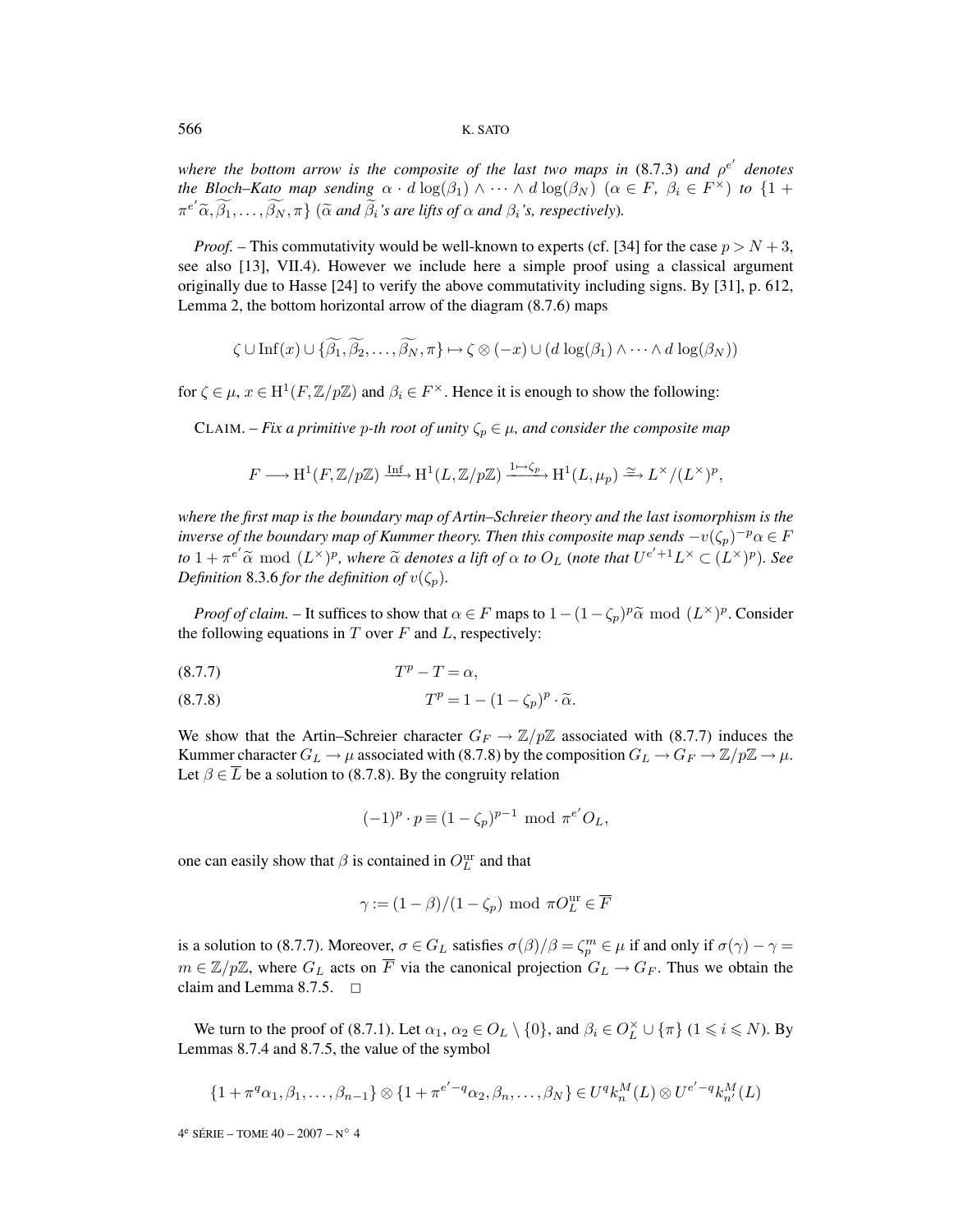*where the bottom arrow is the composite of the last two maps in* (8.7.3) *and* $\rho^{e'}$ *denotes the Bloch–Kato map sending* $\alpha \cdot d\log(\beta_1) \wedge \cdots \wedge d\log(\beta_N)$ $(\alpha \in F,\ \beta_i \in F^\times)$ *to* $\{1 + \pi^{e'}\widetilde{\alpha}, \widetilde{\beta_1}, \ldots, \widetilde{\beta_N}, \pi\}$ ($\widetilde{\alpha}$ *and* $\widetilde{\beta}_i$*'s are lifts of* $\alpha$ *and* $\beta_i$*'s, respectively*).

*Proof.* – This commutativity would be well-known to experts (cf. [34] for the case $p > N+3$, see also [13], VII.4). However we include here a simple proof using a classical argument originally due to Hasse [24] to verify the above commutativity including signs. By [31], p. 612, Lemma 2, the bottom horizontal arrow of the diagram (8.7.6) maps

$$\zeta \cup \mathrm{Inf}(x) \cup \{\widetilde{\beta_1}, \widetilde{\beta_2}, \ldots, \widetilde{\beta_N}, \pi\} \mapsto \zeta \otimes (-x) \cup (d\log(\beta_1) \wedge \cdots \wedge d\log(\beta_N))$$

for $\zeta \in \mu$, $x \in \mathrm{H}^1(F, \mathbb{Z}/p\mathbb{Z})$ and $\beta_i \in F^\times$. Hence it is enough to show the following:

CLAIM. – *Fix a primitive* $p$*-th root of unity* $\zeta_p \in \mu$*, and consider the composite map*

$$F \longrightarrow \mathrm{H}^1(F, \mathbb{Z}/p\mathbb{Z}) \xrightarrow{\mathrm{Inf}} \mathrm{H}^1(L, \mathbb{Z}/p\mathbb{Z}) \xrightarrow{1 \mapsto \zeta_p} \mathrm{H}^1(L, \mu_p) \xrightarrow{\simeq} L^\times/(L^\times)^p,$$

*where the first map is the boundary map of Artin–Schreier theory and the last isomorphism is the inverse of the boundary map of Kummer theory. Then this composite map sends* $-v(\zeta_p)^{-p}\alpha \in F$ *to* $1 + \pi^{e'}\widetilde{\alpha} \bmod (L^\times)^p$*, where* $\widetilde{\alpha}$ *denotes a lift of* $\alpha$ *to* $O_L$ (*note that* $U^{e'+1}L^\times \subset (L^\times)^p$). *See Definition* 8.3.6 *for the definition of* $v(\zeta_p)$.

*Proof of claim.* – It suffices to show that $\alpha \in F$ maps to $1 - (1-\zeta_p)^p\widetilde{\alpha} \bmod (L^\times)^p$. Consider the following equations in $T$ over $F$ and $L$, respectively:

$$T^p - T = \alpha, \tag{8.7.7}$$

$$T^p = 1 - (1-\zeta_p)^p \cdot \widetilde{\alpha}. \tag{8.7.8}$$

We show that the Artin–Schreier character $G_F \to \mathbb{Z}/p\mathbb{Z}$ associated with (8.7.7) induces the Kummer character $G_L \to \mu$ associated with (8.7.8) by the composition $G_L \to G_F \to \mathbb{Z}/p\mathbb{Z} \to \mu$. Let $\beta \in \overline{L}$ be a solution to (8.7.8). By the congruity relation

$$(-1)^p \cdot p \equiv (1-\zeta_p)^{p-1} \bmod \pi^{e'}O_L,$$

one can easily show that $\beta$ is contained in $O_L^{\mathrm{ur}}$ and that

$$\gamma := (1-\beta)/(1-\zeta_p) \bmod \pi O_L^{\mathrm{ur}} \in \overline{F}$$

is a solution to (8.7.7). Moreover, $\sigma \in G_L$ satisfies $\sigma(\beta)/\beta = \zeta_p^m \in \mu$ if and only if $\sigma(\gamma) - \gamma = m \in \mathbb{Z}/p\mathbb{Z}$, where $G_L$ acts on $\overline{F}$ via the canonical projection $G_L \to G_F$. Thus we obtain the claim and Lemma 8.7.5. $\square$

We turn to the proof of (8.7.1). Let $\alpha_1, \alpha_2 \in O_L \setminus \{0\}$, and $\beta_i \in O_L^\times \cup \{\pi\}$ $(1 \leqslant i \leqslant N)$. By Lemmas 8.7.4 and 8.7.5, the value of the symbol

$$\{1 + \pi^q\alpha_1, \beta_1, \ldots, \beta_{n-1}\} \otimes \{1 + \pi^{e'-q}\alpha_2, \beta_n, \ldots, \beta_N\} \in U^q k_n^M(L) \otimes U^{e'-q} k_{n'}^M(L)$$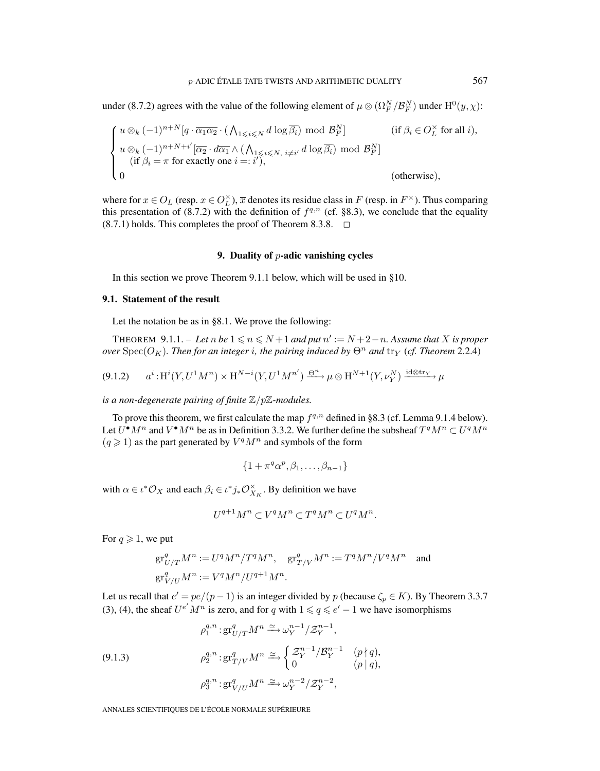under (8.7.2) agrees with the value of the following element of $\mu \otimes (\Omega_F^N/\mathcal{B}_F^N)$ under $\mathrm{H}^0(y,\chi)$:

$$
\begin{cases}
u \otimes_k (-1)^{n+N}[q \cdot \overline{\alpha_1 \alpha_2} \cdot (\bigwedge_{1 \leqslant i \leqslant N} d\log \overline{\beta_i}) \bmod \mathcal{B}_F^N] & (\text{if } \beta_i \in O_L^\times \text{ for all } i),\\
u \otimes_k (-1)^{n+N+i'}[\overline{\alpha_2} \cdot d\overline{\alpha_1} \wedge (\bigwedge_{1 \leqslant i \leqslant N,\, i \neq i'} d\log \overline{\beta_i}) \bmod \mathcal{B}_F^N] & \\
\quad (\text{if } \beta_i = \pi \text{ for exactly one } i =: i'), & \\
0 & (\text{otherwise}),
\end{cases}
$$

where for $x \in O_L$ (resp. $x \in O_L^\times$), $\overline{x}$ denotes its residue class in $F$ (resp. in $F^\times$). Thus comparing this presentation of (8.7.2) with the definition of $f^{q,n}$ (cf. §8.3), we conclude that the equality (8.7.1) holds. This completes the proof of Theorem 8.3.8. □

## 9. Duality of $p$-adic vanishing cycles

In this section we prove Theorem 9.1.1 below, which will be used in §10.

### 9.1. Statement of the result

Let the notation be as in §8.1. We prove the following:

THEOREM 9.1.1. – *Let $n$ be $1 \leqslant n \leqslant N+1$ and put $n' := N+2-n$. Assume that $X$ is proper over $\mathrm{Spec}(O_K)$. Then for an integer $i$, the pairing induced by $\Theta^n$ and $\mathrm{tr}_Y$ (cf. Theorem 2.2.4)*

$$
(9.1.2) \qquad a^i : \mathrm{H}^i(Y, U^1M^n) \times \mathrm{H}^{N-i}(Y, U^1M^{n'}) \xrightarrow{\Theta^n} \mu \otimes \mathrm{H}^{N+1}(Y, \nu_Y^N) \xrightarrow{\mathrm{id}\otimes \mathrm{tr}_Y} \mu
$$

*is a non-degenerate pairing of finite $\mathbb{Z}/p\mathbb{Z}$-modules.*

To prove this theorem, we first calculate the map $f^{q,n}$ defined in §8.3 (cf. Lemma 9.1.4 below). Let $U^\bullet M^n$ and $V^\bullet M^n$ be as in Definition 3.3.2. We further define the subsheaf $T^qM^n \subset U^qM^n$ ($q \geqslant 1$) as the part generated by $V^qM^n$ and symbols of the form

$$
\{1+\pi^q\alpha^p, \beta_1, \ldots, \beta_{n-1}\}
$$

with $\alpha \in \iota^*\mathcal{O}_X$ and each $\beta_i \in \iota^*j_*\mathcal{O}_{X_K}^\times$. By definition we have

$$
U^{q+1}M^n \subset V^qM^n \subset T^qM^n \subset U^qM^n.
$$

For $q \geqslant 1$, we put

$$
\mathrm{gr}^q_{U/T}M^n := U^qM^n/T^qM^n, \quad \mathrm{gr}^q_{T/V}M^n := T^qM^n/V^qM^n \quad \text{and}
$$
$$
\mathrm{gr}^q_{V/U}M^n := V^qM^n/U^{q+1}M^n.
$$

Let us recall that $e' = pe/(p-1)$ is an integer divided by $p$ (because $\zeta_p \in K$). By Theorem 3.3.7 (3), (4), the sheaf $U^{e'}M^n$ is zero, and for $q$ with $1 \leqslant q \leqslant e'-1$ we have isomorphisms

$$
(9.1.3) \qquad
\begin{aligned}
&\rho_1^{q,n} : \mathrm{gr}^q_{U/T}M^n \xrightarrow{\simeq} \omega_Y^{n-1}/\mathcal{Z}_Y^{n-1},\\
&\rho_2^{q,n} : \mathrm{gr}^q_{T/V}M^n \xrightarrow{\simeq} \begin{cases} \mathcal{Z}_Y^{n-1}/\mathcal{B}_Y^{n-1} & (p \nmid q),\\ 0 & (p \mid q),\end{cases}\\
&\rho_3^{q,n} : \mathrm{gr}^q_{V/U}M^n \xrightarrow{\simeq} \omega_Y^{n-2}/\mathcal{Z}_Y^{n-2},
\end{aligned}
$$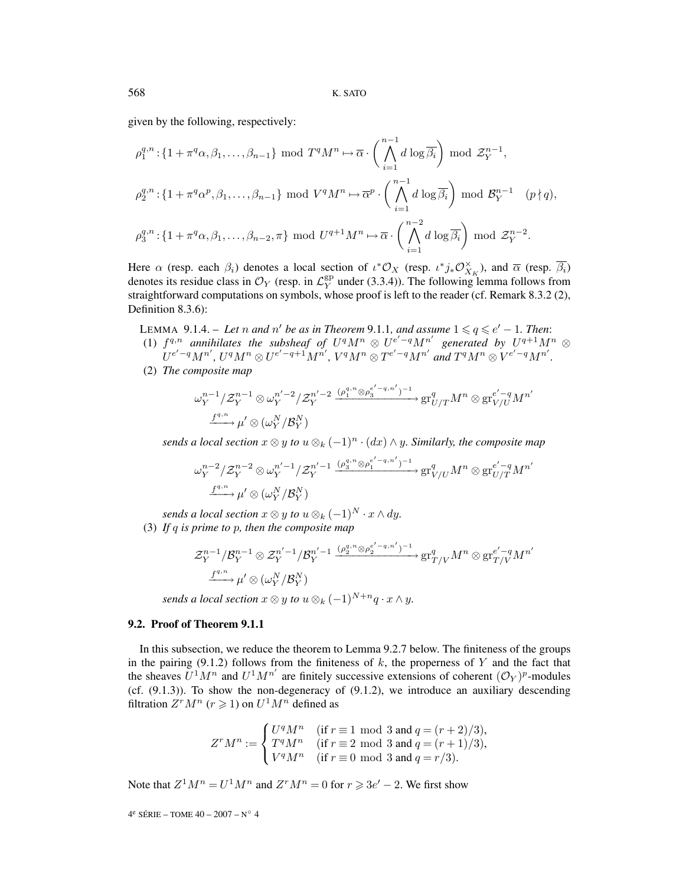given by the following, respectively:

$$\rho_1^{q,n} : \{1+\pi^q\alpha, \beta_1, \ldots, \beta_{n-1}\} \bmod T^qM^n \mapsto \overline{\alpha} \cdot \left(\bigwedge_{i=1}^{n-1} d\log \overline{\beta_i}\right) \bmod \mathcal{Z}_Y^{n-1},$$

$$\rho_2^{q,n} : \{1+\pi^q\alpha^p, \beta_1, \ldots, \beta_{n-1}\} \bmod V^qM^n \mapsto \overline{\alpha}^p \cdot \left(\bigwedge_{i=1}^{n-1} d\log \overline{\beta_i}\right) \bmod \mathcal{B}_Y^{n-1} \quad (p \nmid q),$$

$$\rho_3^{q,n} : \{1+\pi^q\alpha, \beta_1, \ldots, \beta_{n-2}, \pi\} \bmod U^{q+1}M^n \mapsto \overline{\alpha} \cdot \left(\bigwedge_{i=1}^{n-2} d\log \overline{\beta_i}\right) \bmod \mathcal{Z}_Y^{n-2}.$$

Here $\alpha$ (resp. each $\beta_i$) denotes a local section of $\iota^*\mathcal{O}_X$ (resp. $\iota^*j_*\mathcal{O}_{X_K}^\times$), and $\overline{\alpha}$ (resp. $\overline{\beta_i}$) denotes its residue class in $\mathcal{O}_Y$ (resp. in $\mathcal{L}_Y^{\mathrm{gp}}$ under (3.3.4)). The following lemma follows from straightforward computations on symbols, whose proof is left to the reader (cf. Remark 8.3.2 (2), Definition 8.3.6):

LEMMA 9.1.4. – *Let $n$ and $n'$ be as in Theorem 9.1.1, and assume $1 \leqslant q \leqslant e'-1$. Then*:

(1) *$f^{q,n}$ annihilates the subsheaf of $U^qM^n \otimes U^{e'-q}M^{n'}$ generated by $U^{q+1}M^n \otimes U^{e'-q}M^{n'}$, $U^qM^n \otimes U^{e'-q+1}M^{n'}$, $V^qM^n \otimes T^{e'-q}M^{n'}$ and $T^qM^n \otimes V^{e'-q}M^{n'}$.*

(2) *The composite map*

$$\omega_Y^{n-1}/\mathcal{Z}_Y^{n-1} \otimes \omega_Y^{n'-2}/\mathcal{Z}_Y^{n'-2} \xrightarrow{(\rho_1^{q,n} \otimes \rho_3^{e'-q,n'})^{-1}} \mathrm{gr}_{U/T}^q M^n \otimes \mathrm{gr}_{V/U}^{e'-q} M^{n'} \xrightarrow{f^{q,n}} \mu' \otimes (\omega_Y^N/\mathcal{B}_Y^N)$$

*sends a local section $x \otimes y$ to $u \otimes_k (-1)^n \cdot (dx) \wedge y$. Similarly, the composite map*

$$\omega_Y^{n-2}/\mathcal{Z}_Y^{n-2} \otimes \omega_Y^{n'-1}/\mathcal{Z}_Y^{n'-1} \xrightarrow{(\rho_3^{q,n} \otimes \rho_1^{e'-q,n'})^{-1}} \mathrm{gr}_{V/U}^q M^n \otimes \mathrm{gr}_{U/T}^{e'-q} M^{n'} \xrightarrow{f^{q,n}} \mu' \otimes (\omega_Y^N/\mathcal{B}_Y^N)$$

*sends a local section $x \otimes y$ to $u \otimes_k (-1)^N \cdot x \wedge dy$.*

(3) *If $q$ is prime to $p$, then the composite map*

$$\mathcal{Z}_Y^{n-1}/\mathcal{B}_Y^{n-1} \otimes \mathcal{Z}_Y^{n'-1}/\mathcal{B}_Y^{n'-1} \xrightarrow{(\rho_2^{q,n} \otimes \rho_2^{e'-q,n'})^{-1}} \mathrm{gr}_{T/V}^q M^n \otimes \mathrm{gr}_{T/V}^{e'-q} M^{n'} \xrightarrow{f^{q,n}} \mu' \otimes (\omega_Y^N/\mathcal{B}_Y^N)$$

*sends a local section $x \otimes y$ to $u \otimes_k (-1)^{N+n} q \cdot x \wedge y$.*

### 9.2. Proof of Theorem 9.1.1

In this subsection, we reduce the theorem to Lemma 9.2.7 below. The finiteness of the groups in the pairing (9.1.2) follows from the finiteness of $k$, the properness of $Y$ and the fact that the sheaves $U^1M^n$ and $U^1M^{n'}$ are finitely successive extensions of coherent $(\mathcal{O}_Y)^p$-modules (cf. (9.1.3)). To show the non-degeneracy of (9.1.2), we introduce an auxiliary descending filtration $Z^rM^n$ ($r \geqslant 1$) on $U^1M^n$ defined as

$$Z^rM^n := \begin{cases} U^qM^n & (\text{if } r \equiv 1 \bmod 3 \text{ and } q = (r+2)/3), \\ T^qM^n & (\text{if } r \equiv 2 \bmod 3 \text{ and } q = (r+1)/3), \\ V^qM^n & (\text{if } r \equiv 0 \bmod 3 \text{ and } q = r/3). \end{cases}$$

Note that $Z^1M^n = U^1M^n$ and $Z^rM^n = 0$ for $r \geqslant 3e'-2$. We first show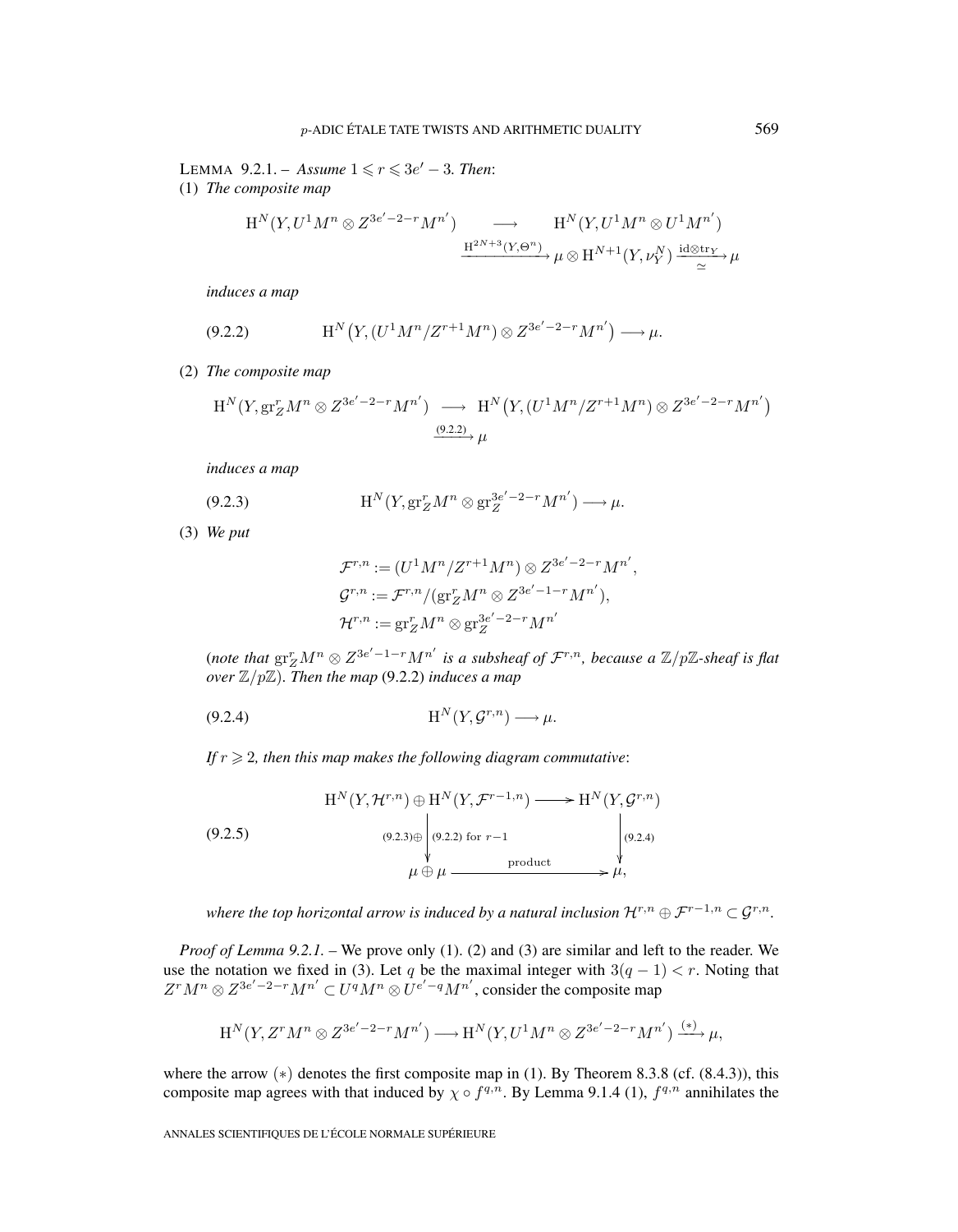LEMMA 9.2.1. – *Assume* $1 \leqslant r \leqslant 3e' - 3$. *Then*:

(1) *The composite map*

$$\mathrm{H}^N(Y, U^1M^n \otimes Z^{3e'-2-r}M^{n'}) \longrightarrow \mathrm{H}^N(Y, U^1M^n \otimes U^1M^{n'}) \xrightarrow{\mathrm{H}^{2N+3}(Y,\Theta^n)} \mu \otimes \mathrm{H}^{N+1}(Y, \nu_Y^N) \xrightarrow[\simeq]{\mathrm{id}\otimes\mathrm{tr}_Y} \mu$$

*induces a map*

$$\mathrm{H}^N\big(Y, (U^1M^n/Z^{r+1}M^n) \otimes Z^{3e'-2-r}M^{n'}\big) \longrightarrow \mu. \tag{9.2.2}$$

(2) *The composite map*

$$\mathrm{H}^N(Y, \mathrm{gr}_Z^r M^n \otimes Z^{3e'-2-r}M^{n'}) \longrightarrow \mathrm{H}^N\big(Y, (U^1M^n/Z^{r+1}M^n) \otimes Z^{3e'-2-r}M^{n'}\big) \xrightarrow{(9.2.2)} \mu$$

*induces a map*

$$\mathrm{H}^N(Y, \mathrm{gr}_Z^r M^n \otimes \mathrm{gr}_Z^{3e'-2-r} M^{n'}) \longrightarrow \mu. \tag{9.2.3}$$

(3) *We put*

$$\begin{aligned}
\mathcal{F}^{r,n} &:= (U^1M^n/Z^{r+1}M^n) \otimes Z^{3e'-2-r}M^{n'},\\
\mathcal{G}^{r,n} &:= \mathcal{F}^{r,n}/(\mathrm{gr}_Z^r M^n \otimes Z^{3e'-1-r}M^{n'}),\\
\mathcal{H}^{r,n} &:= \mathrm{gr}_Z^r M^n \otimes \mathrm{gr}_Z^{3e'-2-r} M^{n'}
\end{aligned}$$

(*note that* $\mathrm{gr}_Z^r M^n \otimes Z^{3e'-1-r}M^{n'}$ *is a subsheaf of* $\mathcal{F}^{r,n}$, *because a* $\mathbb{Z}/p\mathbb{Z}$*-sheaf is flat over* $\mathbb{Z}/p\mathbb{Z}$). *Then the map* (9.2.2) *induces a map*

$$\mathrm{H}^N(Y, \mathcal{G}^{r,n}) \longrightarrow \mu. \tag{9.2.4}$$

*If* $r \geqslant 2$, *then this map makes the following diagram commutative*:

$$\begin{array}{ccc}
\mathrm{H}^N(Y, \mathcal{H}^{r,n}) \oplus \mathrm{H}^N(Y, \mathcal{F}^{r-1,n}) & \longrightarrow & \mathrm{H}^N(Y, \mathcal{G}^{r,n}) \\
\Big\downarrow {\scriptstyle (9.2.3)\oplus\,(9.2.2)\text{ for } r-1} & & \Big\downarrow {\scriptstyle (9.2.4)} \\
\mu \oplus \mu & \xrightarrow{\quad\text{product}\quad} & \mu,
\end{array} \tag{9.2.5}$$

*where the top horizontal arrow is induced by a natural inclusion* $\mathcal{H}^{r,n} \oplus \mathcal{F}^{r-1,n} \subset \mathcal{G}^{r,n}$.

*Proof of Lemma 9.2.1*. – We prove only (1). (2) and (3) are similar and left to the reader. We use the notation we fixed in (3). Let $q$ be the maximal integer with $3(q-1) < r$. Noting that $Z^rM^n \otimes Z^{3e'-2-r}M^{n'} \subset U^qM^n \otimes U^{e'-q}M^{n'}$, consider the composite map

$$\mathrm{H}^N(Y, Z^rM^n \otimes Z^{3e'-2-r}M^{n'}) \longrightarrow \mathrm{H}^N(Y, U^1M^n \otimes Z^{3e'-2-r}M^{n'}) \xrightarrow{(*)} \mu,$$

where the arrow $(*)$ denotes the first composite map in (1). By Theorem 8.3.8 (cf. (8.4.3)), this composite map agrees with that induced by $\chi \circ f^{q,n}$. By Lemma 9.1.4 (1), $f^{q,n}$ annihilates the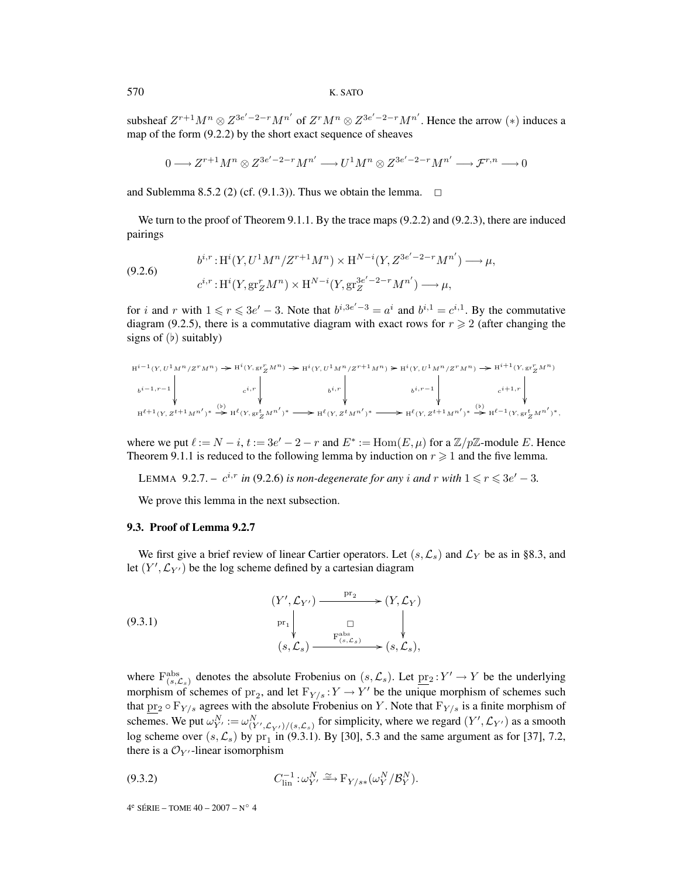subsheaf $Z^{r+1}M^n \otimes Z^{3e'-2-r}M^{n'}$ of $Z^rM^n \otimes Z^{3e'-2-r}M^{n'}$. Hence the arrow $(*)$ induces a map of the form (9.2.2) by the short exact sequence of sheaves

$$0 \longrightarrow Z^{r+1}M^n \otimes Z^{3e'-2-r}M^{n'} \longrightarrow U^1M^n \otimes Z^{3e'-2-r}M^{n'} \longrightarrow \mathcal{F}^{r,n} \longrightarrow 0$$

and Sublemma 8.5.2 (2) (cf. (9.1.3)). Thus we obtain the lemma. $\square$

We turn to the proof of Theorem 9.1.1. By the trace maps (9.2.2) and (9.2.3), there are induced pairings

$$\begin{aligned} b^{i,r} &: \mathrm{H}^i(Y, U^1M^n/Z^{r+1}M^n) \times \mathrm{H}^{N-i}(Y, Z^{3e'-2-r}M^{n'}) \longrightarrow \mu, \\ c^{i,r} &: \mathrm{H}^i(Y, \mathrm{gr}_Z^r M^n) \times \mathrm{H}^{N-i}(Y, \mathrm{gr}_Z^{3e'-2-r}M^{n'}) \longrightarrow \mu, \end{aligned} \tag{9.2.6}$$

for $i$ and $r$ with $1 \leqslant r \leqslant 3e'-3$. Note that $b^{i,3e'-3} = a^i$ and $b^{i,1} = c^{i,1}$. By the commutative diagram (9.2.5), there is a commutative diagram with exact rows for $r \geqslant 2$ (after changing the signs of $(\flat)$ suitably)

$$\begin{array}{ccccccccc}
\mathrm{H}^{i-1}(Y, U^1M^n/Z^rM^n) & \to & \mathrm{H}^i(Y, \mathrm{gr}_Z^rM^n) & \to & \mathrm{H}^i(Y, U^1M^n/Z^{r+1}M^n) & \to & \mathrm{H}^i(Y, U^1M^n/Z^rM^n) & \to & \mathrm{H}^{i+1}(Y, \mathrm{gr}_Z^rM^n) \\
\downarrow{\scriptstyle b^{i-1,r-1}} & & \downarrow{\scriptstyle c^{i,r}} & & \downarrow{\scriptstyle b^{i,r}} & & \downarrow{\scriptstyle b^{i,r-1}} & & \downarrow{\scriptstyle c^{i+1,r}} \\
\mathrm{H}^{\ell+1}(Y, Z^{t+1}M^{n'})^* & \xrightarrow{(\flat)} & \mathrm{H}^{\ell}(Y, \mathrm{gr}_Z^tM^{n'})^* & \to & \mathrm{H}^{\ell}(Y, Z^tM^{n'})^* & \to & \mathrm{H}^{\ell}(Y, Z^{t+1}M^{n'})^* & \xrightarrow{(\flat)} & \mathrm{H}^{\ell-1}(Y, \mathrm{gr}_Z^tM^{n'})^*,
\end{array}$$

where we put $\ell := N-i$, $t := 3e'-2-r$ and $E^* := \mathrm{Hom}(E, \mu)$ for a $\mathbb{Z}/p\mathbb{Z}$-module $E$. Hence Theorem 9.1.1 is reduced to the following lemma by induction on $r \geqslant 1$ and the five lemma.

LEMMA 9.2.7. – *$c^{i,r}$ in (9.2.6) is non-degenerate for any $i$ and $r$ with $1 \leqslant r \leqslant 3e'-3$.*

We prove this lemma in the next subsection.

### 9.3. Proof of Lemma 9.2.7

We first give a brief review of linear Cartier operators. Let $(s, \mathcal{L}_s)$ and $\mathcal{L}_Y$ be as in §8.3, and let $(Y', \mathcal{L}_{Y'})$ be the log scheme defined by a cartesian diagram

$$\begin{array}{ccc}
(Y', \mathcal{L}_{Y'}) & \xrightarrow{\mathrm{pr}_2} & (Y, \mathcal{L}_Y) \\
\downarrow{\scriptstyle \mathrm{pr}_1} & \square & \downarrow \\
(s, \mathcal{L}_s) & \xrightarrow{\mathrm{F}^{\mathrm{abs}}_{(s,\mathcal{L}_s)}} & (s, \mathcal{L}_s),
\end{array} \tag{9.3.1}$$

where $\mathrm{F}^{\mathrm{abs}}_{(s,\mathcal{L}_s)}$ denotes the absolute Frobenius on $(s, \mathcal{L}_s)$. Let $\underline{\mathrm{pr}}_2 : Y' \to Y$ be the underlying morphism of schemes of $\mathrm{pr}_2$, and let $\mathrm{F}_{Y/s} : Y \to Y'$ be the unique morphism of schemes such that $\underline{\mathrm{pr}}_2 \circ \mathrm{F}_{Y/s}$ agrees with the absolute Frobenius on $Y$. Note that $\mathrm{F}_{Y/s}$ is a finite morphism of schemes. We put $\omega^N_{Y'} := \omega^N_{(Y',\mathcal{L}_{Y'})/(s,\mathcal{L}_s)}$ for simplicity, where we regard $(Y', \mathcal{L}_{Y'})$ as a smooth log scheme over $(s, \mathcal{L}_s)$ by $\mathrm{pr}_1$ in (9.3.1). By [30], 5.3 and the same argument as for [37], 7.2, there is a $\mathcal{O}_{Y'}$-linear isomorphism

$$C^{-1}_{\mathrm{lin}} : \omega^N_{Y'} \xrightarrow{\simeq} \mathrm{F}_{Y/s*}(\omega^N_Y/\mathcal{B}^N_Y). \tag{9.3.2}$$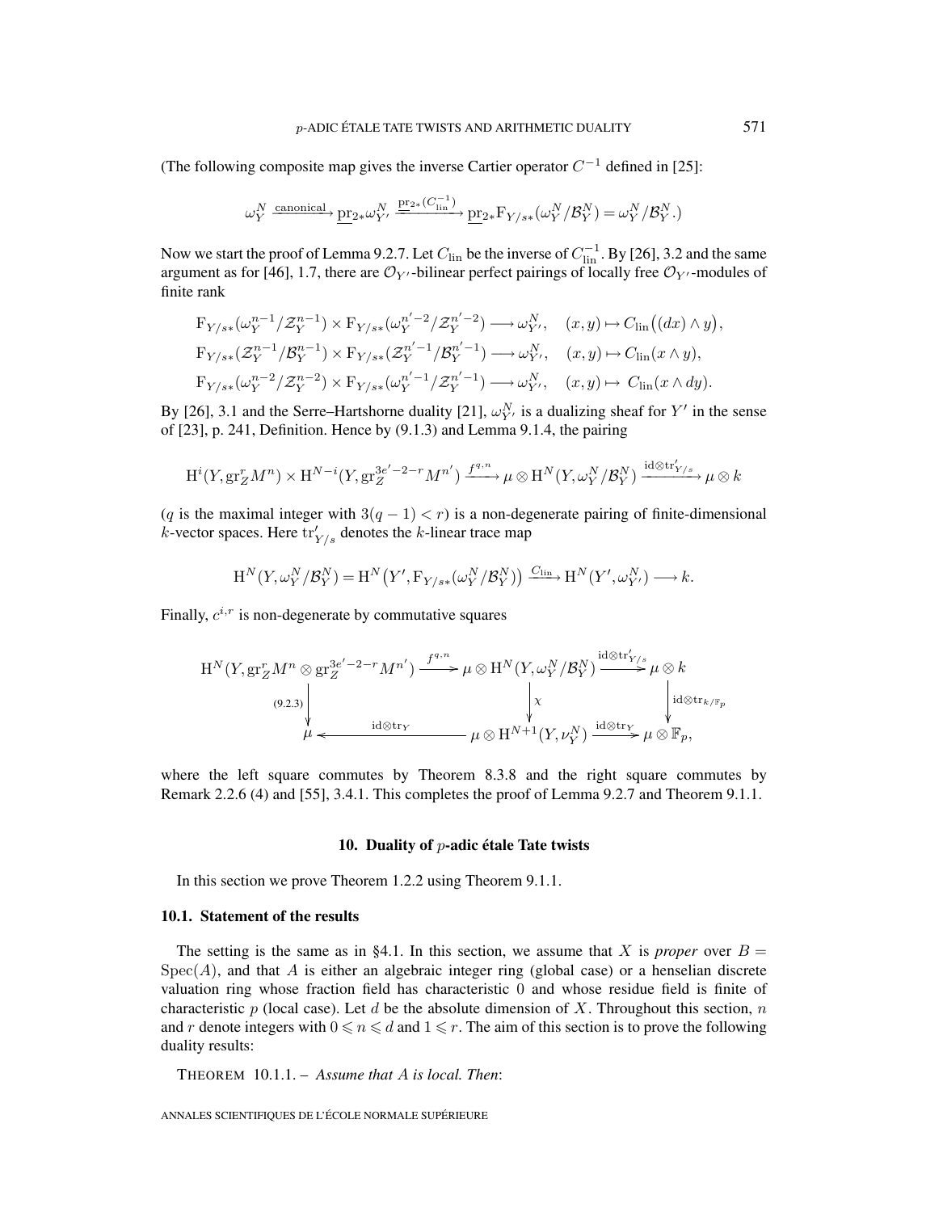(The following composite map gives the inverse Cartier operator $C^{-1}$ defined in [25]:

$$\omega_Y^N \xrightarrow{\text{canonical}} \underline{\mathrm{pr}}_{2*}\omega_{Y'}^N \xrightarrow{\underline{\mathrm{pr}}_{2*}(C_{\mathrm{lin}}^{-1})} \underline{\mathrm{pr}}_{2*}\mathrm{F}_{Y/s*}(\omega_Y^N/\mathcal{B}_Y^N) = \omega_Y^N/\mathcal{B}_Y^N.)$$

Now we start the proof of Lemma 9.2.7. Let $C_{\mathrm{lin}}$ be the inverse of $C_{\mathrm{lin}}^{-1}$. By [26], 3.2 and the same argument as for [46], 1.7, there are $\mathcal{O}_{Y'}$-bilinear perfect pairings of locally free $\mathcal{O}_{Y'}$-modules of finite rank

$$\mathrm{F}_{Y/s*}(\omega_Y^{n-1}/\mathcal{Z}_Y^{n-1}) \times \mathrm{F}_{Y/s*}(\omega_Y^{n'-2}/\mathcal{Z}_Y^{n'-2}) \longrightarrow \omega_{Y'}^N, \quad (x,y) \mapsto C_{\mathrm{lin}}\big((dx)\wedge y\big),$$

$$\mathrm{F}_{Y/s*}(\mathcal{Z}_Y^{n-1}/\mathcal{B}_Y^{n-1}) \times \mathrm{F}_{Y/s*}(\mathcal{Z}_Y^{n'-1}/\mathcal{B}_Y^{n'-1}) \longrightarrow \omega_{Y'}^N, \quad (x,y) \mapsto C_{\mathrm{lin}}(x\wedge y),$$

$$\mathrm{F}_{Y/s*}(\omega_Y^{n-2}/\mathcal{Z}_Y^{n-2}) \times \mathrm{F}_{Y/s*}(\omega_Y^{n'-1}/\mathcal{Z}_Y^{n'-1}) \longrightarrow \omega_{Y'}^N, \quad (x,y) \mapsto C_{\mathrm{lin}}(x\wedge dy).$$

By [26], 3.1 and the Serre–Hartshorne duality [21], $\omega_{Y'}^N$ is a dualizing sheaf for $Y'$ in the sense of [23], p. 241, Definition. Hence by (9.1.3) and Lemma 9.1.4, the pairing

$$\mathrm{H}^i(Y, \mathrm{gr}_Z^r M^n) \times \mathrm{H}^{N-i}(Y, \mathrm{gr}_Z^{3e'-2-r} M^{n'}) \xrightarrow{f^{q,n}} \mu \otimes \mathrm{H}^N(Y, \omega_Y^N/\mathcal{B}_Y^N) \xrightarrow{\mathrm{id}\otimes\mathrm{tr}'_{Y/s}} \mu\otimes k$$

($q$ is the maximal integer with $3(q-1)<r$) is a non-degenerate pairing of finite-dimensional $k$-vector spaces. Here $\mathrm{tr}'_{Y/s}$ denotes the $k$-linear trace map

$$\mathrm{H}^N(Y, \omega_Y^N/\mathcal{B}_Y^N) = \mathrm{H}^N\big(Y', \mathrm{F}_{Y/s*}(\omega_Y^N/\mathcal{B}_Y^N)\big) \xrightarrow{C_{\mathrm{lin}}} \mathrm{H}^N(Y', \omega_{Y'}^N) \longrightarrow k.$$

Finally, $c^{i,r}$ is non-degenerate by commutative squares

$$\begin{array}{ccccc}
\mathrm{H}^N(Y, \mathrm{gr}_Z^r M^n \otimes \mathrm{gr}_Z^{3e'-2-r} M^{n'}) & \xrightarrow{f^{q,n}} & \mu\otimes\mathrm{H}^N(Y,\omega_Y^N/\mathcal{B}_Y^N) & \xrightarrow{\mathrm{id}\otimes\mathrm{tr}'_{Y/s}} & \mu\otimes k \\
\Big\downarrow{\scriptstyle (9.2.3)} & & \Big\downarrow{\scriptstyle \chi} & & \Big\downarrow{\scriptstyle \mathrm{id}\otimes\mathrm{tr}_{k/\mathbb{F}_p}} \\
\mu & \xleftarrow{\mathrm{id}\otimes\mathrm{tr}_Y} & \mu\otimes\mathrm{H}^{N+1}(Y,\nu_Y^N) & \xrightarrow{\mathrm{id}\otimes\mathrm{tr}_Y} & \mu\otimes\mathbb{F}_p,
\end{array}$$

where the left square commutes by Theorem 8.3.8 and the right square commutes by Remark 2.2.6 (4) and [55], 3.4.1. This completes the proof of Lemma 9.2.7 and Theorem 9.1.1.

## 10. Duality of $p$-adic étale Tate twists

In this section we prove Theorem 1.2.2 using Theorem 9.1.1.

### 10.1. Statement of the results

The setting is the same as in §4.1. In this section, we assume that $X$ is *proper* over $B = \mathrm{Spec}(A)$, and that $A$ is either an algebraic integer ring (global case) or a henselian discrete valuation ring whose fraction field has characteristic 0 and whose residue field is finite of characteristic $p$ (local case). Let $d$ be the absolute dimension of $X$. Throughout this section, $n$ and $r$ denote integers with $0 \leqslant n \leqslant d$ and $1 \leqslant r$. The aim of this section is to prove the following duality results:

THEOREM 10.1.1. – *Assume that $A$ is local. Then*: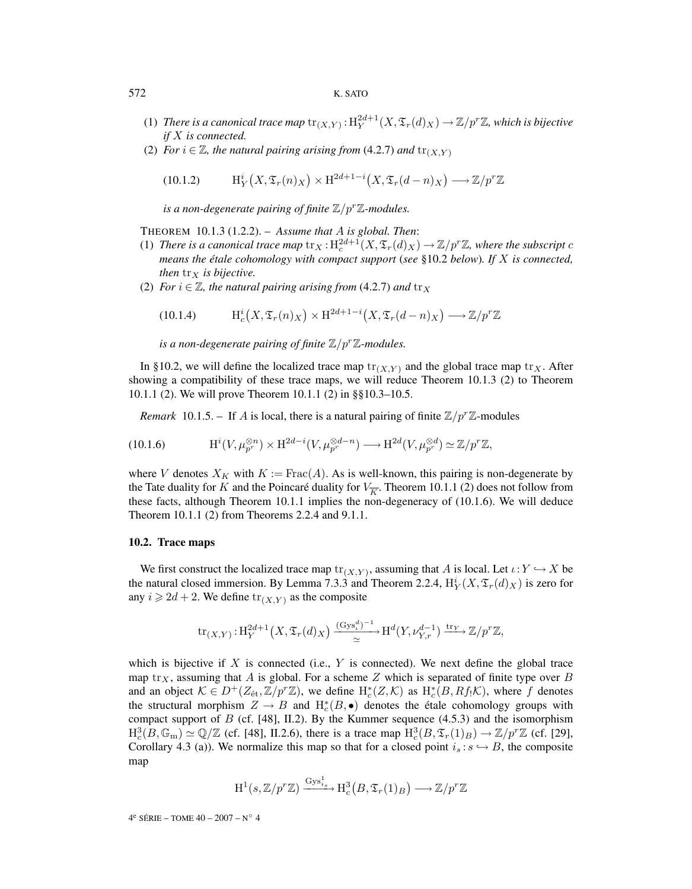(1) *There is a canonical trace map* $\mathrm{tr}_{(X,Y)} : \mathrm{H}^{2d+1}_Y(X, \mathfrak{T}_r(d)_X) \to \mathbb{Z}/p^r\mathbb{Z}$, *which is bijective if $X$ is connected.*

(2) *For $i \in \mathbb{Z}$, the natural pairing arising from* (4.2.7) *and* $\mathrm{tr}_{(X,Y)}$

$$\mathrm{H}^i_Y\big(X, \mathfrak{T}_r(n)_X\big) \times \mathrm{H}^{2d+1-i}\big(X, \mathfrak{T}_r(d-n)_X\big) \longrightarrow \mathbb{Z}/p^r\mathbb{Z} \tag{10.1.2}$$

*is a non-degenerate pairing of finite $\mathbb{Z}/p^r\mathbb{Z}$-modules.*

THEOREM 10.1.3 (1.2.2). – *Assume that $A$ is global. Then*:

(1) *There is a canonical trace map* $\mathrm{tr}_X : \mathrm{H}^{2d+1}_c(X, \mathfrak{T}_r(d)_X) \to \mathbb{Z}/p^r\mathbb{Z}$, *where the subscript $c$ means the étale cohomology with compact support (see §10.2 below). If $X$ is connected, then $\mathrm{tr}_X$ is bijective.*

(2) *For $i \in \mathbb{Z}$, the natural pairing arising from* (4.2.7) *and* $\mathrm{tr}_X$

$$\mathrm{H}^i_c\big(X, \mathfrak{T}_r(n)_X\big) \times \mathrm{H}^{2d+1-i}\big(X, \mathfrak{T}_r(d-n)_X\big) \longrightarrow \mathbb{Z}/p^r\mathbb{Z} \tag{10.1.4}$$

*is a non-degenerate pairing of finite $\mathbb{Z}/p^r\mathbb{Z}$-modules.*

In §10.2, we will define the localized trace map $\mathrm{tr}_{(X,Y)}$ and the global trace map $\mathrm{tr}_X$. After showing a compatibility of these trace maps, we will reduce Theorem 10.1.3 (2) to Theorem 10.1.1 (2). We will prove Theorem 10.1.1 (2) in §§10.3–10.5.

*Remark* 10.1.5. – If $A$ is local, there is a natural pairing of finite $\mathbb{Z}/p^r\mathbb{Z}$-modules

$$\mathrm{H}^i(V, \mu_{p^r}^{\otimes n}) \times \mathrm{H}^{2d-i}(V, \mu_{p^r}^{\otimes d-n}) \longrightarrow \mathrm{H}^{2d}(V, \mu_{p^r}^{\otimes d}) \simeq \mathbb{Z}/p^r\mathbb{Z}, \tag{10.1.6}$$

where $V$ denotes $X_K$ with $K := \mathrm{Frac}(A)$. As is well-known, this pairing is non-degenerate by the Tate duality for $K$ and the Poincaré duality for $V_{\overline{K}}$. Theorem 10.1.1 (2) does not follow from these facts, although Theorem 10.1.1 implies the non-degeneracy of (10.1.6). We will deduce Theorem 10.1.1 (2) from Theorems 2.2.4 and 9.1.1.

### 10.2. Trace maps

We first construct the localized trace map $\mathrm{tr}_{(X,Y)}$, assuming that $A$ is local. Let $\iota : Y \hookrightarrow X$ be the natural closed immersion. By Lemma 7.3.3 and Theorem 2.2.4, $\mathrm{H}^i_Y(X, \mathfrak{T}_r(d)_X)$ is zero for any $i \geqslant 2d+2$. We define $\mathrm{tr}_{(X,Y)}$ as the composite

$$\mathrm{tr}_{(X,Y)} : \mathrm{H}^{2d+1}_Y\big(X, \mathfrak{T}_r(d)_X\big) \xrightarrow[\simeq]{(\mathrm{Gys}^d_\iota)^{-1}} \mathrm{H}^d(Y, \nu^{d-1}_{Y,r}) \xrightarrow{\mathrm{tr}_Y} \mathbb{Z}/p^r\mathbb{Z},$$

which is bijective if $X$ is connected (i.e., $Y$ is connected). We next define the global trace map $\mathrm{tr}_X$, assuming that $A$ is global. For a scheme $Z$ which is separated of finite type over $B$ and an object $\mathcal{K} \in D^+(Z_{\text{ét}}, \mathbb{Z}/p^r\mathbb{Z})$, we define $\mathrm{H}^*_c(Z, \mathcal{K})$ as $\mathrm{H}^*_c(B, Rf_!\mathcal{K})$, where $f$ denotes the structural morphism $Z \to B$ and $\mathrm{H}^*_c(B, \bullet)$ denotes the étale cohomology groups with compact support of $B$ (cf. [48], II.2). By the Kummer sequence (4.5.3) and the isomorphism $\mathrm{H}^3_c(B, \mathbb{G}_\mathrm{m}) \simeq \mathbb{Q}/\mathbb{Z}$ (cf. [48], II.2.6), there is a trace map $\mathrm{H}^3_c(B, \mathfrak{T}_r(1)_B) \to \mathbb{Z}/p^r\mathbb{Z}$ (cf. [29], Corollary 4.3 (a)). We normalize this map so that for a closed point $i_s : s \hookrightarrow B$, the composite map

$$\mathrm{H}^1(s, \mathbb{Z}/p^r\mathbb{Z}) \xrightarrow{\mathrm{Gys}^1_{i_s}} \mathrm{H}^3_c\big(B, \mathfrak{T}_r(1)_B\big) \longrightarrow \mathbb{Z}/p^r\mathbb{Z}$$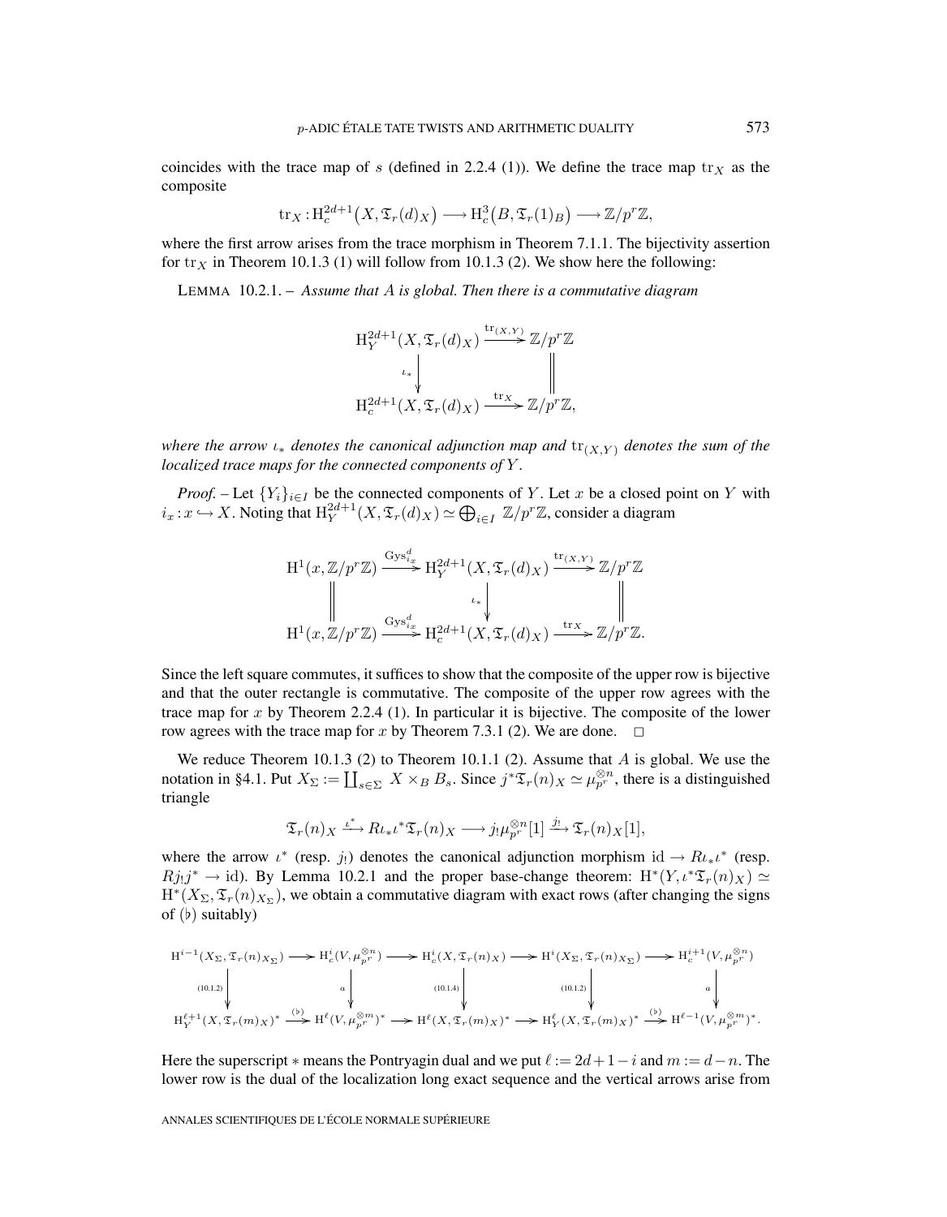coincides with the trace map of $s$ (defined in 2.2.4 (1)). We define the trace map $\mathrm{tr}_X$ as the composite

$$\mathrm{tr}_X : \mathrm{H}^{2d+1}_c\big(X, \mathfrak{T}_r(d)_X\big) \longrightarrow \mathrm{H}^3_c\big(B, \mathfrak{T}_r(1)_B\big) \longrightarrow \mathbb{Z}/p^r\mathbb{Z},$$

where the first arrow arises from the trace morphism in Theorem 7.1.1. The bijectivity assertion for $\mathrm{tr}_X$ in Theorem 10.1.3 (1) will follow from 10.1.3 (2). We show here the following:

LEMMA 10.2.1. – *Assume that $A$ is global. Then there is a commutative diagram*

$$\begin{array}{ccc}
\mathrm{H}^{2d+1}_Y(X, \mathfrak{T}_r(d)_X) & \xrightarrow{\mathrm{tr}_{(X,Y)}} & \mathbb{Z}/p^r\mathbb{Z} \\
\Big\downarrow{\scriptstyle \iota_*} & & \Big\| \\
\mathrm{H}^{2d+1}_c(X, \mathfrak{T}_r(d)_X) & \xrightarrow{\mathrm{tr}_X} & \mathbb{Z}/p^r\mathbb{Z},
\end{array}$$

*where the arrow $\iota_*$ denotes the canonical adjunction map and $\mathrm{tr}_{(X,Y)}$ denotes the sum of the localized trace maps for the connected components of $Y$.*

*Proof.* – Let $\{Y_i\}_{i\in I}$ be the connected components of $Y$. Let $x$ be a closed point on $Y$ with $i_x : x \hookrightarrow X$. Noting that $\mathrm{H}^{2d+1}_Y(X, \mathfrak{T}_r(d)_X) \simeq \bigoplus_{i\in I} \mathbb{Z}/p^r\mathbb{Z}$, consider a diagram

$$\begin{array}{ccccc}
\mathrm{H}^1(x, \mathbb{Z}/p^r\mathbb{Z}) & \xrightarrow{\mathrm{Gys}^d_{i_x}} & \mathrm{H}^{2d+1}_Y(X, \mathfrak{T}_r(d)_X) & \xrightarrow{\mathrm{tr}_{(X,Y)}} & \mathbb{Z}/p^r\mathbb{Z} \\
\Big\| & & \Big\downarrow{\scriptstyle \iota_*} & & \Big\| \\
\mathrm{H}^1(x, \mathbb{Z}/p^r\mathbb{Z}) & \xrightarrow{\mathrm{Gys}^d_{i_x}} & \mathrm{H}^{2d+1}_c(X, \mathfrak{T}_r(d)_X) & \xrightarrow{\mathrm{tr}_X} & \mathbb{Z}/p^r\mathbb{Z}.
\end{array}$$

Since the left square commutes, it suffices to show that the composite of the upper row is bijective and that the outer rectangle is commutative. The composite of the upper row agrees with the trace map for $x$ by Theorem 2.2.4 (1). In particular it is bijective. The composite of the lower row agrees with the trace map for $x$ by Theorem 7.3.1 (2). We are done. $\square$

We reduce Theorem 10.1.3 (2) to Theorem 10.1.1 (2). Assume that $A$ is global. We use the notation in §4.1. Put $X_\Sigma := \coprod_{s\in\Sigma} X \times_B B_s$. Since $j^*\mathfrak{T}_r(n)_X \simeq \mu_{p^r}^{\otimes n}$, there is a distinguished triangle

$$\mathfrak{T}_r(n)_X \xrightarrow{\iota^*} R\iota_*\iota^*\mathfrak{T}_r(n)_X \longrightarrow j_!\mu_{p^r}^{\otimes n}[1] \xrightarrow{j_!} \mathfrak{T}_r(n)_X[1],$$

where the arrow $\iota^*$ (resp. $j_!$) denotes the canonical adjunction morphism $\mathrm{id} \to R\iota_*\iota^*$ (resp. $Rj_!j^* \to \mathrm{id}$). By Lemma 10.2.1 and the proper base-change theorem: $\mathrm{H}^*(Y, \iota^*\mathfrak{T}_r(n)_X) \simeq \mathrm{H}^*(X_\Sigma, \mathfrak{T}_r(n)_{X_\Sigma})$, we obtain a commutative diagram with exact rows (after changing the signs of $(\flat)$ suitably)

$$\begin{array}{ccccccccc}
\mathrm{H}^{i-1}(X_\Sigma, \mathfrak{T}_r(n)_{X_\Sigma}) & \longrightarrow & \mathrm{H}^i_c(V, \mu_{p^r}^{\otimes n}) & \longrightarrow & \mathrm{H}^i_c(X, \mathfrak{T}_r(n)_X) & \longrightarrow & \mathrm{H}^i(X_\Sigma, \mathfrak{T}_r(n)_{X_\Sigma}) & \longrightarrow & \mathrm{H}^{i+1}_c(V, \mu_{p^r}^{\otimes n}) \\
\Big\downarrow{\scriptstyle (10.1.2)} & & \Big\downarrow{\scriptstyle a} & & \Big\downarrow{\scriptstyle (10.1.4)} & & \Big\downarrow{\scriptstyle (10.1.2)} & & \Big\downarrow{\scriptstyle a} \\
\mathrm{H}^{\ell+1}_Y(X, \mathfrak{T}_r(m)_X)^* & \xrightarrow{(\flat)} & \mathrm{H}^\ell(V, \mu_{p^r}^{\otimes m})^* & \longrightarrow & \mathrm{H}^\ell(X, \mathfrak{T}_r(m)_X)^* & \longrightarrow & \mathrm{H}^\ell_Y(X, \mathfrak{T}_r(m)_X)^* & \xrightarrow{(\flat)} & \mathrm{H}^{\ell-1}(V, \mu_{p^r}^{\otimes m})^*.
\end{array}$$

Here the superscript $*$ means the Pontryagin dual and we put $\ell := 2d+1-i$ and $m := d-n$. The lower row is the dual of the localization long exact sequence and the vertical arrows arise from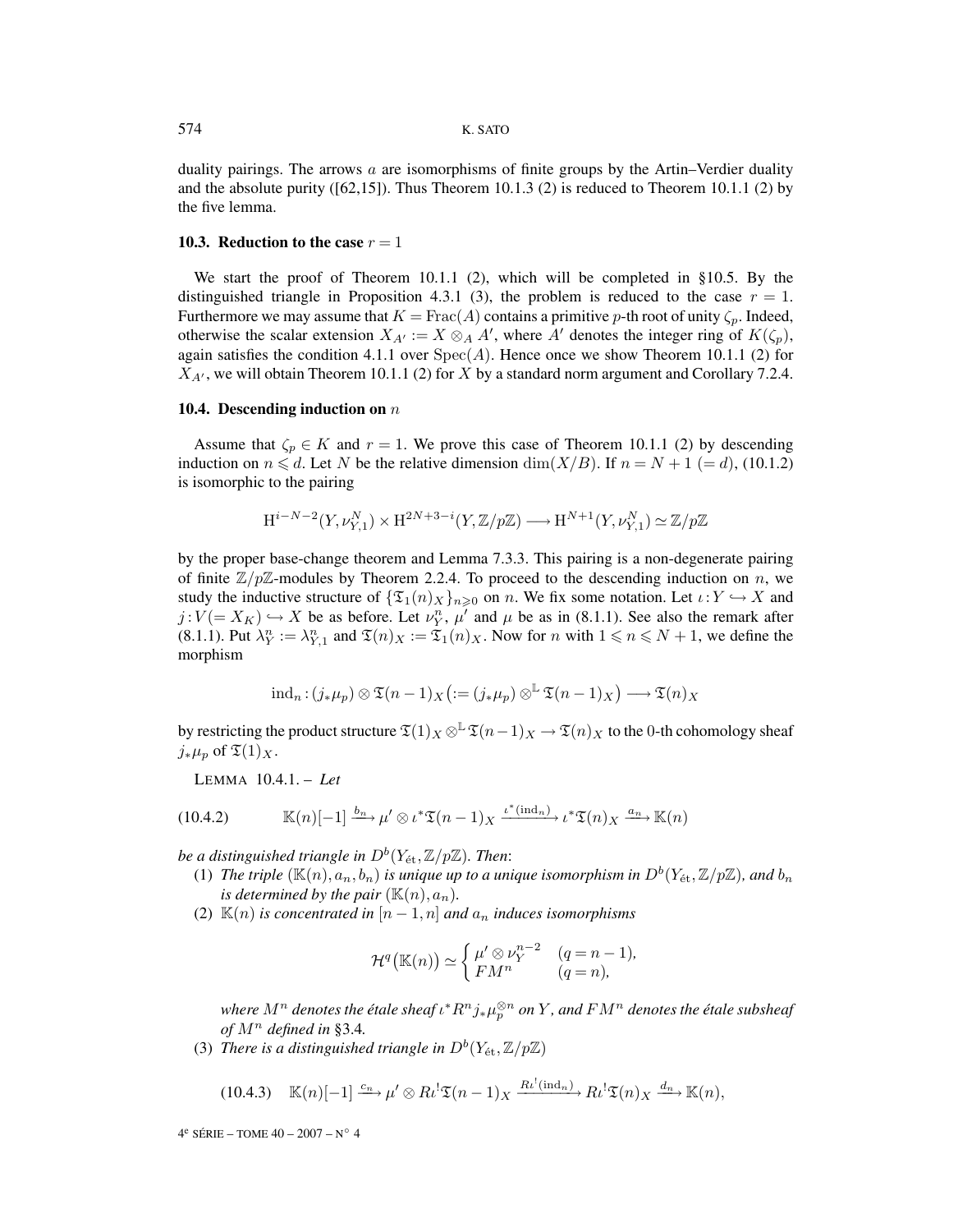duality pairings. The arrows $a$ are isomorphisms of finite groups by the Artin–Verdier duality and the absolute purity ([62,15]). Thus Theorem 10.1.3 (2) is reduced to Theorem 10.1.1 (2) by the five lemma.

### 10.3. Reduction to the case $r = 1$

We start the proof of Theorem 10.1.1 (2), which will be completed in §10.5. By the distinguished triangle in Proposition 4.3.1 (3), the problem is reduced to the case $r = 1$. Furthermore we may assume that $K = \mathrm{Frac}(A)$ contains a primitive $p$-th root of unity $\zeta_p$. Indeed, otherwise the scalar extension $X_{A'} := X \otimes_A A'$, where $A'$ denotes the integer ring of $K(\zeta_p)$, again satisfies the condition 4.1.1 over $\mathrm{Spec}(A)$. Hence once we show Theorem 10.1.1 (2) for $X_{A'}$, we will obtain Theorem 10.1.1 (2) for $X$ by a standard norm argument and Corollary 7.2.4.

### 10.4. Descending induction on $n$

Assume that $\zeta_p \in K$ and $r = 1$. We prove this case of Theorem 10.1.1 (2) by descending induction on $n \leqslant d$. Let $N$ be the relative dimension $\dim(X/B)$. If $n = N + 1\ (= d)$, (10.1.2) is isomorphic to the pairing

$$\mathrm{H}^{i-N-2}(Y, \nu_{Y,1}^N) \times \mathrm{H}^{2N+3-i}(Y, \mathbb{Z}/p\mathbb{Z}) \longrightarrow \mathrm{H}^{N+1}(Y, \nu_{Y,1}^N) \simeq \mathbb{Z}/p\mathbb{Z}$$

by the proper base-change theorem and Lemma 7.3.3. This pairing is a non-degenerate pairing of finite $\mathbb{Z}/p\mathbb{Z}$-modules by Theorem 2.2.4. To proceed to the descending induction on $n$, we study the inductive structure of $\{\mathfrak{T}_1(n)_X\}_{n \geqslant 0}$ on $n$. We fix some notation. Let $\iota : Y \hookrightarrow X$ and $j : V (= X_K) \hookrightarrow X$ be as before. Let $\nu_Y^n$, $\mu'$ and $\mu$ be as in (8.1.1). See also the remark after (8.1.1). Put $\lambda_Y^n := \lambda_{Y,1}^n$ and $\mathfrak{T}(n)_X := \mathfrak{T}_1(n)_X$. Now for $n$ with $1 \leqslant n \leqslant N+1$, we define the morphism

$$\mathrm{ind}_n : (j_*\mu_p) \otimes \mathfrak{T}(n-1)_X \big(:= (j_*\mu_p) \otimes^{\mathbb{L}} \mathfrak{T}(n-1)_X\big) \longrightarrow \mathfrak{T}(n)_X$$

by restricting the product structure $\mathfrak{T}(1)_X \otimes^{\mathbb{L}} \mathfrak{T}(n-1)_X \to \mathfrak{T}(n)_X$ to the 0-th cohomology sheaf $j_*\mu_p$ of $\mathfrak{T}(1)_X$.

LEMMA 10.4.1. – *Let*

$$\mathbb{K}(n)[-1] \xrightarrow{b_n} \mu' \otimes \iota^*\mathfrak{T}(n-1)_X \xrightarrow{\iota^*(\mathrm{ind}_n)} \iota^*\mathfrak{T}(n)_X \xrightarrow{a_n} \mathbb{K}(n) \tag{10.4.2}$$

*be a distinguished triangle in $D^b(Y_{\text{ét}}, \mathbb{Z}/p\mathbb{Z})$. Then*:

1. *The triple $(\mathbb{K}(n), a_n, b_n)$ is unique up to a unique isomorphism in $D^b(Y_{\text{ét}}, \mathbb{Z}/p\mathbb{Z})$, and $b_n$ is determined by the pair $(\mathbb{K}(n), a_n)$.*
2. *$\mathbb{K}(n)$ is concentrated in $[n-1, n]$ and $a_n$ induces isomorphisms*

$$\mathcal{H}^q\big(\mathbb{K}(n)\big) \simeq \begin{cases} \mu' \otimes \nu_Y^{n-2} & (q = n-1), \\ FM^n & (q = n), \end{cases}$$

*where $M^n$ denotes the étale sheaf $\iota^* R^n j_* \mu_p^{\otimes n}$ on $Y$, and $FM^n$ denotes the étale subsheaf of $M^n$ defined in §3.4.*

3. *There is a distinguished triangle in $D^b(Y_{\text{ét}}, \mathbb{Z}/p\mathbb{Z})$*

$$\mathbb{K}(n)[-1] \xrightarrow{c_n} \mu' \otimes R\iota^!\mathfrak{T}(n-1)_X \xrightarrow{R\iota^!(\mathrm{ind}_n)} R\iota^!\mathfrak{T}(n)_X \xrightarrow{d_n} \mathbb{K}(n), \tag{10.4.3}$$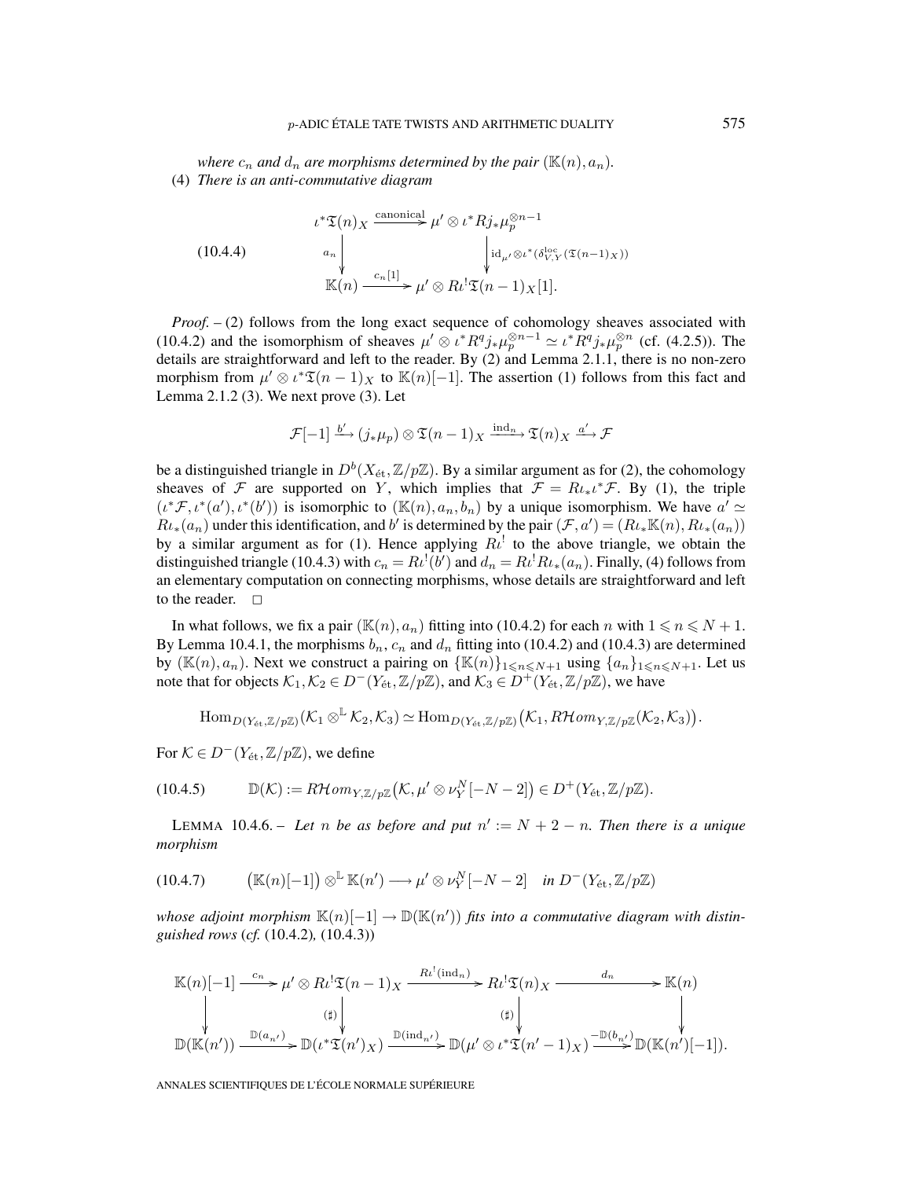*where $c_n$ and $d_n$ are morphisms determined by the pair $(\mathbb{K}(n), a_n)$.*

(4) *There is an anti-commutative diagram*

$$\text{(10.4.4)} \qquad \begin{array}{ccc} \iota^*\mathfrak{T}(n)_X & \xrightarrow{\text{canonical}} & \mu' \otimes \iota^* Rj_*\mu_p^{\otimes n-1} \\ {\scriptstyle a_n}\downarrow & & \downarrow{\scriptstyle \mathrm{id}_{\mu'} \otimes \iota^*(\delta^{\mathrm{loc}}_{V,Y}(\mathfrak{T}(n-1)_X))} \\ \mathbb{K}(n) & \xrightarrow{c_n[1]} & \mu' \otimes R\iota^!\mathfrak{T}(n-1)_X[1]. \end{array}$$

*Proof.* – (2) follows from the long exact sequence of cohomology sheaves associated with (10.4.2) and the isomorphism of sheaves $\mu' \otimes \iota^* R^q j_*\mu_p^{\otimes n-1} \simeq \iota^* R^q j_* \mu_p^{\otimes n}$ (cf. (4.2.5)). The details are straightforward and left to the reader. By (2) and Lemma 2.1.1, there is no non-zero morphism from $\mu' \otimes \iota^*\mathfrak{T}(n-1)_X$ to $\mathbb{K}(n)[-1]$. The assertion (1) follows from this fact and Lemma 2.1.2 (3). We next prove (3). Let

$$\mathcal{F}[-1] \xrightarrow{b'} (j_*\mu_p) \otimes \mathfrak{T}(n-1)_X \xrightarrow{\mathrm{ind}_n} \mathfrak{T}(n)_X \xrightarrow{a'} \mathcal{F}$$

be a distinguished triangle in $D^b(X_{\text{ét}}, \mathbb{Z}/p\mathbb{Z})$. By a similar argument as for (2), the cohomology sheaves of $\mathcal{F}$ are supported on $Y$, which implies that $\mathcal{F} = R\iota_*\iota^*\mathcal{F}$. By (1), the triple $(\iota^*\mathcal{F}, \iota^*(a'), \iota^*(b'))$ is isomorphic to $(\mathbb{K}(n), a_n, b_n)$ by a unique isomorphism. We have $a' \simeq R\iota_*(a_n)$ under this identification, and $b'$ is determined by the pair $(\mathcal{F}, a') = (R\iota_*\mathbb{K}(n), R\iota_*(a_n))$ by a similar argument as for (1). Hence applying $R\iota^!$ to the above triangle, we obtain the distinguished triangle (10.4.3) with $c_n = R\iota^!(b')$ and $d_n = R\iota^! R\iota_*(a_n)$. Finally, (4) follows from an elementary computation on connecting morphisms, whose details are straightforward and left to the reader. $\square$

In what follows, we fix a pair $(\mathbb{K}(n), a_n)$ fitting into (10.4.2) for each $n$ with $1 \leqslant n \leqslant N+1$. By Lemma 10.4.1, the morphisms $b_n$, $c_n$ and $d_n$ fitting into (10.4.2) and (10.4.3) are determined by $(\mathbb{K}(n), a_n)$. Next we construct a pairing on $\{\mathbb{K}(n)\}_{1 \leqslant n \leqslant N+1}$ using $\{a_n\}_{1 \leqslant n \leqslant N+1}$. Let us note that for objects $\mathcal{K}_1, \mathcal{K}_2 \in D^-(Y_{\text{ét}}, \mathbb{Z}/p\mathbb{Z})$, and $\mathcal{K}_3 \in D^+(Y_{\text{ét}}, \mathbb{Z}/p\mathbb{Z})$, we have

$$\mathrm{Hom}_{D(Y_{\text{ét}}, \mathbb{Z}/p\mathbb{Z})}(\mathcal{K}_1 \otimes^{\mathbb{L}} \mathcal{K}_2, \mathcal{K}_3) \simeq \mathrm{Hom}_{D(Y_{\text{ét}}, \mathbb{Z}/p\mathbb{Z})}\big(\mathcal{K}_1, R\mathcal{H}om_{Y, \mathbb{Z}/p\mathbb{Z}}(\mathcal{K}_2, \mathcal{K}_3)\big).$$

For $\mathcal{K} \in D^-(Y_{\text{ét}}, \mathbb{Z}/p\mathbb{Z})$, we define

$$\text{(10.4.5)} \qquad \mathbb{D}(\mathcal{K}) := R\mathcal{H}om_{Y, \mathbb{Z}/p\mathbb{Z}}\big(\mathcal{K}, \mu' \otimes \nu_Y^N[-N-2]\big) \in D^+(Y_{\text{ét}}, \mathbb{Z}/p\mathbb{Z}).$$

Lemma 10.4.6. – *Let $n$ be as before and put $n' := N + 2 - n$. Then there is a unique morphism*

$$\text{(10.4.7)} \qquad \big(\mathbb{K}(n)[-1]\big) \otimes^{\mathbb{L}} \mathbb{K}(n') \longrightarrow \mu' \otimes \nu_Y^N[-N-2] \quad \textit{in } D^-(Y_{\text{ét}}, \mathbb{Z}/p\mathbb{Z})$$

*whose adjoint morphism $\mathbb{K}(n)[-1] \to \mathbb{D}(\mathbb{K}(n'))$ fits into a commutative diagram with distinguished rows* (*cf.* (10.4.2)*,* (10.4.3))

$$\begin{array}{ccccccc} \mathbb{K}(n)[-1] & \xrightarrow{c_n} & \mu' \otimes R\iota^!\mathfrak{T}(n-1)_X & \xrightarrow{R\iota^!(\mathrm{ind}_n)} & R\iota^!\mathfrak{T}(n)_X & \xrightarrow{d_n} & \mathbb{K}(n) \\ \downarrow & & \downarrow{\scriptstyle (\sharp)} & & \downarrow{\scriptstyle (\sharp)} & & \downarrow \\ \mathbb{D}(\mathbb{K}(n')) & \xrightarrow{\mathbb{D}(a_{n'})} & \mathbb{D}(\iota^*\mathfrak{T}(n')_X) & \xrightarrow{\mathbb{D}(\mathrm{ind}_{n'})} & \mathbb{D}(\mu' \otimes \iota^*\mathfrak{T}(n'-1)_X) & \xrightarrow{-\mathbb{D}(b_{n'})} & \mathbb{D}(\mathbb{K}(n')[-1]). \end{array}$$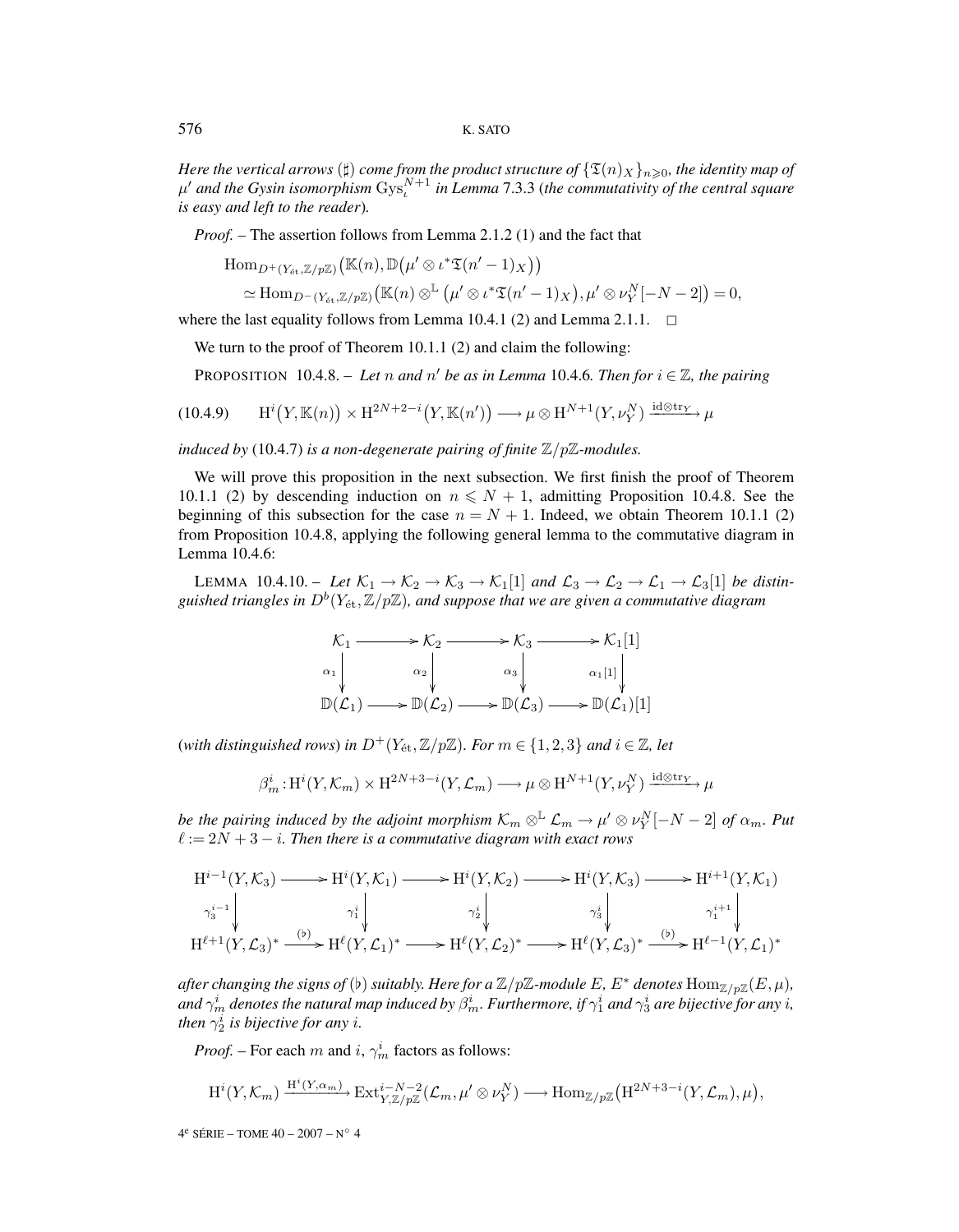*Here the vertical arrows* ($\sharp$) *come from the product structure of* $\{\mathfrak{T}(n)_X\}_{n\geqslant 0}$, *the identity map of* $\mu'$ *and the Gysin isomorphism* $\mathrm{Gys}_\iota^{N+1}$ *in Lemma* 7.3.3 (*the commutativity of the central square is easy and left to the reader*).

*Proof.* – The assertion follows from Lemma 2.1.2 (1) and the fact that

$$\begin{aligned}&\mathrm{Hom}_{D^+(Y_{\acute{e}t},\mathbb{Z}/p\mathbb{Z})}\big(\mathbb{K}(n),\mathbb{D}\big(\mu'\otimes\iota^*\mathfrak{T}(n'-1)_X\big)\big)\\&\quad\simeq \mathrm{Hom}_{D^-(Y_{\acute{e}t},\mathbb{Z}/p\mathbb{Z})}\big(\mathbb{K}(n)\otimes^{\mathbb{L}}\big(\mu'\otimes\iota^*\mathfrak{T}(n'-1)_X\big),\mu'\otimes\nu_Y^N[-N-2]\big)=0,\end{aligned}$$

where the last equality follows from Lemma 10.4.1 (2) and Lemma 2.1.1. $\square$

We turn to the proof of Theorem 10.1.1 (2) and claim the following:

PROPOSITION 10.4.8. – *Let* $n$ *and* $n'$ *be as in Lemma* 10.4.6. *Then for* $i\in\mathbb{Z}$, *the pairing*

$$\mathrm{H}^i\big(Y,\mathbb{K}(n)\big)\times\mathrm{H}^{2N+2-i}\big(Y,\mathbb{K}(n')\big)\longrightarrow\mu\otimes\mathrm{H}^{N+1}(Y,\nu_Y^N)\xrightarrow{\mathrm{id}\otimes\mathrm{tr}_Y}\mu \qquad (10.4.9)$$

*induced by* (10.4.7) *is a non-degenerate pairing of finite* $\mathbb{Z}/p\mathbb{Z}$*-modules.*

We will prove this proposition in the next subsection. We first finish the proof of Theorem 10.1.1 (2) by descending induction on $n\leqslant N+1$, admitting Proposition 10.4.8. See the beginning of this subsection for the case $n=N+1$. Indeed, we obtain Theorem 10.1.1 (2) from Proposition 10.4.8, applying the following general lemma to the commutative diagram in Lemma 10.4.6:

LEMMA 10.4.10. – *Let* $\mathcal{K}_1\to\mathcal{K}_2\to\mathcal{K}_3\to\mathcal{K}_1[1]$ *and* $\mathcal{L}_3\to\mathcal{L}_2\to\mathcal{L}_1\to\mathcal{L}_3[1]$ *be distinguished triangles in* $D^b(Y_{\acute{e}t},\mathbb{Z}/p\mathbb{Z})$, *and suppose that we are given a commutative diagram*

$$\begin{array}{ccccccc}\mathcal{K}_1 & \longrightarrow & \mathcal{K}_2 & \longrightarrow & \mathcal{K}_3 & \longrightarrow & \mathcal{K}_1[1]\\ \downarrow{\scriptstyle\alpha_1} & & \downarrow{\scriptstyle\alpha_2} & & \downarrow{\scriptstyle\alpha_3} & & \downarrow{\scriptstyle\alpha_1[1]}\\ \mathbb{D}(\mathcal{L}_1) & \longrightarrow & \mathbb{D}(\mathcal{L}_2) & \longrightarrow & \mathbb{D}(\mathcal{L}_3) & \longrightarrow & \mathbb{D}(\mathcal{L}_1)[1]\end{array}$$

(*with distinguished rows*) *in* $D^+(Y_{\acute{e}t},\mathbb{Z}/p\mathbb{Z})$. *For* $m\in\{1,2,3\}$ *and* $i\in\mathbb{Z}$, *let*

$$\beta_m^i:\mathrm{H}^i(Y,\mathcal{K}_m)\times\mathrm{H}^{2N+3-i}(Y,\mathcal{L}_m)\longrightarrow\mu\otimes\mathrm{H}^{N+1}(Y,\nu_Y^N)\xrightarrow{\mathrm{id}\otimes\mathrm{tr}_Y}\mu$$

*be the pairing induced by the adjoint morphism* $\mathcal{K}_m\otimes^{\mathbb{L}}\mathcal{L}_m\to\mu'\otimes\nu_Y^N[-N-2]$ *of* $\alpha_m$. *Put* $\ell:=2N+3-i$. *Then there is a commutative diagram with exact rows*

$$\begin{array}{ccccccccc}\mathrm{H}^{i-1}(Y,\mathcal{K}_3) & \longrightarrow & \mathrm{H}^i(Y,\mathcal{K}_1) & \longrightarrow & \mathrm{H}^i(Y,\mathcal{K}_2) & \longrightarrow & \mathrm{H}^i(Y,\mathcal{K}_3) & \longrightarrow & \mathrm{H}^{i+1}(Y,\mathcal{K}_1)\\ \downarrow{\scriptstyle\gamma_3^{i-1}} & & \downarrow{\scriptstyle\gamma_1^i} & & \downarrow{\scriptstyle\gamma_2^i} & & \downarrow{\scriptstyle\gamma_3^i} & & \downarrow{\scriptstyle\gamma_1^{i+1}}\\ \mathrm{H}^{\ell+1}(Y,\mathcal{L}_3)^* & \xrightarrow{(\flat)} & \mathrm{H}^\ell(Y,\mathcal{L}_1)^* & \longrightarrow & \mathrm{H}^\ell(Y,\mathcal{L}_2)^* & \longrightarrow & \mathrm{H}^\ell(Y,\mathcal{L}_3)^* & \xrightarrow{(\flat)} & \mathrm{H}^{\ell-1}(Y,\mathcal{L}_1)^*\end{array}$$

*after changing the signs of* $(\flat)$ *suitably. Here for a* $\mathbb{Z}/p\mathbb{Z}$*-module* $E$, $E^*$ *denotes* $\mathrm{Hom}_{\mathbb{Z}/p\mathbb{Z}}(E,\mu)$, *and* $\gamma_m^i$ *denotes the natural map induced by* $\beta_m^i$. *Furthermore, if* $\gamma_1^i$ *and* $\gamma_3^i$ *are bijective for any* $i$, *then* $\gamma_2^i$ *is bijective for any* $i$.

*Proof.* – For each $m$ and $i$, $\gamma_m^i$ factors as follows:

$$\mathrm{H}^i(Y,\mathcal{K}_m)\xrightarrow{\mathrm{H}^i(Y,\alpha_m)}\mathrm{Ext}^{i-N-2}_{Y,\mathbb{Z}/p\mathbb{Z}}(\mathcal{L}_m,\mu'\otimes\nu_Y^N)\longrightarrow\mathrm{Hom}_{\mathbb{Z}/p\mathbb{Z}}\big(\mathrm{H}^{2N+3-i}(Y,\mathcal{L}_m),\mu\big),$$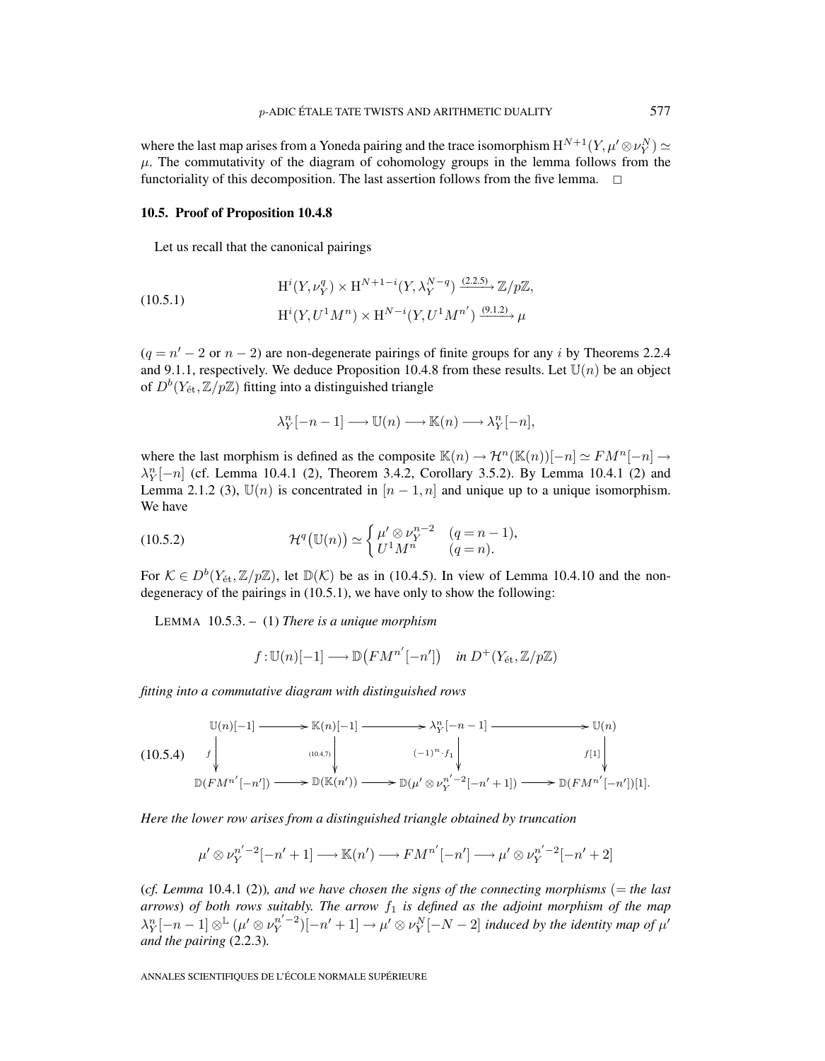where the last map arises from a Yoneda pairing and the trace isomorphism $\mathrm{H}^{N+1}(Y, \mu' \otimes \nu_Y^N) \simeq \mu$. The commutativity of the diagram of cohomology groups in the lemma follows from the functoriality of this decomposition. The last assertion follows from the five lemma. □

### 10.5. Proof of Proposition 10.4.8

Let us recall that the canonical pairings

$$
\text{(10.5.1)} \qquad
\begin{aligned}
&\mathrm{H}^i(Y, \nu_Y^q) \times \mathrm{H}^{N+1-i}(Y, \lambda_Y^{N-q}) \xrightarrow{(2.2.5)} \mathbb{Z}/p\mathbb{Z}, \\
&\mathrm{H}^i(Y, U^1 M^n) \times \mathrm{H}^{N-i}(Y, U^1 M^{n'}) \xrightarrow{(9.1.2)} \mu
\end{aligned}
$$

($q = n' - 2$ or $n - 2$) are non-degenerate pairings of finite groups for any $i$ by Theorems 2.2.4 and 9.1.1, respectively. We deduce Proposition 10.4.8 from these results. Let $\mathbb{U}(n)$ be an object of $D^b(Y_{\text{ét}}, \mathbb{Z}/p\mathbb{Z})$ fitting into a distinguished triangle

$$
\lambda_Y^n[-n-1] \longrightarrow \mathbb{U}(n) \longrightarrow \mathbb{K}(n) \longrightarrow \lambda_Y^n[-n],
$$

where the last morphism is defined as the composite $\mathbb{K}(n) \to \mathcal{H}^n(\mathbb{K}(n))[-n] \simeq FM^n[-n] \to \lambda_Y^n[-n]$ (cf. Lemma 10.4.1 (2), Theorem 3.4.2, Corollary 3.5.2). By Lemma 10.4.1 (2) and Lemma 2.1.2 (3), $\mathbb{U}(n)$ is concentrated in $[n-1, n]$ and unique up to a unique isomorphism. We have

$$
\text{(10.5.2)} \qquad \mathcal{H}^q(\mathbb{U}(n)) \simeq \begin{cases} \mu' \otimes \nu_Y^{n-2} & (q = n-1), \\ U^1 M^n & (q = n). \end{cases}
$$

For $\mathcal{K} \in D^b(Y_{\text{ét}}, \mathbb{Z}/p\mathbb{Z})$, let $\mathbb{D}(\mathcal{K})$ be as in (10.4.5). In view of Lemma 10.4.10 and the non-degeneracy of the pairings in (10.5.1), we have only to show the following:

LEMMA 10.5.3. – (1) *There is a unique morphism*

$$
f : \mathbb{U}(n)[-1] \longrightarrow \mathbb{D}\big(FM^{n'}[-n']\big) \quad \textit{in } D^+(Y_{\text{ét}}, \mathbb{Z}/p\mathbb{Z})
$$

*fitting into a commutative diagram with distinguished rows*

$$
\text{(10.5.4)} \qquad
\begin{array}{ccccccc}
\mathbb{U}(n)[-1] & \longrightarrow & \mathbb{K}(n)[-1] & \longrightarrow & \lambda_Y^n[-n-1] & \longrightarrow & \mathbb{U}(n) \\
\downarrow{\scriptstyle f} & & \downarrow{\scriptstyle (10.4.7)} & & \downarrow{\scriptstyle (-1)^n \cdot f_1} & & \downarrow{\scriptstyle f[1]} \\
\mathbb{D}(FM^{n'}[-n']) & \longrightarrow & \mathbb{D}(\mathbb{K}(n')) & \longrightarrow & \mathbb{D}(\mu' \otimes \nu_Y^{n'-2}[-n'+1]) & \longrightarrow & \mathbb{D}(FM^{n'}[-n'])[1].
\end{array}
$$

*Here the lower row arises from a distinguished triangle obtained by truncation*

$$
\mu' \otimes \nu_Y^{n'-2}[-n'+1] \longrightarrow \mathbb{K}(n') \longrightarrow FM^{n'}[-n'] \longrightarrow \mu' \otimes \nu_Y^{n'-2}[-n'+2]
$$

(*cf. Lemma* 10.4.1 (2)), *and we have chosen the signs of the connecting morphisms* (= *the last arrows*) *of both rows suitably. The arrow $f_1$ is defined as the adjoint morphism of the map $\lambda_Y^n[-n-1] \otimes^{\mathbb{L}} (\mu' \otimes \nu_Y^{n'-2})[-n'+1] \to \mu' \otimes \nu_Y^N[-N-2]$ induced by the identity map of $\mu'$ and the pairing* (2.2.3).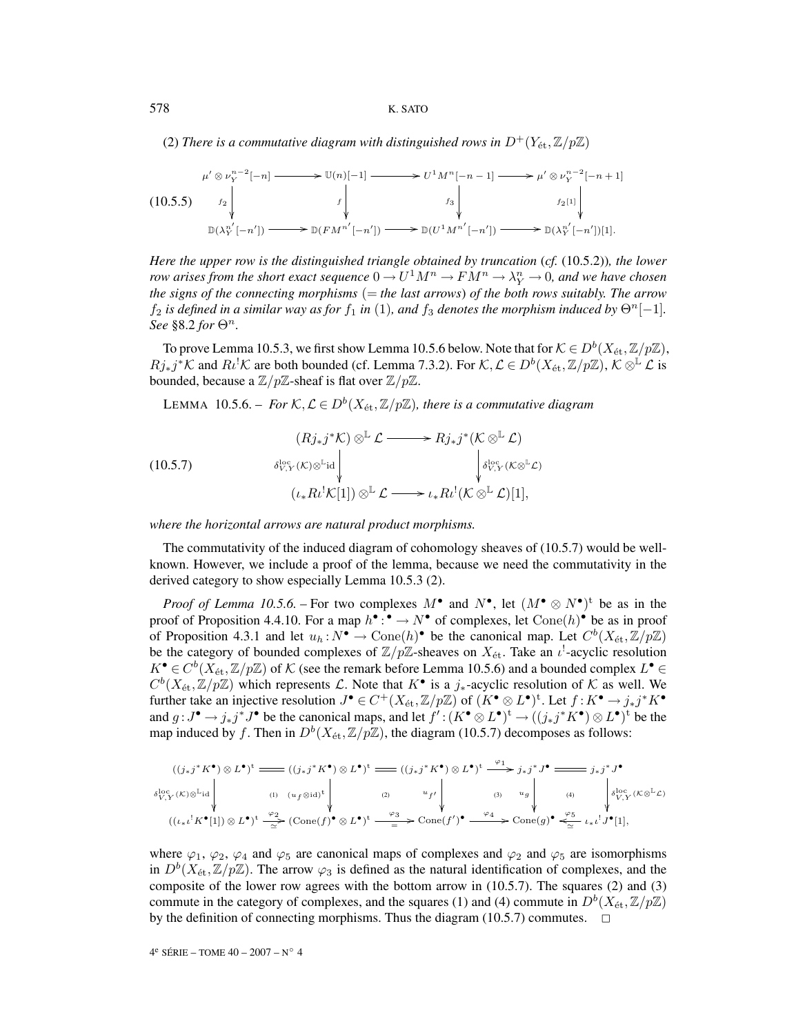(2) *There is a commutative diagram with distinguished rows in $D^+(Y_{\text{ét}}, \mathbb{Z}/p\mathbb{Z})$*

$$
\begin{array}{ccccccc}
\mu' \otimes \nu_Y^{n-2}[-n] & \longrightarrow & \mathbb{U}(n)[-1] & \longrightarrow & U^1M^n[-n-1] & \longrightarrow & \mu' \otimes \nu_Y^{n-2}[-n+1] \\
\downarrow{\scriptstyle f_2} & & \downarrow{\scriptstyle f} & & \downarrow{\scriptstyle f_3} & & \downarrow{\scriptstyle f_2[1]} \\
\mathbb{D}(\lambda_Y^{n'}[-n']) & \longrightarrow & \mathbb{D}(FM^{n'}[-n']) & \longrightarrow & \mathbb{D}(U^1M^{n'}[-n']) & \longrightarrow & \mathbb{D}(\lambda_Y^{n'}[-n'])[1].
\end{array}
\tag{10.5.5}
$$

*Here the upper row is the distinguished triangle obtained by truncation* (*cf.* (10.5.2))*, the lower row arises from the short exact sequence $0 \to U^1M^n \to FM^n \to \lambda_Y^n \to 0$, and we have chosen the signs of the connecting morphisms* (= *the last arrows*) *of the both rows suitably. The arrow $f_2$ is defined in a similar way as for $f_1$ in* (1)*, and $f_3$ denotes the morphism induced by $\Theta^n[-1]$. See* §8.2 *for $\Theta^n$.*

To prove Lemma 10.5.3, we first show Lemma 10.5.6 below. Note that for $\mathcal{K} \in D^b(X_{\text{ét}}, \mathbb{Z}/p\mathbb{Z})$, $Rj_*j^*\mathcal{K}$ and $R\iota^!\mathcal{K}$ are both bounded (cf. Lemma 7.3.2). For $\mathcal{K}, \mathcal{L} \in D^b(X_{\text{ét}}, \mathbb{Z}/p\mathbb{Z})$, $\mathcal{K} \otimes^{\mathbb{L}} \mathcal{L}$ is bounded, because a $\mathbb{Z}/p\mathbb{Z}$-sheaf is flat over $\mathbb{Z}/p\mathbb{Z}$.

LEMMA 10.5.6. – *For $\mathcal{K}, \mathcal{L} \in D^b(X_{\text{ét}}, \mathbb{Z}/p\mathbb{Z})$, there is a commutative diagram*

$$
\begin{array}{ccc}
(Rj_*j^*\mathcal{K}) \otimes^{\mathbb{L}} \mathcal{L} & \longrightarrow & Rj_*j^*(\mathcal{K} \otimes^{\mathbb{L}} \mathcal{L}) \\
\downarrow{\scriptstyle \delta^{\text{loc}}_{V,Y}(\mathcal{K}) \otimes^{\mathbb{L}} \text{id}} & & \downarrow{\scriptstyle \delta^{\text{loc}}_{V,Y}(\mathcal{K} \otimes^{\mathbb{L}} \mathcal{L})} \\
(\iota_*R\iota^!\mathcal{K}[1]) \otimes^{\mathbb{L}} \mathcal{L} & \longrightarrow & \iota_*R\iota^!(\mathcal{K} \otimes^{\mathbb{L}} \mathcal{L})[1],
\end{array}
\tag{10.5.7}
$$

*where the horizontal arrows are natural product morphisms.*

The commutativity of the induced diagram of cohomology sheaves of (10.5.7) would be well-known. However, we include a proof of the lemma, because we need the commutativity in the derived category to show especially Lemma 10.5.3 (2).

*Proof of Lemma 10.5.6.* – For two complexes $M^\bullet$ and $N^\bullet$, let $(M^\bullet \otimes N^\bullet)^{\text{t}}$ be as in the proof of Proposition 4.4.10. For a map $h^\bullet : ^\bullet \to N^\bullet$ of complexes, let $\text{Cone}(h)^\bullet$ be as in proof of Proposition 4.3.1 and let $u_h : N^\bullet \to \text{Cone}(h)^\bullet$ be the canonical map. Let $C^b(X_{\text{ét}}, \mathbb{Z}/p\mathbb{Z})$ be the category of bounded complexes of $\mathbb{Z}/p\mathbb{Z}$-sheaves on $X_{\text{ét}}$. Take an $\iota^!$-acyclic resolution $K^\bullet \in C^b(X_{\text{ét}}, \mathbb{Z}/p\mathbb{Z})$ of $\mathcal{K}$ (see the remark before Lemma 10.5.6) and a bounded complex $L^\bullet \in C^b(X_{\text{ét}}, \mathbb{Z}/p\mathbb{Z})$ which represents $\mathcal{L}$. Note that $K^\bullet$ is a $j_*$-acyclic resolution of $\mathcal{K}$ as well. We further take an injective resolution $J^\bullet \in C^+(X_{\text{ét}}, \mathbb{Z}/p\mathbb{Z})$ of $(K^\bullet \otimes L^\bullet)^{\text{t}}$. Let $f : K^\bullet \to j_*j^*K^\bullet$ and $g : J^\bullet \to j_*j^*J^\bullet$ be the canonical maps, and let $f' : (K^\bullet \otimes L^\bullet)^{\text{t}} \to ((j_*j^*K^\bullet) \otimes L^\bullet)^{\text{t}}$ be the map induced by $f$. Then in $D^b(X_{\text{ét}}, \mathbb{Z}/p\mathbb{Z})$, the diagram (10.5.7) decomposes as follows:

$$
\begin{array}{ccccccccc}
((j_*j^*K^\bullet) \otimes L^\bullet)^{\text{t}} & = & ((j_*j^*K^\bullet) \otimes L^\bullet)^{\text{t}} & = & ((j_*j^*K^\bullet) \otimes L^\bullet)^{\text{t}} & \xrightarrow{\varphi_1} & j_*j^*J^\bullet & = & j_*j^*J^\bullet \\
\downarrow{\scriptstyle \delta^{\text{loc}}_{V,Y}(\mathcal{K}) \otimes^{\mathbb{L}} \text{id}} & (1) & \downarrow{\scriptstyle (u_f \otimes \text{id})^{\text{t}}} & (2) & \downarrow{\scriptstyle u_{f'}} & (3) & \downarrow{\scriptstyle u_g} & (4) & \downarrow{\scriptstyle \delta^{\text{loc}}_{V,Y}(\mathcal{K} \otimes^{\mathbb{L}} \mathcal{L})} \\
((\iota_*\iota^!K^\bullet[1]) \otimes L^\bullet)^{\text{t}} & \underset{\simeq}{\xrightarrow{\varphi_2}} & (\text{Cone}(f)^\bullet \otimes L^\bullet)^{\text{t}} & \underset{=}{\xrightarrow{\varphi_3}} & \text{Cone}(f')^\bullet & \xrightarrow{\varphi_4} & \text{Cone}(g)^\bullet & \underset{\simeq}{\xleftarrow{\varphi_5}} & \iota_*\iota^!J^\bullet[1],
\end{array}
$$

where $\varphi_1$, $\varphi_2$, $\varphi_4$ and $\varphi_5$ are canonical maps of complexes and $\varphi_2$ and $\varphi_5$ are isomorphisms in $D^b(X_{\text{ét}}, \mathbb{Z}/p\mathbb{Z})$. The arrow $\varphi_3$ is defined as the natural identification of complexes, and the composite of the lower row agrees with the bottom arrow in (10.5.7). The squares (2) and (3) commute in the category of complexes, and the squares (1) and (4) commute in $D^b(X_{\text{ét}}, \mathbb{Z}/p\mathbb{Z})$ by the definition of connecting morphisms. Thus the diagram (10.5.7) commutes. □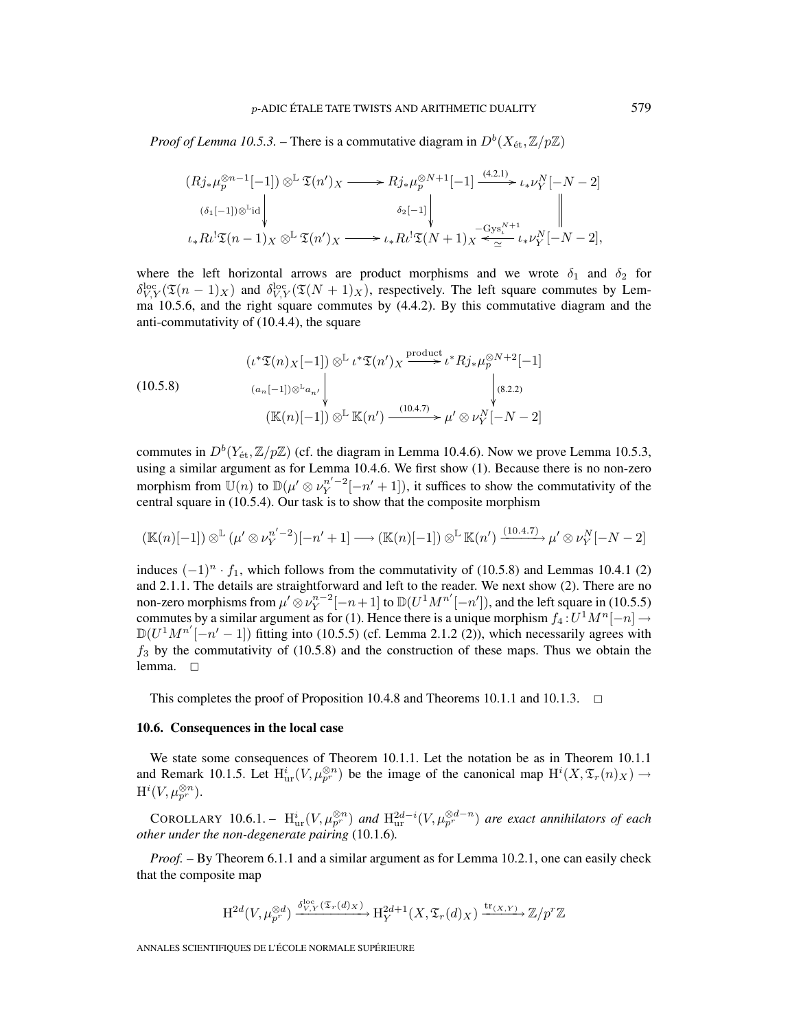*Proof of Lemma 10.5.3.* – There is a commutative diagram in $D^b(X_{\acute{e}t}, \mathbb{Z}/p\mathbb{Z})$

$$\begin{array}{ccccc}
(Rj_*\mu_p^{\otimes n-1}[-1]) \otimes^{\mathbb{L}} \mathfrak{T}(n')_X & \longrightarrow & Rj_*\mu_p^{\otimes N+1}[-1] & \xrightarrow{(4.2.1)} & \iota_*\nu_Y^N[-N-2] \\
\downarrow{\scriptstyle (\delta_1[-1])\otimes^{\mathbb{L}}\mathrm{id}} & & \downarrow{\scriptstyle \delta_2[-1]} & & \| \\
\iota_*R\iota^!\mathfrak{T}(n-1)_X \otimes^{\mathbb{L}} \mathfrak{T}(n')_X & \longrightarrow & \iota_*R\iota^!\mathfrak{T}(N+1)_X & \xleftarrow[\simeq]{-\mathrm{Gys}_\iota^{N+1}} & \iota_*\nu_Y^N[-N-2],
\end{array}$$

where the left horizontal arrows are product morphisms and we wrote $\delta_1$ and $\delta_2$ for $\delta_{V,Y}^{\mathrm{loc}}(\mathfrak{T}(n-1)_X)$ and $\delta_{V,Y}^{\mathrm{loc}}(\mathfrak{T}(N+1)_X)$, respectively. The left square commutes by Lemma 10.5.6, and the right square commutes by (4.4.2). By this commutative diagram and the anti-commutativity of (10.4.4), the square

$$\begin{array}{ccc}
(\iota^*\mathfrak{T}(n)_X[-1]) \otimes^{\mathbb{L}} \iota^*\mathfrak{T}(n')_X & \xrightarrow{\text{product}} & \iota^*Rj_*\mu_p^{\otimes N+2}[-1] \\
\downarrow{\scriptstyle (a_n[-1])\otimes^{\mathbb{L}}a_{n'}} & & \downarrow{\scriptstyle (8.2.2)} \\
(\mathbb{K}(n)[-1]) \otimes^{\mathbb{L}} \mathbb{K}(n') & \xrightarrow{(10.4.7)} & \mu' \otimes \nu_Y^N[-N-2]
\end{array} \tag{10.5.8}$$

commutes in $D^b(Y_{\acute{e}t}, \mathbb{Z}/p\mathbb{Z})$ (cf. the diagram in Lemma 10.4.6). Now we prove Lemma 10.5.3, using a similar argument as for Lemma 10.4.6. We first show (1). Because there is no non-zero morphism from $\mathbb{U}(n)$ to $\mathbb{D}(\mu' \otimes \nu_Y^{n'-2}[-n'+1])$, it suffices to show the commutativity of the central square in (10.5.4). Our task is to show that the composite morphism

$$(\mathbb{K}(n)[-1]) \otimes^{\mathbb{L}} (\mu' \otimes \nu_Y^{n'-2})[-n'+1] \longrightarrow (\mathbb{K}(n)[-1]) \otimes^{\mathbb{L}} \mathbb{K}(n') \xrightarrow{(10.4.7)} \mu' \otimes \nu_Y^N[-N-2]$$

induces $(-1)^n \cdot f_1$, which follows from the commutativity of (10.5.8) and Lemmas 10.4.1 (2) and 2.1.1. The details are straightforward and left to the reader. We next show (2). There are no non-zero morphisms from $\mu' \otimes \nu_Y^{n-2}[-n+1]$ to $\mathbb{D}(U^1M^{n'}[-n'])$, and the left square in (10.5.5) commutes by a similar argument as for (1). Hence there is a unique morphism $f_4 : U^1M^n[-n] \to \mathbb{D}(U^1M^{n'}[-n'-1])$ fitting into (10.5.5) (cf. Lemma 2.1.2 (2)), which necessarily agrees with $f_3$ by the commutativity of (10.5.8) and the construction of these maps. Thus we obtain the lemma. $\square$

This completes the proof of Proposition 10.4.8 and Theorems 10.1.1 and 10.1.3. $\square$

### 10.6. Consequences in the local case

We state some consequences of Theorem 10.1.1. Let the notation be as in Theorem 10.1.1 and Remark 10.1.5. Let $\mathrm{H}^i_{\mathrm{ur}}(V, \mu_{p^r}^{\otimes n})$ be the image of the canonical map $\mathrm{H}^i(X, \mathfrak{T}_r(n)_X) \to \mathrm{H}^i(V, \mu_{p^r}^{\otimes n})$.

COROLLARY 10.6.1. – *$\mathrm{H}^i_{\mathrm{ur}}(V, \mu_{p^r}^{\otimes n})$ and $\mathrm{H}^{2d-i}_{\mathrm{ur}}(V, \mu_{p^r}^{\otimes d-n})$ are exact annihilators of each other under the non-degenerate pairing* (10.1.6)*.*

*Proof.* – By Theorem 6.1.1 and a similar argument as for Lemma 10.2.1, one can easily check that the composite map

$$\mathrm{H}^{2d}(V, \mu_{p^r}^{\otimes d}) \xrightarrow{\delta_{V,Y}^{\mathrm{loc}}(\mathfrak{T}_r(d)_X)} \mathrm{H}^{2d+1}_Y(X, \mathfrak{T}_r(d)_X) \xrightarrow{\mathrm{tr}_{(X,Y)}} \mathbb{Z}/p^r\mathbb{Z}$$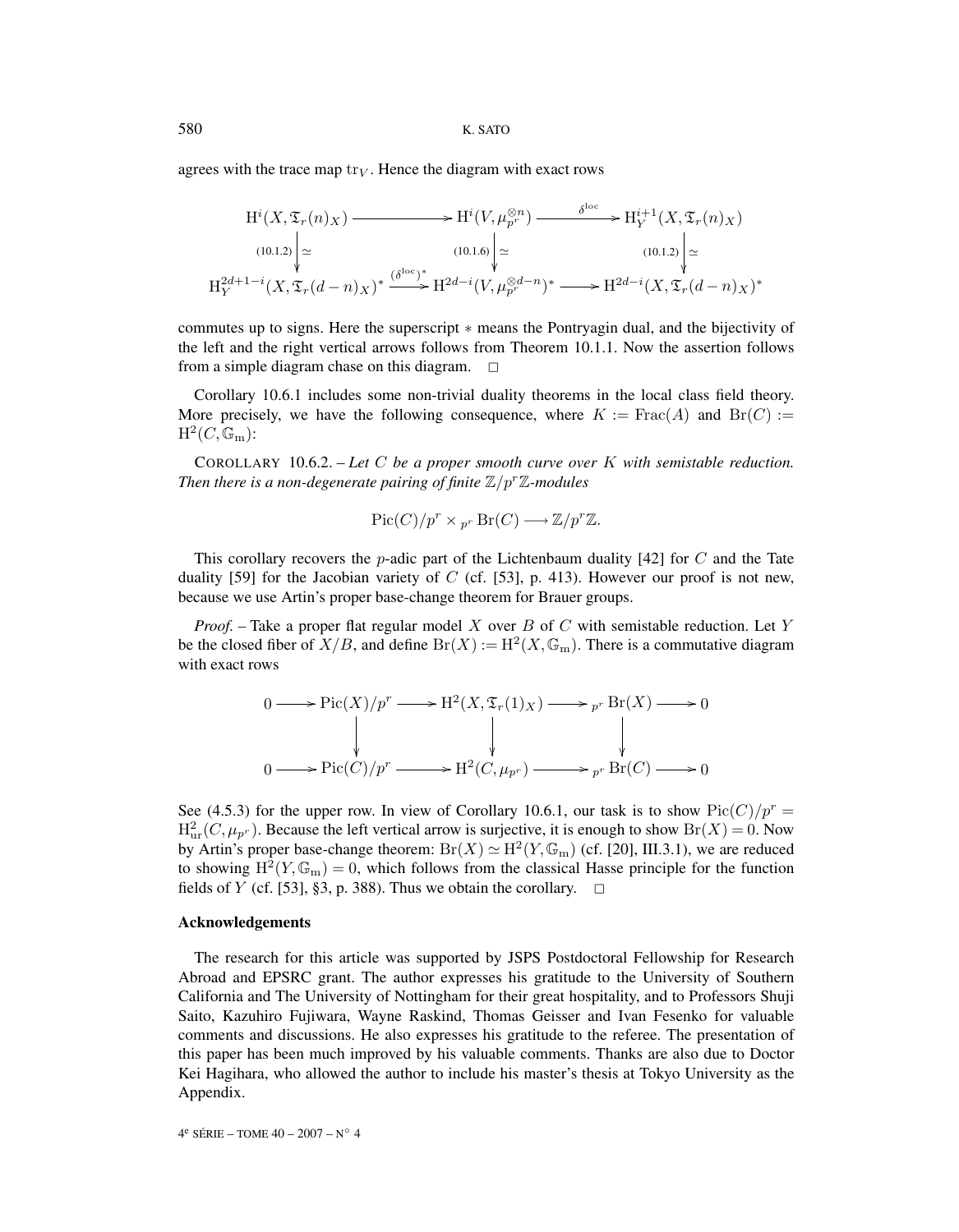agrees with the trace map $\mathrm{tr}_V$. Hence the diagram with exact rows

$$\begin{array}{ccccc}
\mathrm{H}^i(X, \mathfrak{T}_r(n)_X) & \longrightarrow & \mathrm{H}^i(V, \mu_{p^r}^{\otimes n}) & \xrightarrow{\delta^{\mathrm{loc}}} & \mathrm{H}^{i+1}_Y(X, \mathfrak{T}_r(n)_X) \\
{\scriptstyle (10.1.2)}\downarrow \simeq & & {\scriptstyle (10.1.6)}\downarrow \simeq & & {\scriptstyle (10.1.2)}\downarrow \simeq \\
\mathrm{H}^{2d+1-i}_Y(X, \mathfrak{T}_r(d-n)_X)^* & \xrightarrow{(\delta^{\mathrm{loc}})^*} & \mathrm{H}^{2d-i}(V, \mu_{p^r}^{\otimes d-n})^* & \longrightarrow & \mathrm{H}^{2d-i}(X, \mathfrak{T}_r(d-n)_X)^*
\end{array}$$

commutes up to signs. Here the superscript $*$ means the Pontryagin dual, and the bijectivity of the left and the right vertical arrows follows from Theorem 10.1.1. Now the assertion follows from a simple diagram chase on this diagram. $\square$

Corollary 10.6.1 includes some non-trivial duality theorems in the local class field theory. More precisely, we have the following consequence, where $K := \mathrm{Frac}(A)$ and $\mathrm{Br}(C) := \mathrm{H}^2(C, \mathbb{G}_\mathrm{m})$:

COROLLARY 10.6.2. – *Let $C$ be a proper smooth curve over $K$ with semistable reduction. Then there is a non-degenerate pairing of finite $\mathbb{Z}/p^r\mathbb{Z}$-modules*

$$\mathrm{Pic}(C)/p^r \times {}_{p^r}\mathrm{Br}(C) \longrightarrow \mathbb{Z}/p^r\mathbb{Z}.$$

This corollary recovers the $p$-adic part of the Lichtenbaum duality [42] for $C$ and the Tate duality [59] for the Jacobian variety of $C$ (cf. [53], p. 413). However our proof is not new, because we use Artin's proper base-change theorem for Brauer groups.

*Proof.* – Take a proper flat regular model $X$ over $B$ of $C$ with semistable reduction. Let $Y$ be the closed fiber of $X/B$, and define $\mathrm{Br}(X) := \mathrm{H}^2(X, \mathbb{G}_\mathrm{m})$. There is a commutative diagram with exact rows

$$\begin{array}{ccccccccc}
0 & \longrightarrow & \mathrm{Pic}(X)/p^r & \longrightarrow & \mathrm{H}^2(X, \mathfrak{T}_r(1)_X) & \longrightarrow & {}_{p^r}\mathrm{Br}(X) & \longrightarrow & 0 \\
& & \downarrow & & \downarrow & & \downarrow & & \\
0 & \longrightarrow & \mathrm{Pic}(C)/p^r & \longrightarrow & \mathrm{H}^2(C, \mu_{p^r}) & \longrightarrow & {}_{p^r}\mathrm{Br}(C) & \longrightarrow & 0
\end{array}$$

See (4.5.3) for the upper row. In view of Corollary 10.6.1, our task is to show $\mathrm{Pic}(C)/p^r = \mathrm{H}^2_{\mathrm{ur}}(C, \mu_{p^r})$. Because the left vertical arrow is surjective, it is enough to show $\mathrm{Br}(X) = 0$. Now by Artin's proper base-change theorem: $\mathrm{Br}(X) \simeq \mathrm{H}^2(Y, \mathbb{G}_\mathrm{m})$ (cf. [20], III.3.1), we are reduced to showing $\mathrm{H}^2(Y, \mathbb{G}_\mathrm{m}) = 0$, which follows from the classical Hasse principle for the function fields of $Y$ (cf. [53], §3, p. 388). Thus we obtain the corollary. $\square$

## Acknowledgements

The research for this article was supported by JSPS Postdoctoral Fellowship for Research Abroad and EPSRC grant. The author expresses his gratitude to the University of Southern California and The University of Nottingham for their great hospitality, and to Professors Shuji Saito, Kazuhiro Fujiwara, Wayne Raskind, Thomas Geisser and Ivan Fesenko for valuable comments and discussions. He also expresses his gratitude to the referee. The presentation of this paper has been much improved by his valuable comments. Thanks are also due to Doctor Kei Hagihara, who allowed the author to include his master's thesis at Tokyo University as the Appendix.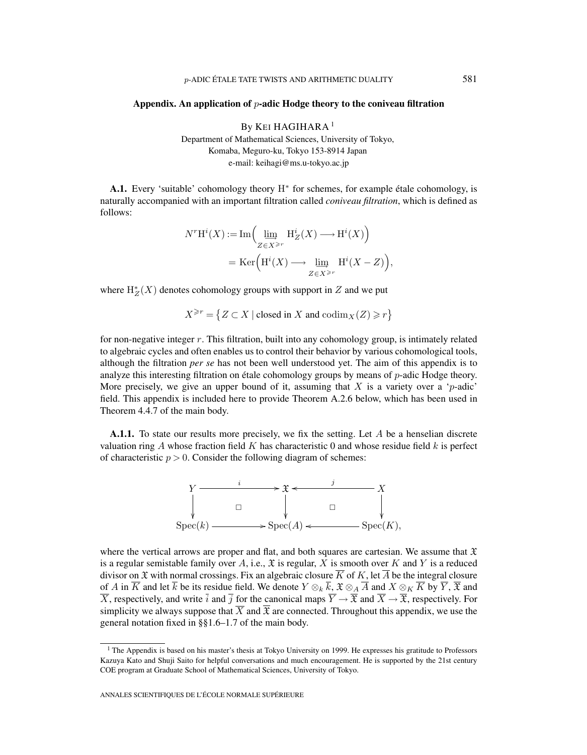## Appendix. An application of $p$-adic Hodge theory to the coniveau filtration

By KEI HAGIHARA [1]

Department of Mathematical Sciences, University of Tokyo,
Komaba, Meguro-ku, Tokyo 153-8914 Japan
e-mail: keihagi@ms.u-tokyo.ac.jp

**A.1.** Every 'suitable' cohomology theory $\mathrm{H}^*$ for schemes, for example étale cohomology, is naturally accompanied with an important filtration called *coniveau filtration*, which is defined as follows:

$$
\begin{aligned}
N^r\mathrm{H}^i(X) &:= \mathrm{Im}\Big( \varinjlim_{Z \in X^{\geqslant r}} \mathrm{H}^i_Z(X) \longrightarrow \mathrm{H}^i(X) \Big) \\
&= \mathrm{Ker}\Big( \mathrm{H}^i(X) \longrightarrow \varinjlim_{Z \in X^{\geqslant r}} \mathrm{H}^i(X - Z) \Big),
\end{aligned}
$$

where $\mathrm{H}^*_Z(X)$ denotes cohomology groups with support in $Z$ and we put

$$
X^{\geqslant r} = \big\{ Z \subset X \mid \text{closed in } X \text{ and } \mathrm{codim}_X(Z) \geqslant r \big\}
$$

for non-negative integer $r$. This filtration, built into any cohomology group, is intimately related to algebraic cycles and often enables us to control their behavior by various cohomological tools, although the filtration *per se* has not been well understood yet. The aim of this appendix is to analyze this interesting filtration on étale cohomology groups by means of $p$-adic Hodge theory. More precisely, we give an upper bound of it, assuming that $X$ is a variety over a '$p$-adic' field. This appendix is included here to provide Theorem A.2.6 below, which has been used in Theorem 4.4.7 of the main body.

**A.1.1.** To state our results more precisely, we fix the setting. Let $A$ be a henselian discrete valuation ring $A$ whose fraction field $K$ has characteristic 0 and whose residue field $k$ is perfect of characteristic $p > 0$. Consider the following diagram of schemes:

$$
\begin{array}{ccccc}
Y & \xrightarrow{\ i\ } & \mathfrak{X} & \xleftarrow{\ j\ } & X \\
\downarrow & \square & \downarrow & \square & \downarrow \\
\mathrm{Spec}(k) & \longrightarrow & \mathrm{Spec}(A) & \longleftarrow & \mathrm{Spec}(K),
\end{array}
$$

where the vertical arrows are proper and flat, and both squares are cartesian. We assume that $\mathfrak{X}$ is a regular semistable family over $A$, i.e., $\mathfrak{X}$ is regular, $X$ is smooth over $K$ and $Y$ is a reduced divisor on $\mathfrak{X}$ with normal crossings. Fix an algebraic closure $\overline{K}$ of $K$, let $\overline{A}$ be the integral closure of $A$ in $\overline{K}$ and let $\overline{k}$ be its residue field. We denote $Y \otimes_k \overline{k}$, $\mathfrak{X} \otimes_A \overline{A}$ and $X \otimes_K \overline{K}$ by $\overline{Y}$, $\overline{\mathfrak{X}}$ and $\overline{X}$, respectively, and write $\overline{i}$ and $\overline{j}$ for the canonical maps $\overline{Y} \to \overline{\mathfrak{X}}$ and $\overline{X} \to \overline{\mathfrak{X}}$, respectively. For simplicity we always suppose that $\overline{X}$ and $\overline{\mathfrak{X}}$ are connected. Throughout this appendix, we use the general notation fixed in §§1.6–1.7 of the main body.

[1] The Appendix is based on his master's thesis at Tokyo University on 1999. He expresses his gratitude to Professors Kazuya Kato and Shuji Saito for helpful conversations and much encouragement. He is supported by the 21st century COE program at Graduate School of Mathematical Sciences, University of Tokyo.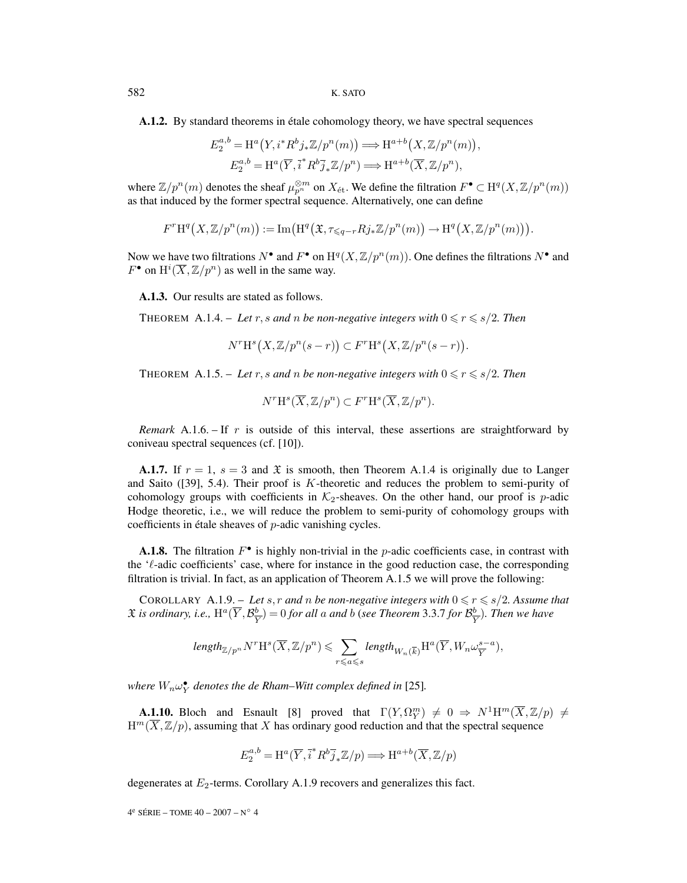**A.1.2.** By standard theorems in étale cohomology theory, we have spectral sequences

$$E_2^{a,b} = \mathrm{H}^a\big(Y, i^* R^b j_* \mathbb{Z}/p^n(m)\big) \Longrightarrow \mathrm{H}^{a+b}\big(X, \mathbb{Z}/p^n(m)\big),$$
$$E_2^{a,b} = \mathrm{H}^a(\overline{Y}, \overline{i}^* R^b \overline{j}_* \mathbb{Z}/p^n) \Longrightarrow \mathrm{H}^{a+b}(\overline{X}, \mathbb{Z}/p^n),$$

where $\mathbb{Z}/p^n(m)$ denotes the sheaf $\mu_{p^n}^{\otimes m}$ on $X_{\text{ét}}$. We define the filtration $F^\bullet \subset \mathrm{H}^q(X, \mathbb{Z}/p^n(m))$ as that induced by the former spectral sequence. Alternatively, one can define

$$F^r \mathrm{H}^q\big(X, \mathbb{Z}/p^n(m)\big) := \mathrm{Im}\big(\mathrm{H}^q\big(\mathfrak{X}, \tau_{\leqslant q-r} R j_* \mathbb{Z}/p^n(m)\big) \to \mathrm{H}^q\big(X, \mathbb{Z}/p^n(m)\big)\big).$$

Now we have two filtrations $N^\bullet$ and $F^\bullet$ on $\mathrm{H}^q(X, \mathbb{Z}/p^n(m))$. One defines the filtrations $N^\bullet$ and $F^\bullet$ on $\mathrm{H}^i(\overline{X}, \mathbb{Z}/p^n)$ as well in the same way.

**A.1.3.** Our results are stated as follows.

THEOREM A.1.4. – *Let $r, s$ and $n$ be non-negative integers with $0 \leqslant r \leqslant s/2$. Then*

$$N^r \mathrm{H}^s\big(X, \mathbb{Z}/p^n(s-r)\big) \subset F^r \mathrm{H}^s\big(X, \mathbb{Z}/p^n(s-r)\big).$$

THEOREM A.1.5. – *Let $r, s$ and $n$ be non-negative integers with $0 \leqslant r \leqslant s/2$. Then*

$$N^r \mathrm{H}^s(\overline{X}, \mathbb{Z}/p^n) \subset F^r \mathrm{H}^s(\overline{X}, \mathbb{Z}/p^n).$$

*Remark* A.1.6. – If $r$ is outside of this interval, these assertions are straightforward by coniveau spectral sequences (cf. [10]).

**A.1.7.** If $r = 1$, $s = 3$ and $\mathfrak{X}$ is smooth, then Theorem A.1.4 is originally due to Langer and Saito ([39], 5.4). Their proof is $K$-theoretic and reduces the problem to semi-purity of cohomology groups with coefficients in $\mathcal{K}_2$-sheaves. On the other hand, our proof is $p$-adic Hodge theoretic, i.e., we will reduce the problem to semi-purity of cohomology groups with coefficients in étale sheaves of $p$-adic vanishing cycles.

**A.1.8.** The filtration $F^\bullet$ is highly non-trivial in the $p$-adic coefficients case, in contrast with the '$\ell$-adic coefficients' case, where for instance in the good reduction case, the corresponding filtration is trivial. In fact, as an application of Theorem A.1.5 we will prove the following:

COROLLARY A.1.9. – *Let $s, r$ and $n$ be non-negative integers with $0 \leqslant r \leqslant s/2$. Assume that $\mathfrak{X}$ is ordinary, i.e., $\mathrm{H}^a(\overline{Y}, \mathcal{B}^b_{\overline{Y}}) = 0$ for all $a$ and $b$ (see Theorem 3.3.7 for $\mathcal{B}^b_{\overline{Y}}$). Then we have*

$$\textit{length}_{\mathbb{Z}/p^n} N^r \mathrm{H}^s(\overline{X}, \mathbb{Z}/p^n) \leqslant \sum_{r \leqslant a \leqslant s} \textit{length}_{W_n(\overline{k})} \mathrm{H}^a(\overline{Y}, W_n \omega^{s-a}_{\overline{Y}}),$$

*where $W_n\omega^\bullet_Y$ denotes the de Rham–Witt complex defined in* [25]*.*

**A.1.10.** Bloch and Esnault [8] proved that $\Gamma(Y, \Omega^m_Y) \neq 0 \Rightarrow N^1 \mathrm{H}^m(\overline{X}, \mathbb{Z}/p) \neq \mathrm{H}^m(\overline{X}, \mathbb{Z}/p)$, assuming that $X$ has ordinary good reduction and that the spectral sequence

$$E_2^{a,b} = \mathrm{H}^a(\overline{Y}, \overline{i}^* R^b \overline{j}_* \mathbb{Z}/p) \Longrightarrow \mathrm{H}^{a+b}(\overline{X}, \mathbb{Z}/p)$$

degenerates at $E_2$-terms. Corollary A.1.9 recovers and generalizes this fact.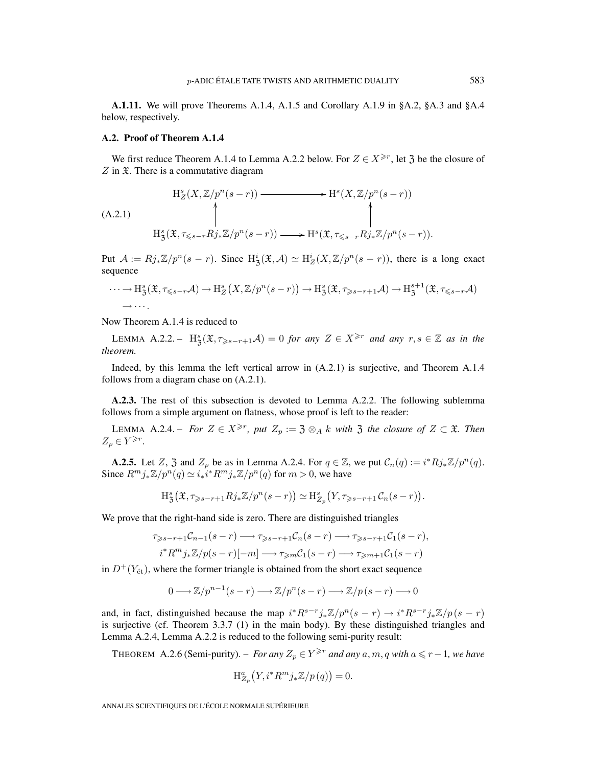**A.1.11.** We will prove Theorems A.1.4, A.1.5 and Corollary A.1.9 in §A.2, §A.3 and §A.4 below, respectively.

## A.2. Proof of Theorem A.1.4

We first reduce Theorem A.1.4 to Lemma A.2.2 below. For $Z \in X^{\geqslant r}$, let $\mathfrak{Z}$ be the closure of $Z$ in $\mathfrak{X}$. There is a commutative diagram

$$\text{(A.2.1)} \qquad \begin{array}{ccc} \mathrm{H}^s_Z(X, \mathbb{Z}/p^n(s-r)) & \longrightarrow & \mathrm{H}^s(X, \mathbb{Z}/p^n(s-r)) \\ \uparrow & & \uparrow \\ \mathrm{H}^s_{\mathfrak{Z}}(\mathfrak{X}, \tau_{\leqslant s-r} Rj_*\mathbb{Z}/p^n(s-r)) & \longrightarrow & \mathrm{H}^s(\mathfrak{X}, \tau_{\leqslant s-r} Rj_*\mathbb{Z}/p^n(s-r)). \end{array}$$

Put $\mathcal{A} := Rj_*\mathbb{Z}/p^n(s-r)$. Since $\mathrm{H}^i_{\mathfrak{Z}}(\mathfrak{X}, \mathcal{A}) \simeq \mathrm{H}^i_Z(X, \mathbb{Z}/p^n(s-r))$, there is a long exact sequence

$$\cdots \to \mathrm{H}^s_{\mathfrak{Z}}(\mathfrak{X}, \tau_{\leqslant s-r}\mathcal{A}) \to \mathrm{H}^s_Z\big(X, \mathbb{Z}/p^n(s-r)\big) \to \mathrm{H}^s_{\mathfrak{Z}}(\mathfrak{X}, \tau_{\geqslant s-r+1}\mathcal{A}) \to \mathrm{H}^{s+1}_{\mathfrak{Z}}(\mathfrak{X}, \tau_{\leqslant s-r}\mathcal{A}) \to \cdots.$$

Now Theorem A.1.4 is reduced to

LEMMA A.2.2. – *$\mathrm{H}^s_{\mathfrak{Z}}(\mathfrak{X}, \tau_{\geqslant s-r+1}\mathcal{A}) = 0$ for any $Z \in X^{\geqslant r}$ and any $r, s \in \mathbb{Z}$ as in the theorem.*

Indeed, by this lemma the left vertical arrow in (A.2.1) is surjective, and Theorem A.1.4 follows from a diagram chase on (A.2.1).

**A.2.3.** The rest of this subsection is devoted to Lemma A.2.2. The following sublemma follows from a simple argument on flatness, whose proof is left to the reader:

LEMMA A.2.4. – *For $Z \in X^{\geqslant r}$, put $Z_p := \mathfrak{Z} \otimes_A k$ with $\mathfrak{Z}$ the closure of $Z \subset \mathfrak{X}$. Then $Z_p \in Y^{\geqslant r}$.*

**A.2.5.** Let $Z$, $\mathfrak{Z}$ and $Z_p$ be as in Lemma A.2.4. For $q \in \mathbb{Z}$, we put $\mathcal{C}_n(q) := i^*Rj_*\mathbb{Z}/p^n(q)$. Since $R^m j_*\mathbb{Z}/p^n(q) \simeq i_*i^*R^m j_*\mathbb{Z}/p^n(q)$ for $m > 0$, we have

$$\mathrm{H}^s_{\mathfrak{Z}}\big(\mathfrak{X}, \tau_{\geqslant s-r+1} Rj_*\mathbb{Z}/p^n(s-r)\big) \simeq \mathrm{H}^s_{Z_p}\big(Y, \tau_{\geqslant s-r+1}\, \mathcal{C}_n(s-r)\big).$$

We prove that the right-hand side is zero. There are distinguished triangles

$$\tau_{\geqslant s-r+1}\mathcal{C}_{n-1}(s-r) \longrightarrow \tau_{\geqslant s-r+1}\mathcal{C}_n(s-r) \longrightarrow \tau_{\geqslant s-r+1}\mathcal{C}_1(s-r),$$
$$i^*R^m j_*\mathbb{Z}/p(s-r)[-m] \longrightarrow \tau_{\geqslant m}\mathcal{C}_1(s-r) \longrightarrow \tau_{\geqslant m+1}\mathcal{C}_1(s-r)$$

in $D^+(Y_{\text{ét}})$, where the former triangle is obtained from the short exact sequence

$$0 \longrightarrow \mathbb{Z}/p^{n-1}(s-r) \longrightarrow \mathbb{Z}/p^n(s-r) \longrightarrow \mathbb{Z}/p\,(s-r) \longrightarrow 0$$

and, in fact, distinguished because the map $i^*R^{s-r}j_*\mathbb{Z}/p^n(s-r) \to i^*R^{s-r}j_*\mathbb{Z}/p\,(s-r)$ is surjective (cf. Theorem 3.3.7 (1) in the main body). By these distinguished triangles and Lemma A.2.4, Lemma A.2.2 is reduced to the following semi-purity result:

THEOREM A.2.6 (Semi-purity). – *For any $Z_p \in Y^{\geqslant r}$ and any $a, m, q$ with $a \leqslant r-1$, we have*

$$\mathrm{H}^a_{Z_p}\big(Y, i^*R^m j_*\mathbb{Z}/p\,(q)\big) = 0.$$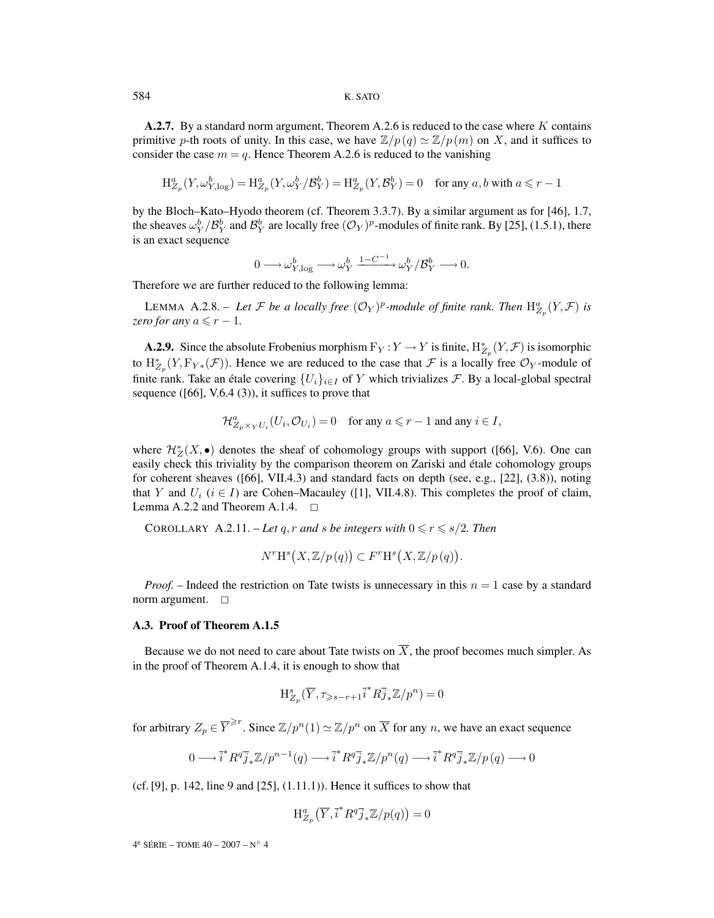**A.2.7.** By a standard norm argument, Theorem A.2.6 is reduced to the case where $K$ contains primitive $p$-th roots of unity. In this case, we have $\mathbb{Z}/p(q) \simeq \mathbb{Z}/p(m)$ on $X$, and it suffices to consider the case $m = q$. Hence Theorem A.2.6 is reduced to the vanishing

$$\mathrm{H}^a_{Z_p}(Y, \omega^b_{Y,\log}) = \mathrm{H}^a_{Z_p}(Y, \omega^b_Y/\mathcal{B}^b_Y) = \mathrm{H}^a_{Z_p}(Y, \mathcal{B}^b_Y) = 0 \quad \text{for any } a, b \text{ with } a \leqslant r-1$$

by the Bloch–Kato–Hyodo theorem (cf. Theorem 3.3.7). By a similar argument as for [46], 1.7, the sheaves $\omega^b_Y/\mathcal{B}^b_Y$ and $\mathcal{B}^b_Y$ are locally free $(\mathcal{O}_Y)^p$-modules of finite rank. By [25], (1.5.1), there is an exact sequence

$$0 \longrightarrow \omega^b_{Y,\log} \longrightarrow \omega^b_Y \xrightarrow{1-C^{-1}} \omega^b_Y/\mathcal{B}^b_Y \longrightarrow 0.$$

Therefore we are further reduced to the following lemma:

LEMMA A.2.8. – *Let $\mathcal{F}$ be a locally free $(\mathcal{O}_Y)^p$-module of finite rank. Then $\mathrm{H}^a_{Z_p}(Y, \mathcal{F})$ is zero for any $a \leqslant r-1$.*

**A.2.9.** Since the absolute Frobenius morphism $\mathrm{F}_Y : Y \to Y$ is finite, $\mathrm{H}^*_{Z_p}(Y, \mathcal{F})$ is isomorphic to $\mathrm{H}^*_{Z_p}(Y, \mathrm{F}_{Y*}(\mathcal{F}))$. Hence we are reduced to the case that $\mathcal{F}$ is a locally free $\mathcal{O}_Y$-module of finite rank. Take an étale covering $\{U_i\}_{i \in I}$ of $Y$ which trivializes $\mathcal{F}$. By a local-global spectral sequence ([66], V.6.4 (3)), it suffices to prove that

$$\mathcal{H}^a_{Z_p \times_Y U_i}(U_i, \mathcal{O}_{U_i}) = 0 \quad \text{for any } a \leqslant r-1 \text{ and any } i \in I,$$

where $\mathcal{H}^*_Z(X, \bullet)$ denotes the sheaf of cohomology groups with support ([66], V.6). One can easily check this triviality by the comparison theorem on Zariski and étale cohomology groups for coherent sheaves ([66], VII.4.3) and standard facts on depth (see, e.g., [22], (3.8)), noting that $Y$ and $U_i$ ($i \in I$) are Cohen–Macauley ([1], VII.4.8). This completes the proof of claim, Lemma A.2.2 and Theorem A.1.4. □

COROLLARY A.2.11. – *Let $q, r$ and $s$ be integers with $0 \leqslant r \leqslant s/2$. Then*

$$N^r\mathrm{H}^s\big(X, \mathbb{Z}/p(q)\big) \subset F^r\mathrm{H}^s\big(X, \mathbb{Z}/p(q)\big).$$

*Proof.* – Indeed the restriction on Tate twists is unnecessary in this $n = 1$ case by a standard norm argument. □

### A.3. Proof of Theorem A.1.5

Because we do not need to care about Tate twists on $\overline{X}$, the proof becomes much simpler. As in the proof of Theorem A.1.4, it is enough to show that

$$\mathrm{H}^s_{Z_p}(\overline{Y}, \tau_{\geqslant s-r+1}\overline{i}^* R\overline{j}_*\mathbb{Z}/p^n) = 0$$

for arbitrary $Z_p \in \overline{Y}^{\geqslant r}$. Since $\mathbb{Z}/p^n(1) \simeq \mathbb{Z}/p^n$ on $\overline{X}$ for any $n$, we have an exact sequence

$$0 \longrightarrow \overline{i}^* R^q\overline{j}_*\mathbb{Z}/p^{n-1}(q) \longrightarrow \overline{i}^* R^q\overline{j}_*\mathbb{Z}/p^n(q) \longrightarrow \overline{i}^* R^q\overline{j}_*\mathbb{Z}/p(q) \longrightarrow 0$$

(cf. [9], p. 142, line 9 and [25], (1.11.1)). Hence it suffices to show that

$$\mathrm{H}^a_{Z_p}\big(\overline{Y}, \overline{i}^* R^q\overline{j}_*\mathbb{Z}/p(q)\big) = 0$$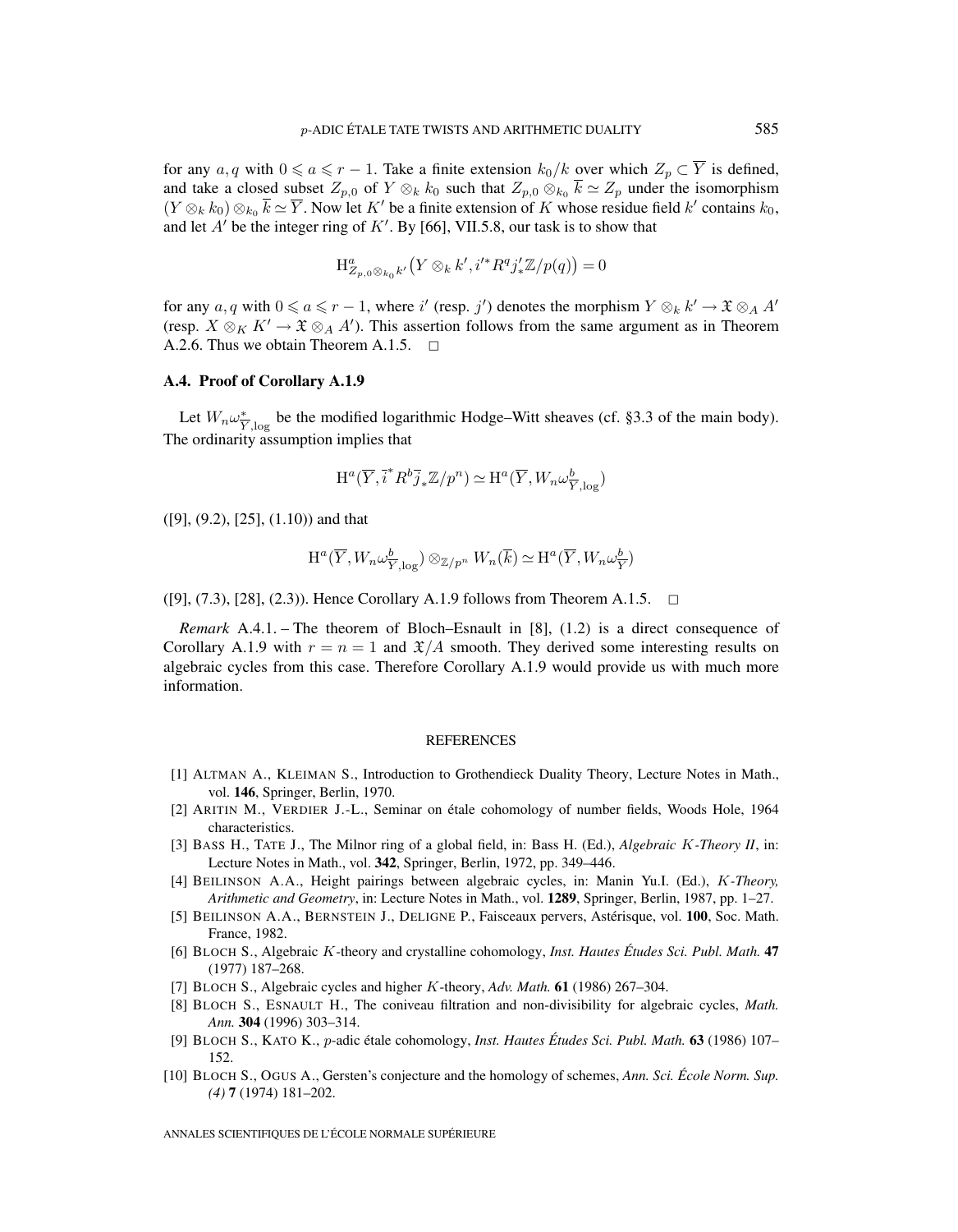for any $a, q$ with $0 \leqslant a \leqslant r-1$. Take a finite extension $k_0/k$ over which $Z_p \subset \overline{Y}$ is defined, and take a closed subset $Z_{p,0}$ of $Y \otimes_k k_0$ such that $Z_{p,0} \otimes_{k_0} \overline{k} \simeq Z_p$ under the isomorphism $(Y \otimes_k k_0) \otimes_{k_0} \overline{k} \simeq \overline{Y}$. Now let $K'$ be a finite extension of $K$ whose residue field $k'$ contains $k_0$, and let $A'$ be the integer ring of $K'$. By [66], VII.5.8, our task is to show that

$$\mathrm{H}^a_{Z_{p,0} \otimes_{k_0} k'}\big(Y \otimes_k k', i'^* R^q j'_* \mathbb{Z}/p(q)\big) = 0$$

for any $a, q$ with $0 \leqslant a \leqslant r-1$, where $i'$ (resp. $j'$) denotes the morphism $Y \otimes_k k' \to \mathfrak{X} \otimes_A A'$ (resp. $X \otimes_K K' \to \mathfrak{X} \otimes_A A'$). This assertion follows from the same argument as in Theorem A.2.6. Thus we obtain Theorem A.1.5. □

### A.4. Proof of Corollary A.1.9

Let $W_n\omega^*_{\overline{Y},\log}$ be the modified logarithmic Hodge–Witt sheaves (cf. §3.3 of the main body). The ordinarity assumption implies that

$$\mathrm{H}^a(\overline{Y}, \overline{i}^* R^b \overline{j}_* \mathbb{Z}/p^n) \simeq \mathrm{H}^a(\overline{Y}, W_n\omega^b_{\overline{Y},\log})$$

([9], (9.2), [25], (1.10)) and that

$$\mathrm{H}^a(\overline{Y}, W_n\omega^b_{\overline{Y},\log}) \otimes_{\mathbb{Z}/p^n} W_n(\overline{k}) \simeq \mathrm{H}^a(\overline{Y}, W_n\omega^b_{\overline{Y}})$$

([9], (7.3), [28], (2.3)). Hence Corollary A.1.9 follows from Theorem A.1.5. □

*Remark* A.4.1. – The theorem of Bloch–Esnault in [8], (1.2) is a direct consequence of Corollary A.1.9 with $r = n = 1$ and $\mathfrak{X}/A$ smooth. They derived some interesting results on algebraic cycles from this case. Therefore Corollary A.1.9 would provide us with much more information.

## REFERENCES

[1] Altman A., Kleiman S., Introduction to Grothendieck Duality Theory, Lecture Notes in Math., vol. **146**, Springer, Berlin, 1970.

[2] Aritin M., Verdier J.-L., Seminar on étale cohomology of number fields, Woods Hole, 1964 characteristics.

[3] Bass H., Tate J., The Milnor ring of a global field, in: Bass H. (Ed.), *Algebraic K-Theory II*, in: Lecture Notes in Math., vol. **342**, Springer, Berlin, 1972, pp. 349–446.

[4] Beilinson A.A., Height pairings between algebraic cycles, in: Manin Yu.I. (Ed.), *K-Theory, Arithmetic and Geometry*, in: Lecture Notes in Math., vol. **1289**, Springer, Berlin, 1987, pp. 1–27.

[5] Beilinson A.A., Bernstein J., Deligne P., Faisceaux pervers, Astérisque, vol. **100**, Soc. Math. France, 1982.

[6] Bloch S., Algebraic K-theory and crystalline cohomology, *Inst. Hautes Études Sci. Publ. Math.* **47** (1977) 187–268.

[7] Bloch S., Algebraic cycles and higher K-theory, *Adv. Math.* **61** (1986) 267–304.

[8] Bloch S., Esnault H., The coniveau filtration and non-divisibility for algebraic cycles, *Math. Ann.* **304** (1996) 303–314.

[9] Bloch S., Kato K., p-adic étale cohomology, *Inst. Hautes Études Sci. Publ. Math.* **63** (1986) 107–152.

[10] Bloch S., Ogus A., Gersten's conjecture and the homology of schemes, *Ann. Sci. École Norm. Sup. (4)* **7** (1974) 181–202.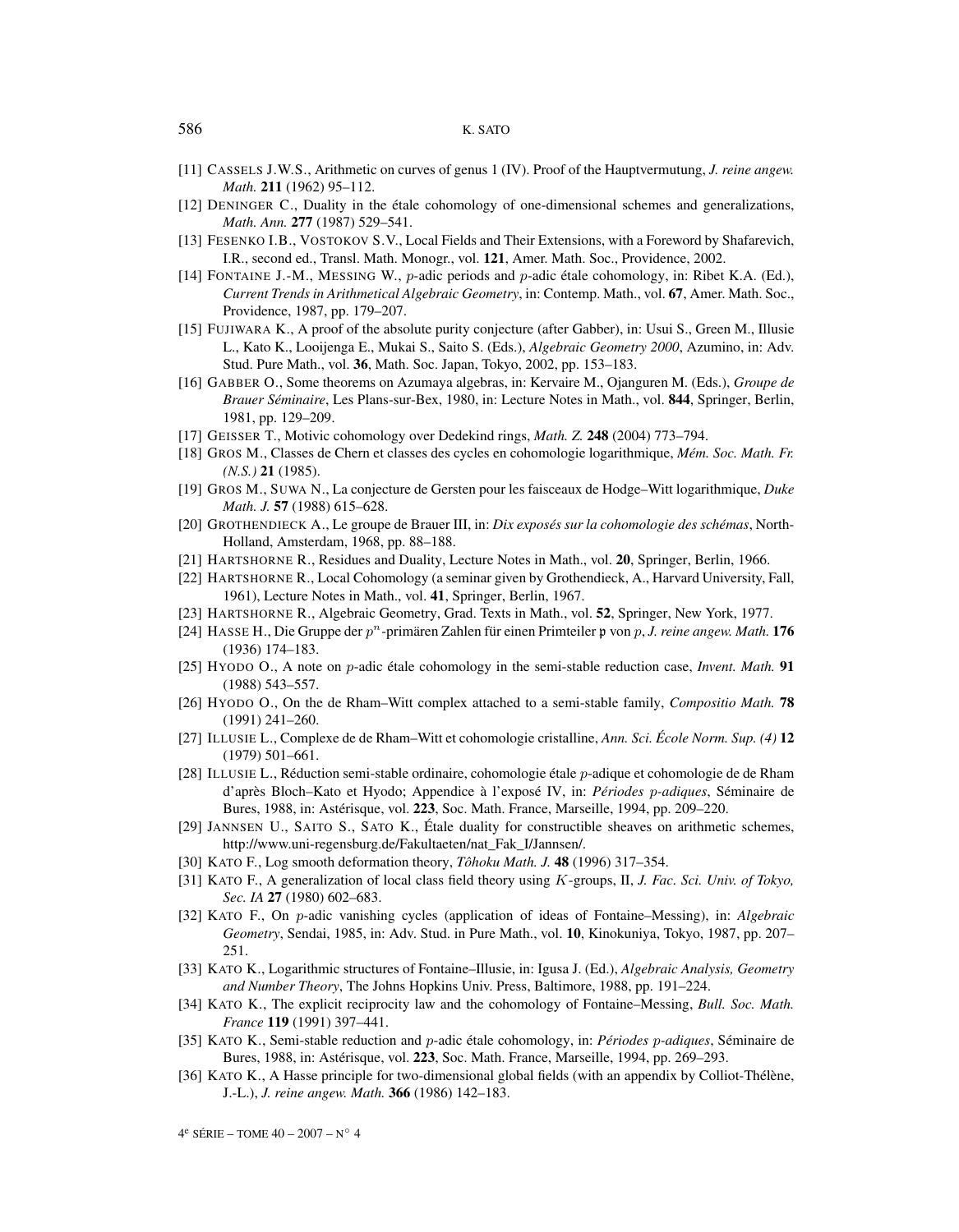[11] CASSELS J.W.S., Arithmetic on curves of genus 1 (IV). Proof of the Hauptvermutung, *J. reine angew. Math.* **211** (1962) 95–112.

[12] DENINGER C., Duality in the étale cohomology of one-dimensional schemes and generalizations, *Math. Ann.* **277** (1987) 529–541.

[13] FESENKO I.B., VOSTOKOV S.V., Local Fields and Their Extensions, with a Foreword by Shafarevich, I.R., second ed., Transl. Math. Monogr., vol. **121**, Amer. Math. Soc., Providence, 2002.

[14] FONTAINE J.-M., MESSING W., $p$-adic periods and $p$-adic étale cohomology, in: Ribet K.A. (Ed.), *Current Trends in Arithmetical Algebraic Geometry*, in: Contemp. Math., vol. **67**, Amer. Math. Soc., Providence, 1987, pp. 179–207.

[15] FUJIWARA K., A proof of the absolute purity conjecture (after Gabber), in: Usui S., Green M., Illusie L., Kato K., Looijenga E., Mukai S., Saito S. (Eds.), *Algebraic Geometry 2000*, Azumino, in: Adv. Stud. Pure Math., vol. **36**, Math. Soc. Japan, Tokyo, 2002, pp. 153–183.

[16] GABBER O., Some theorems on Azumaya algebras, in: Kervaire M., Ojanguren M. (Eds.), *Groupe de Brauer Séminaire*, Les Plans-sur-Bex, 1980, in: Lecture Notes in Math., vol. **844**, Springer, Berlin, 1981, pp. 129–209.

[17] GEISSER T., Motivic cohomology over Dedekind rings, *Math. Z.* **248** (2004) 773–794.

[18] GROS M., Classes de Chern et classes des cycles en cohomologie logarithmique, *Mém. Soc. Math. Fr. (N.S.)* **21** (1985).

[19] GROS M., SUWA N., La conjecture de Gersten pour les faisceaux de Hodge–Witt logarithmique, *Duke Math. J.* **57** (1988) 615–628.

[20] GROTHENDIECK A., Le groupe de Brauer III, in: *Dix exposés sur la cohomologie des schémas*, North-Holland, Amsterdam, 1968, pp. 88–188.

[21] HARTSHORNE R., Residues and Duality, Lecture Notes in Math., vol. **20**, Springer, Berlin, 1966.

[22] HARTSHORNE R., Local Cohomology (a seminar given by Grothendieck, A., Harvard University, Fall, 1961), Lecture Notes in Math., vol. **41**, Springer, Berlin, 1967.

[23] HARTSHORNE R., Algebraic Geometry, Grad. Texts in Math., vol. **52**, Springer, New York, 1977.

[24] HASSE H., Die Gruppe der $p^n$-primären Zahlen für einen Primteiler $\mathfrak{p}$ von $p$, *J. reine angew. Math.* **176** (1936) 174–183.

[25] HYODO O., A note on $p$-adic étale cohomology in the semi-stable reduction case, *Invent. Math.* **91** (1988) 543–557.

[26] HYODO O., On the de Rham–Witt complex attached to a semi-stable family, *Compositio Math.* **78** (1991) 241–260.

[27] ILLUSIE L., Complexe de de Rham–Witt et cohomologie cristalline, *Ann. Sci. École Norm. Sup. (4)* **12** (1979) 501–661.

[28] ILLUSIE L., Réduction semi-stable ordinaire, cohomologie étale $p$-adique et cohomologie de de Rham d'après Bloch–Kato et Hyodo; Appendice à l'exposé IV, in: *Périodes $p$-adiques*, Séminaire de Bures, 1988, in: Astérisque, vol. **223**, Soc. Math. France, Marseille, 1994, pp. 209–220.

[29] JANNSEN U., SAITO S., SATO K., Étale duality for constructible sheaves on arithmetic schemes, http://www.uni-regensburg.de/Fakultaeten/nat_Fak_I/Jannsen/.

[30] KATO F., Log smooth deformation theory, *Tôhoku Math. J.* **48** (1996) 317–354.

[31] KATO F., A generalization of local class field theory using $K$-groups, II, *J. Fac. Sci. Univ. of Tokyo, Sec. IA* **27** (1980) 602–683.

[32] KATO F., On $p$-adic vanishing cycles (application of ideas of Fontaine–Messing), in: *Algebraic Geometry*, Sendai, 1985, in: Adv. Stud. in Pure Math., vol. **10**, Kinokuniya, Tokyo, 1987, pp. 207–251.

[33] KATO K., Logarithmic structures of Fontaine–Illusie, in: Igusa J. (Ed.), *Algebraic Analysis, Geometry and Number Theory*, The Johns Hopkins Univ. Press, Baltimore, 1988, pp. 191–224.

[34] KATO K., The explicit reciprocity law and the cohomology of Fontaine–Messing, *Bull. Soc. Math. France* **119** (1991) 397–441.

[35] KATO K., Semi-stable reduction and $p$-adic étale cohomology, in: *Périodes $p$-adiques*, Séminaire de Bures, 1988, in: Astérisque, vol. **223**, Soc. Math. France, Marseille, 1994, pp. 269–293.

[36] KATO K., A Hasse principle for two-dimensional global fields (with an appendix by Colliot-Thélène, J.-L.), *J. reine angew. Math.* **366** (1986) 142–183.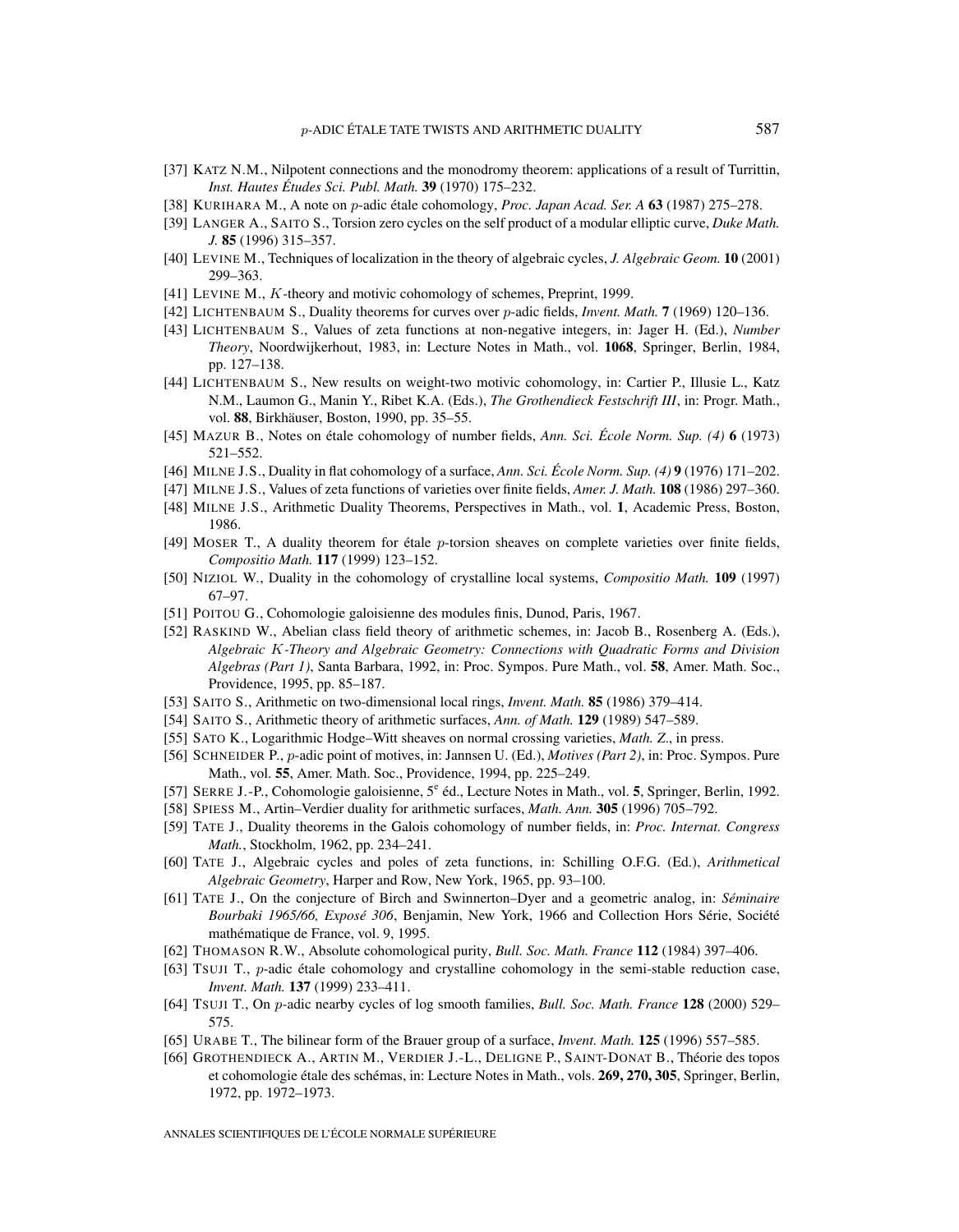[37] KATZ N.M., Nilpotent connections and the monodromy theorem: applications of a result of Turrittin, *Inst. Hautes Études Sci. Publ. Math.* **39** (1970) 175–232.

[38] KURIHARA M., A note on $p$-adic étale cohomology, *Proc. Japan Acad. Ser. A* **63** (1987) 275–278.

[39] LANGER A., SAITO S., Torsion zero cycles on the self product of a modular elliptic curve, *Duke Math. J.* **85** (1996) 315–357.

[40] LEVINE M., Techniques of localization in the theory of algebraic cycles, *J. Algebraic Geom.* **10** (2001) 299–363.

[41] LEVINE M., $K$-theory and motivic cohomology of schemes, Preprint, 1999.

[42] LICHTENBAUM S., Duality theorems for curves over $p$-adic fields, *Invent. Math.* **7** (1969) 120–136.

[43] LICHTENBAUM S., Values of zeta functions at non-negative integers, in: Jager H. (Ed.), *Number Theory*, Noordwijkerhout, 1983, in: Lecture Notes in Math., vol. **1068**, Springer, Berlin, 1984, pp. 127–138.

[44] LICHTENBAUM S., New results on weight-two motivic cohomology, in: Cartier P., Illusie L., Katz N.M., Laumon G., Manin Y., Ribet K.A. (Eds.), *The Grothendieck Festschrift III*, in: Progr. Math., vol. **88**, Birkhäuser, Boston, 1990, pp. 35–55.

[45] MAZUR B., Notes on étale cohomology of number fields, *Ann. Sci. École Norm. Sup. (4)* **6** (1973) 521–552.

[46] MILNE J.S., Duality in flat cohomology of a surface, *Ann. Sci. École Norm. Sup. (4)* **9** (1976) 171–202.

[47] MILNE J.S., Values of zeta functions of varieties over finite fields, *Amer. J. Math.* **108** (1986) 297–360.

[48] MILNE J.S., Arithmetic Duality Theorems, Perspectives in Math., vol. **1**, Academic Press, Boston, 1986.

[49] MOSER T., A duality theorem for étale $p$-torsion sheaves on complete varieties over finite fields, *Compositio Math.* **117** (1999) 123–152.

[50] NIZIOL W., Duality in the cohomology of crystalline local systems, *Compositio Math.* **109** (1997) 67–97.

[51] POITOU G., Cohomologie galoisienne des modules finis, Dunod, Paris, 1967.

[52] RASKIND W., Abelian class field theory of arithmetic schemes, in: Jacob B., Rosenberg A. (Eds.), *Algebraic K-Theory and Algebraic Geometry: Connections with Quadratic Forms and Division Algebras (Part 1)*, Santa Barbara, 1992, in: Proc. Sympos. Pure Math., vol. **58**, Amer. Math. Soc., Providence, 1995, pp. 85–187.

[53] SAITO S., Arithmetic on two-dimensional local rings, *Invent. Math.* **85** (1986) 379–414.

[54] SAITO S., Arithmetic theory of arithmetic surfaces, *Ann. of Math.* **129** (1989) 547–589.

[55] SATO K., Logarithmic Hodge–Witt sheaves on normal crossing varieties, *Math. Z.*, in press.

[56] SCHNEIDER P., $p$-adic point of motives, in: Jannsen U. (Ed.), *Motives (Part 2)*, in: Proc. Sympos. Pure Math., vol. **55**, Amer. Math. Soc., Providence, 1994, pp. 225–249.

[57] SERRE J.-P., Cohomologie galoisienne, 5e éd., Lecture Notes in Math., vol. **5**, Springer, Berlin, 1992.

[58] SPIESS M., Artin–Verdier duality for arithmetic surfaces, *Math. Ann.* **305** (1996) 705–792.

[59] TATE J., Duality theorems in the Galois cohomology of number fields, in: *Proc. Internat. Congress Math.*, Stockholm, 1962, pp. 234–241.

[60] TATE J., Algebraic cycles and poles of zeta functions, in: Schilling O.F.G. (Ed.), *Arithmetical Algebraic Geometry*, Harper and Row, New York, 1965, pp. 93–100.

[61] TATE J., On the conjecture of Birch and Swinnerton–Dyer and a geometric analog, in: *Séminaire Bourbaki 1965/66, Exposé 306*, Benjamin, New York, 1966 and Collection Hors Série, Société mathématique de France, vol. 9, 1995.

[62] THOMASON R.W., Absolute cohomological purity, *Bull. Soc. Math. France* **112** (1984) 397–406.

[63] TSUJI T., $p$-adic étale cohomology and crystalline cohomology in the semi-stable reduction case, *Invent. Math.* **137** (1999) 233–411.

[64] TSUJI T., On $p$-adic nearby cycles of log smooth families, *Bull. Soc. Math. France* **128** (2000) 529–575.

[65] URABE T., The bilinear form of the Brauer group of a surface, *Invent. Math.* **125** (1996) 557–585.

[66] GROTHENDIECK A., ARTIN M., VERDIER J.-L., DELIGNE P., SAINT-DONAT B., Théorie des topos et cohomologie étale des schémas, in: Lecture Notes in Math., vols. **269, 270, 305**, Springer, Berlin, 1972, pp. 1972–1973.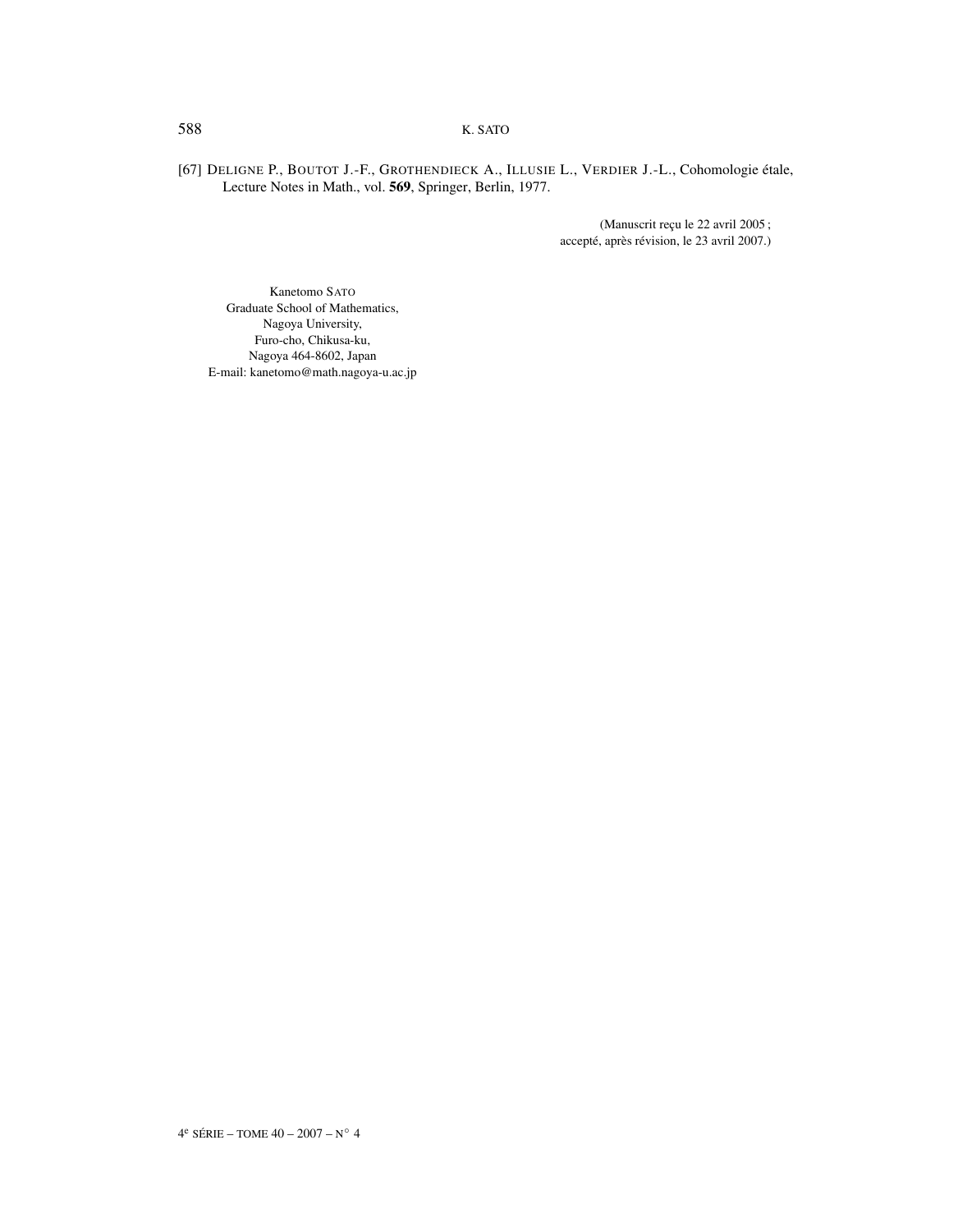[67] Deligne P., Boutot J.-F., Grothendieck A., Illusie L., Verdier J.-L., Cohomologie étale, Lecture Notes in Math., vol. **569**, Springer, Berlin, 1977.

(Manuscrit reçu le 22 avril 2005 ;
accepté, après révision, le 23 avril 2007.)

Kanetomo Sato
Graduate School of Mathematics,
Nagoya University,
Furo-cho, Chikusa-ku,
Nagoya 464-8602, Japan
E-mail: kanetomo@math.nagoya-u.ac.jp